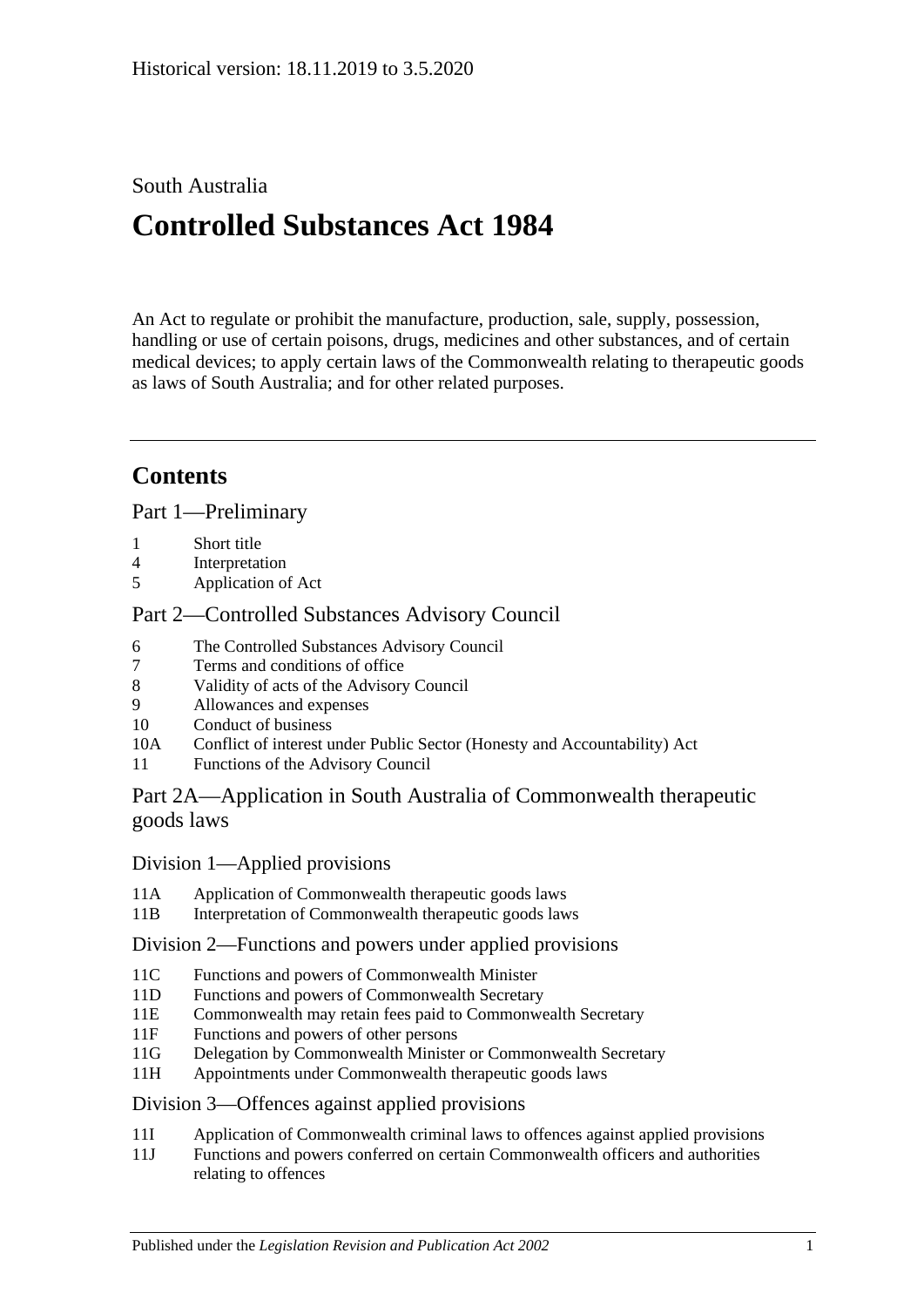Historical version: 18.11.2019 to 3.5.2020

South Australia

# Controlled Substances Act 1984

An Act to regulate or prohibit the manufacture, production, sale, supply, possession, handling or use of certain poisons, drugs, medicines and other substances, and of certain medical devices; to apply certain laws of the Commonwealth relating to therapeutic goods as laws of South Australia; and for other related purposes.

## Contents

### Part 1—Preliminary

1 Short title
4 Interpretation
5 Application of Act

### Part 2—Controlled Substances Advisory Council

6 The Controlled Substances Advisory Council
7 Terms and conditions of office
8 Validity of acts of the Advisory Council
9 Allowances and expenses
10 Conduct of business
10A Conflict of interest under Public Sector (Honesty and Accountability) Act
11 Functions of the Advisory Council

### Part 2A—Application in South Australia of Commonwealth therapeutic goods laws

#### Division 1—Applied provisions

11A Application of Commonwealth therapeutic goods laws
11B Interpretation of Commonwealth therapeutic goods laws

#### Division 2—Functions and powers under applied provisions

11C Functions and powers of Commonwealth Minister
11D Functions and powers of Commonwealth Secretary
11E Commonwealth may retain fees paid to Commonwealth Secretary
11F Functions and powers of other persons
11G Delegation by Commonwealth Minister or Commonwealth Secretary
11H Appointments under Commonwealth therapeutic goods laws

#### Division 3—Offences against applied provisions

11I Application of Commonwealth criminal laws to offences against applied provisions
11J Functions and powers conferred on certain Commonwealth officers and authorities relating to offences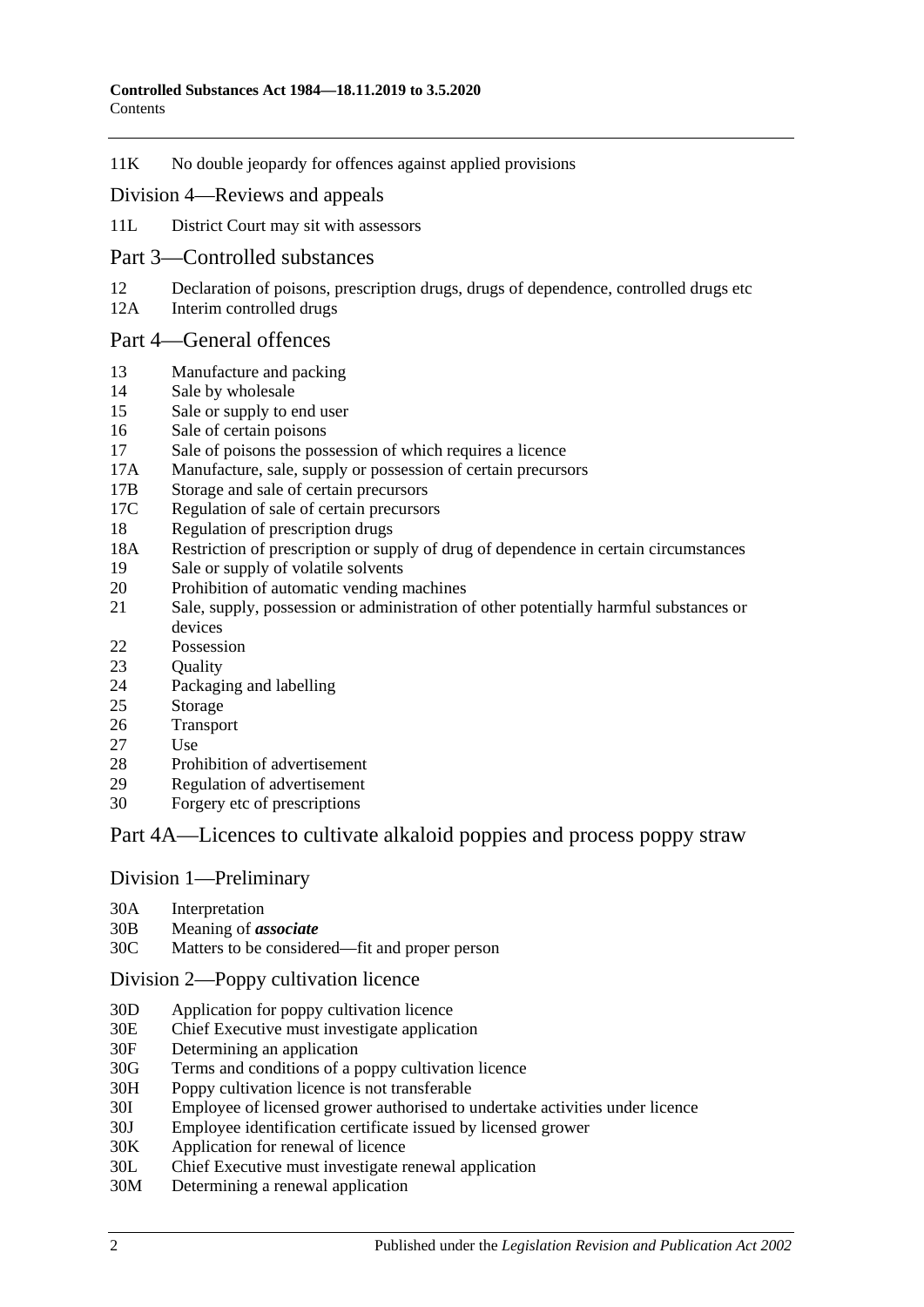11K No double jeopardy for offences against applied provisions

## Division 4—Reviews and appeals

11L District Court may sit with assessors

## Part 3—Controlled substances

12 Declaration of poisons, prescription drugs, drugs of dependence, controlled drugs etc
12A Interim controlled drugs

## Part 4—General offences

13 Manufacture and packing
14 Sale by wholesale
15 Sale or supply to end user
16 Sale of certain poisons
17 Sale of poisons the possession of which requires a licence
17A Manufacture, sale, supply or possession of certain precursors
17B Storage and sale of certain precursors
17C Regulation of sale of certain precursors
18 Regulation of prescription drugs
18A Restriction of prescription or supply of drug of dependence in certain circumstances
19 Sale or supply of volatile solvents
20 Prohibition of automatic vending machines
21 Sale, supply, possession or administration of other potentially harmful substances or devices
22 Possession
23 Quality
24 Packaging and labelling
25 Storage
26 Transport
27 Use
28 Prohibition of advertisement
29 Regulation of advertisement
30 Forgery etc of prescriptions

## Part 4A—Licences to cultivate alkaloid poppies and process poppy straw

### Division 1—Preliminary

30A Interpretation
30B Meaning of ***associate***
30C Matters to be considered—fit and proper person

### Division 2—Poppy cultivation licence

30D Application for poppy cultivation licence
30E Chief Executive must investigate application
30F Determining an application
30G Terms and conditions of a poppy cultivation licence
30H Poppy cultivation licence is not transferable
30I Employee of licensed grower authorised to undertake activities under licence
30J Employee identification certificate issued by licensed grower
30K Application for renewal of licence
30L Chief Executive must investigate renewal application
30M Determining a renewal application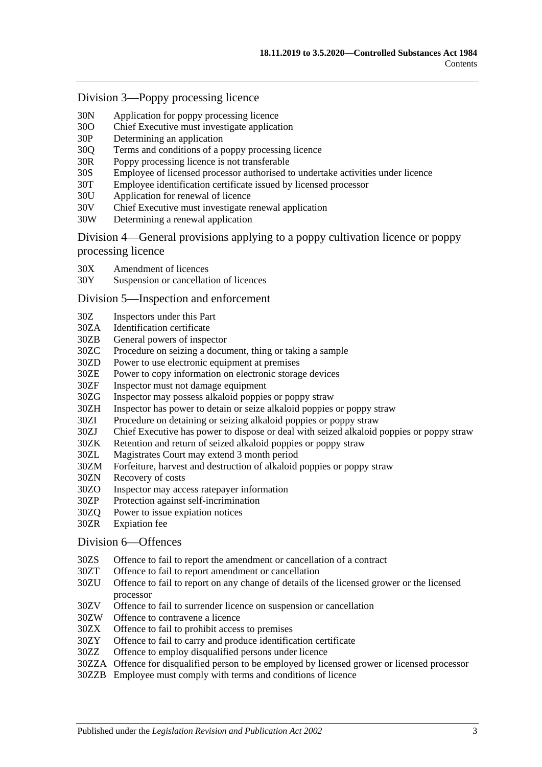## Division 3—Poppy processing licence

- 30N Application for poppy processing licence
- 30O Chief Executive must investigate application
- 30P Determining an application
- 30Q Terms and conditions of a poppy processing licence
- 30R Poppy processing licence is not transferable
- 30S Employee of licensed processor authorised to undertake activities under licence
- 30T Employee identification certificate issued by licensed processor
- 30U Application for renewal of licence
- 30V Chief Executive must investigate renewal application
- 30W Determining a renewal application

## Division 4—General provisions applying to a poppy cultivation licence or poppy processing licence

- 30X Amendment of licences
- 30Y Suspension or cancellation of licences

## Division 5—Inspection and enforcement

- 30Z Inspectors under this Part
- 30ZA Identification certificate
- 30ZB General powers of inspector
- 30ZC Procedure on seizing a document, thing or taking a sample
- 30ZD Power to use electronic equipment at premises
- 30ZE Power to copy information on electronic storage devices
- 30ZF Inspector must not damage equipment
- 30ZG Inspector may possess alkaloid poppies or poppy straw
- 30ZH Inspector has power to detain or seize alkaloid poppies or poppy straw
- 30ZI Procedure on detaining or seizing alkaloid poppies or poppy straw
- 30ZJ Chief Executive has power to dispose or deal with seized alkaloid poppies or poppy straw
- 30ZK Retention and return of seized alkaloid poppies or poppy straw
- 30ZL Magistrates Court may extend 3 month period
- 30ZM Forfeiture, harvest and destruction of alkaloid poppies or poppy straw
- 30ZN Recovery of costs
- 30ZO Inspector may access ratepayer information
- 30ZP Protection against self-incrimination
- 30ZQ Power to issue expiation notices
- 30ZR Expiation fee

## Division 6—Offences

- 30ZS Offence to fail to report the amendment or cancellation of a contract
- 30ZT Offence to fail to report amendment or cancellation
- 30ZU Offence to fail to report on any change of details of the licensed grower or the licensed processor
- 30ZV Offence to fail to surrender licence on suspension or cancellation
- 30ZW Offence to contravene a licence
- 30ZX Offence to fail to prohibit access to premises
- 30ZY Offence to fail to carry and produce identification certificate
- 30ZZ Offence to employ disqualified persons under licence
- 30ZZA Offence for disqualified person to be employed by licensed grower or licensed processor
- 30ZZB Employee must comply with terms and conditions of licence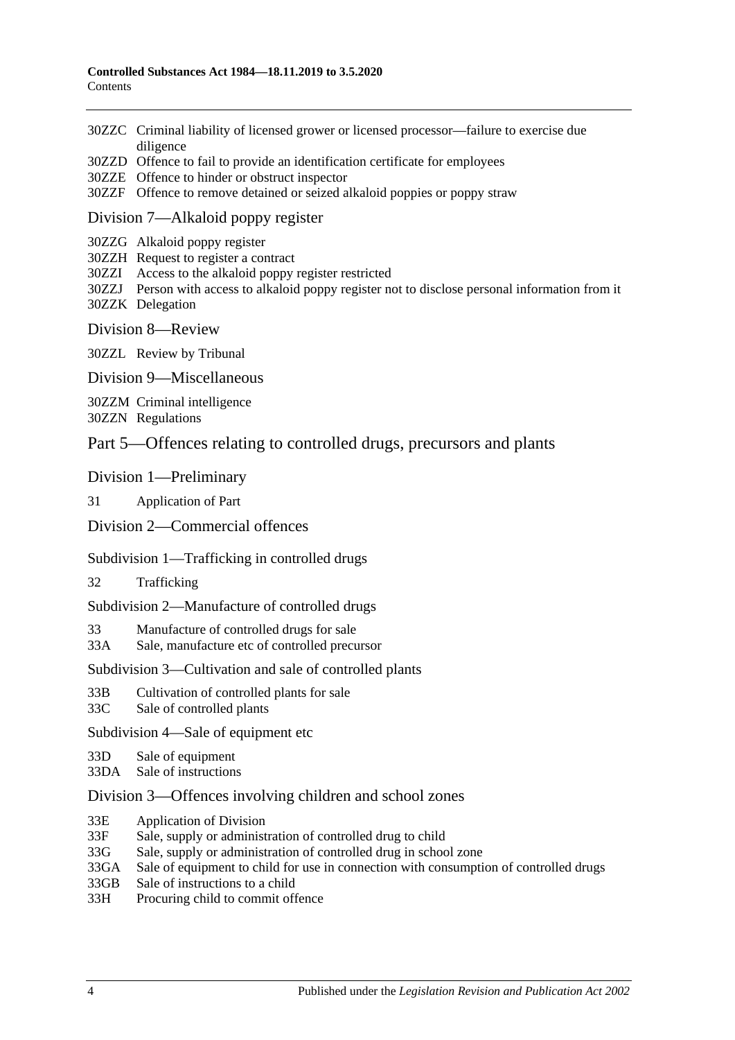30ZZC Criminal liability of licensed grower or licensed processor—failure to exercise due diligence
30ZZD Offence to fail to provide an identification certificate for employees
30ZZE Offence to hinder or obstruct inspector
30ZZF Offence to remove detained or seized alkaloid poppies or poppy straw

Division 7—Alkaloid poppy register

30ZZG Alkaloid poppy register
30ZZH Request to register a contract
30ZZI Access to the alkaloid poppy register restricted
30ZZJ Person with access to alkaloid poppy register not to disclose personal information from it
30ZZK Delegation

Division 8—Review

30ZZL Review by Tribunal

Division 9—Miscellaneous

30ZZM Criminal intelligence
30ZZN Regulations

Part 5—Offences relating to controlled drugs, precursors and plants

Division 1—Preliminary

31 Application of Part

Division 2—Commercial offences

Subdivision 1—Trafficking in controlled drugs

32 Trafficking

Subdivision 2—Manufacture of controlled drugs

33 Manufacture of controlled drugs for sale
33A Sale, manufacture etc of controlled precursor

Subdivision 3—Cultivation and sale of controlled plants

33B Cultivation of controlled plants for sale
33C Sale of controlled plants

Subdivision 4—Sale of equipment etc

33D Sale of equipment
33DA Sale of instructions

Division 3—Offences involving children and school zones

33E Application of Division
33F Sale, supply or administration of controlled drug to child
33G Sale, supply or administration of controlled drug in school zone
33GA Sale of equipment to child for use in connection with consumption of controlled drugs
33GB Sale of instructions to a child
33H Procuring child to commit offence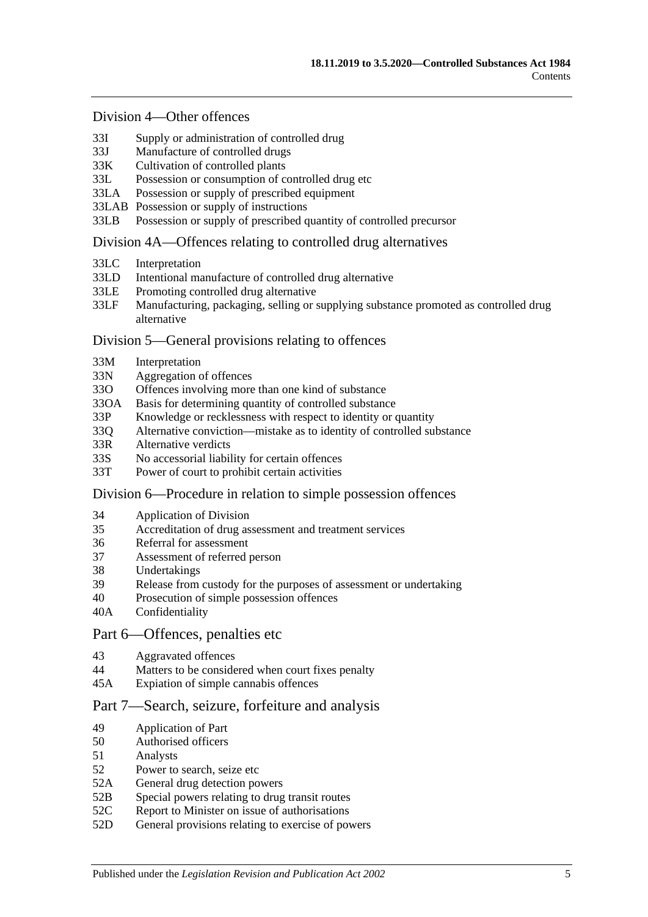## Division 4—Other offences

33I Supply or administration of controlled drug
33J Manufacture of controlled drugs
33K Cultivation of controlled plants
33L Possession or consumption of controlled drug etc
33LA Possession or supply of prescribed equipment
33LAB Possession or supply of instructions
33LB Possession or supply of prescribed quantity of controlled precursor

## Division 4A—Offences relating to controlled drug alternatives

33LC Interpretation
33LD Intentional manufacture of controlled drug alternative
33LE Promoting controlled drug alternative
33LF Manufacturing, packaging, selling or supplying substance promoted as controlled drug alternative

## Division 5—General provisions relating to offences

33M Interpretation
33N Aggregation of offences
33O Offences involving more than one kind of substance
33OA Basis for determining quantity of controlled substance
33P Knowledge or recklessness with respect to identity or quantity
33Q Alternative conviction—mistake as to identity of controlled substance
33R Alternative verdicts
33S No accessorial liability for certain offences
33T Power of court to prohibit certain activities

## Division 6—Procedure in relation to simple possession offences

34 Application of Division
35 Accreditation of drug assessment and treatment services
36 Referral for assessment
37 Assessment of referred person
38 Undertakings
39 Release from custody for the purposes of assessment or undertaking
40 Prosecution of simple possession offences
40A Confidentiality

## Part 6—Offences, penalties etc

43 Aggravated offences
44 Matters to be considered when court fixes penalty
45A Expiation of simple cannabis offences

## Part 7—Search, seizure, forfeiture and analysis

49 Application of Part
50 Authorised officers
51 Analysts
52 Power to search, seize etc
52A General drug detection powers
52B Special powers relating to drug transit routes
52C Report to Minister on issue of authorisations
52D General provisions relating to exercise of powers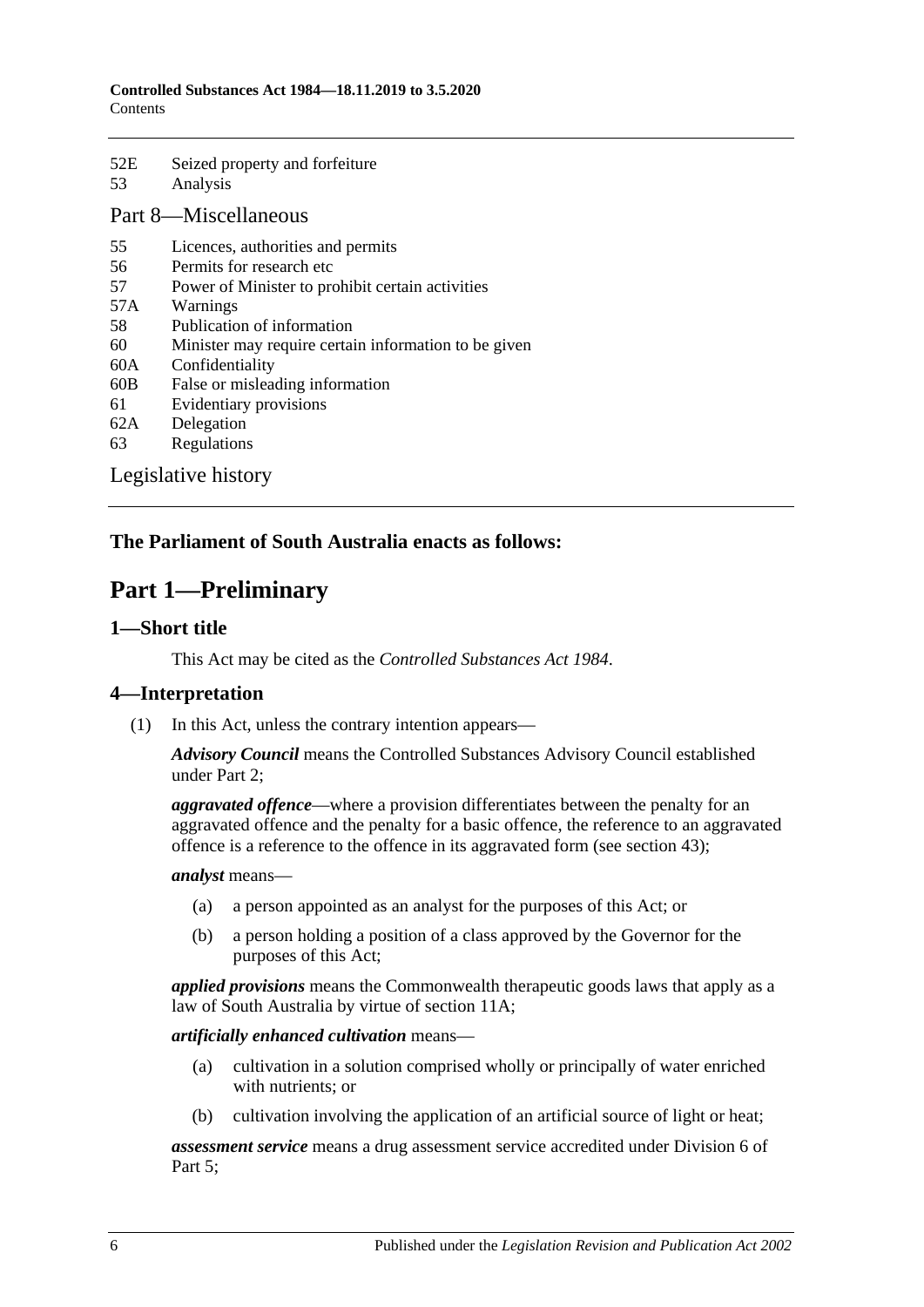52E Seized property and forfeiture
53 Analysis

## Part 8—Miscellaneous

55 Licences, authorities and permits
56 Permits for research etc
57 Power of Minister to prohibit certain activities
57A Warnings
58 Publication of information
60 Minister may require certain information to be given
60A Confidentiality
60B False or misleading information
61 Evidentiary provisions
62A Delegation
63 Regulations

Legislative history

**The Parliament of South Australia enacts as follows:**

# Part 1—Preliminary

## 1—Short title

This Act may be cited as the *Controlled Substances Act 1984*.

## 4—Interpretation

(1) In this Act, unless the contrary intention appears—

***Advisory Council*** means the Controlled Substances Advisory Council established under Part 2;

***aggravated offence***—where a provision differentiates between the penalty for an aggravated offence and the penalty for a basic offence, the reference to an aggravated offence is a reference to the offence in its aggravated form (see section 43);

***analyst*** means—

(a) a person appointed as an analyst for the purposes of this Act; or

(b) a person holding a position of a class approved by the Governor for the purposes of this Act;

***applied provisions*** means the Commonwealth therapeutic goods laws that apply as a law of South Australia by virtue of section 11A;

***artificially enhanced cultivation*** means—

(a) cultivation in a solution comprised wholly or principally of water enriched with nutrients; or

(b) cultivation involving the application of an artificial source of light or heat;

***assessment service*** means a drug assessment service accredited under Division 6 of Part 5;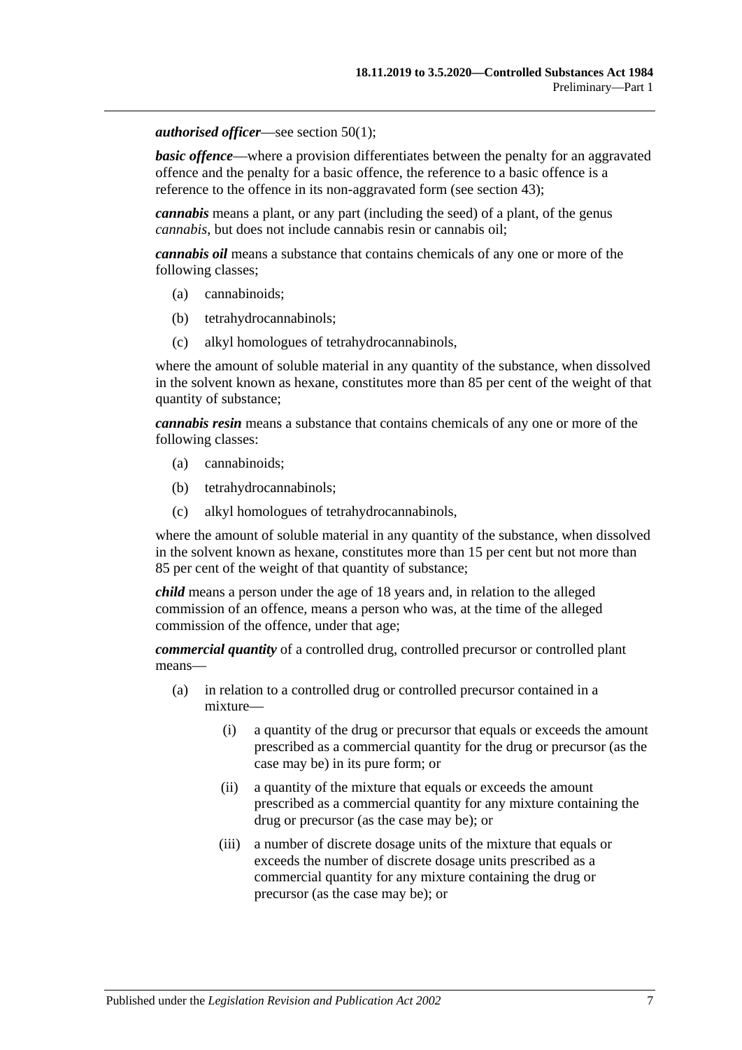***authorised officer***—see section 50(1);

***basic offence***—where a provision differentiates between the penalty for an aggravated offence and the penalty for a basic offence, the reference to a basic offence is a reference to the offence in its non-aggravated form (see section 43);

***cannabis*** means a plant, or any part (including the seed) of a plant, of the genus *cannabis*, but does not include cannabis resin or cannabis oil;

***cannabis oil*** means a substance that contains chemicals of any one or more of the following classes;

- (a) cannabinoids;
- (b) tetrahydrocannabinols;
- (c) alkyl homologues of tetrahydrocannabinols,

where the amount of soluble material in any quantity of the substance, when dissolved in the solvent known as hexane, constitutes more than 85 per cent of the weight of that quantity of substance;

***cannabis resin*** means a substance that contains chemicals of any one or more of the following classes:

- (a) cannabinoids;
- (b) tetrahydrocannabinols;
- (c) alkyl homologues of tetrahydrocannabinols,

where the amount of soluble material in any quantity of the substance, when dissolved in the solvent known as hexane, constitutes more than 15 per cent but not more than 85 per cent of the weight of that quantity of substance;

***child*** means a person under the age of 18 years and, in relation to the alleged commission of an offence, means a person who was, at the time of the alleged commission of the offence, under that age;

***commercial quantity*** of a controlled drug, controlled precursor or controlled plant means—

- (a) in relation to a controlled drug or controlled precursor contained in a mixture—
  - (i) a quantity of the drug or precursor that equals or exceeds the amount prescribed as a commercial quantity for the drug or precursor (as the case may be) in its pure form; or
  - (ii) a quantity of the mixture that equals or exceeds the amount prescribed as a commercial quantity for any mixture containing the drug or precursor (as the case may be); or
  - (iii) a number of discrete dosage units of the mixture that equals or exceeds the number of discrete dosage units prescribed as a commercial quantity for any mixture containing the drug or precursor (as the case may be); or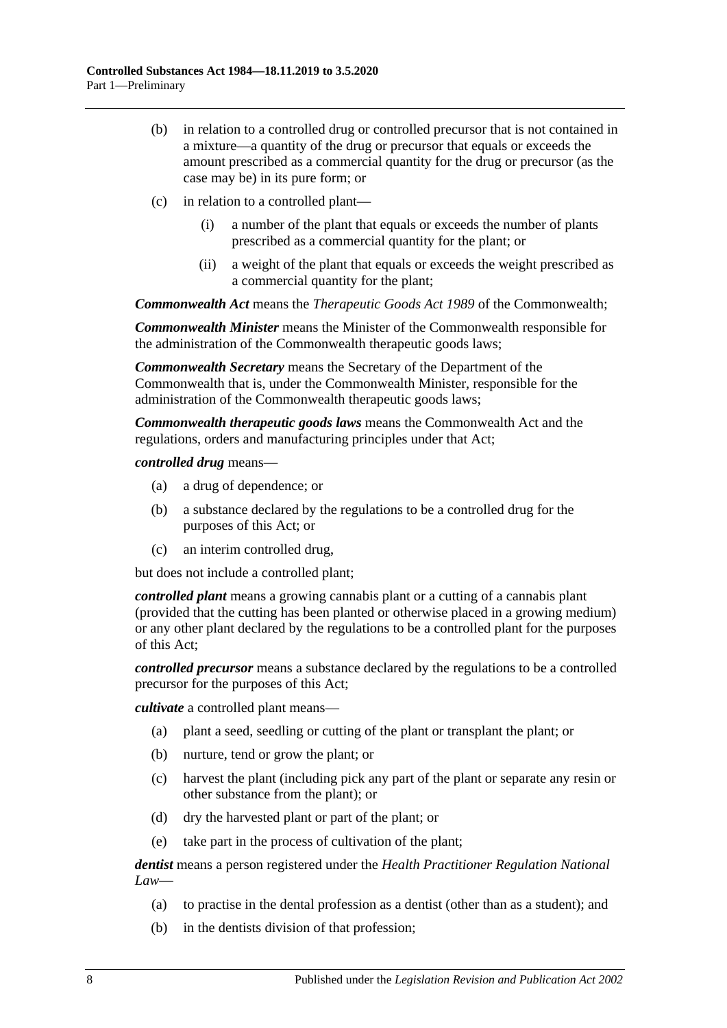(b) in relation to a controlled drug or controlled precursor that is not contained in a mixture—a quantity of the drug or precursor that equals or exceeds the amount prescribed as a commercial quantity for the drug or precursor (as the case may be) in its pure form; or

(c) in relation to a controlled plant—

(i) a number of the plant that equals or exceeds the number of plants prescribed as a commercial quantity for the plant; or

(ii) a weight of the plant that equals or exceeds the weight prescribed as a commercial quantity for the plant;

***Commonwealth Act*** means the *Therapeutic Goods Act 1989* of the Commonwealth;

***Commonwealth Minister*** means the Minister of the Commonwealth responsible for the administration of the Commonwealth therapeutic goods laws;

***Commonwealth Secretary*** means the Secretary of the Department of the Commonwealth that is, under the Commonwealth Minister, responsible for the administration of the Commonwealth therapeutic goods laws;

***Commonwealth therapeutic goods laws*** means the Commonwealth Act and the regulations, orders and manufacturing principles under that Act;

***controlled drug*** means—

(a) a drug of dependence; or

(b) a substance declared by the regulations to be a controlled drug for the purposes of this Act; or

(c) an interim controlled drug,

but does not include a controlled plant;

***controlled plant*** means a growing cannabis plant or a cutting of a cannabis plant (provided that the cutting has been planted or otherwise placed in a growing medium) or any other plant declared by the regulations to be a controlled plant for the purposes of this Act;

***controlled precursor*** means a substance declared by the regulations to be a controlled precursor for the purposes of this Act;

***cultivate*** a controlled plant means—

(a) plant a seed, seedling or cutting of the plant or transplant the plant; or

(b) nurture, tend or grow the plant; or

(c) harvest the plant (including pick any part of the plant or separate any resin or other substance from the plant); or

(d) dry the harvested plant or part of the plant; or

(e) take part in the process of cultivation of the plant;

***dentist*** means a person registered under the *Health Practitioner Regulation National Law*—

(a) to practise in the dental profession as a dentist (other than as a student); and

(b) in the dentists division of that profession;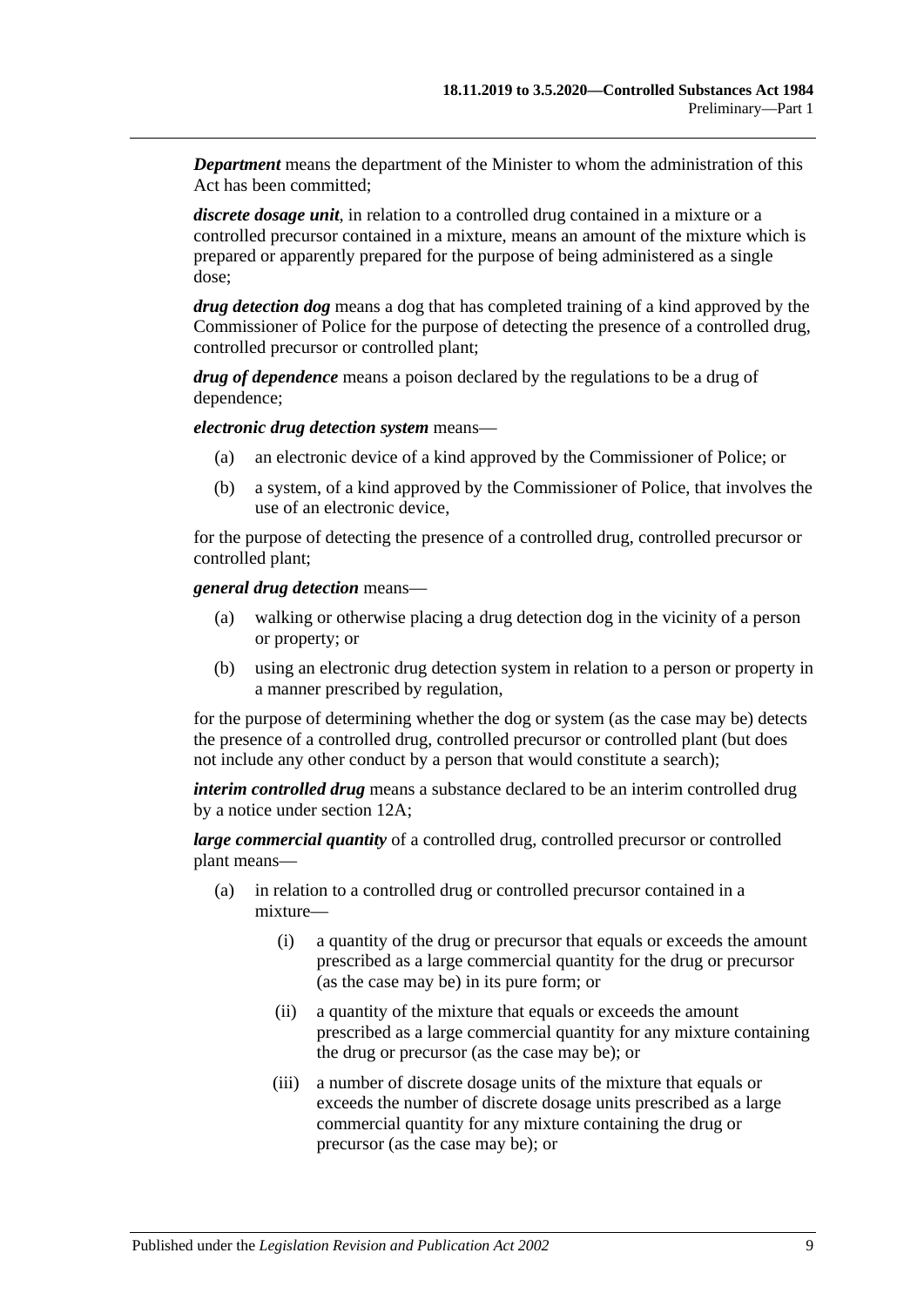***Department*** means the department of the Minister to whom the administration of this Act has been committed;

***discrete dosage unit***, in relation to a controlled drug contained in a mixture or a controlled precursor contained in a mixture, means an amount of the mixture which is prepared or apparently prepared for the purpose of being administered as a single dose;

***drug detection dog*** means a dog that has completed training of a kind approved by the Commissioner of Police for the purpose of detecting the presence of a controlled drug, controlled precursor or controlled plant;

***drug of dependence*** means a poison declared by the regulations to be a drug of dependence;

***electronic drug detection system*** means—

(a) an electronic device of a kind approved by the Commissioner of Police; or

(b) a system, of a kind approved by the Commissioner of Police, that involves the use of an electronic device,

for the purpose of detecting the presence of a controlled drug, controlled precursor or controlled plant;

***general drug detection*** means—

(a) walking or otherwise placing a drug detection dog in the vicinity of a person or property; or

(b) using an electronic drug detection system in relation to a person or property in a manner prescribed by regulation,

for the purpose of determining whether the dog or system (as the case may be) detects the presence of a controlled drug, controlled precursor or controlled plant (but does not include any other conduct by a person that would constitute a search);

***interim controlled drug*** means a substance declared to be an interim controlled drug by a notice under section 12A;

***large commercial quantity*** of a controlled drug, controlled precursor or controlled plant means—

(a) in relation to a controlled drug or controlled precursor contained in a mixture—

(i) a quantity of the drug or precursor that equals or exceeds the amount prescribed as a large commercial quantity for the drug or precursor (as the case may be) in its pure form; or

(ii) a quantity of the mixture that equals or exceeds the amount prescribed as a large commercial quantity for any mixture containing the drug or precursor (as the case may be); or

(iii) a number of discrete dosage units of the mixture that equals or exceeds the number of discrete dosage units prescribed as a large commercial quantity for any mixture containing the drug or precursor (as the case may be); or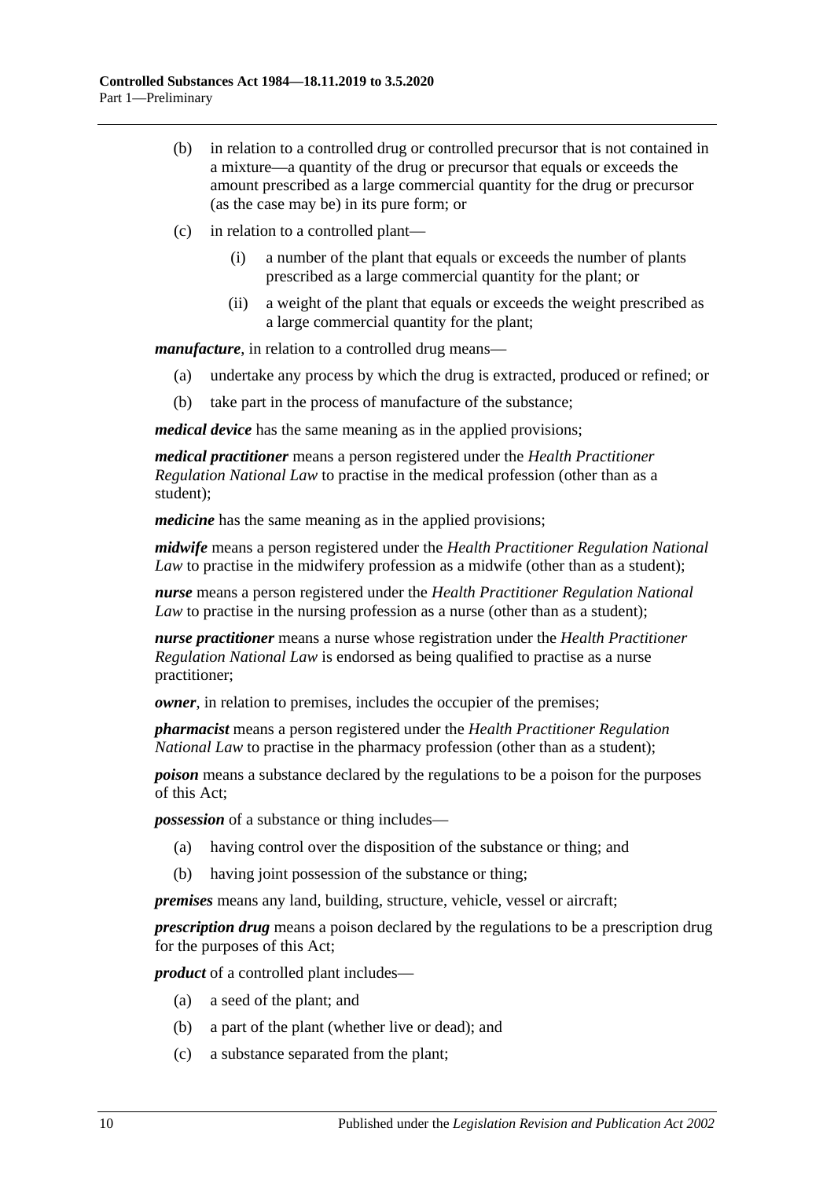(b) in relation to a controlled drug or controlled precursor that is not contained in a mixture—a quantity of the drug or precursor that equals or exceeds the amount prescribed as a large commercial quantity for the drug or precursor (as the case may be) in its pure form; or

(c) in relation to a controlled plant—

(i) a number of the plant that equals or exceeds the number of plants prescribed as a large commercial quantity for the plant; or

(ii) a weight of the plant that equals or exceeds the weight prescribed as a large commercial quantity for the plant;

***manufacture***, in relation to a controlled drug means—

(a) undertake any process by which the drug is extracted, produced or refined; or

(b) take part in the process of manufacture of the substance;

***medical device*** has the same meaning as in the applied provisions;

***medical practitioner*** means a person registered under the *Health Practitioner Regulation National Law* to practise in the medical profession (other than as a student);

***medicine*** has the same meaning as in the applied provisions;

***midwife*** means a person registered under the *Health Practitioner Regulation National Law* to practise in the midwifery profession as a midwife (other than as a student);

***nurse*** means a person registered under the *Health Practitioner Regulation National Law* to practise in the nursing profession as a nurse (other than as a student);

***nurse practitioner*** means a nurse whose registration under the *Health Practitioner Regulation National Law* is endorsed as being qualified to practise as a nurse practitioner;

***owner***, in relation to premises, includes the occupier of the premises;

***pharmacist*** means a person registered under the *Health Practitioner Regulation National Law* to practise in the pharmacy profession (other than as a student);

***poison*** means a substance declared by the regulations to be a poison for the purposes of this Act;

***possession*** of a substance or thing includes—

(a) having control over the disposition of the substance or thing; and

(b) having joint possession of the substance or thing;

***premises*** means any land, building, structure, vehicle, vessel or aircraft;

***prescription drug*** means a poison declared by the regulations to be a prescription drug for the purposes of this Act;

***product*** of a controlled plant includes—

(a) a seed of the plant; and

(b) a part of the plant (whether live or dead); and

(c) a substance separated from the plant;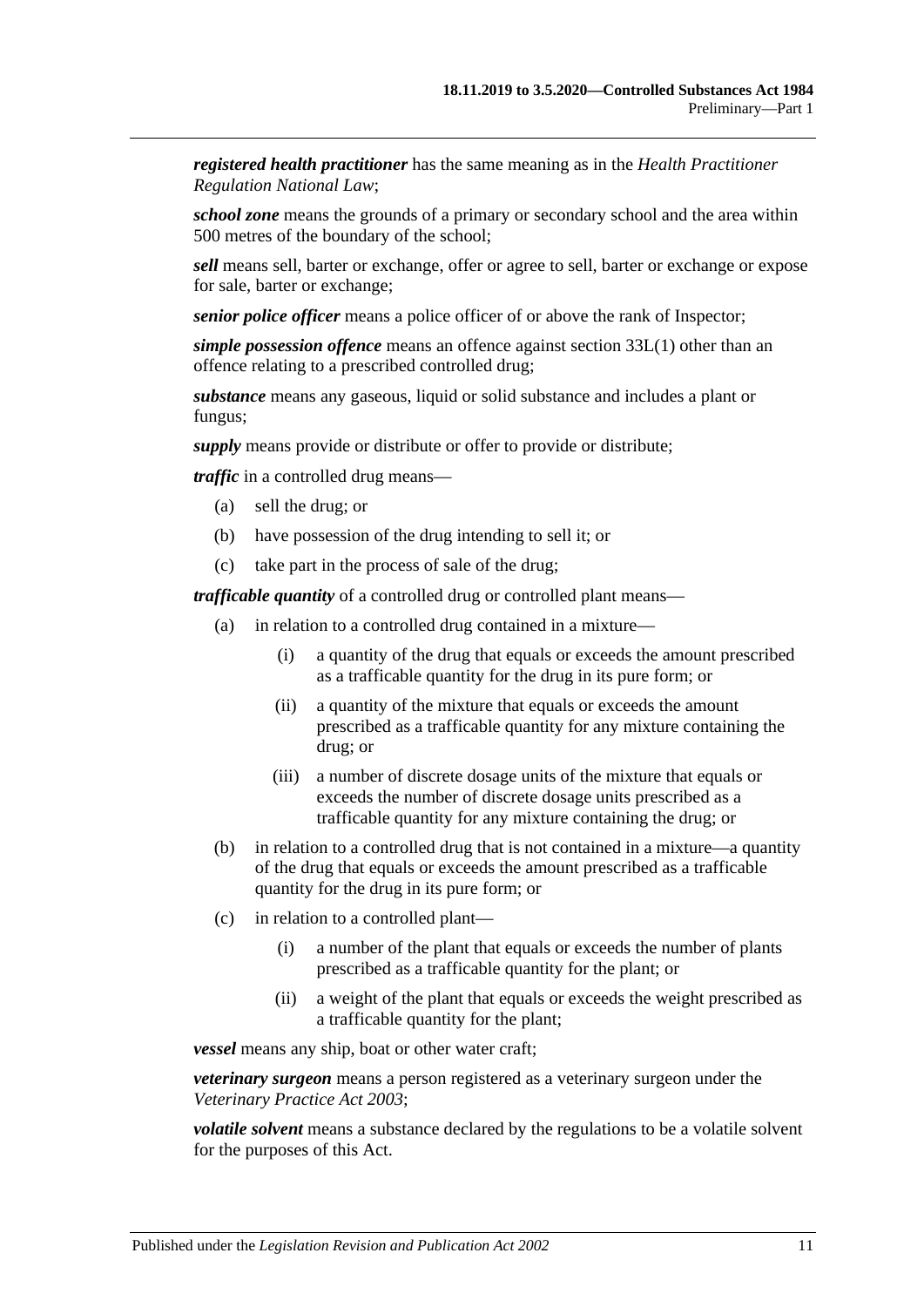***registered health practitioner*** has the same meaning as in the *Health Practitioner Regulation National Law*;

***school zone*** means the grounds of a primary or secondary school and the area within 500 metres of the boundary of the school;

***sell*** means sell, barter or exchange, offer or agree to sell, barter or exchange or expose for sale, barter or exchange;

***senior police officer*** means a police officer of or above the rank of Inspector;

***simple possession offence*** means an offence against section 33L(1) other than an offence relating to a prescribed controlled drug;

***substance*** means any gaseous, liquid or solid substance and includes a plant or fungus;

***supply*** means provide or distribute or offer to provide or distribute;

***traffic*** in a controlled drug means—

- (a) sell the drug; or
- (b) have possession of the drug intending to sell it; or
- (c) take part in the process of sale of the drug;

***trafficable quantity*** of a controlled drug or controlled plant means—

- (a) in relation to a controlled drug contained in a mixture—
  - (i) a quantity of the drug that equals or exceeds the amount prescribed as a trafficable quantity for the drug in its pure form; or
  - (ii) a quantity of the mixture that equals or exceeds the amount prescribed as a trafficable quantity for any mixture containing the drug; or
  - (iii) a number of discrete dosage units of the mixture that equals or exceeds the number of discrete dosage units prescribed as a trafficable quantity for any mixture containing the drug; or
- (b) in relation to a controlled drug that is not contained in a mixture—a quantity of the drug that equals or exceeds the amount prescribed as a trafficable quantity for the drug in its pure form; or
- (c) in relation to a controlled plant—
  - (i) a number of the plant that equals or exceeds the number of plants prescribed as a trafficable quantity for the plant; or
  - (ii) a weight of the plant that equals or exceeds the weight prescribed as a trafficable quantity for the plant;

***vessel*** means any ship, boat or other water craft;

***veterinary surgeon*** means a person registered as a veterinary surgeon under the *Veterinary Practice Act 2003*;

***volatile solvent*** means a substance declared by the regulations to be a volatile solvent for the purposes of this Act.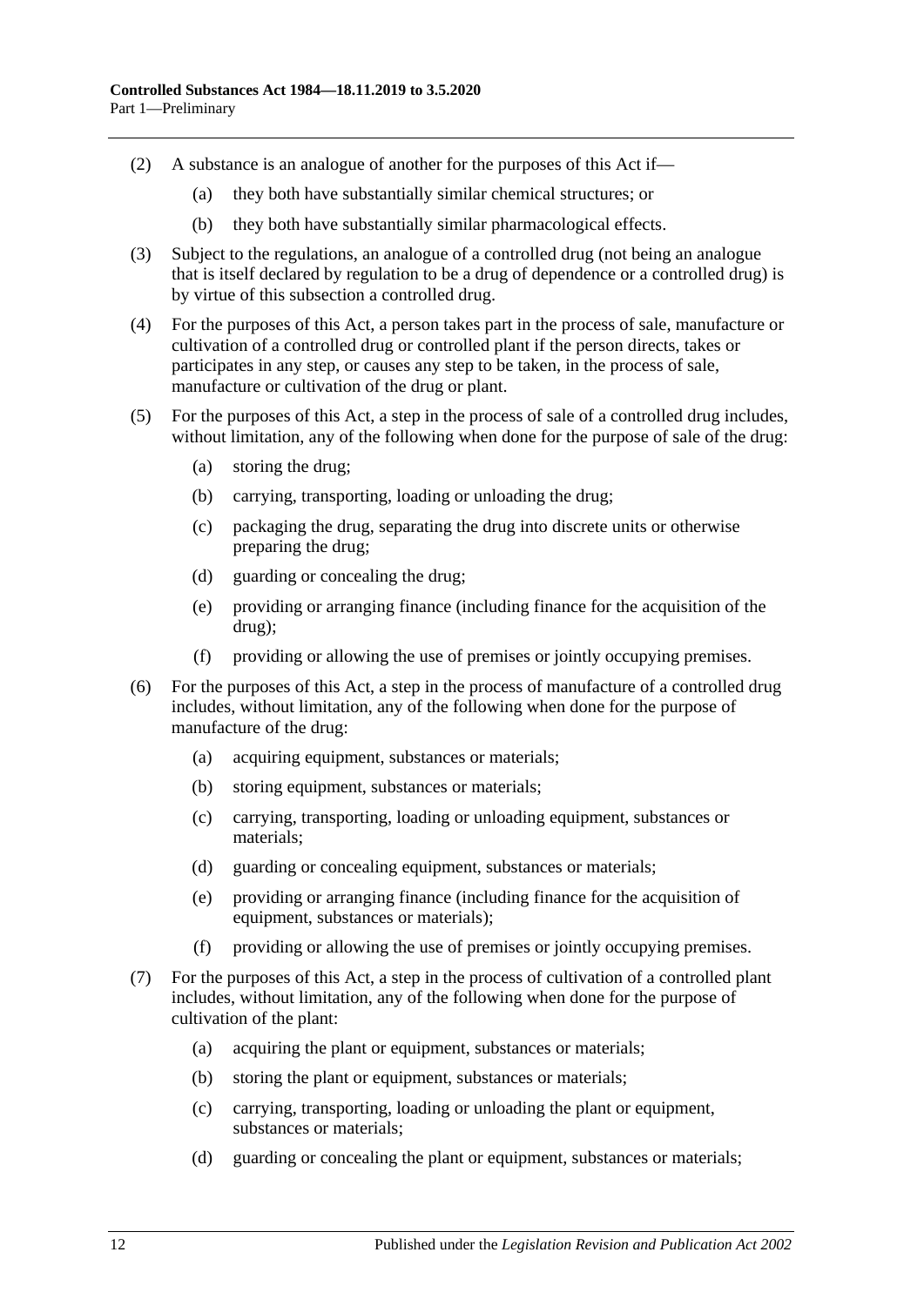(2) A substance is an analogue of another for the purposes of this Act if—

(a) they both have substantially similar chemical structures; or

(b) they both have substantially similar pharmacological effects.

(3) Subject to the regulations, an analogue of a controlled drug (not being an analogue that is itself declared by regulation to be a drug of dependence or a controlled drug) is by virtue of this subsection a controlled drug.

(4) For the purposes of this Act, a person takes part in the process of sale, manufacture or cultivation of a controlled drug or controlled plant if the person directs, takes or participates in any step, or causes any step to be taken, in the process of sale, manufacture or cultivation of the drug or plant.

(5) For the purposes of this Act, a step in the process of sale of a controlled drug includes, without limitation, any of the following when done for the purpose of sale of the drug:

(a) storing the drug;

(b) carrying, transporting, loading or unloading the drug;

(c) packaging the drug, separating the drug into discrete units or otherwise preparing the drug;

(d) guarding or concealing the drug;

(e) providing or arranging finance (including finance for the acquisition of the drug);

(f) providing or allowing the use of premises or jointly occupying premises.

(6) For the purposes of this Act, a step in the process of manufacture of a controlled drug includes, without limitation, any of the following when done for the purpose of manufacture of the drug:

(a) acquiring equipment, substances or materials;

(b) storing equipment, substances or materials;

(c) carrying, transporting, loading or unloading equipment, substances or materials;

(d) guarding or concealing equipment, substances or materials;

(e) providing or arranging finance (including finance for the acquisition of equipment, substances or materials);

(f) providing or allowing the use of premises or jointly occupying premises.

(7) For the purposes of this Act, a step in the process of cultivation of a controlled plant includes, without limitation, any of the following when done for the purpose of cultivation of the plant:

(a) acquiring the plant or equipment, substances or materials;

(b) storing the plant or equipment, substances or materials;

(c) carrying, transporting, loading or unloading the plant or equipment, substances or materials;

(d) guarding or concealing the plant or equipment, substances or materials;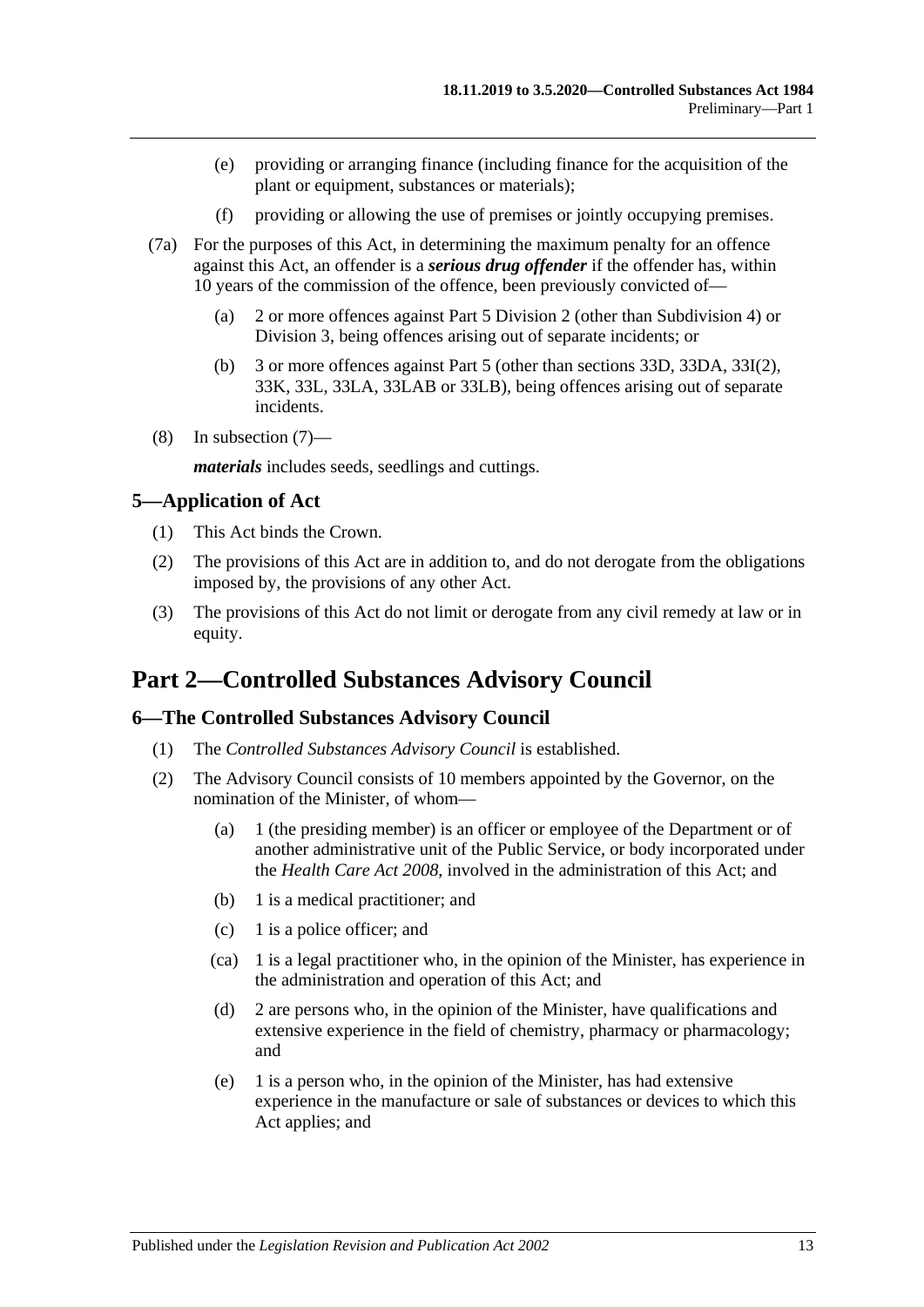(e) providing or arranging finance (including finance for the acquisition of the plant or equipment, substances or materials);

(f) providing or allowing the use of premises or jointly occupying premises.

(7a) For the purposes of this Act, in determining the maximum penalty for an offence against this Act, an offender is a ***serious drug offender*** if the offender has, within 10 years of the commission of the offence, been previously convicted of—

(a) 2 or more offences against Part 5 Division 2 (other than Subdivision 4) or Division 3, being offences arising out of separate incidents; or

(b) 3 or more offences against Part 5 (other than sections 33D, 33DA, 33I(2), 33K, 33L, 33LA, 33LAB or 33LB), being offences arising out of separate incidents.

(8) In subsection (7)—

***materials*** includes seeds, seedlings and cuttings.

### 5—Application of Act

(1) This Act binds the Crown.

(2) The provisions of this Act are in addition to, and do not derogate from the obligations imposed by, the provisions of any other Act.

(3) The provisions of this Act do not limit or derogate from any civil remedy at law or in equity.

## Part 2—Controlled Substances Advisory Council

### 6—The Controlled Substances Advisory Council

(1) The *Controlled Substances Advisory Council* is established.

(2) The Advisory Council consists of 10 members appointed by the Governor, on the nomination of the Minister, of whom—

(a) 1 (the presiding member) is an officer or employee of the Department or of another administrative unit of the Public Service, or body incorporated under the *Health Care Act 2008*, involved in the administration of this Act; and

(b) 1 is a medical practitioner; and

(c) 1 is a police officer; and

(ca) 1 is a legal practitioner who, in the opinion of the Minister, has experience in the administration and operation of this Act; and

(d) 2 are persons who, in the opinion of the Minister, have qualifications and extensive experience in the field of chemistry, pharmacy or pharmacology; and

(e) 1 is a person who, in the opinion of the Minister, has had extensive experience in the manufacture or sale of substances or devices to which this Act applies; and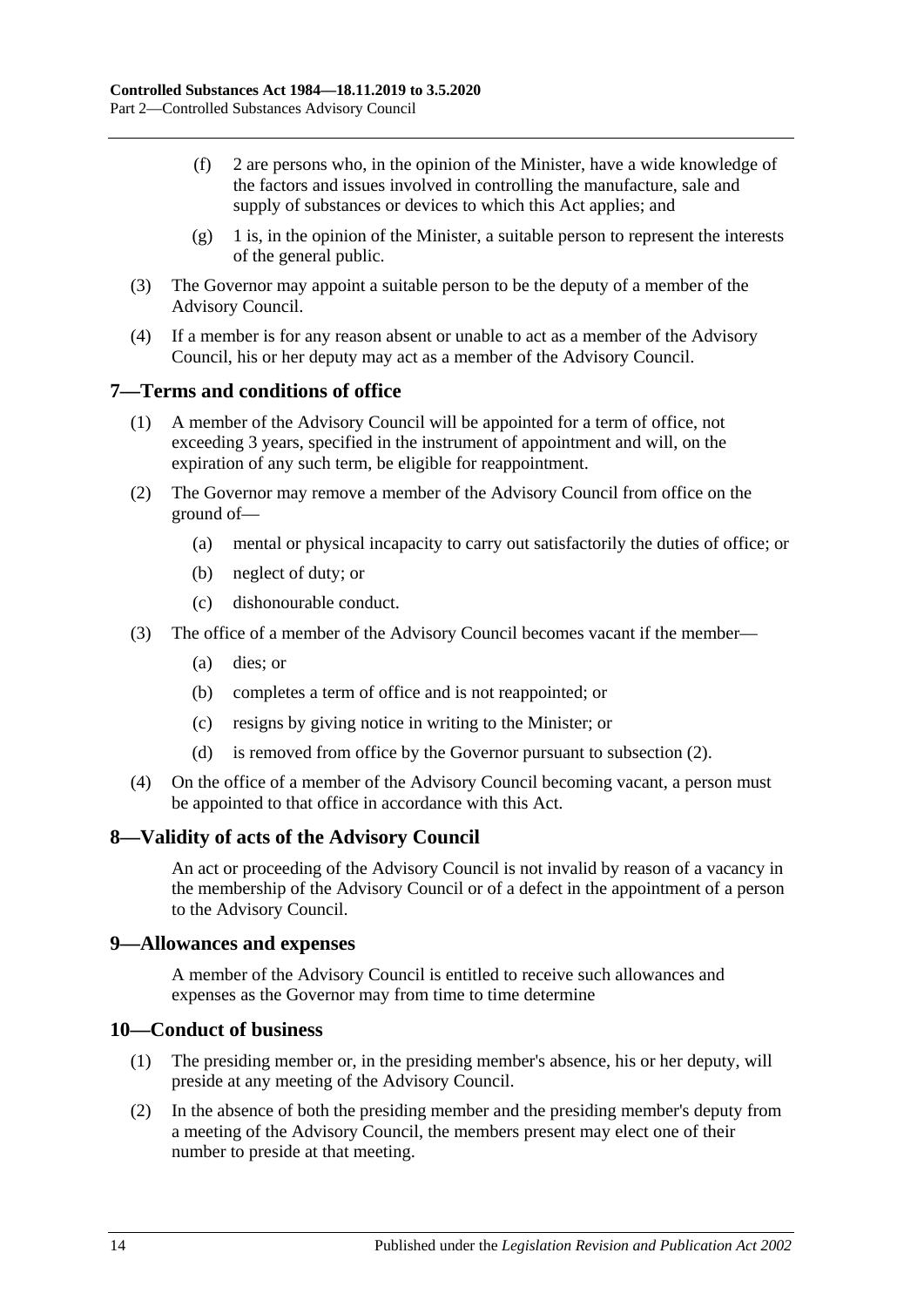(f) 2 are persons who, in the opinion of the Minister, have a wide knowledge of the factors and issues involved in controlling the manufacture, sale and supply of substances or devices to which this Act applies; and

(g) 1 is, in the opinion of the Minister, a suitable person to represent the interests of the general public.

(3) The Governor may appoint a suitable person to be the deputy of a member of the Advisory Council.

(4) If a member is for any reason absent or unable to act as a member of the Advisory Council, his or her deputy may act as a member of the Advisory Council.

## 7—Terms and conditions of office

(1) A member of the Advisory Council will be appointed for a term of office, not exceeding 3 years, specified in the instrument of appointment and will, on the expiration of any such term, be eligible for reappointment.

(2) The Governor may remove a member of the Advisory Council from office on the ground of—

(a) mental or physical incapacity to carry out satisfactorily the duties of office; or

(b) neglect of duty; or

(c) dishonourable conduct.

(3) The office of a member of the Advisory Council becomes vacant if the member—

(a) dies; or

(b) completes a term of office and is not reappointed; or

(c) resigns by giving notice in writing to the Minister; or

(d) is removed from office by the Governor pursuant to subsection (2).

(4) On the office of a member of the Advisory Council becoming vacant, a person must be appointed to that office in accordance with this Act.

## 8—Validity of acts of the Advisory Council

An act or proceeding of the Advisory Council is not invalid by reason of a vacancy in the membership of the Advisory Council or of a defect in the appointment of a person to the Advisory Council.

## 9—Allowances and expenses

A member of the Advisory Council is entitled to receive such allowances and expenses as the Governor may from time to time determine

## 10—Conduct of business

(1) The presiding member or, in the presiding member's absence, his or her deputy, will preside at any meeting of the Advisory Council.

(2) In the absence of both the presiding member and the presiding member's deputy from a meeting of the Advisory Council, the members present may elect one of their number to preside at that meeting.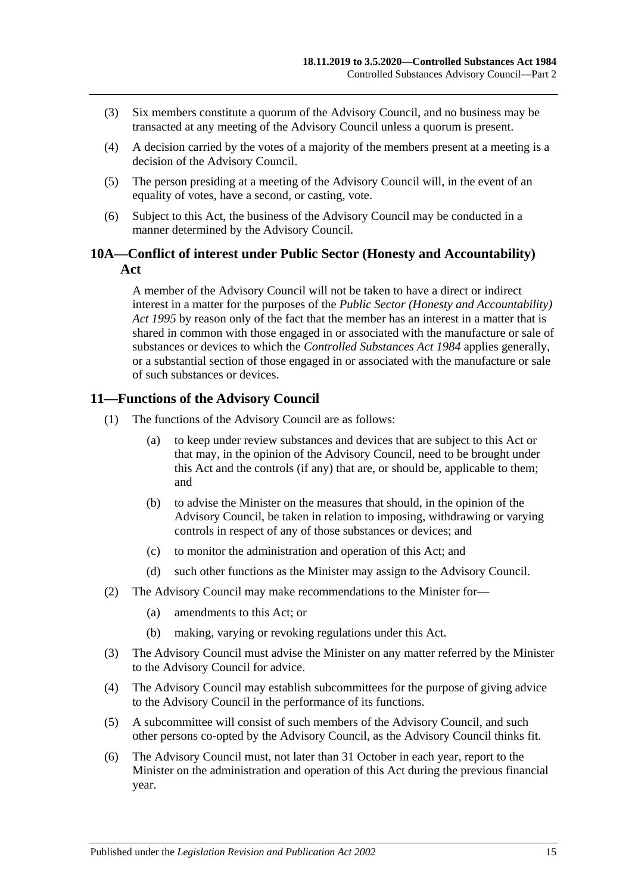(3) Six members constitute a quorum of the Advisory Council, and no business may be transacted at any meeting of the Advisory Council unless a quorum is present.

(4) A decision carried by the votes of a majority of the members present at a meeting is a decision of the Advisory Council.

(5) The person presiding at a meeting of the Advisory Council will, in the event of an equality of votes, have a second, or casting, vote.

(6) Subject to this Act, the business of the Advisory Council may be conducted in a manner determined by the Advisory Council.

## 10A—Conflict of interest under Public Sector (Honesty and Accountability) Act

A member of the Advisory Council will not be taken to have a direct or indirect interest in a matter for the purposes of the *Public Sector (Honesty and Accountability) Act 1995* by reason only of the fact that the member has an interest in a matter that is shared in common with those engaged in or associated with the manufacture or sale of substances or devices to which the *Controlled Substances Act 1984* applies generally, or a substantial section of those engaged in or associated with the manufacture or sale of such substances or devices.

## 11—Functions of the Advisory Council

(1) The functions of the Advisory Council are as follows:

- (a) to keep under review substances and devices that are subject to this Act or that may, in the opinion of the Advisory Council, need to be brought under this Act and the controls (if any) that are, or should be, applicable to them; and
- (b) to advise the Minister on the measures that should, in the opinion of the Advisory Council, be taken in relation to imposing, withdrawing or varying controls in respect of any of those substances or devices; and
- (c) to monitor the administration and operation of this Act; and
- (d) such other functions as the Minister may assign to the Advisory Council.

(2) The Advisory Council may make recommendations to the Minister for—

- (a) amendments to this Act; or
- (b) making, varying or revoking regulations under this Act.

(3) The Advisory Council must advise the Minister on any matter referred by the Minister to the Advisory Council for advice.

(4) The Advisory Council may establish subcommittees for the purpose of giving advice to the Advisory Council in the performance of its functions.

(5) A subcommittee will consist of such members of the Advisory Council, and such other persons co-opted by the Advisory Council, as the Advisory Council thinks fit.

(6) The Advisory Council must, not later than 31 October in each year, report to the Minister on the administration and operation of this Act during the previous financial year.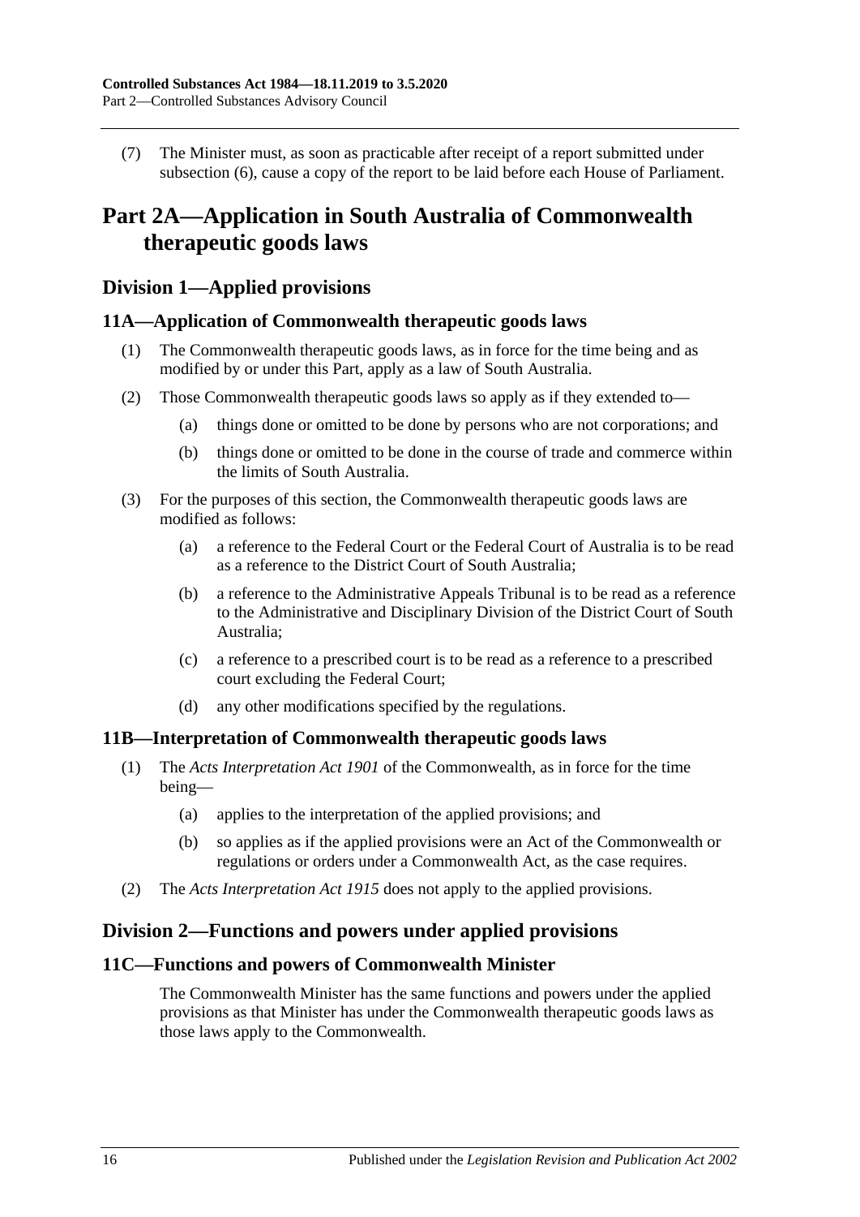(7) The Minister must, as soon as practicable after receipt of a report submitted under subsection (6), cause a copy of the report to be laid before each House of Parliament.

# Part 2A—Application in South Australia of Commonwealth therapeutic goods laws

## Division 1—Applied provisions

### 11A—Application of Commonwealth therapeutic goods laws

(1) The Commonwealth therapeutic goods laws, as in force for the time being and as modified by or under this Part, apply as a law of South Australia.

(2) Those Commonwealth therapeutic goods laws so apply as if they extended to—

(a) things done or omitted to be done by persons who are not corporations; and

(b) things done or omitted to be done in the course of trade and commerce within the limits of South Australia.

(3) For the purposes of this section, the Commonwealth therapeutic goods laws are modified as follows:

(a) a reference to the Federal Court or the Federal Court of Australia is to be read as a reference to the District Court of South Australia;

(b) a reference to the Administrative Appeals Tribunal is to be read as a reference to the Administrative and Disciplinary Division of the District Court of South Australia;

(c) a reference to a prescribed court is to be read as a reference to a prescribed court excluding the Federal Court;

(d) any other modifications specified by the regulations.

### 11B—Interpretation of Commonwealth therapeutic goods laws

(1) The *Acts Interpretation Act 1901* of the Commonwealth, as in force for the time being—

(a) applies to the interpretation of the applied provisions; and

(b) so applies as if the applied provisions were an Act of the Commonwealth or regulations or orders under a Commonwealth Act, as the case requires.

(2) The *Acts Interpretation Act 1915* does not apply to the applied provisions.

## Division 2—Functions and powers under applied provisions

### 11C—Functions and powers of Commonwealth Minister

The Commonwealth Minister has the same functions and powers under the applied provisions as that Minister has under the Commonwealth therapeutic goods laws as those laws apply to the Commonwealth.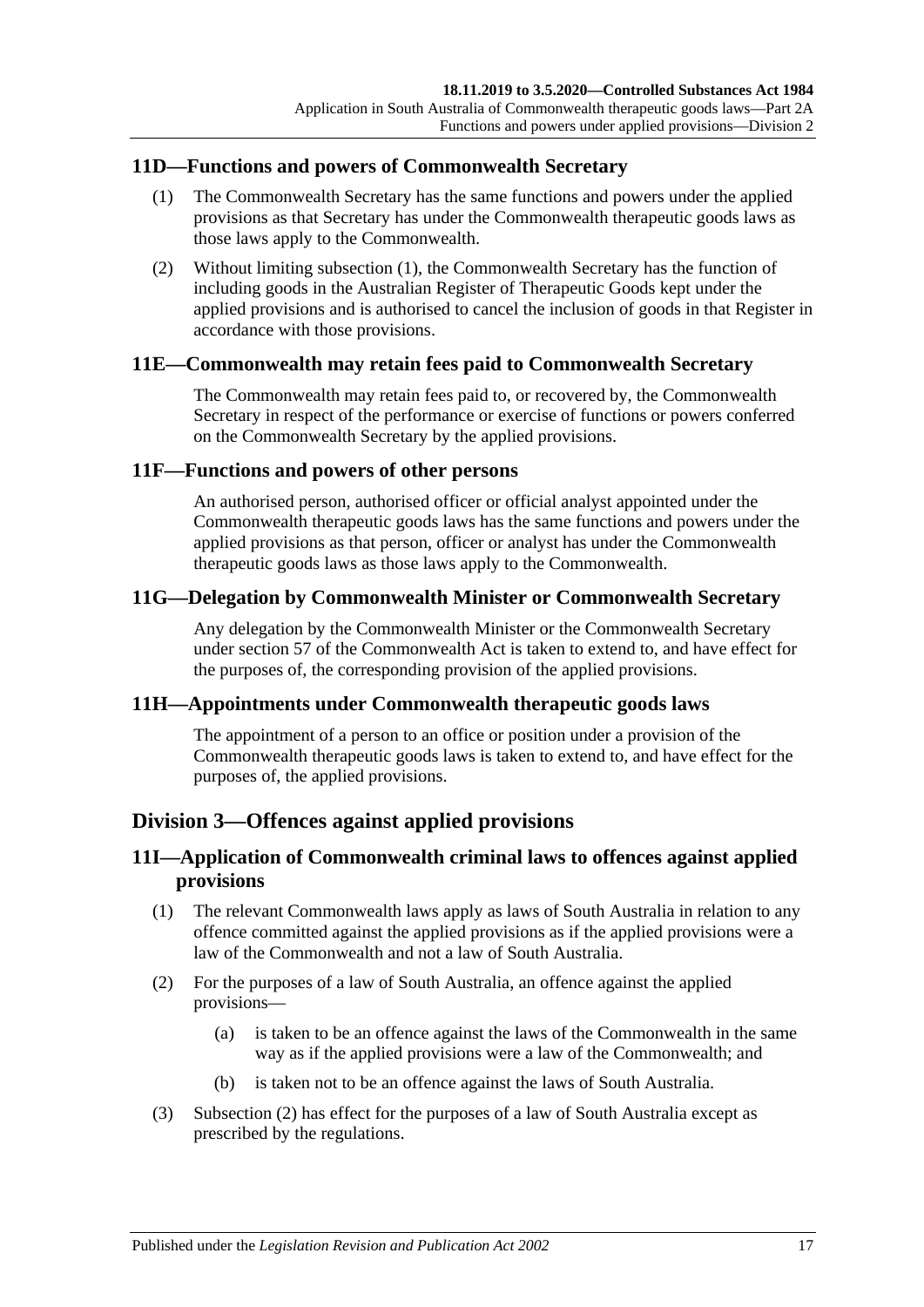### 11D—Functions and powers of Commonwealth Secretary

(1) The Commonwealth Secretary has the same functions and powers under the applied provisions as that Secretary has under the Commonwealth therapeutic goods laws as those laws apply to the Commonwealth.

(2) Without limiting subsection (1), the Commonwealth Secretary has the function of including goods in the Australian Register of Therapeutic Goods kept under the applied provisions and is authorised to cancel the inclusion of goods in that Register in accordance with those provisions.

### 11E—Commonwealth may retain fees paid to Commonwealth Secretary

The Commonwealth may retain fees paid to, or recovered by, the Commonwealth Secretary in respect of the performance or exercise of functions or powers conferred on the Commonwealth Secretary by the applied provisions.

### 11F—Functions and powers of other persons

An authorised person, authorised officer or official analyst appointed under the Commonwealth therapeutic goods laws has the same functions and powers under the applied provisions as that person, officer or analyst has under the Commonwealth therapeutic goods laws as those laws apply to the Commonwealth.

### 11G—Delegation by Commonwealth Minister or Commonwealth Secretary

Any delegation by the Commonwealth Minister or the Commonwealth Secretary under section 57 of the Commonwealth Act is taken to extend to, and have effect for the purposes of, the corresponding provision of the applied provisions.

### 11H—Appointments under Commonwealth therapeutic goods laws

The appointment of a person to an office or position under a provision of the Commonwealth therapeutic goods laws is taken to extend to, and have effect for the purposes of, the applied provisions.

## Division 3—Offences against applied provisions

### 11I—Application of Commonwealth criminal laws to offences against applied provisions

(1) The relevant Commonwealth laws apply as laws of South Australia in relation to any offence committed against the applied provisions as if the applied provisions were a law of the Commonwealth and not a law of South Australia.

(2) For the purposes of a law of South Australia, an offence against the applied provisions—

(a) is taken to be an offence against the laws of the Commonwealth in the same way as if the applied provisions were a law of the Commonwealth; and

(b) is taken not to be an offence against the laws of South Australia.

(3) Subsection (2) has effect for the purposes of a law of South Australia except as prescribed by the regulations.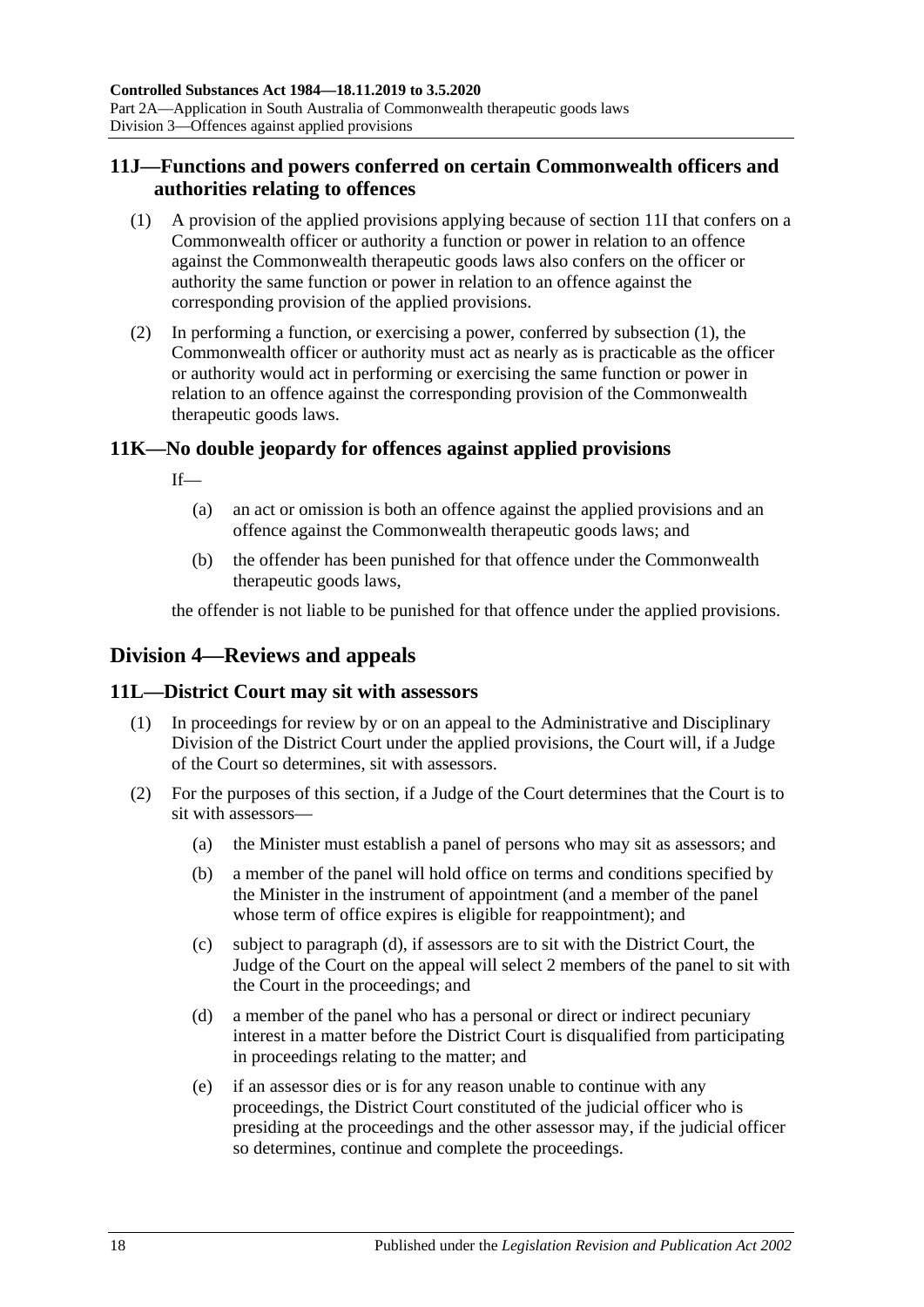### 11J—Functions and powers conferred on certain Commonwealth officers and authorities relating to offences

(1) A provision of the applied provisions applying because of section 11I that confers on a Commonwealth officer or authority a function or power in relation to an offence against the Commonwealth therapeutic goods laws also confers on the officer or authority the same function or power in relation to an offence against the corresponding provision of the applied provisions.

(2) In performing a function, or exercising a power, conferred by subsection (1), the Commonwealth officer or authority must act as nearly as is practicable as the officer or authority would act in performing or exercising the same function or power in relation to an offence against the corresponding provision of the Commonwealth therapeutic goods laws.

### 11K—No double jeopardy for offences against applied provisions

If—

(a) an act or omission is both an offence against the applied provisions and an offence against the Commonwealth therapeutic goods laws; and

(b) the offender has been punished for that offence under the Commonwealth therapeutic goods laws,

the offender is not liable to be punished for that offence under the applied provisions.

## Division 4—Reviews and appeals

### 11L—District Court may sit with assessors

(1) In proceedings for review by or on an appeal to the Administrative and Disciplinary Division of the District Court under the applied provisions, the Court will, if a Judge of the Court so determines, sit with assessors.

(2) For the purposes of this section, if a Judge of the Court determines that the Court is to sit with assessors—

(a) the Minister must establish a panel of persons who may sit as assessors; and

(b) a member of the panel will hold office on terms and conditions specified by the Minister in the instrument of appointment (and a member of the panel whose term of office expires is eligible for reappointment); and

(c) subject to paragraph (d), if assessors are to sit with the District Court, the Judge of the Court on the appeal will select 2 members of the panel to sit with the Court in the proceedings; and

(d) a member of the panel who has a personal or direct or indirect pecuniary interest in a matter before the District Court is disqualified from participating in proceedings relating to the matter; and

(e) if an assessor dies or is for any reason unable to continue with any proceedings, the District Court constituted of the judicial officer who is presiding at the proceedings and the other assessor may, if the judicial officer so determines, continue and complete the proceedings.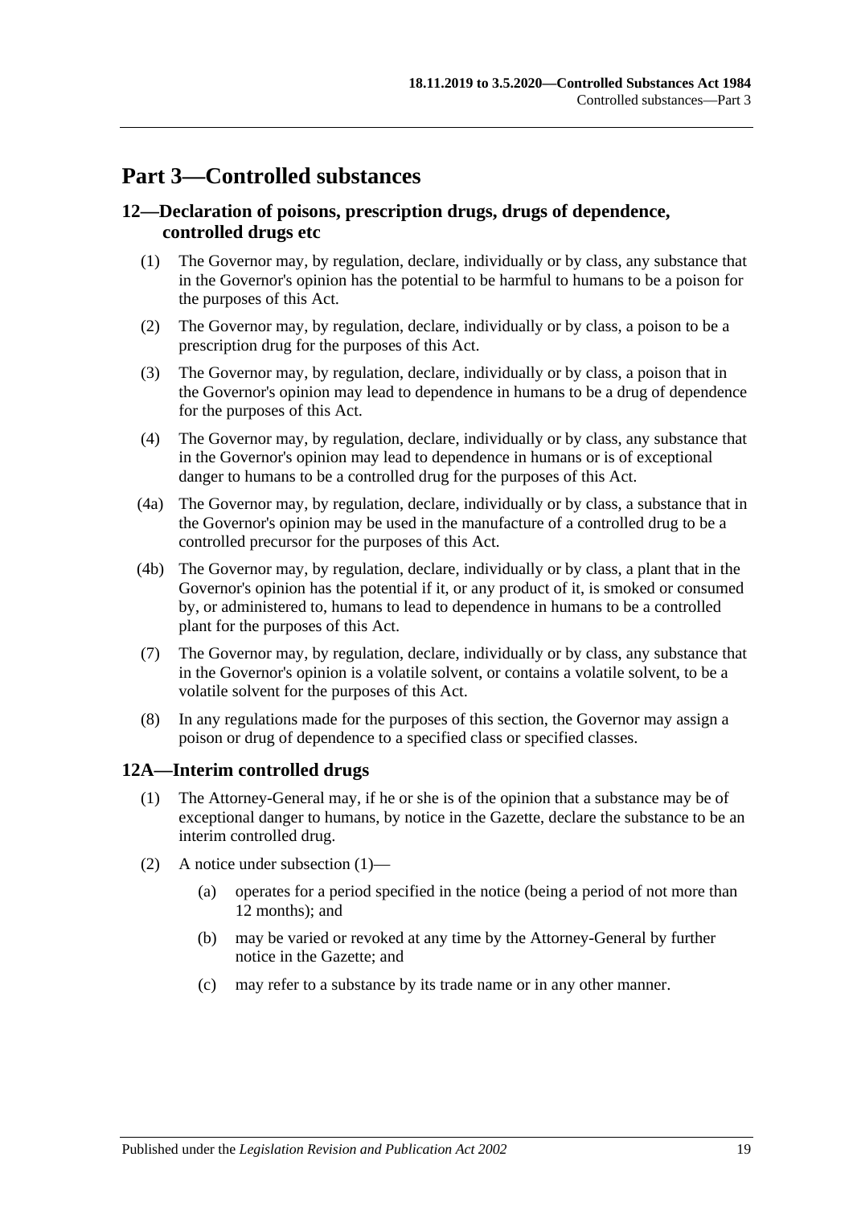# Part 3—Controlled substances

## 12—Declaration of poisons, prescription drugs, drugs of dependence, controlled drugs etc

(1) The Governor may, by regulation, declare, individually or by class, any substance that in the Governor's opinion has the potential to be harmful to humans to be a poison for the purposes of this Act.

(2) The Governor may, by regulation, declare, individually or by class, a poison to be a prescription drug for the purposes of this Act.

(3) The Governor may, by regulation, declare, individually or by class, a poison that in the Governor's opinion may lead to dependence in humans to be a drug of dependence for the purposes of this Act.

(4) The Governor may, by regulation, declare, individually or by class, any substance that in the Governor's opinion may lead to dependence in humans or is of exceptional danger to humans to be a controlled drug for the purposes of this Act.

(4a) The Governor may, by regulation, declare, individually or by class, a substance that in the Governor's opinion may be used in the manufacture of a controlled drug to be a controlled precursor for the purposes of this Act.

(4b) The Governor may, by regulation, declare, individually or by class, a plant that in the Governor's opinion has the potential if it, or any product of it, is smoked or consumed by, or administered to, humans to lead to dependence in humans to be a controlled plant for the purposes of this Act.

(7) The Governor may, by regulation, declare, individually or by class, any substance that in the Governor's opinion is a volatile solvent, or contains a volatile solvent, to be a volatile solvent for the purposes of this Act.

(8) In any regulations made for the purposes of this section, the Governor may assign a poison or drug of dependence to a specified class or specified classes.

## 12A—Interim controlled drugs

(1) The Attorney-General may, if he or she is of the opinion that a substance may be of exceptional danger to humans, by notice in the Gazette, declare the substance to be an interim controlled drug.

(2) A notice under subsection (1)—

- (a) operates for a period specified in the notice (being a period of not more than 12 months); and
- (b) may be varied or revoked at any time by the Attorney-General by further notice in the Gazette; and
- (c) may refer to a substance by its trade name or in any other manner.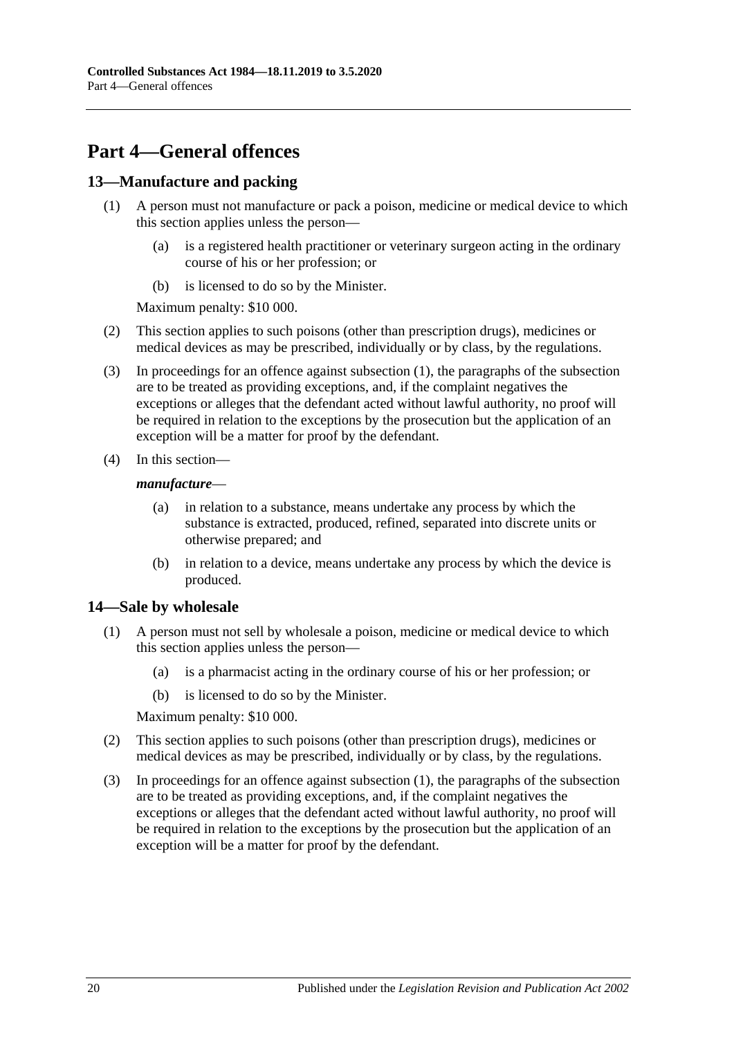# Part 4—General offences

## 13—Manufacture and packing

(1) A person must not manufacture or pack a poison, medicine or medical device to which this section applies unless the person—

(a) is a registered health practitioner or veterinary surgeon acting in the ordinary course of his or her profession; or

(b) is licensed to do so by the Minister.

Maximum penalty: $10 000.

(2) This section applies to such poisons (other than prescription drugs), medicines or medical devices as may be prescribed, individually or by class, by the regulations.

(3) In proceedings for an offence against subsection (1), the paragraphs of the subsection are to be treated as providing exceptions, and, if the complaint negatives the exceptions or alleges that the defendant acted without lawful authority, no proof will be required in relation to the exceptions by the prosecution but the application of an exception will be a matter for proof by the defendant.

(4) In this section—

***manufacture***—

(a) in relation to a substance, means undertake any process by which the substance is extracted, produced, refined, separated into discrete units or otherwise prepared; and

(b) in relation to a device, means undertake any process by which the device is produced.

## 14—Sale by wholesale

(1) A person must not sell by wholesale a poison, medicine or medical device to which this section applies unless the person—

(a) is a pharmacist acting in the ordinary course of his or her profession; or

(b) is licensed to do so by the Minister.

Maximum penalty: $10 000.

(2) This section applies to such poisons (other than prescription drugs), medicines or medical devices as may be prescribed, individually or by class, by the regulations.

(3) In proceedings for an offence against subsection (1), the paragraphs of the subsection are to be treated as providing exceptions, and, if the complaint negatives the exceptions or alleges that the defendant acted without lawful authority, no proof will be required in relation to the exceptions by the prosecution but the application of an exception will be a matter for proof by the defendant.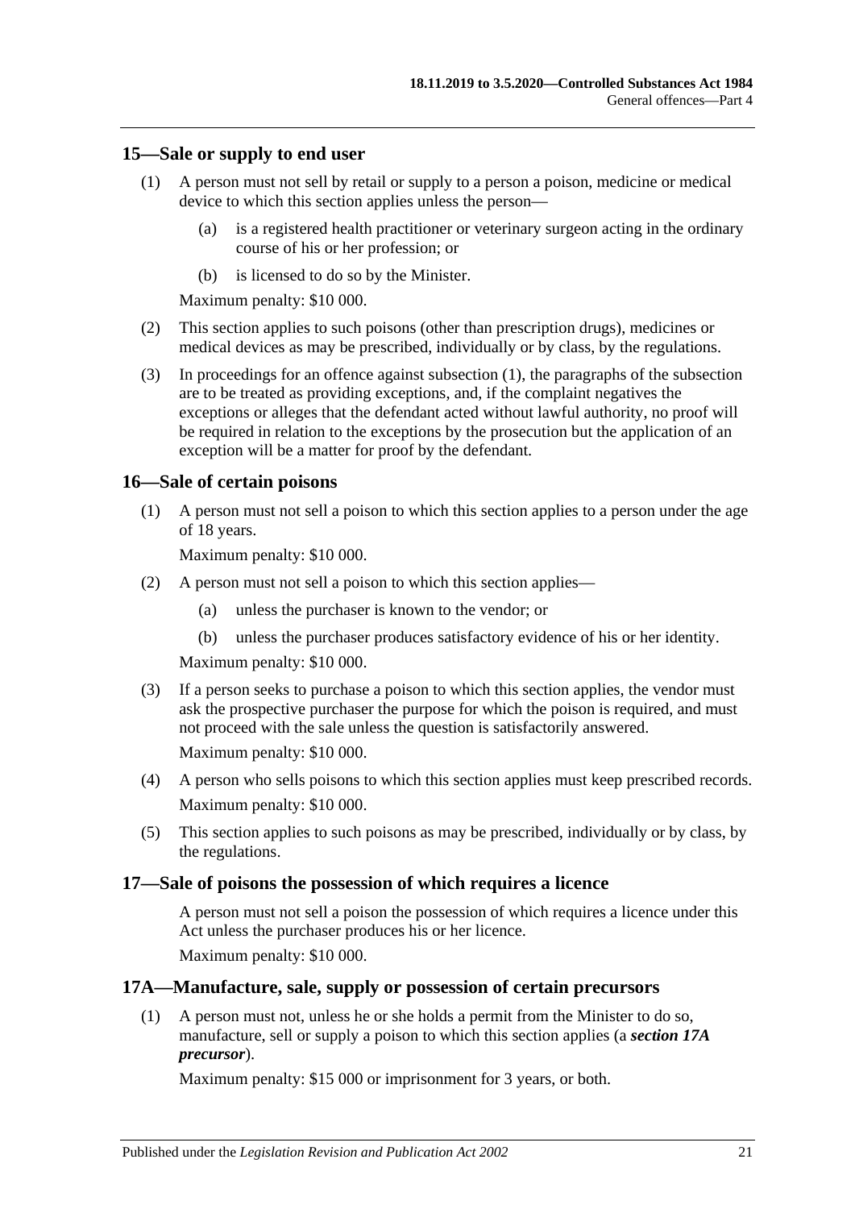## 15—Sale or supply to end user

(1) A person must not sell by retail or supply to a person a poison, medicine or medical device to which this section applies unless the person—

(a) is a registered health practitioner or veterinary surgeon acting in the ordinary course of his or her profession; or

(b) is licensed to do so by the Minister.

Maximum penalty: $10 000.

(2) This section applies to such poisons (other than prescription drugs), medicines or medical devices as may be prescribed, individually or by class, by the regulations.

(3) In proceedings for an offence against subsection (1), the paragraphs of the subsection are to be treated as providing exceptions, and, if the complaint negatives the exceptions or alleges that the defendant acted without lawful authority, no proof will be required in relation to the exceptions by the prosecution but the application of an exception will be a matter for proof by the defendant.

## 16—Sale of certain poisons

(1) A person must not sell a poison to which this section applies to a person under the age of 18 years.

Maximum penalty: $10 000.

(2) A person must not sell a poison to which this section applies—

(a) unless the purchaser is known to the vendor; or

(b) unless the purchaser produces satisfactory evidence of his or her identity.

Maximum penalty: $10 000.

(3) If a person seeks to purchase a poison to which this section applies, the vendor must ask the prospective purchaser the purpose for which the poison is required, and must not proceed with the sale unless the question is satisfactorily answered.

Maximum penalty: $10 000.

(4) A person who sells poisons to which this section applies must keep prescribed records.

Maximum penalty: $10 000.

(5) This section applies to such poisons as may be prescribed, individually or by class, by the regulations.

## 17—Sale of poisons the possession of which requires a licence

A person must not sell a poison the possession of which requires a licence under this Act unless the purchaser produces his or her licence.

Maximum penalty: $10 000.

## 17A—Manufacture, sale, supply or possession of certain precursors

(1) A person must not, unless he or she holds a permit from the Minister to do so, manufacture, sell or supply a poison to which this section applies (a ***section 17A precursor***).

Maximum penalty: $15 000 or imprisonment for 3 years, or both.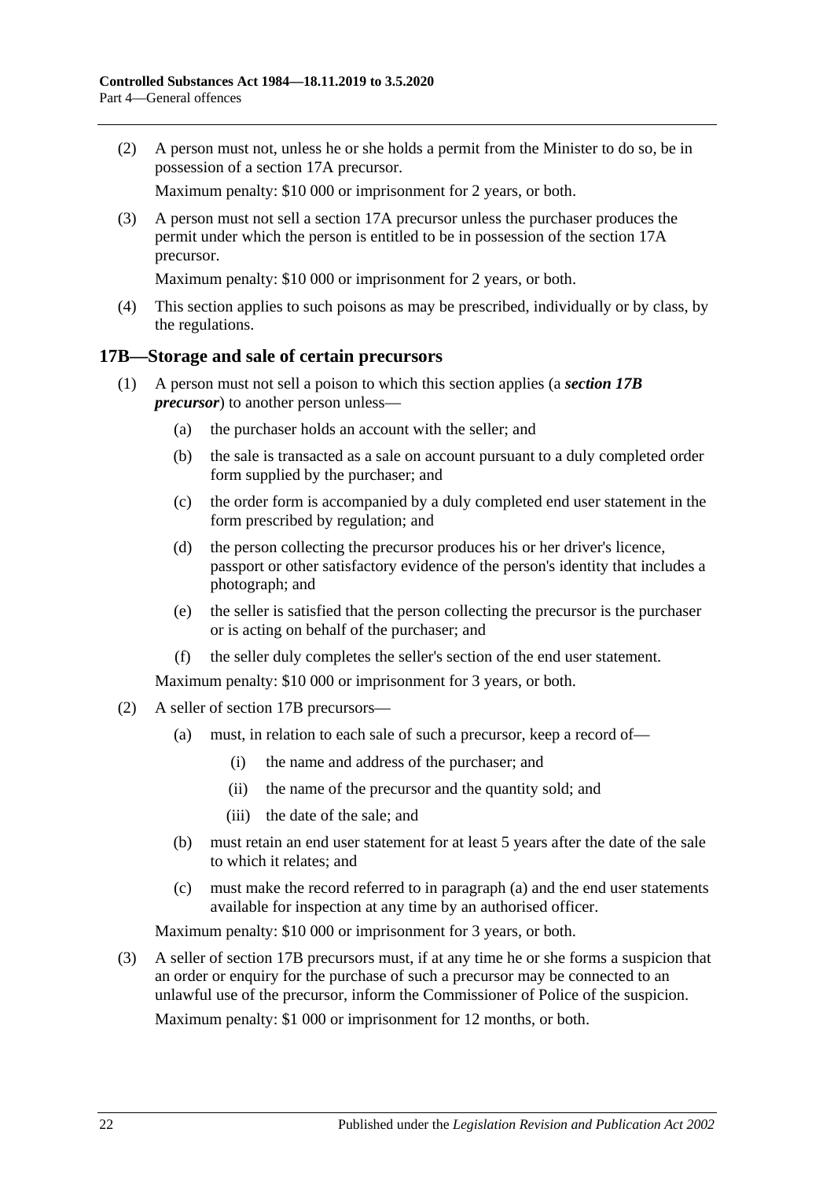(2) A person must not, unless he or she holds a permit from the Minister to do so, be in possession of a section 17A precursor.

Maximum penalty: $10 000 or imprisonment for 2 years, or both.

(3) A person must not sell a section 17A precursor unless the purchaser produces the permit under which the person is entitled to be in possession of the section 17A precursor.

Maximum penalty: $10 000 or imprisonment for 2 years, or both.

(4) This section applies to such poisons as may be prescribed, individually or by class, by the regulations.

## 17B—Storage and sale of certain precursors

(1) A person must not sell a poison to which this section applies (a ***section 17B precursor***) to another person unless—

(a) the purchaser holds an account with the seller; and

(b) the sale is transacted as a sale on account pursuant to a duly completed order form supplied by the purchaser; and

(c) the order form is accompanied by a duly completed end user statement in the form prescribed by regulation; and

(d) the person collecting the precursor produces his or her driver's licence, passport or other satisfactory evidence of the person's identity that includes a photograph; and

(e) the seller is satisfied that the person collecting the precursor is the purchaser or is acting on behalf of the purchaser; and

(f) the seller duly completes the seller's section of the end user statement.

Maximum penalty: $10 000 or imprisonment for 3 years, or both.

(2) A seller of section 17B precursors—

(a) must, in relation to each sale of such a precursor, keep a record of—

(i) the name and address of the purchaser; and

(ii) the name of the precursor and the quantity sold; and

(iii) the date of the sale; and

(b) must retain an end user statement for at least 5 years after the date of the sale to which it relates; and

(c) must make the record referred to in paragraph (a) and the end user statements available for inspection at any time by an authorised officer.

Maximum penalty: $10 000 or imprisonment for 3 years, or both.

(3) A seller of section 17B precursors must, if at any time he or she forms a suspicion that an order or enquiry for the purchase of such a precursor may be connected to an unlawful use of the precursor, inform the Commissioner of Police of the suspicion.

Maximum penalty: $1 000 or imprisonment for 12 months, or both.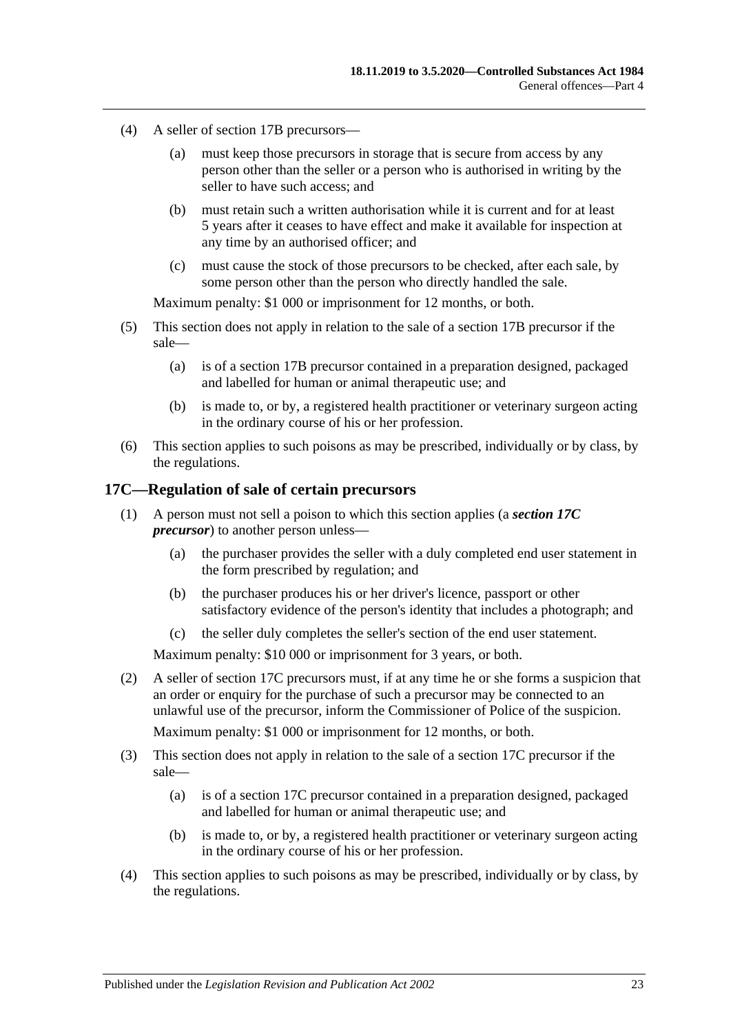(4) A seller of section 17B precursors—

  (a) must keep those precursors in storage that is secure from access by any person other than the seller or a person who is authorised in writing by the seller to have such access; and

  (b) must retain such a written authorisation while it is current and for at least 5 years after it ceases to have effect and make it available for inspection at any time by an authorised officer; and

  (c) must cause the stock of those precursors to be checked, after each sale, by some person other than the person who directly handled the sale.

Maximum penalty: $1 000 or imprisonment for 12 months, or both.

(5) This section does not apply in relation to the sale of a section 17B precursor if the sale—

  (a) is of a section 17B precursor contained in a preparation designed, packaged and labelled for human or animal therapeutic use; and

  (b) is made to, or by, a registered health practitioner or veterinary surgeon acting in the ordinary course of his or her profession.

(6) This section applies to such poisons as may be prescribed, individually or by class, by the regulations.

## 17C—Regulation of sale of certain precursors

(1) A person must not sell a poison to which this section applies (a ***section 17C precursor***) to another person unless—

  (a) the purchaser provides the seller with a duly completed end user statement in the form prescribed by regulation; and

  (b) the purchaser produces his or her driver's licence, passport or other satisfactory evidence of the person's identity that includes a photograph; and

  (c) the seller duly completes the seller's section of the end user statement.

Maximum penalty: $10 000 or imprisonment for 3 years, or both.

(2) A seller of section 17C precursors must, if at any time he or she forms a suspicion that an order or enquiry for the purchase of such a precursor may be connected to an unlawful use of the precursor, inform the Commissioner of Police of the suspicion.

Maximum penalty: $1 000 or imprisonment for 12 months, or both.

(3) This section does not apply in relation to the sale of a section 17C precursor if the sale—

  (a) is of a section 17C precursor contained in a preparation designed, packaged and labelled for human or animal therapeutic use; and

  (b) is made to, or by, a registered health practitioner or veterinary surgeon acting in the ordinary course of his or her profession.

(4) This section applies to such poisons as may be prescribed, individually or by class, by the regulations.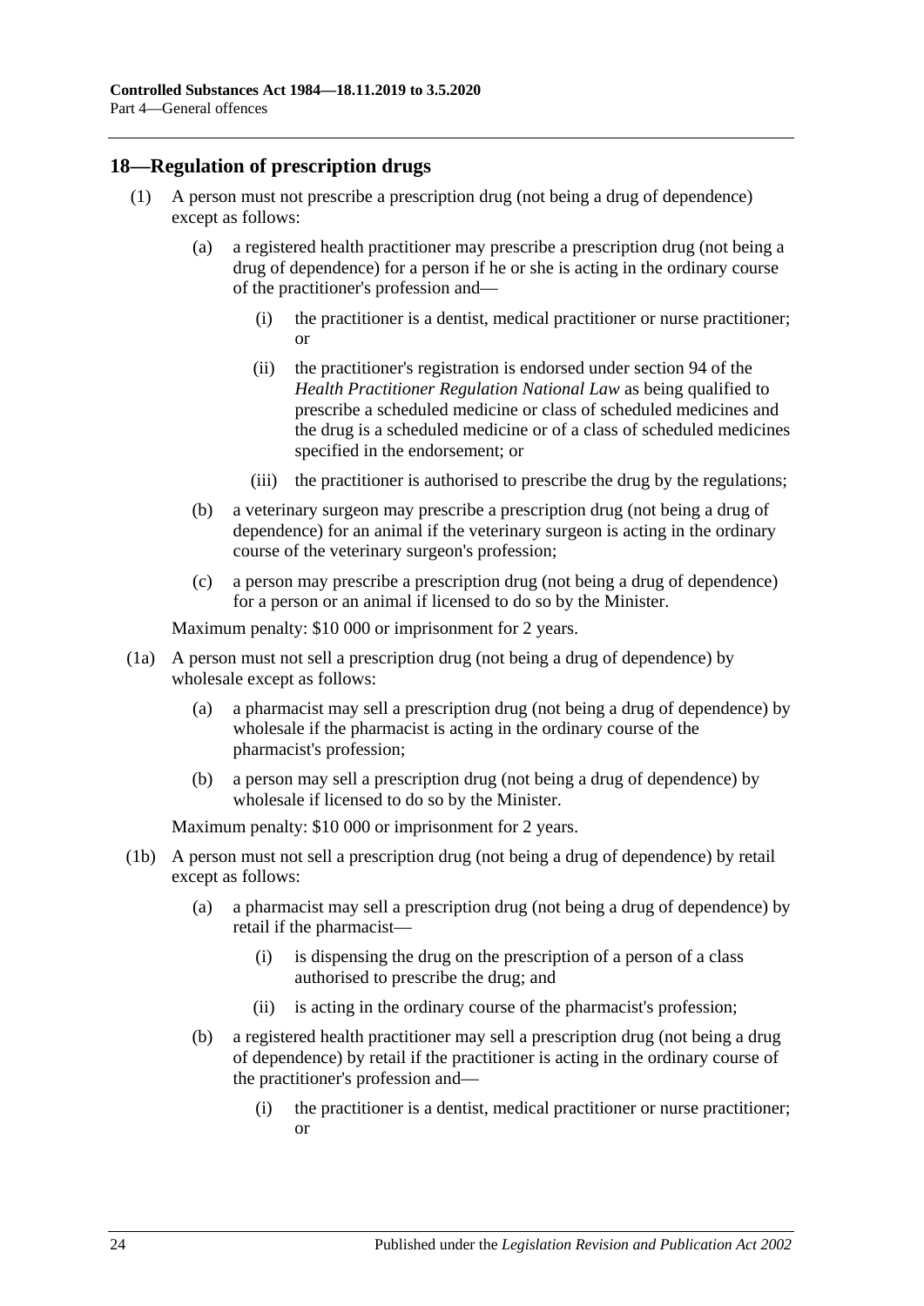## 18—Regulation of prescription drugs

(1) A person must not prescribe a prescription drug (not being a drug of dependence) except as follows:

(a) a registered health practitioner may prescribe a prescription drug (not being a drug of dependence) for a person if he or she is acting in the ordinary course of the practitioner's profession and—

(i) the practitioner is a dentist, medical practitioner or nurse practitioner; or

(ii) the practitioner's registration is endorsed under section 94 of the *Health Practitioner Regulation National Law* as being qualified to prescribe a scheduled medicine or class of scheduled medicines and the drug is a scheduled medicine or of a class of scheduled medicines specified in the endorsement; or

(iii) the practitioner is authorised to prescribe the drug by the regulations;

(b) a veterinary surgeon may prescribe a prescription drug (not being a drug of dependence) for an animal if the veterinary surgeon is acting in the ordinary course of the veterinary surgeon's profession;

(c) a person may prescribe a prescription drug (not being a drug of dependence) for a person or an animal if licensed to do so by the Minister.

Maximum penalty: $10 000 or imprisonment for 2 years.

(1a) A person must not sell a prescription drug (not being a drug of dependence) by wholesale except as follows:

(a) a pharmacist may sell a prescription drug (not being a drug of dependence) by wholesale if the pharmacist is acting in the ordinary course of the pharmacist's profession;

(b) a person may sell a prescription drug (not being a drug of dependence) by wholesale if licensed to do so by the Minister.

Maximum penalty: $10 000 or imprisonment for 2 years.

(1b) A person must not sell a prescription drug (not being a drug of dependence) by retail except as follows:

(a) a pharmacist may sell a prescription drug (not being a drug of dependence) by retail if the pharmacist—

(i) is dispensing the drug on the prescription of a person of a class authorised to prescribe the drug; and

(ii) is acting in the ordinary course of the pharmacist's profession;

(b) a registered health practitioner may sell a prescription drug (not being a drug of dependence) by retail if the practitioner is acting in the ordinary course of the practitioner's profession and—

(i) the practitioner is a dentist, medical practitioner or nurse practitioner; or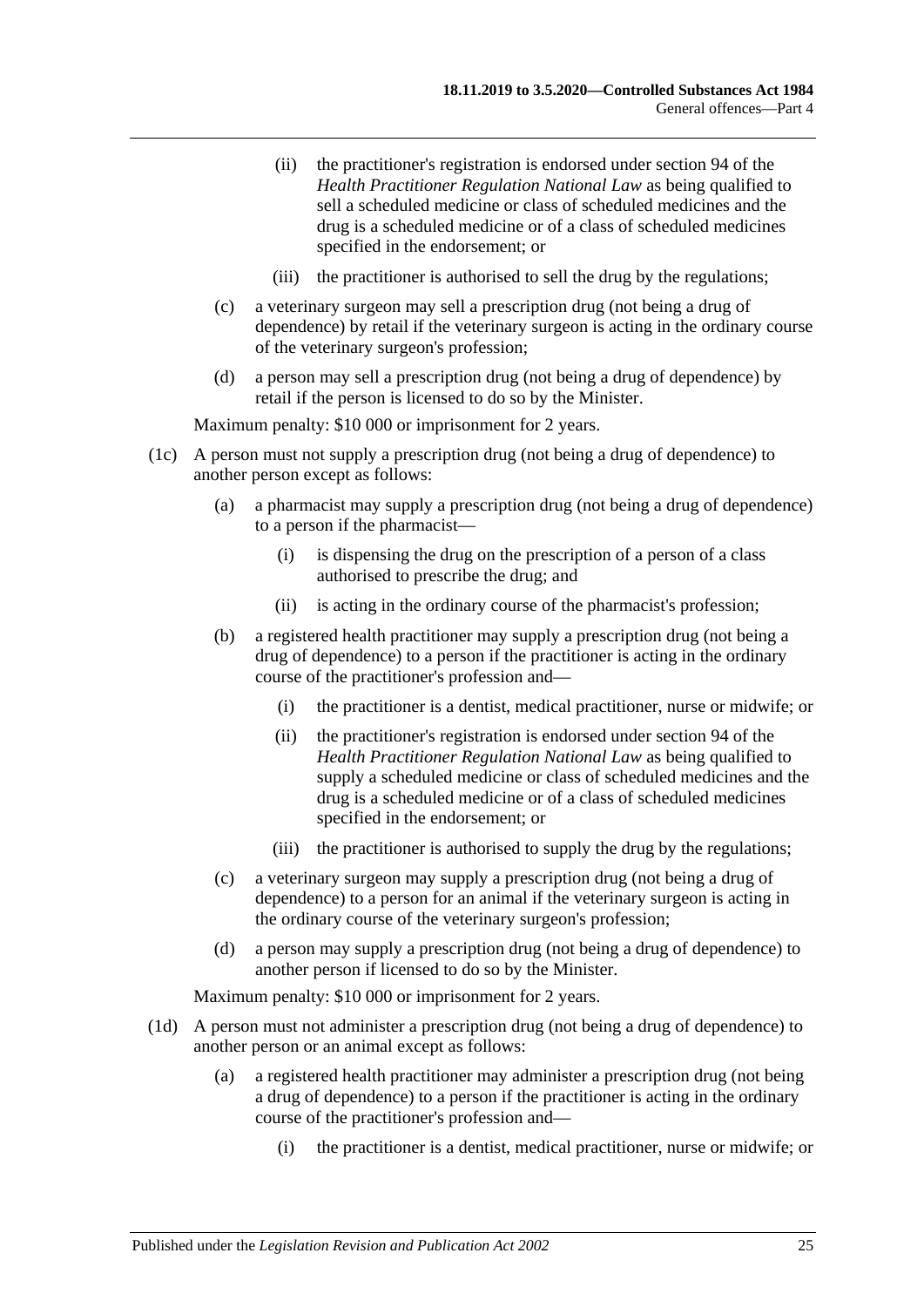(ii) the practitioner's registration is endorsed under section 94 of the *Health Practitioner Regulation National Law* as being qualified to sell a scheduled medicine or class of scheduled medicines and the drug is a scheduled medicine or of a class of scheduled medicines specified in the endorsement; or

(iii) the practitioner is authorised to sell the drug by the regulations;

(c) a veterinary surgeon may sell a prescription drug (not being a drug of dependence) by retail if the veterinary surgeon is acting in the ordinary course of the veterinary surgeon's profession;

(d) a person may sell a prescription drug (not being a drug of dependence) by retail if the person is licensed to do so by the Minister.

Maximum penalty: $10 000 or imprisonment for 2 years.

(1c) A person must not supply a prescription drug (not being a drug of dependence) to another person except as follows:

(a) a pharmacist may supply a prescription drug (not being a drug of dependence) to a person if the pharmacist—

(i) is dispensing the drug on the prescription of a person of a class authorised to prescribe the drug; and

(ii) is acting in the ordinary course of the pharmacist's profession;

(b) a registered health practitioner may supply a prescription drug (not being a drug of dependence) to a person if the practitioner is acting in the ordinary course of the practitioner's profession and—

(i) the practitioner is a dentist, medical practitioner, nurse or midwife; or

(ii) the practitioner's registration is endorsed under section 94 of the *Health Practitioner Regulation National Law* as being qualified to supply a scheduled medicine or class of scheduled medicines and the drug is a scheduled medicine or of a class of scheduled medicines specified in the endorsement; or

(iii) the practitioner is authorised to supply the drug by the regulations;

(c) a veterinary surgeon may supply a prescription drug (not being a drug of dependence) to a person for an animal if the veterinary surgeon is acting in the ordinary course of the veterinary surgeon's profession;

(d) a person may supply a prescription drug (not being a drug of dependence) to another person if licensed to do so by the Minister.

Maximum penalty: $10 000 or imprisonment for 2 years.

(1d) A person must not administer a prescription drug (not being a drug of dependence) to another person or an animal except as follows:

(a) a registered health practitioner may administer a prescription drug (not being a drug of dependence) to a person if the practitioner is acting in the ordinary course of the practitioner's profession and—

(i) the practitioner is a dentist, medical practitioner, nurse or midwife; or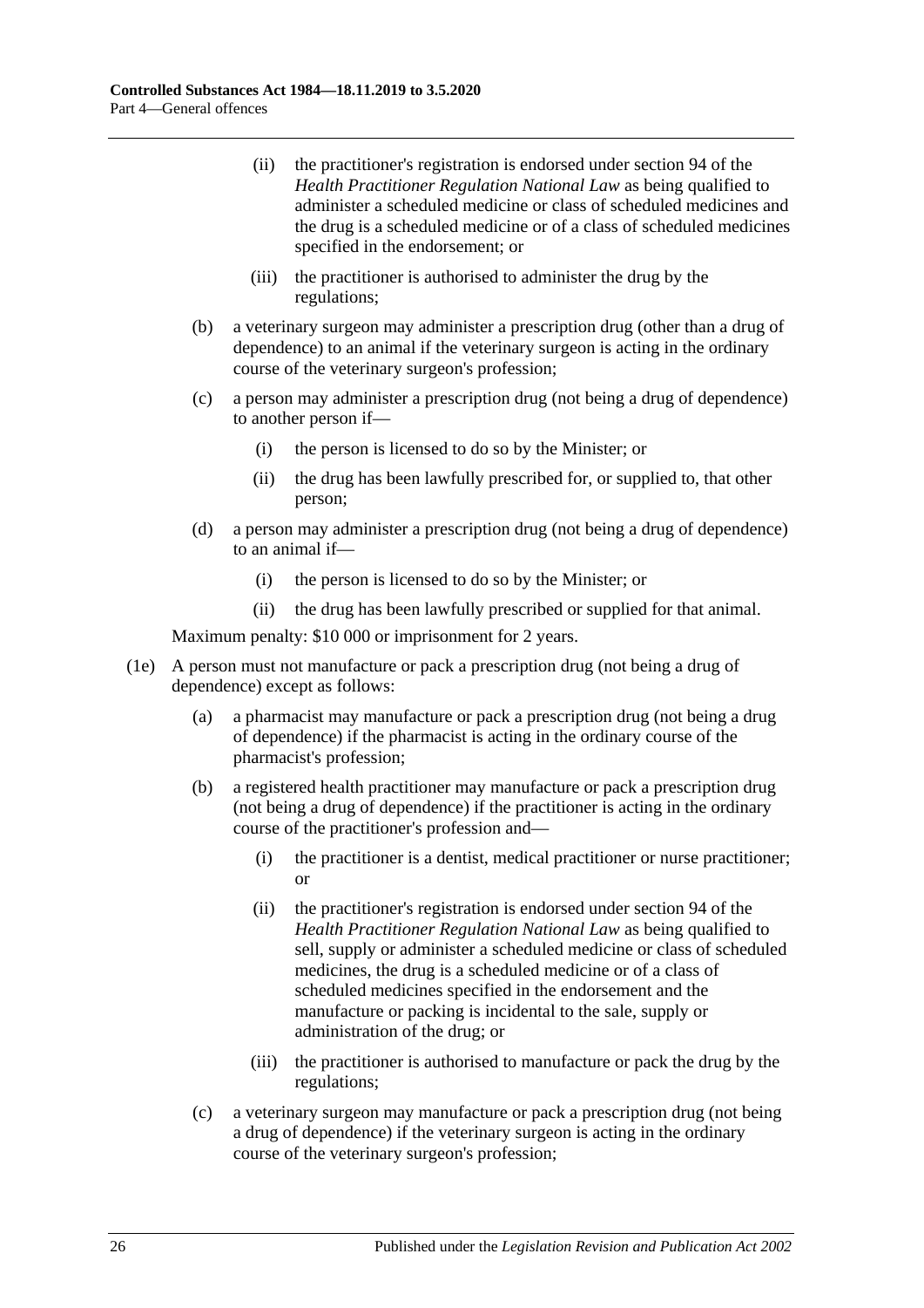- (ii) the practitioner's registration is endorsed under section 94 of the *Health Practitioner Regulation National Law* as being qualified to administer a scheduled medicine or class of scheduled medicines and the drug is a scheduled medicine or of a class of scheduled medicines specified in the endorsement; or
- (iii) the practitioner is authorised to administer the drug by the regulations;
- (b) a veterinary surgeon may administer a prescription drug (other than a drug of dependence) to an animal if the veterinary surgeon is acting in the ordinary course of the veterinary surgeon's profession;
- (c) a person may administer a prescription drug (not being a drug of dependence) to another person if—
  - (i) the person is licensed to do so by the Minister; or
  - (ii) the drug has been lawfully prescribed for, or supplied to, that other person;
- (d) a person may administer a prescription drug (not being a drug of dependence) to an animal if—
  - (i) the person is licensed to do so by the Minister; or
  - (ii) the drug has been lawfully prescribed or supplied for that animal.

Maximum penalty: $10 000 or imprisonment for 2 years.

(1e) A person must not manufacture or pack a prescription drug (not being a drug of dependence) except as follows:

- (a) a pharmacist may manufacture or pack a prescription drug (not being a drug of dependence) if the pharmacist is acting in the ordinary course of the pharmacist's profession;
- (b) a registered health practitioner may manufacture or pack a prescription drug (not being a drug of dependence) if the practitioner is acting in the ordinary course of the practitioner's profession and—
  - (i) the practitioner is a dentist, medical practitioner or nurse practitioner; or
  - (ii) the practitioner's registration is endorsed under section 94 of the *Health Practitioner Regulation National Law* as being qualified to sell, supply or administer a scheduled medicine or class of scheduled medicines, the drug is a scheduled medicine or of a class of scheduled medicines specified in the endorsement and the manufacture or packing is incidental to the sale, supply or administration of the drug; or
  - (iii) the practitioner is authorised to manufacture or pack the drug by the regulations;
- (c) a veterinary surgeon may manufacture or pack a prescription drug (not being a drug of dependence) if the veterinary surgeon is acting in the ordinary course of the veterinary surgeon's profession;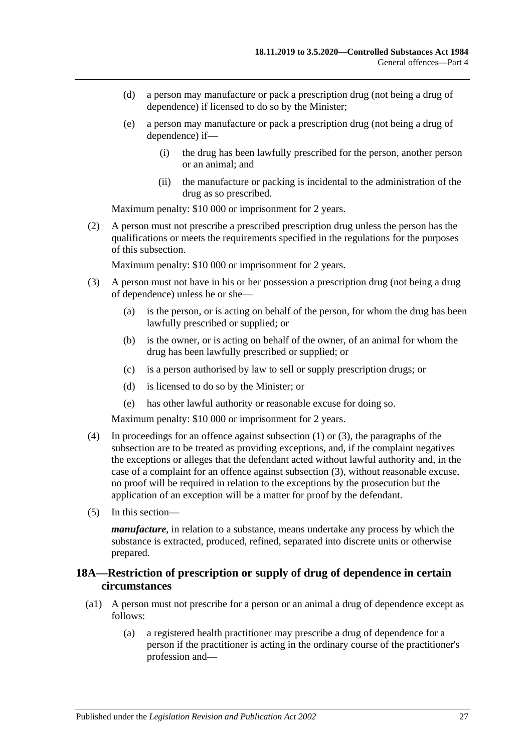(d) a person may manufacture or pack a prescription drug (not being a drug of dependence) if licensed to do so by the Minister;

(e) a person may manufacture or pack a prescription drug (not being a drug of dependence) if—

(i) the drug has been lawfully prescribed for the person, another person or an animal; and

(ii) the manufacture or packing is incidental to the administration of the drug as so prescribed.

Maximum penalty: $10 000 or imprisonment for 2 years.

(2) A person must not prescribe a prescribed prescription drug unless the person has the qualifications or meets the requirements specified in the regulations for the purposes of this subsection.

Maximum penalty: $10 000 or imprisonment for 2 years.

(3) A person must not have in his or her possession a prescription drug (not being a drug of dependence) unless he or she—

(a) is the person, or is acting on behalf of the person, for whom the drug has been lawfully prescribed or supplied; or

(b) is the owner, or is acting on behalf of the owner, of an animal for whom the drug has been lawfully prescribed or supplied; or

(c) is a person authorised by law to sell or supply prescription drugs; or

(d) is licensed to do so by the Minister; or

(e) has other lawful authority or reasonable excuse for doing so.

Maximum penalty: $10 000 or imprisonment for 2 years.

(4) In proceedings for an offence against subsection (1) or (3), the paragraphs of the subsection are to be treated as providing exceptions, and, if the complaint negatives the exceptions or alleges that the defendant acted without lawful authority and, in the case of a complaint for an offence against subsection (3), without reasonable excuse, no proof will be required in relation to the exceptions by the prosecution but the application of an exception will be a matter for proof by the defendant.

(5) In this section—

***manufacture***, in relation to a substance, means undertake any process by which the substance is extracted, produced, refined, separated into discrete units or otherwise prepared.

## 18A—Restriction of prescription or supply of drug of dependence in certain circumstances

(a1) A person must not prescribe for a person or an animal a drug of dependence except as follows:

(a) a registered health practitioner may prescribe a drug of dependence for a person if the practitioner is acting in the ordinary course of the practitioner's profession and—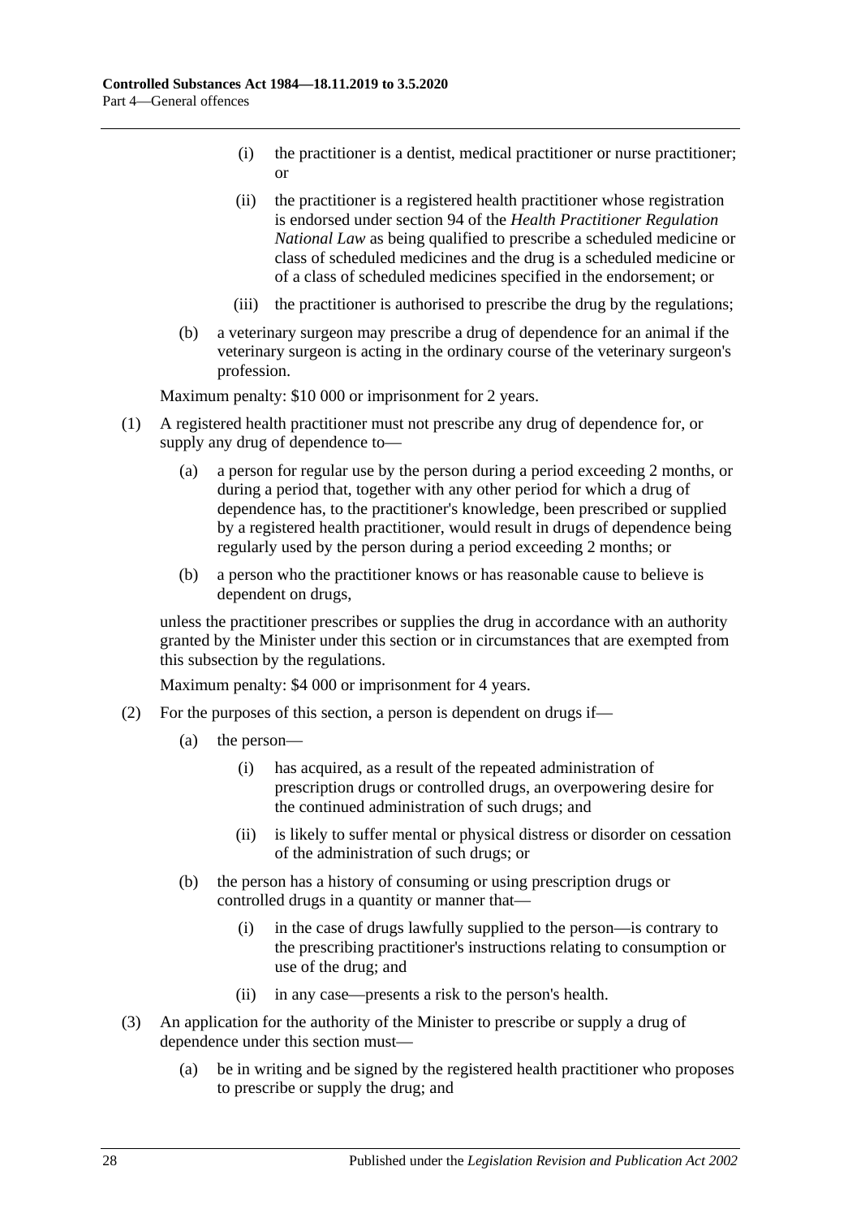(i) the practitioner is a dentist, medical practitioner or nurse practitioner; or

(ii) the practitioner is a registered health practitioner whose registration is endorsed under section 94 of the *Health Practitioner Regulation National Law* as being qualified to prescribe a scheduled medicine or class of scheduled medicines and the drug is a scheduled medicine or of a class of scheduled medicines specified in the endorsement; or

(iii) the practitioner is authorised to prescribe the drug by the regulations;

(b) a veterinary surgeon may prescribe a drug of dependence for an animal if the veterinary surgeon is acting in the ordinary course of the veterinary surgeon's profession.

Maximum penalty: $10 000 or imprisonment for 2 years.

(1) A registered health practitioner must not prescribe any drug of dependence for, or supply any drug of dependence to—

(a) a person for regular use by the person during a period exceeding 2 months, or during a period that, together with any other period for which a drug of dependence has, to the practitioner's knowledge, been prescribed or supplied by a registered health practitioner, would result in drugs of dependence being regularly used by the person during a period exceeding 2 months; or

(b) a person who the practitioner knows or has reasonable cause to believe is dependent on drugs,

unless the practitioner prescribes or supplies the drug in accordance with an authority granted by the Minister under this section or in circumstances that are exempted from this subsection by the regulations.

Maximum penalty: $4 000 or imprisonment for 4 years.

(2) For the purposes of this section, a person is dependent on drugs if—

(a) the person—

(i) has acquired, as a result of the repeated administration of prescription drugs or controlled drugs, an overpowering desire for the continued administration of such drugs; and

(ii) is likely to suffer mental or physical distress or disorder on cessation of the administration of such drugs; or

(b) the person has a history of consuming or using prescription drugs or controlled drugs in a quantity or manner that—

(i) in the case of drugs lawfully supplied to the person—is contrary to the prescribing practitioner's instructions relating to consumption or use of the drug; and

(ii) in any case—presents a risk to the person's health.

(3) An application for the authority of the Minister to prescribe or supply a drug of dependence under this section must—

(a) be in writing and be signed by the registered health practitioner who proposes to prescribe or supply the drug; and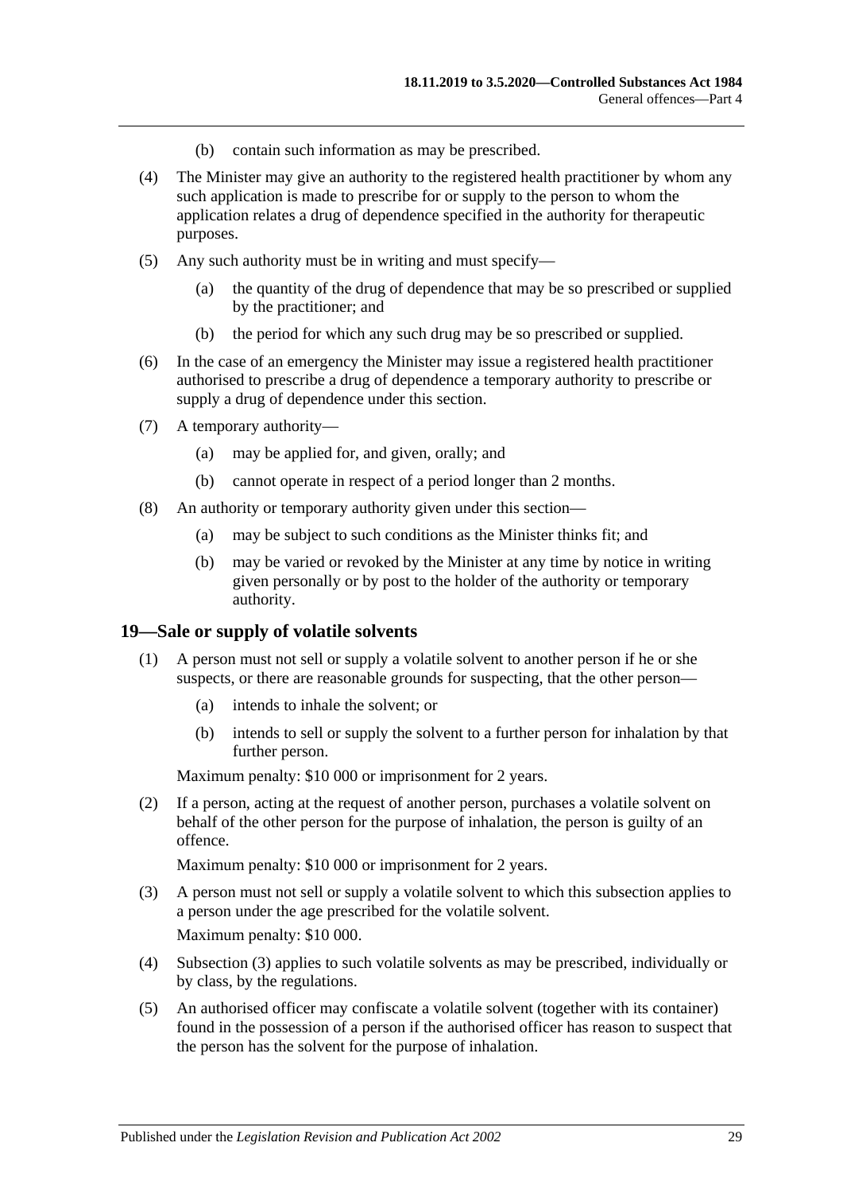(b) contain such information as may be prescribed.

(4) The Minister may give an authority to the registered health practitioner by whom any such application is made to prescribe for or supply to the person to whom the application relates a drug of dependence specified in the authority for therapeutic purposes.

(5) Any such authority must be in writing and must specify—

(a) the quantity of the drug of dependence that may be so prescribed or supplied by the practitioner; and

(b) the period for which any such drug may be so prescribed or supplied.

(6) In the case of an emergency the Minister may issue a registered health practitioner authorised to prescribe a drug of dependence a temporary authority to prescribe or supply a drug of dependence under this section.

(7) A temporary authority—

(a) may be applied for, and given, orally; and

(b) cannot operate in respect of a period longer than 2 months.

(8) An authority or temporary authority given under this section—

(a) may be subject to such conditions as the Minister thinks fit; and

(b) may be varied or revoked by the Minister at any time by notice in writing given personally or by post to the holder of the authority or temporary authority.

## 19—Sale or supply of volatile solvents

(1) A person must not sell or supply a volatile solvent to another person if he or she suspects, or there are reasonable grounds for suspecting, that the other person—

(a) intends to inhale the solvent; or

(b) intends to sell or supply the solvent to a further person for inhalation by that further person.

Maximum penalty: $10 000 or imprisonment for 2 years.

(2) If a person, acting at the request of another person, purchases a volatile solvent on behalf of the other person for the purpose of inhalation, the person is guilty of an offence.

Maximum penalty: $10 000 or imprisonment for 2 years.

(3) A person must not sell or supply a volatile solvent to which this subsection applies to a person under the age prescribed for the volatile solvent.

Maximum penalty: $10 000.

(4) Subsection (3) applies to such volatile solvents as may be prescribed, individually or by class, by the regulations.

(5) An authorised officer may confiscate a volatile solvent (together with its container) found in the possession of a person if the authorised officer has reason to suspect that the person has the solvent for the purpose of inhalation.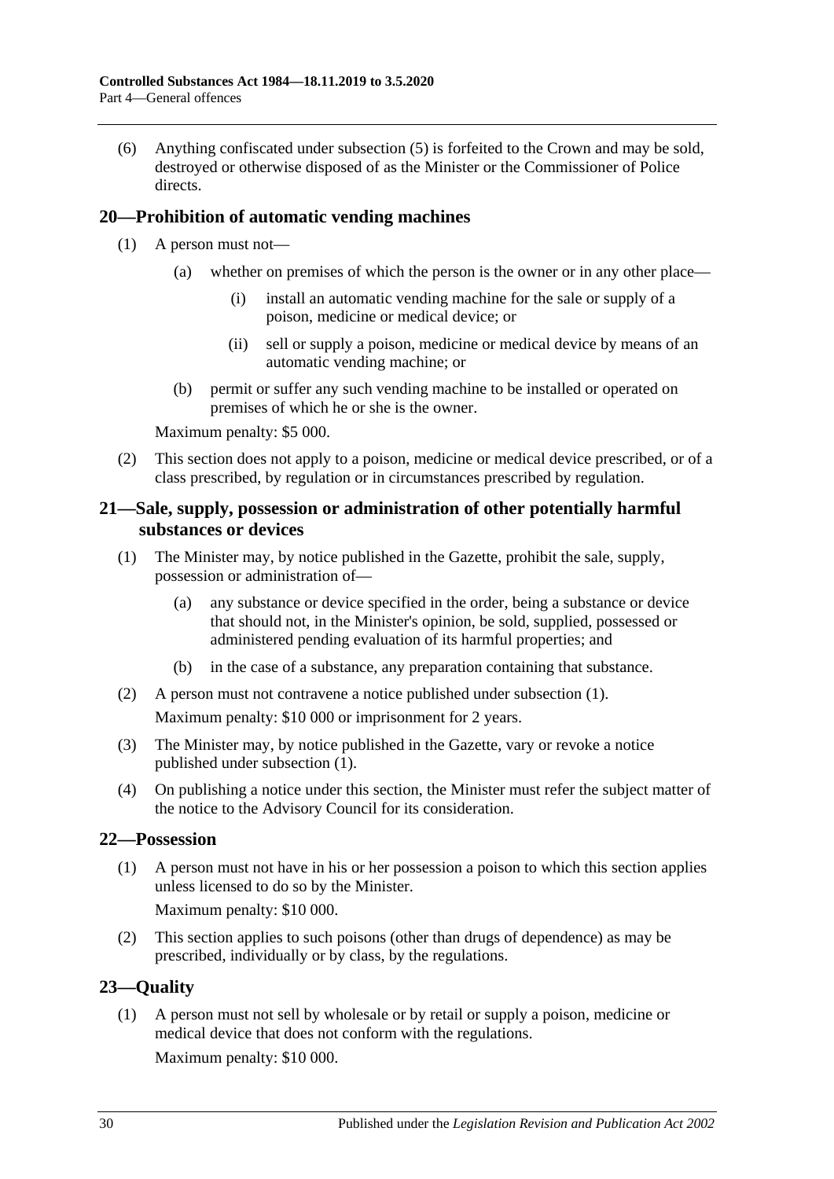(6) Anything confiscated under subsection (5) is forfeited to the Crown and may be sold, destroyed or otherwise disposed of as the Minister or the Commissioner of Police directs.

## 20—Prohibition of automatic vending machines

(1) A person must not—

(a) whether on premises of which the person is the owner or in any other place—

(i) install an automatic vending machine for the sale or supply of a poison, medicine or medical device; or

(ii) sell or supply a poison, medicine or medical device by means of an automatic vending machine; or

(b) permit or suffer any such vending machine to be installed or operated on premises of which he or she is the owner.

Maximum penalty: $5 000.

(2) This section does not apply to a poison, medicine or medical device prescribed, or of a class prescribed, by regulation or in circumstances prescribed by regulation.

## 21—Sale, supply, possession or administration of other potentially harmful substances or devices

(1) The Minister may, by notice published in the Gazette, prohibit the sale, supply, possession or administration of—

(a) any substance or device specified in the order, being a substance or device that should not, in the Minister's opinion, be sold, supplied, possessed or administered pending evaluation of its harmful properties; and

(b) in the case of a substance, any preparation containing that substance.

(2) A person must not contravene a notice published under subsection (1).

Maximum penalty: $10 000 or imprisonment for 2 years.

(3) The Minister may, by notice published in the Gazette, vary or revoke a notice published under subsection (1).

(4) On publishing a notice under this section, the Minister must refer the subject matter of the notice to the Advisory Council for its consideration.

## 22—Possession

(1) A person must not have in his or her possession a poison to which this section applies unless licensed to do so by the Minister.

Maximum penalty: $10 000.

(2) This section applies to such poisons (other than drugs of dependence) as may be prescribed, individually or by class, by the regulations.

## 23—Quality

(1) A person must not sell by wholesale or by retail or supply a poison, medicine or medical device that does not conform with the regulations.

Maximum penalty: $10 000.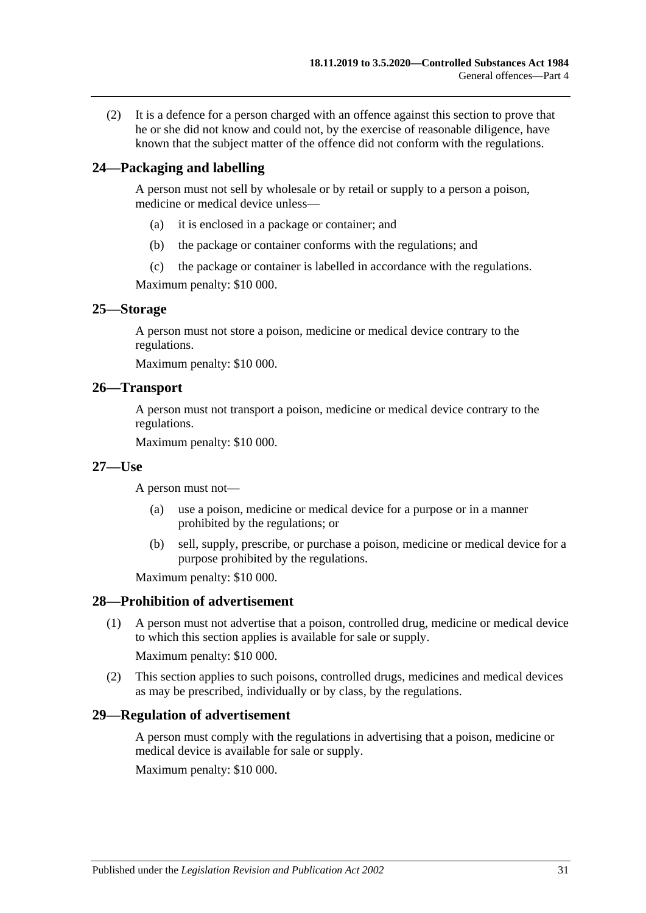(2) It is a defence for a person charged with an offence against this section to prove that he or she did not know and could not, by the exercise of reasonable diligence, have known that the subject matter of the offence did not conform with the regulations.

## 24—Packaging and labelling

A person must not sell by wholesale or by retail or supply to a person a poison, medicine or medical device unless—

(a) it is enclosed in a package or container; and

(b) the package or container conforms with the regulations; and

(c) the package or container is labelled in accordance with the regulations.

Maximum penalty: $10 000.

## 25—Storage

A person must not store a poison, medicine or medical device contrary to the regulations.

Maximum penalty: $10 000.

## 26—Transport

A person must not transport a poison, medicine or medical device contrary to the regulations.

Maximum penalty: $10 000.

## 27—Use

A person must not—

(a) use a poison, medicine or medical device for a purpose or in a manner prohibited by the regulations; or

(b) sell, supply, prescribe, or purchase a poison, medicine or medical device for a purpose prohibited by the regulations.

Maximum penalty: $10 000.

## 28—Prohibition of advertisement

(1) A person must not advertise that a poison, controlled drug, medicine or medical device to which this section applies is available for sale or supply.

Maximum penalty: $10 000.

(2) This section applies to such poisons, controlled drugs, medicines and medical devices as may be prescribed, individually or by class, by the regulations.

## 29—Regulation of advertisement

A person must comply with the regulations in advertising that a poison, medicine or medical device is available for sale or supply.

Maximum penalty: $10 000.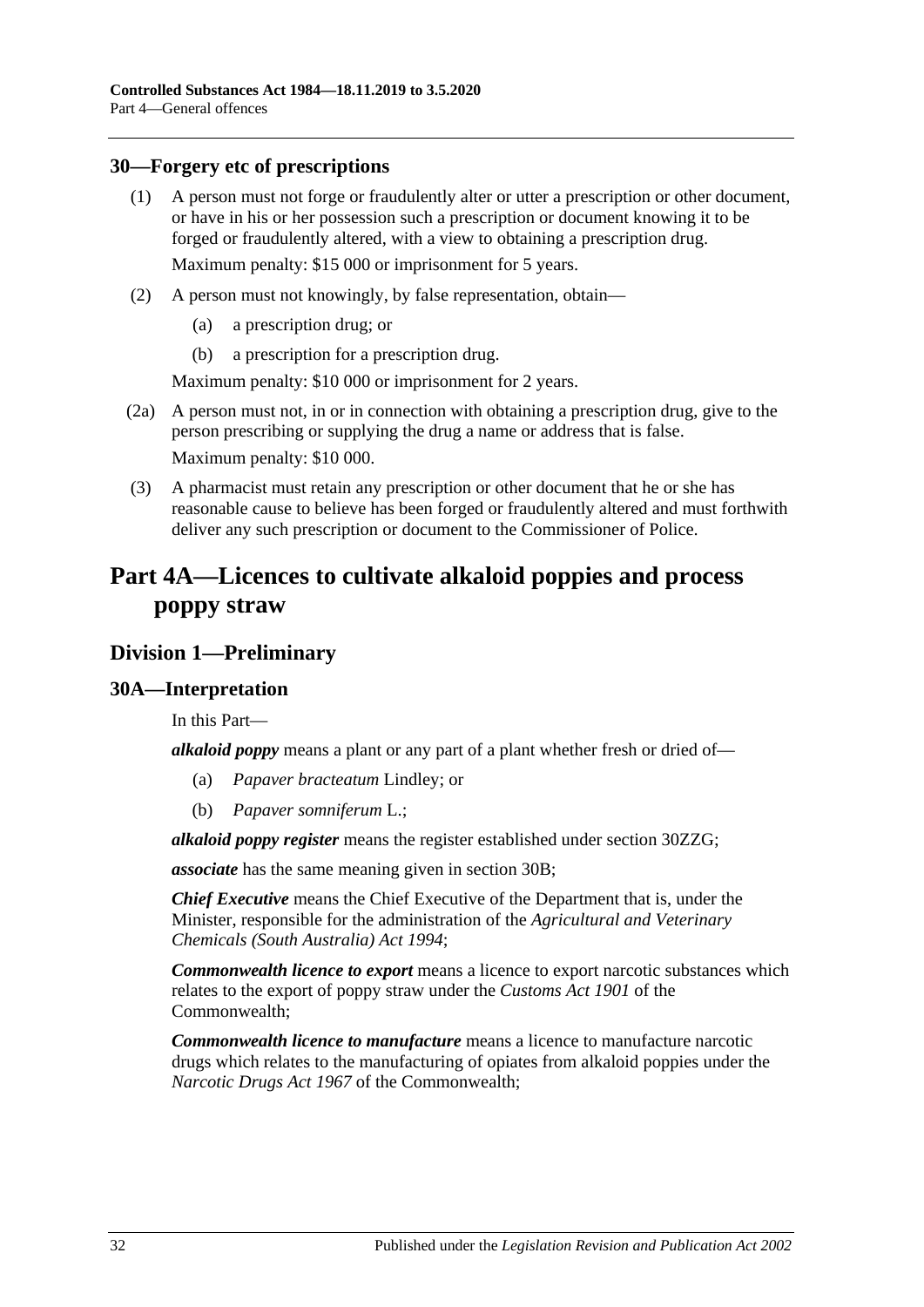## 30—Forgery etc of prescriptions

(1) A person must not forge or fraudulently alter or utter a prescription or other document, or have in his or her possession such a prescription or document knowing it to be forged or fraudulently altered, with a view to obtaining a prescription drug.

Maximum penalty: $15 000 or imprisonment for 5 years.

(2) A person must not knowingly, by false representation, obtain—

(a) a prescription drug; or

(b) a prescription for a prescription drug.

Maximum penalty: $10 000 or imprisonment for 2 years.

(2a) A person must not, in or in connection with obtaining a prescription drug, give to the person prescribing or supplying the drug a name or address that is false.

Maximum penalty: $10 000.

(3) A pharmacist must retain any prescription or other document that he or she has reasonable cause to believe has been forged or fraudulently altered and must forthwith deliver any such prescription or document to the Commissioner of Police.

# Part 4A—Licences to cultivate alkaloid poppies and process poppy straw

## Division 1—Preliminary

## 30A—Interpretation

In this Part—

***alkaloid poppy*** means a plant or any part of a plant whether fresh or dried of—

(a) *Papaver bracteatum* Lindley; or

(b) *Papaver somniferum* L.;

***alkaloid poppy register*** means the register established under section 30ZZG;

***associate*** has the same meaning given in section 30B;

***Chief Executive*** means the Chief Executive of the Department that is, under the Minister, responsible for the administration of the *Agricultural and Veterinary Chemicals (South Australia) Act 1994*;

***Commonwealth licence to export*** means a licence to export narcotic substances which relates to the export of poppy straw under the *Customs Act 1901* of the Commonwealth;

***Commonwealth licence to manufacture*** means a licence to manufacture narcotic drugs which relates to the manufacturing of opiates from alkaloid poppies under the *Narcotic Drugs Act 1967* of the Commonwealth;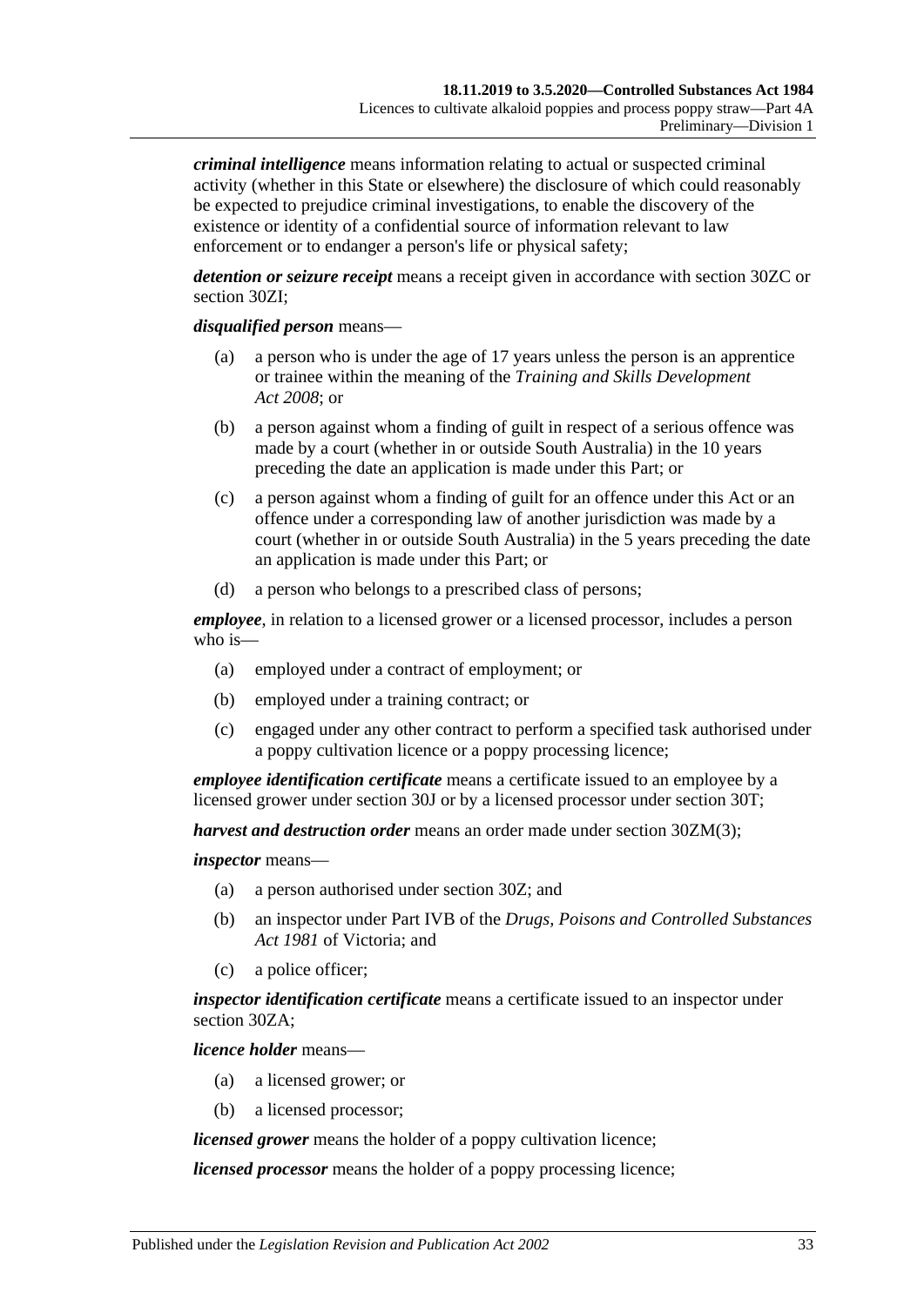***criminal intelligence*** means information relating to actual or suspected criminal activity (whether in this State or elsewhere) the disclosure of which could reasonably be expected to prejudice criminal investigations, to enable the discovery of the existence or identity of a confidential source of information relevant to law enforcement or to endanger a person's life or physical safety;

***detention or seizure receipt*** means a receipt given in accordance with section 30ZC or section 30ZI;

***disqualified person*** means—

- (a) a person who is under the age of 17 years unless the person is an apprentice or trainee within the meaning of the *Training and Skills Development Act 2008*; or
- (b) a person against whom a finding of guilt in respect of a serious offence was made by a court (whether in or outside South Australia) in the 10 years preceding the date an application is made under this Part; or
- (c) a person against whom a finding of guilt for an offence under this Act or an offence under a corresponding law of another jurisdiction was made by a court (whether in or outside South Australia) in the 5 years preceding the date an application is made under this Part; or
- (d) a person who belongs to a prescribed class of persons;

***employee***, in relation to a licensed grower or a licensed processor, includes a person who is—

- (a) employed under a contract of employment; or
- (b) employed under a training contract; or
- (c) engaged under any other contract to perform a specified task authorised under a poppy cultivation licence or a poppy processing licence;

***employee identification certificate*** means a certificate issued to an employee by a licensed grower under section 30J or by a licensed processor under section 30T;

***harvest and destruction order*** means an order made under section 30ZM(3);

***inspector*** means—

- (a) a person authorised under section 30Z; and
- (b) an inspector under Part IVB of the *Drugs, Poisons and Controlled Substances Act 1981* of Victoria; and
- (c) a police officer;

***inspector identification certificate*** means a certificate issued to an inspector under section 30ZA;

***licence holder*** means—

- (a) a licensed grower; or
- (b) a licensed processor;

***licensed grower*** means the holder of a poppy cultivation licence;

***licensed processor*** means the holder of a poppy processing licence;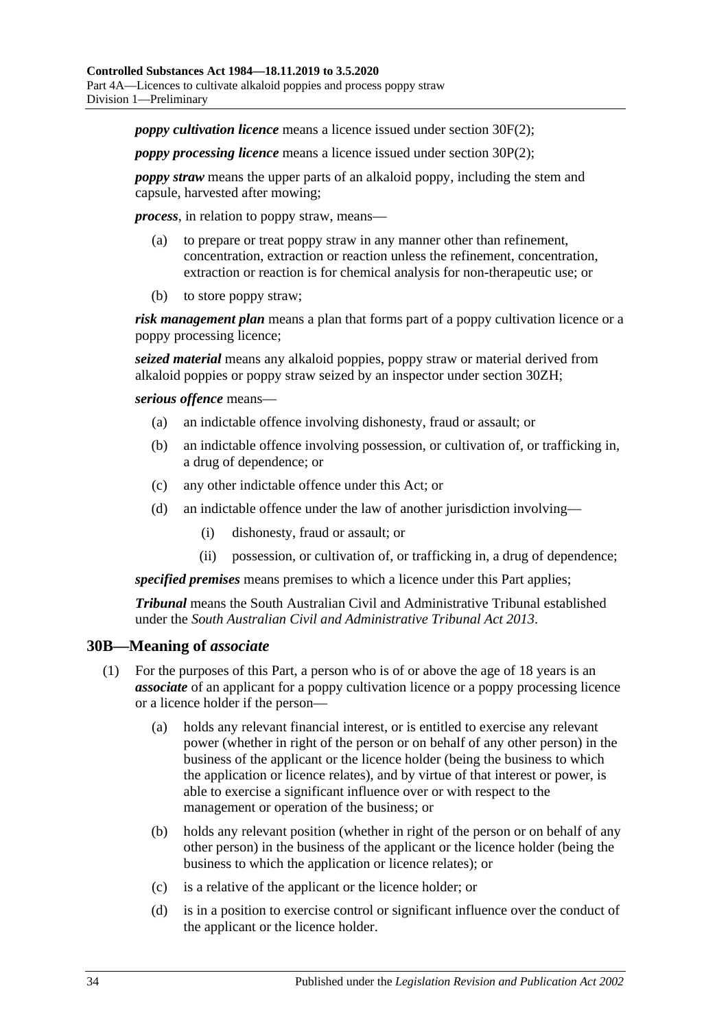***poppy cultivation licence*** means a licence issued under section 30F(2);

***poppy processing licence*** means a licence issued under section 30P(2);

***poppy straw*** means the upper parts of an alkaloid poppy, including the stem and capsule, harvested after mowing;

***process***, in relation to poppy straw, means—

- (a) to prepare or treat poppy straw in any manner other than refinement, concentration, extraction or reaction unless the refinement, concentration, extraction or reaction is for chemical analysis for non-therapeutic use; or
- (b) to store poppy straw;

***risk management plan*** means a plan that forms part of a poppy cultivation licence or a poppy processing licence;

***seized material*** means any alkaloid poppies, poppy straw or material derived from alkaloid poppies or poppy straw seized by an inspector under section 30ZH;

***serious offence*** means—

- (a) an indictable offence involving dishonesty, fraud or assault; or
- (b) an indictable offence involving possession, or cultivation of, or trafficking in, a drug of dependence; or
- (c) any other indictable offence under this Act; or
- (d) an indictable offence under the law of another jurisdiction involving—
    - (i) dishonesty, fraud or assault; or
    - (ii) possession, or cultivation of, or trafficking in, a drug of dependence;

***specified premises*** means premises to which a licence under this Part applies;

***Tribunal*** means the South Australian Civil and Administrative Tribunal established under the *South Australian Civil and Administrative Tribunal Act 2013*.

## 30B—Meaning of *associate*

(1) For the purposes of this Part, a person who is of or above the age of 18 years is an ***associate*** of an applicant for a poppy cultivation licence or a poppy processing licence or a licence holder if the person—

- (a) holds any relevant financial interest, or is entitled to exercise any relevant power (whether in right of the person or on behalf of any other person) in the business of the applicant or the licence holder (being the business to which the application or licence relates), and by virtue of that interest or power, is able to exercise a significant influence over or with respect to the management or operation of the business; or
- (b) holds any relevant position (whether in right of the person or on behalf of any other person) in the business of the applicant or the licence holder (being the business to which the application or licence relates); or
- (c) is a relative of the applicant or the licence holder; or
- (d) is in a position to exercise control or significant influence over the conduct of the applicant or the licence holder.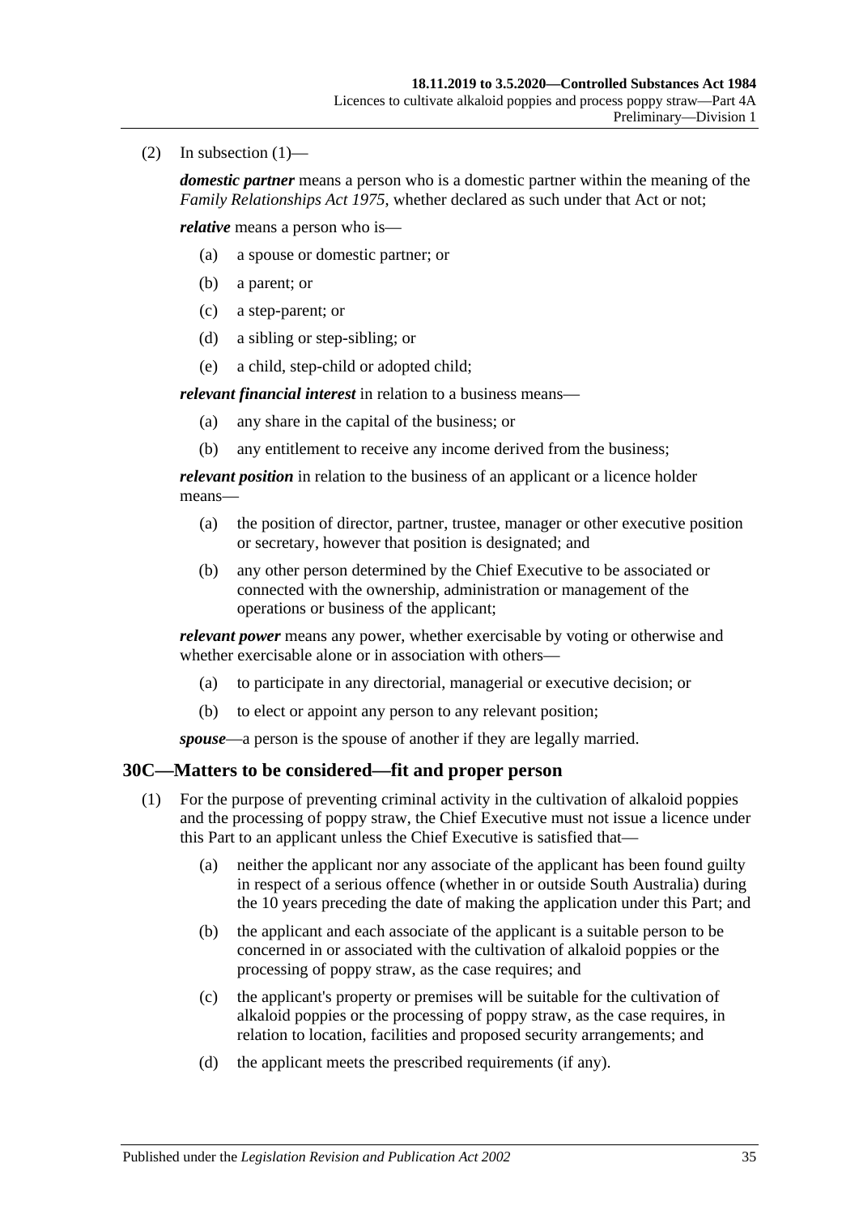(2) In subsection (1)—

***domestic partner*** means a person who is a domestic partner within the meaning of the *Family Relationships Act 1975*, whether declared as such under that Act or not;

***relative*** means a person who is—

(a) a spouse or domestic partner; or

(b) a parent; or

(c) a step-parent; or

(d) a sibling or step-sibling; or

(e) a child, step-child or adopted child;

***relevant financial interest*** in relation to a business means—

(a) any share in the capital of the business; or

(b) any entitlement to receive any income derived from the business;

***relevant position*** in relation to the business of an applicant or a licence holder means—

(a) the position of director, partner, trustee, manager or other executive position or secretary, however that position is designated; and

(b) any other person determined by the Chief Executive to be associated or connected with the ownership, administration or management of the operations or business of the applicant;

***relevant power*** means any power, whether exercisable by voting or otherwise and whether exercisable alone or in association with others—

(a) to participate in any directorial, managerial or executive decision; or

(b) to elect or appoint any person to any relevant position;

***spouse***—a person is the spouse of another if they are legally married.

## 30C—Matters to be considered—fit and proper person

(1) For the purpose of preventing criminal activity in the cultivation of alkaloid poppies and the processing of poppy straw, the Chief Executive must not issue a licence under this Part to an applicant unless the Chief Executive is satisfied that—

(a) neither the applicant nor any associate of the applicant has been found guilty in respect of a serious offence (whether in or outside South Australia) during the 10 years preceding the date of making the application under this Part; and

(b) the applicant and each associate of the applicant is a suitable person to be concerned in or associated with the cultivation of alkaloid poppies or the processing of poppy straw, as the case requires; and

(c) the applicant's property or premises will be suitable for the cultivation of alkaloid poppies or the processing of poppy straw, as the case requires, in relation to location, facilities and proposed security arrangements; and

(d) the applicant meets the prescribed requirements (if any).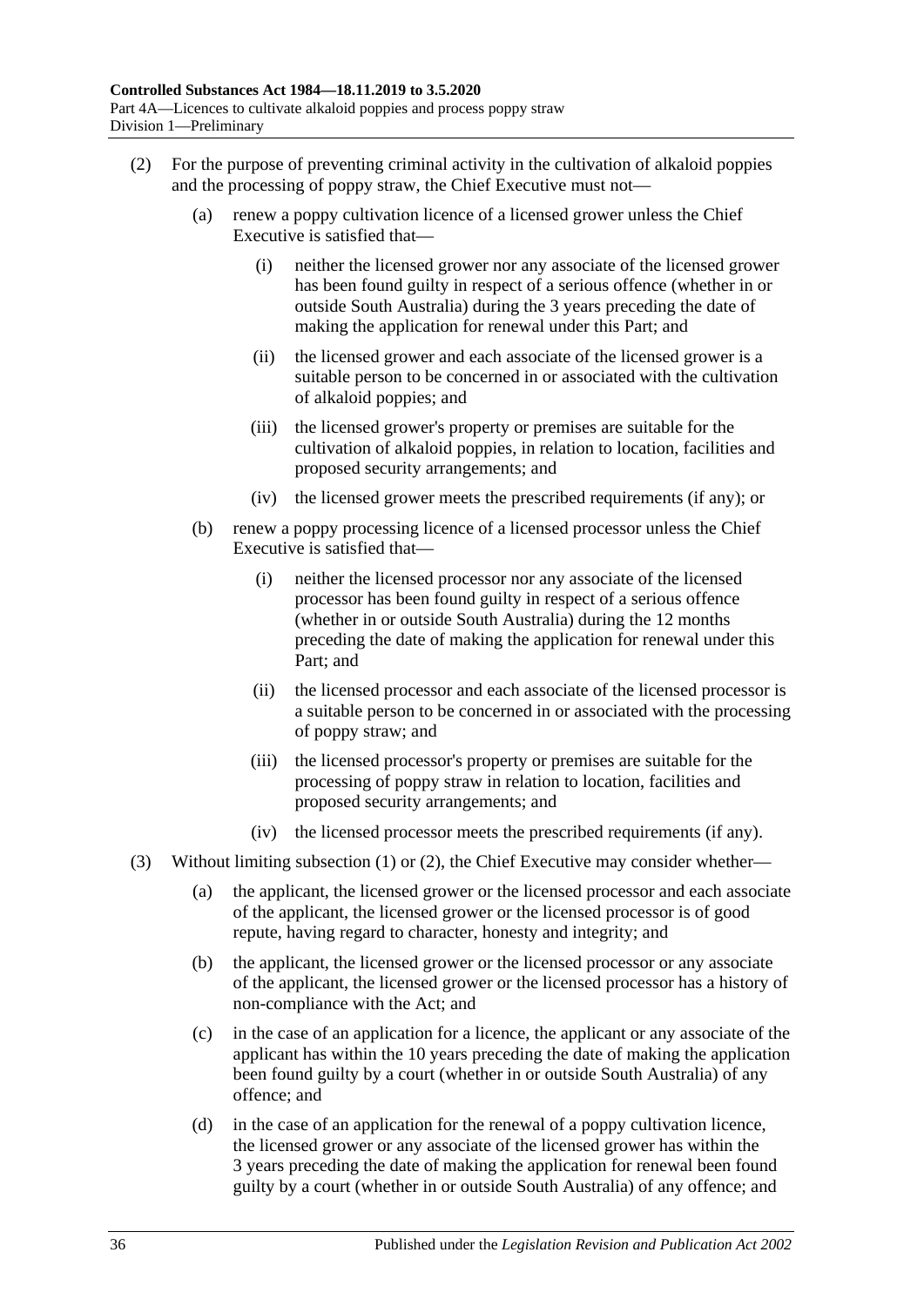(2) For the purpose of preventing criminal activity in the cultivation of alkaloid poppies and the processing of poppy straw, the Chief Executive must not—

(a) renew a poppy cultivation licence of a licensed grower unless the Chief Executive is satisfied that—

(i) neither the licensed grower nor any associate of the licensed grower has been found guilty in respect of a serious offence (whether in or outside South Australia) during the 3 years preceding the date of making the application for renewal under this Part; and

(ii) the licensed grower and each associate of the licensed grower is a suitable person to be concerned in or associated with the cultivation of alkaloid poppies; and

(iii) the licensed grower's property or premises are suitable for the cultivation of alkaloid poppies, in relation to location, facilities and proposed security arrangements; and

(iv) the licensed grower meets the prescribed requirements (if any); or

(b) renew a poppy processing licence of a licensed processor unless the Chief Executive is satisfied that—

(i) neither the licensed processor nor any associate of the licensed processor has been found guilty in respect of a serious offence (whether in or outside South Australia) during the 12 months preceding the date of making the application for renewal under this Part; and

(ii) the licensed processor and each associate of the licensed processor is a suitable person to be concerned in or associated with the processing of poppy straw; and

(iii) the licensed processor's property or premises are suitable for the processing of poppy straw in relation to location, facilities and proposed security arrangements; and

(iv) the licensed processor meets the prescribed requirements (if any).

(3) Without limiting subsection (1) or (2), the Chief Executive may consider whether—

(a) the applicant, the licensed grower or the licensed processor and each associate of the applicant, the licensed grower or the licensed processor is of good repute, having regard to character, honesty and integrity; and

(b) the applicant, the licensed grower or the licensed processor or any associate of the applicant, the licensed grower or the licensed processor has a history of non-compliance with the Act; and

(c) in the case of an application for a licence, the applicant or any associate of the applicant has within the 10 years preceding the date of making the application been found guilty by a court (whether in or outside South Australia) of any offence; and

(d) in the case of an application for the renewal of a poppy cultivation licence, the licensed grower or any associate of the licensed grower has within the 3 years preceding the date of making the application for renewal been found guilty by a court (whether in or outside South Australia) of any offence; and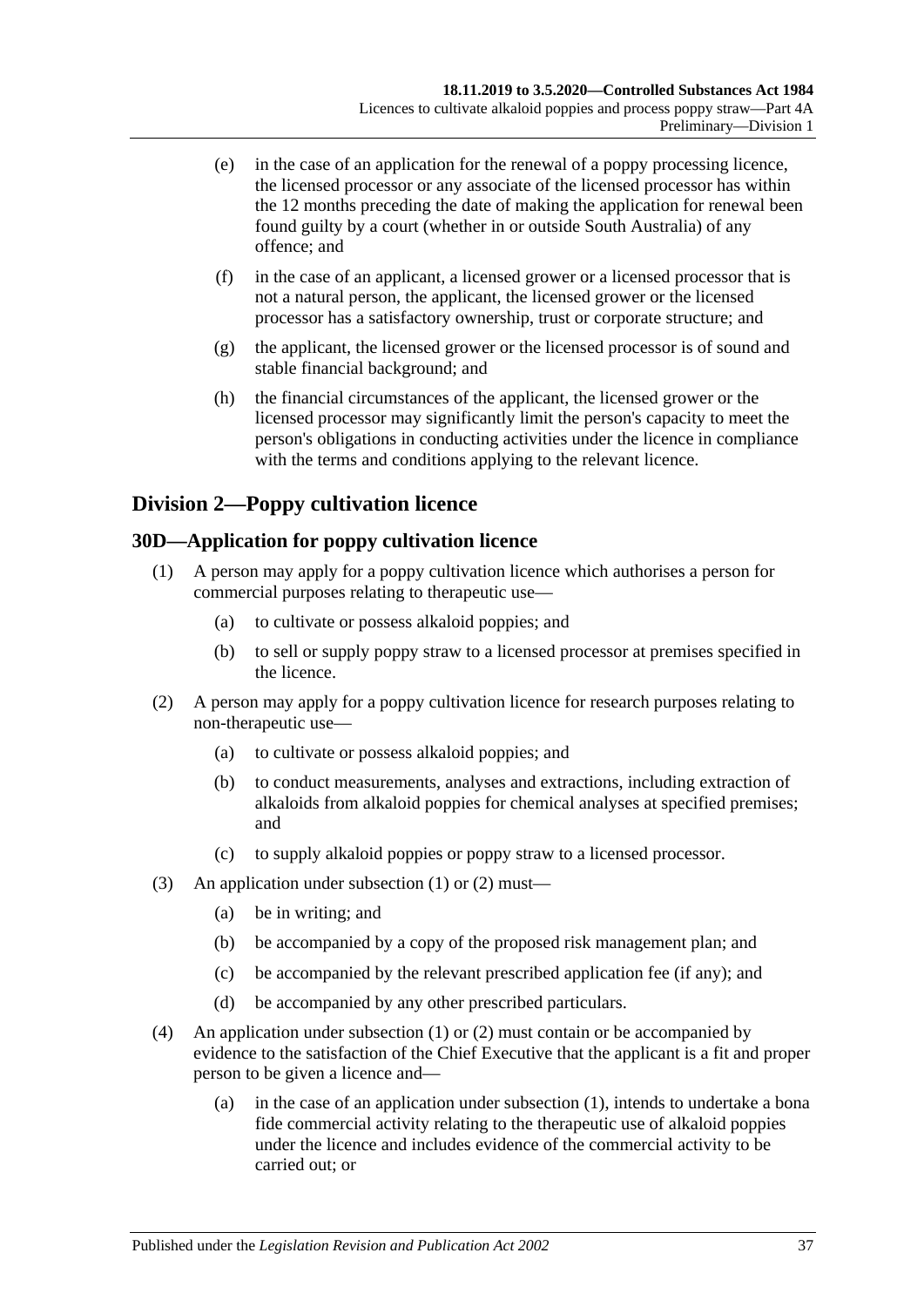(e) in the case of an application for the renewal of a poppy processing licence, the licensed processor or any associate of the licensed processor has within the 12 months preceding the date of making the application for renewal been found guilty by a court (whether in or outside South Australia) of any offence; and

(f) in the case of an applicant, a licensed grower or a licensed processor that is not a natural person, the applicant, the licensed grower or the licensed processor has a satisfactory ownership, trust or corporate structure; and

(g) the applicant, the licensed grower or the licensed processor is of sound and stable financial background; and

(h) the financial circumstances of the applicant, the licensed grower or the licensed processor may significantly limit the person's capacity to meet the person's obligations in conducting activities under the licence in compliance with the terms and conditions applying to the relevant licence.

## Division 2—Poppy cultivation licence

### 30D—Application for poppy cultivation licence

(1) A person may apply for a poppy cultivation licence which authorises a person for commercial purposes relating to therapeutic use—

(a) to cultivate or possess alkaloid poppies; and

(b) to sell or supply poppy straw to a licensed processor at premises specified in the licence.

(2) A person may apply for a poppy cultivation licence for research purposes relating to non-therapeutic use—

(a) to cultivate or possess alkaloid poppies; and

(b) to conduct measurements, analyses and extractions, including extraction of alkaloids from alkaloid poppies for chemical analyses at specified premises; and

(c) to supply alkaloid poppies or poppy straw to a licensed processor.

(3) An application under subsection (1) or (2) must—

(a) be in writing; and

(b) be accompanied by a copy of the proposed risk management plan; and

(c) be accompanied by the relevant prescribed application fee (if any); and

(d) be accompanied by any other prescribed particulars.

(4) An application under subsection (1) or (2) must contain or be accompanied by evidence to the satisfaction of the Chief Executive that the applicant is a fit and proper person to be given a licence and—

(a) in the case of an application under subsection (1), intends to undertake a bona fide commercial activity relating to the therapeutic use of alkaloid poppies under the licence and includes evidence of the commercial activity to be carried out; or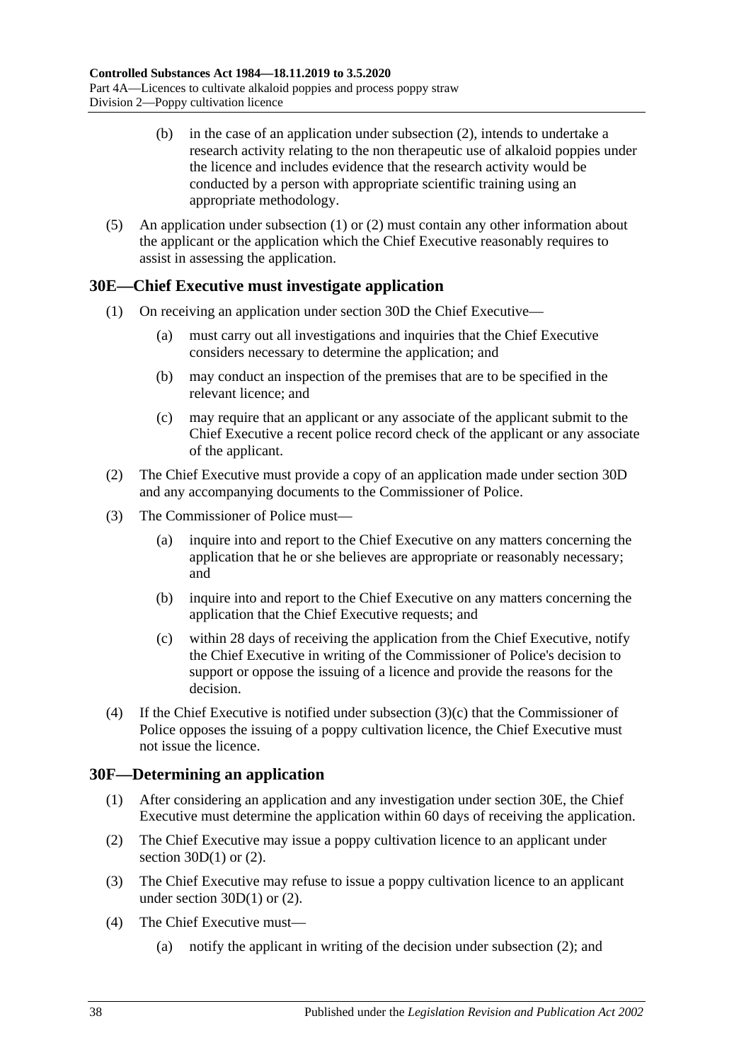(b) in the case of an application under subsection (2), intends to undertake a research activity relating to the non therapeutic use of alkaloid poppies under the licence and includes evidence that the research activity would be conducted by a person with appropriate scientific training using an appropriate methodology.

(5) An application under subsection (1) or (2) must contain any other information about the applicant or the application which the Chief Executive reasonably requires to assist in assessing the application.

## 30E—Chief Executive must investigate application

(1) On receiving an application under section 30D the Chief Executive—

(a) must carry out all investigations and inquiries that the Chief Executive considers necessary to determine the application; and

(b) may conduct an inspection of the premises that are to be specified in the relevant licence; and

(c) may require that an applicant or any associate of the applicant submit to the Chief Executive a recent police record check of the applicant or any associate of the applicant.

(2) The Chief Executive must provide a copy of an application made under section 30D and any accompanying documents to the Commissioner of Police.

(3) The Commissioner of Police must—

(a) inquire into and report to the Chief Executive on any matters concerning the application that he or she believes are appropriate or reasonably necessary; and

(b) inquire into and report to the Chief Executive on any matters concerning the application that the Chief Executive requests; and

(c) within 28 days of receiving the application from the Chief Executive, notify the Chief Executive in writing of the Commissioner of Police's decision to support or oppose the issuing of a licence and provide the reasons for the decision.

(4) If the Chief Executive is notified under subsection (3)(c) that the Commissioner of Police opposes the issuing of a poppy cultivation licence, the Chief Executive must not issue the licence.

## 30F—Determining an application

(1) After considering an application and any investigation under section 30E, the Chief Executive must determine the application within 60 days of receiving the application.

(2) The Chief Executive may issue a poppy cultivation licence to an applicant under section 30D(1) or (2).

(3) The Chief Executive may refuse to issue a poppy cultivation licence to an applicant under section 30D(1) or (2).

(4) The Chief Executive must—

(a) notify the applicant in writing of the decision under subsection (2); and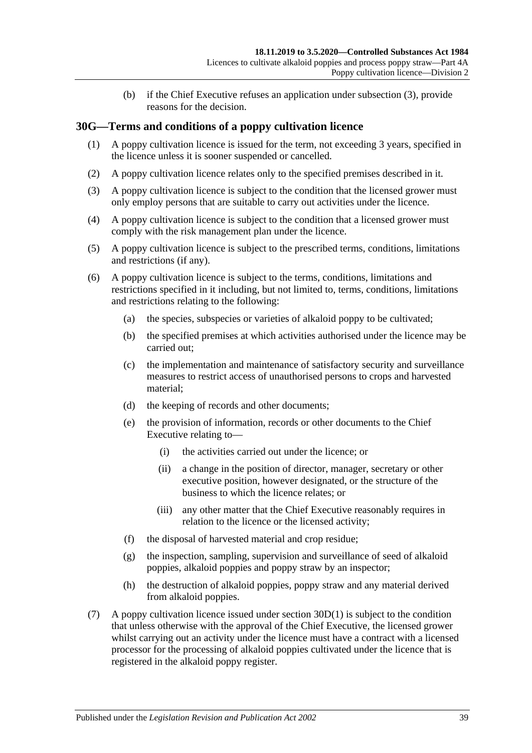(b) if the Chief Executive refuses an application under subsection (3), provide reasons for the decision.

## 30G—Terms and conditions of a poppy cultivation licence

(1) A poppy cultivation licence is issued for the term, not exceeding 3 years, specified in the licence unless it is sooner suspended or cancelled.

(2) A poppy cultivation licence relates only to the specified premises described in it.

(3) A poppy cultivation licence is subject to the condition that the licensed grower must only employ persons that are suitable to carry out activities under the licence.

(4) A poppy cultivation licence is subject to the condition that a licensed grower must comply with the risk management plan under the licence.

(5) A poppy cultivation licence is subject to the prescribed terms, conditions, limitations and restrictions (if any).

(6) A poppy cultivation licence is subject to the terms, conditions, limitations and restrictions specified in it including, but not limited to, terms, conditions, limitations and restrictions relating to the following:

- (a) the species, subspecies or varieties of alkaloid poppy to be cultivated;
- (b) the specified premises at which activities authorised under the licence may be carried out;
- (c) the implementation and maintenance of satisfactory security and surveillance measures to restrict access of unauthorised persons to crops and harvested material;
- (d) the keeping of records and other documents;
- (e) the provision of information, records or other documents to the Chief Executive relating to—
  - (i) the activities carried out under the licence; or
  - (ii) a change in the position of director, manager, secretary or other executive position, however designated, or the structure of the business to which the licence relates; or
  - (iii) any other matter that the Chief Executive reasonably requires in relation to the licence or the licensed activity;
- (f) the disposal of harvested material and crop residue;
- (g) the inspection, sampling, supervision and surveillance of seed of alkaloid poppies, alkaloid poppies and poppy straw by an inspector;
- (h) the destruction of alkaloid poppies, poppy straw and any material derived from alkaloid poppies.

(7) A poppy cultivation licence issued under section 30D(1) is subject to the condition that unless otherwise with the approval of the Chief Executive, the licensed grower whilst carrying out an activity under the licence must have a contract with a licensed processor for the processing of alkaloid poppies cultivated under the licence that is registered in the alkaloid poppy register.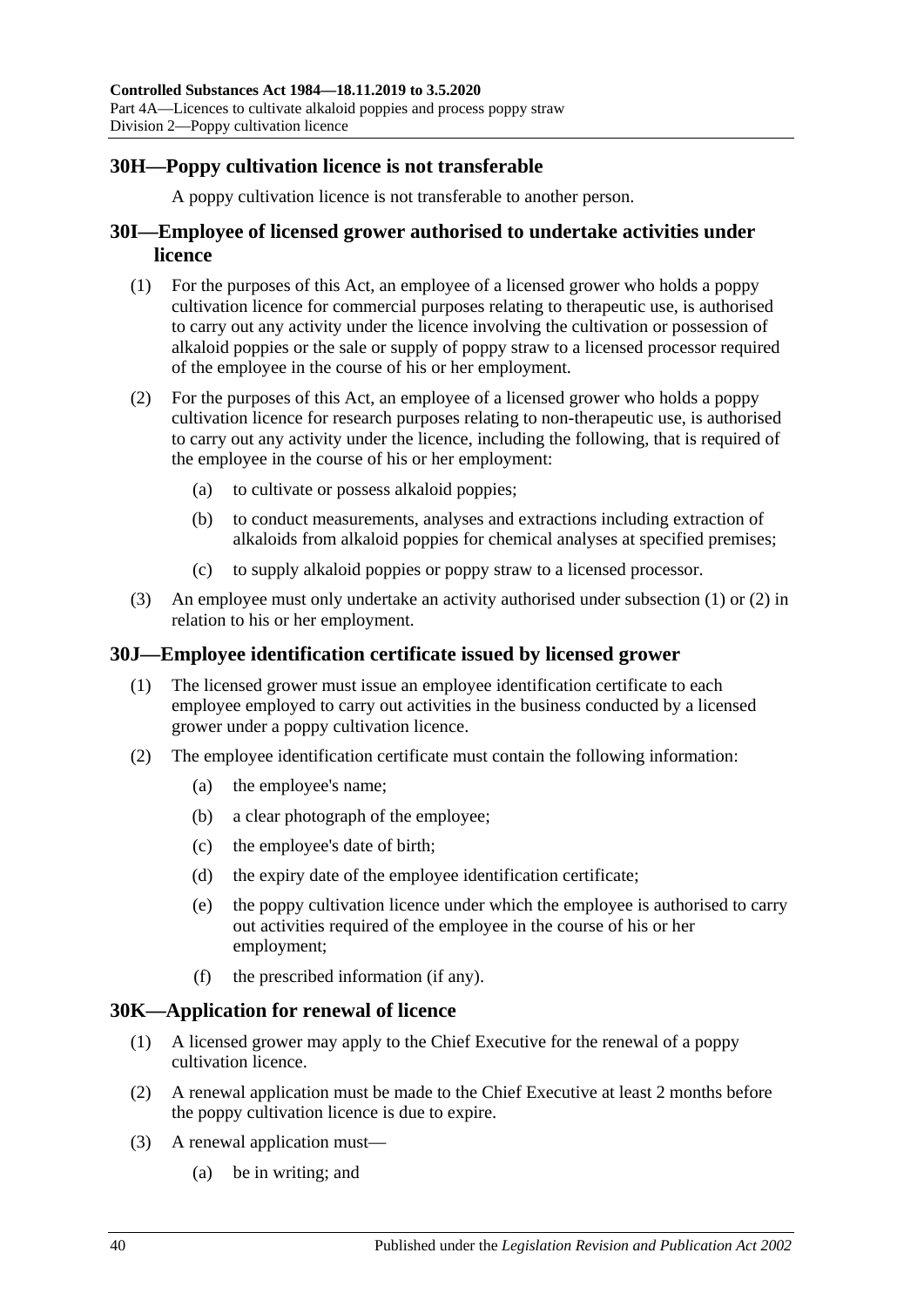## 30H—Poppy cultivation licence is not transferable

A poppy cultivation licence is not transferable to another person.

## 30I—Employee of licensed grower authorised to undertake activities under licence

(1) For the purposes of this Act, an employee of a licensed grower who holds a poppy cultivation licence for commercial purposes relating to therapeutic use, is authorised to carry out any activity under the licence involving the cultivation or possession of alkaloid poppies or the sale or supply of poppy straw to a licensed processor required of the employee in the course of his or her employment.

(2) For the purposes of this Act, an employee of a licensed grower who holds a poppy cultivation licence for research purposes relating to non-therapeutic use, is authorised to carry out any activity under the licence, including the following, that is required of the employee in the course of his or her employment:

- (a) to cultivate or possess alkaloid poppies;
- (b) to conduct measurements, analyses and extractions including extraction of alkaloids from alkaloid poppies for chemical analyses at specified premises;
- (c) to supply alkaloid poppies or poppy straw to a licensed processor.

(3) An employee must only undertake an activity authorised under subsection (1) or (2) in relation to his or her employment.

## 30J—Employee identification certificate issued by licensed grower

(1) The licensed grower must issue an employee identification certificate to each employee employed to carry out activities in the business conducted by a licensed grower under a poppy cultivation licence.

(2) The employee identification certificate must contain the following information:

- (a) the employee's name;
- (b) a clear photograph of the employee;
- (c) the employee's date of birth;
- (d) the expiry date of the employee identification certificate;
- (e) the poppy cultivation licence under which the employee is authorised to carry out activities required of the employee in the course of his or her employment;
- (f) the prescribed information (if any).

## 30K—Application for renewal of licence

(1) A licensed grower may apply to the Chief Executive for the renewal of a poppy cultivation licence.

(2) A renewal application must be made to the Chief Executive at least 2 months before the poppy cultivation licence is due to expire.

(3) A renewal application must—

- (a) be in writing; and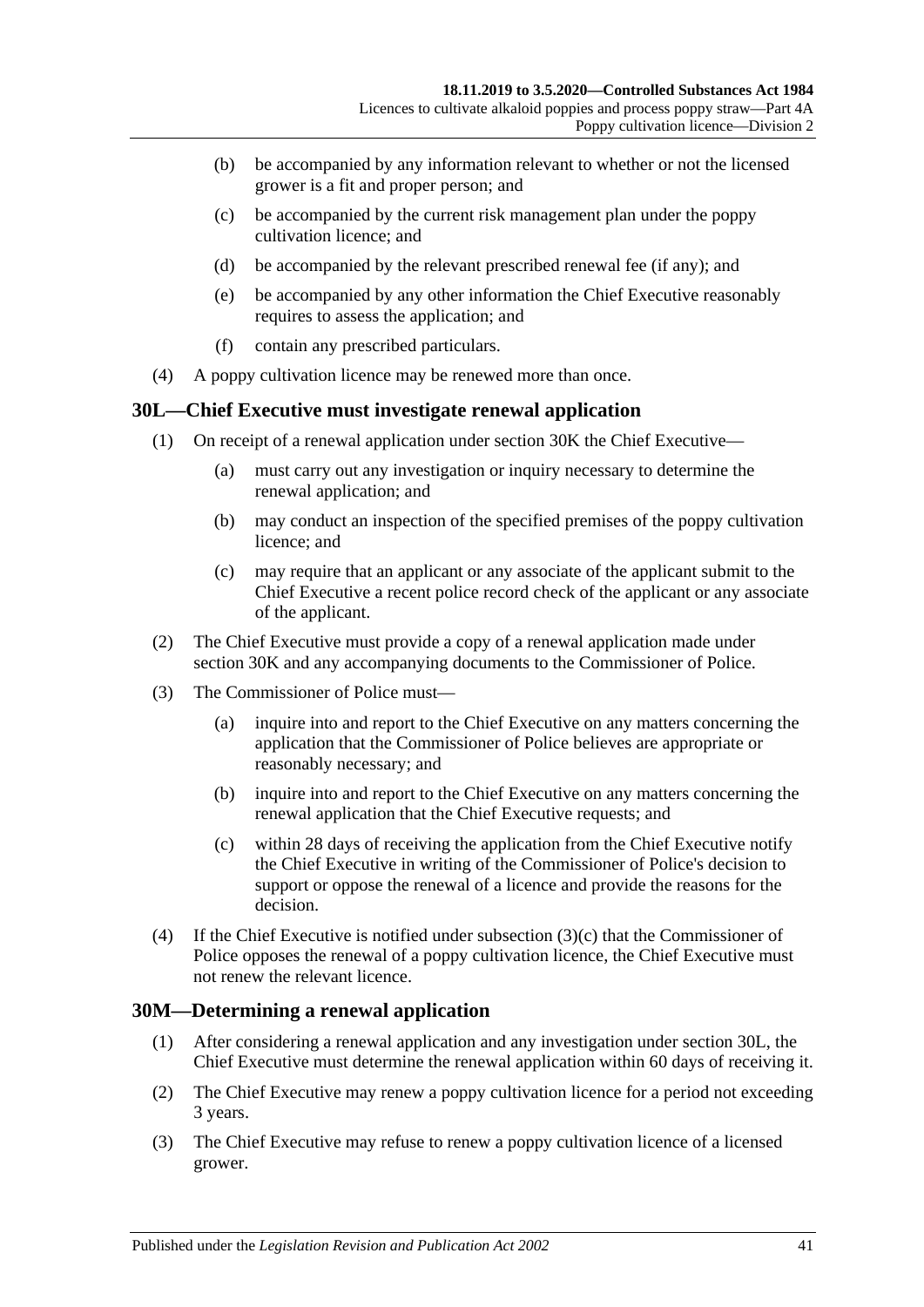(b) be accompanied by any information relevant to whether or not the licensed grower is a fit and proper person; and

(c) be accompanied by the current risk management plan under the poppy cultivation licence; and

(d) be accompanied by the relevant prescribed renewal fee (if any); and

(e) be accompanied by any other information the Chief Executive reasonably requires to assess the application; and

(f) contain any prescribed particulars.

(4) A poppy cultivation licence may be renewed more than once.

## 30L—Chief Executive must investigate renewal application

(1) On receipt of a renewal application under section 30K the Chief Executive—

(a) must carry out any investigation or inquiry necessary to determine the renewal application; and

(b) may conduct an inspection of the specified premises of the poppy cultivation licence; and

(c) may require that an applicant or any associate of the applicant submit to the Chief Executive a recent police record check of the applicant or any associate of the applicant.

(2) The Chief Executive must provide a copy of a renewal application made under section 30K and any accompanying documents to the Commissioner of Police.

(3) The Commissioner of Police must—

(a) inquire into and report to the Chief Executive on any matters concerning the application that the Commissioner of Police believes are appropriate or reasonably necessary; and

(b) inquire into and report to the Chief Executive on any matters concerning the renewal application that the Chief Executive requests; and

(c) within 28 days of receiving the application from the Chief Executive notify the Chief Executive in writing of the Commissioner of Police's decision to support or oppose the renewal of a licence and provide the reasons for the decision.

(4) If the Chief Executive is notified under subsection (3)(c) that the Commissioner of Police opposes the renewal of a poppy cultivation licence, the Chief Executive must not renew the relevant licence.

## 30M—Determining a renewal application

(1) After considering a renewal application and any investigation under section 30L, the Chief Executive must determine the renewal application within 60 days of receiving it.

(2) The Chief Executive may renew a poppy cultivation licence for a period not exceeding 3 years.

(3) The Chief Executive may refuse to renew a poppy cultivation licence of a licensed grower.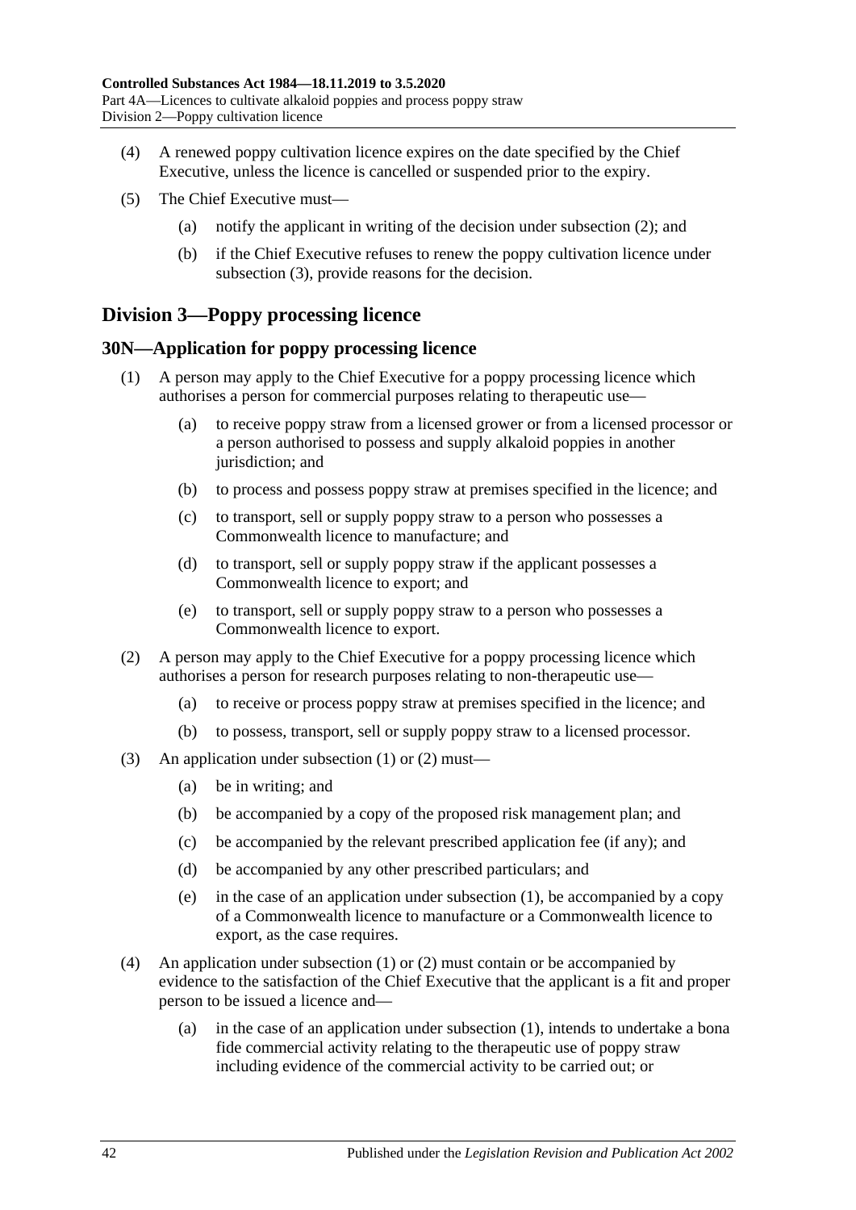(4) A renewed poppy cultivation licence expires on the date specified by the Chief Executive, unless the licence is cancelled or suspended prior to the expiry.

(5) The Chief Executive must—

(a) notify the applicant in writing of the decision under subsection (2); and

(b) if the Chief Executive refuses to renew the poppy cultivation licence under subsection (3), provide reasons for the decision.

## Division 3—Poppy processing licence

### 30N—Application for poppy processing licence

(1) A person may apply to the Chief Executive for a poppy processing licence which authorises a person for commercial purposes relating to therapeutic use—

(a) to receive poppy straw from a licensed grower or from a licensed processor or a person authorised to possess and supply alkaloid poppies in another jurisdiction; and

(b) to process and possess poppy straw at premises specified in the licence; and

(c) to transport, sell or supply poppy straw to a person who possesses a Commonwealth licence to manufacture; and

(d) to transport, sell or supply poppy straw if the applicant possesses a Commonwealth licence to export; and

(e) to transport, sell or supply poppy straw to a person who possesses a Commonwealth licence to export.

(2) A person may apply to the Chief Executive for a poppy processing licence which authorises a person for research purposes relating to non-therapeutic use—

(a) to receive or process poppy straw at premises specified in the licence; and

(b) to possess, transport, sell or supply poppy straw to a licensed processor.

(3) An application under subsection (1) or (2) must—

(a) be in writing; and

(b) be accompanied by a copy of the proposed risk management plan; and

(c) be accompanied by the relevant prescribed application fee (if any); and

(d) be accompanied by any other prescribed particulars; and

(e) in the case of an application under subsection (1), be accompanied by a copy of a Commonwealth licence to manufacture or a Commonwealth licence to export, as the case requires.

(4) An application under subsection (1) or (2) must contain or be accompanied by evidence to the satisfaction of the Chief Executive that the applicant is a fit and proper person to be issued a licence and—

(a) in the case of an application under subsection (1), intends to undertake a bona fide commercial activity relating to the therapeutic use of poppy straw including evidence of the commercial activity to be carried out; or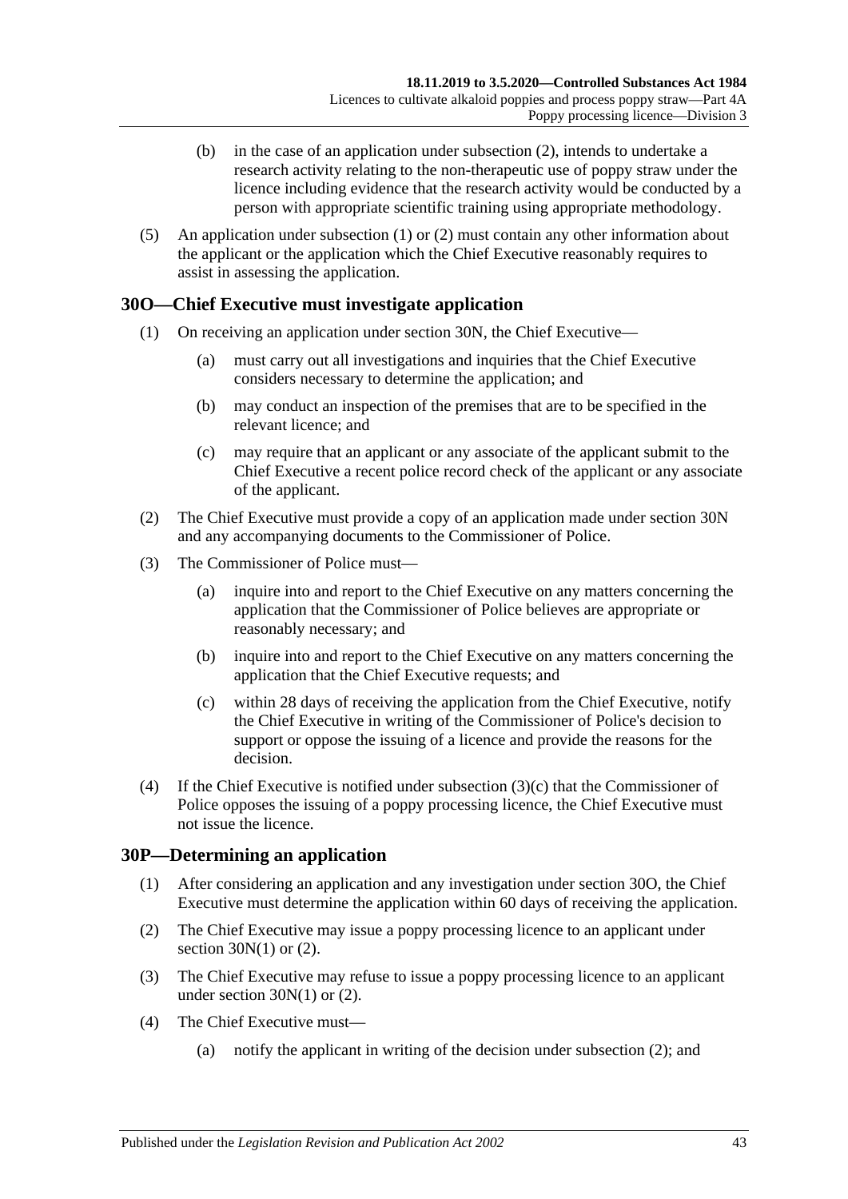(b) in the case of an application under subsection (2), intends to undertake a research activity relating to the non-therapeutic use of poppy straw under the licence including evidence that the research activity would be conducted by a person with appropriate scientific training using appropriate methodology.

(5) An application under subsection (1) or (2) must contain any other information about the applicant or the application which the Chief Executive reasonably requires to assist in assessing the application.

## 30O—Chief Executive must investigate application

(1) On receiving an application under section 30N, the Chief Executive—

(a) must carry out all investigations and inquiries that the Chief Executive considers necessary to determine the application; and

(b) may conduct an inspection of the premises that are to be specified in the relevant licence; and

(c) may require that an applicant or any associate of the applicant submit to the Chief Executive a recent police record check of the applicant or any associate of the applicant.

(2) The Chief Executive must provide a copy of an application made under section 30N and any accompanying documents to the Commissioner of Police.

(3) The Commissioner of Police must—

(a) inquire into and report to the Chief Executive on any matters concerning the application that the Commissioner of Police believes are appropriate or reasonably necessary; and

(b) inquire into and report to the Chief Executive on any matters concerning the application that the Chief Executive requests; and

(c) within 28 days of receiving the application from the Chief Executive, notify the Chief Executive in writing of the Commissioner of Police's decision to support or oppose the issuing of a licence and provide the reasons for the decision.

(4) If the Chief Executive is notified under subsection (3)(c) that the Commissioner of Police opposes the issuing of a poppy processing licence, the Chief Executive must not issue the licence.

## 30P—Determining an application

(1) After considering an application and any investigation under section 30O, the Chief Executive must determine the application within 60 days of receiving the application.

(2) The Chief Executive may issue a poppy processing licence to an applicant under section 30N(1) or (2).

(3) The Chief Executive may refuse to issue a poppy processing licence to an applicant under section 30N(1) or (2).

(4) The Chief Executive must—

(a) notify the applicant in writing of the decision under subsection (2); and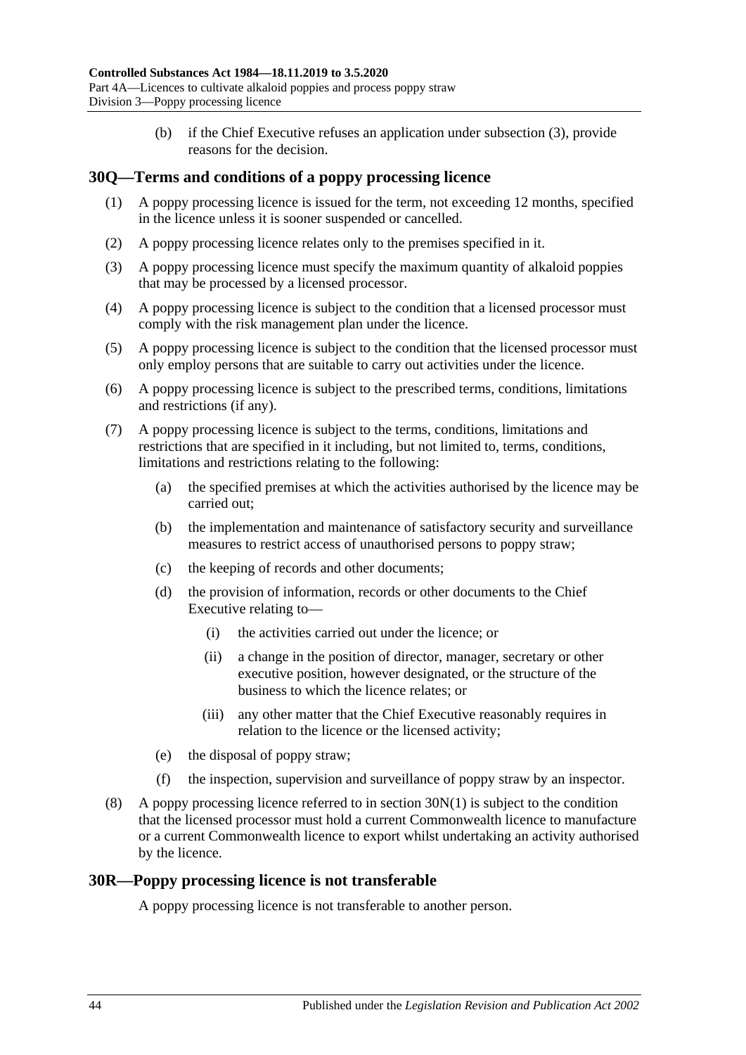(b) if the Chief Executive refuses an application under subsection (3), provide reasons for the decision.

## 30Q—Terms and conditions of a poppy processing licence

(1) A poppy processing licence is issued for the term, not exceeding 12 months, specified in the licence unless it is sooner suspended or cancelled.

(2) A poppy processing licence relates only to the premises specified in it.

(3) A poppy processing licence must specify the maximum quantity of alkaloid poppies that may be processed by a licensed processor.

(4) A poppy processing licence is subject to the condition that a licensed processor must comply with the risk management plan under the licence.

(5) A poppy processing licence is subject to the condition that the licensed processor must only employ persons that are suitable to carry out activities under the licence.

(6) A poppy processing licence is subject to the prescribed terms, conditions, limitations and restrictions (if any).

(7) A poppy processing licence is subject to the terms, conditions, limitations and restrictions that are specified in it including, but not limited to, terms, conditions, limitations and restrictions relating to the following:

- (a) the specified premises at which the activities authorised by the licence may be carried out;
- (b) the implementation and maintenance of satisfactory security and surveillance measures to restrict access of unauthorised persons to poppy straw;
- (c) the keeping of records and other documents;
- (d) the provision of information, records or other documents to the Chief Executive relating to—
  - (i) the activities carried out under the licence; or
  - (ii) a change in the position of director, manager, secretary or other executive position, however designated, or the structure of the business to which the licence relates; or
  - (iii) any other matter that the Chief Executive reasonably requires in relation to the licence or the licensed activity;
- (e) the disposal of poppy straw;
- (f) the inspection, supervision and surveillance of poppy straw by an inspector.

(8) A poppy processing licence referred to in section 30N(1) is subject to the condition that the licensed processor must hold a current Commonwealth licence to manufacture or a current Commonwealth licence to export whilst undertaking an activity authorised by the licence.

## 30R—Poppy processing licence is not transferable

A poppy processing licence is not transferable to another person.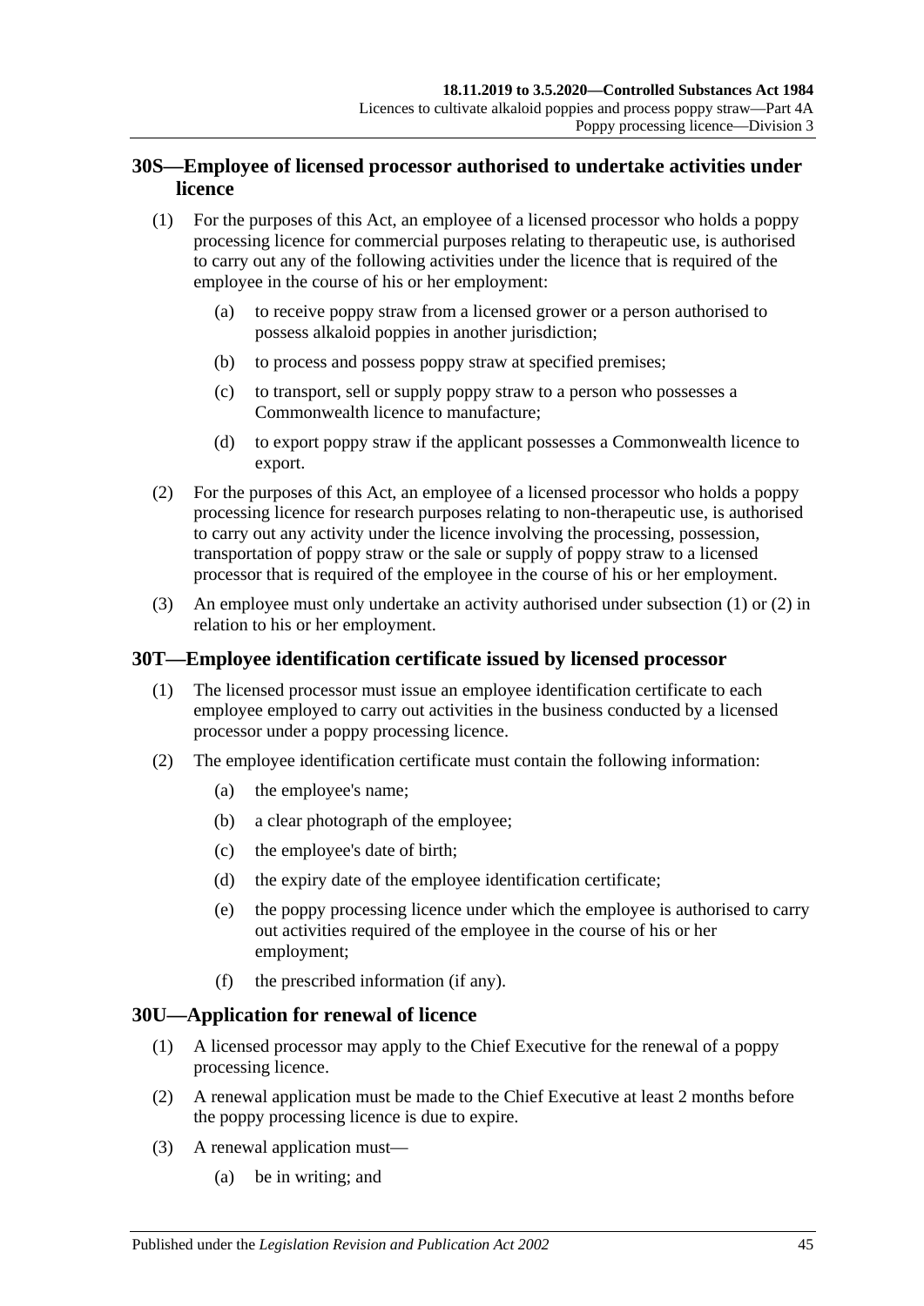## 30S—Employee of licensed processor authorised to undertake activities under licence

(1) For the purposes of this Act, an employee of a licensed processor who holds a poppy processing licence for commercial purposes relating to therapeutic use, is authorised to carry out any of the following activities under the licence that is required of the employee in the course of his or her employment:

- (a) to receive poppy straw from a licensed grower or a person authorised to possess alkaloid poppies in another jurisdiction;
- (b) to process and possess poppy straw at specified premises;
- (c) to transport, sell or supply poppy straw to a person who possesses a Commonwealth licence to manufacture;
- (d) to export poppy straw if the applicant possesses a Commonwealth licence to export.

(2) For the purposes of this Act, an employee of a licensed processor who holds a poppy processing licence for research purposes relating to non-therapeutic use, is authorised to carry out any activity under the licence involving the processing, possession, transportation of poppy straw or the sale or supply of poppy straw to a licensed processor that is required of the employee in the course of his or her employment.

(3) An employee must only undertake an activity authorised under subsection (1) or (2) in relation to his or her employment.

## 30T—Employee identification certificate issued by licensed processor

(1) The licensed processor must issue an employee identification certificate to each employee employed to carry out activities in the business conducted by a licensed processor under a poppy processing licence.

(2) The employee identification certificate must contain the following information:

- (a) the employee's name;
- (b) a clear photograph of the employee;
- (c) the employee's date of birth;
- (d) the expiry date of the employee identification certificate;
- (e) the poppy processing licence under which the employee is authorised to carry out activities required of the employee in the course of his or her employment;
- (f) the prescribed information (if any).

## 30U—Application for renewal of licence

(1) A licensed processor may apply to the Chief Executive for the renewal of a poppy processing licence.

(2) A renewal application must be made to the Chief Executive at least 2 months before the poppy processing licence is due to expire.

(3) A renewal application must—

- (a) be in writing; and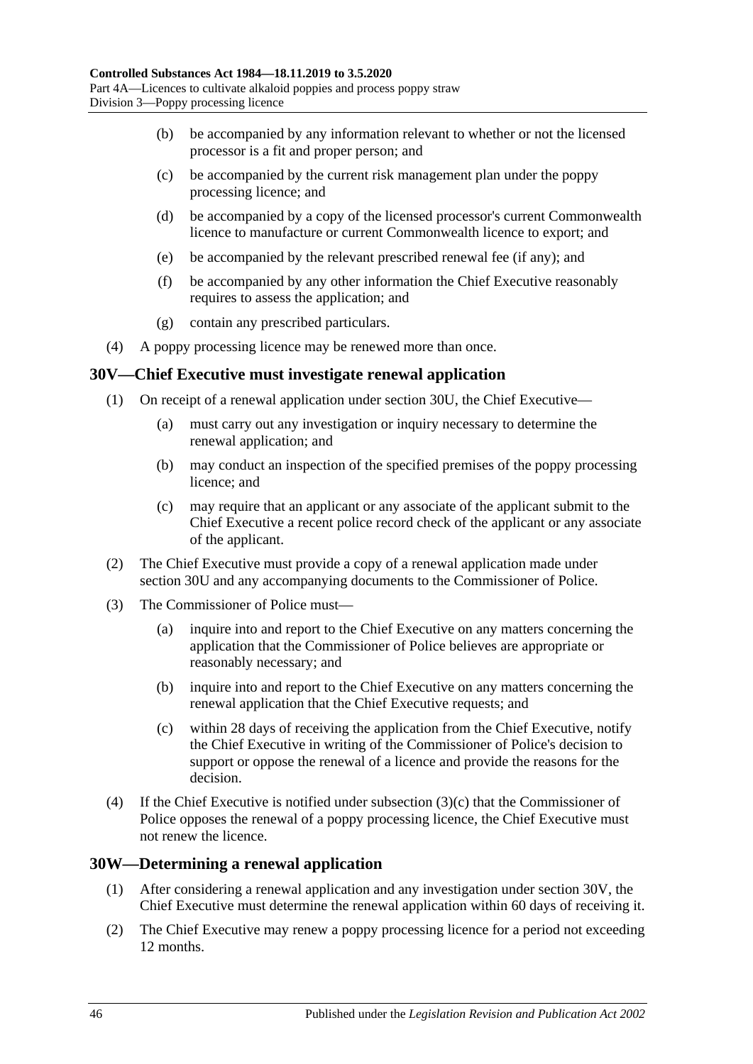(b) be accompanied by any information relevant to whether or not the licensed processor is a fit and proper person; and

(c) be accompanied by the current risk management plan under the poppy processing licence; and

(d) be accompanied by a copy of the licensed processor's current Commonwealth licence to manufacture or current Commonwealth licence to export; and

(e) be accompanied by the relevant prescribed renewal fee (if any); and

(f) be accompanied by any other information the Chief Executive reasonably requires to assess the application; and

(g) contain any prescribed particulars.

(4) A poppy processing licence may be renewed more than once.

## 30V—Chief Executive must investigate renewal application

(1) On receipt of a renewal application under section 30U, the Chief Executive—

(a) must carry out any investigation or inquiry necessary to determine the renewal application; and

(b) may conduct an inspection of the specified premises of the poppy processing licence; and

(c) may require that an applicant or any associate of the applicant submit to the Chief Executive a recent police record check of the applicant or any associate of the applicant.

(2) The Chief Executive must provide a copy of a renewal application made under section 30U and any accompanying documents to the Commissioner of Police.

(3) The Commissioner of Police must—

(a) inquire into and report to the Chief Executive on any matters concerning the application that the Commissioner of Police believes are appropriate or reasonably necessary; and

(b) inquire into and report to the Chief Executive on any matters concerning the renewal application that the Chief Executive requests; and

(c) within 28 days of receiving the application from the Chief Executive, notify the Chief Executive in writing of the Commissioner of Police's decision to support or oppose the renewal of a licence and provide the reasons for the decision.

(4) If the Chief Executive is notified under subsection (3)(c) that the Commissioner of Police opposes the renewal of a poppy processing licence, the Chief Executive must not renew the licence.

## 30W—Determining a renewal application

(1) After considering a renewal application and any investigation under section 30V, the Chief Executive must determine the renewal application within 60 days of receiving it.

(2) The Chief Executive may renew a poppy processing licence for a period not exceeding 12 months.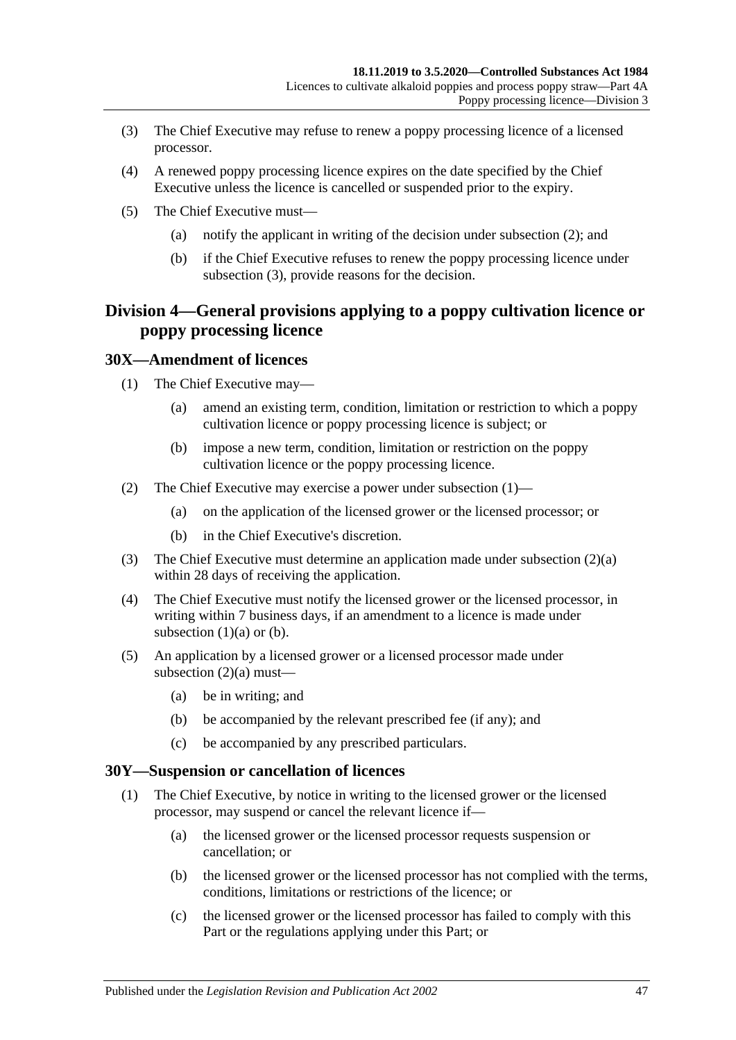(3) The Chief Executive may refuse to renew a poppy processing licence of a licensed processor.

(4) A renewed poppy processing licence expires on the date specified by the Chief Executive unless the licence is cancelled or suspended prior to the expiry.

(5) The Chief Executive must—

(a) notify the applicant in writing of the decision under subsection (2); and

(b) if the Chief Executive refuses to renew the poppy processing licence under subsection (3), provide reasons for the decision.

## Division 4—General provisions applying to a poppy cultivation licence or poppy processing licence

### 30X—Amendment of licences

(1) The Chief Executive may—

(a) amend an existing term, condition, limitation or restriction to which a poppy cultivation licence or poppy processing licence is subject; or

(b) impose a new term, condition, limitation or restriction on the poppy cultivation licence or the poppy processing licence.

(2) The Chief Executive may exercise a power under subsection (1)—

(a) on the application of the licensed grower or the licensed processor; or

(b) in the Chief Executive's discretion.

(3) The Chief Executive must determine an application made under subsection (2)(a) within 28 days of receiving the application.

(4) The Chief Executive must notify the licensed grower or the licensed processor, in writing within 7 business days, if an amendment to a licence is made under subsection (1)(a) or (b).

(5) An application by a licensed grower or a licensed processor made under subsection (2)(a) must—

(a) be in writing; and

(b) be accompanied by the relevant prescribed fee (if any); and

(c) be accompanied by any prescribed particulars.

### 30Y—Suspension or cancellation of licences

(1) The Chief Executive, by notice in writing to the licensed grower or the licensed processor, may suspend or cancel the relevant licence if—

(a) the licensed grower or the licensed processor requests suspension or cancellation; or

(b) the licensed grower or the licensed processor has not complied with the terms, conditions, limitations or restrictions of the licence; or

(c) the licensed grower or the licensed processor has failed to comply with this Part or the regulations applying under this Part; or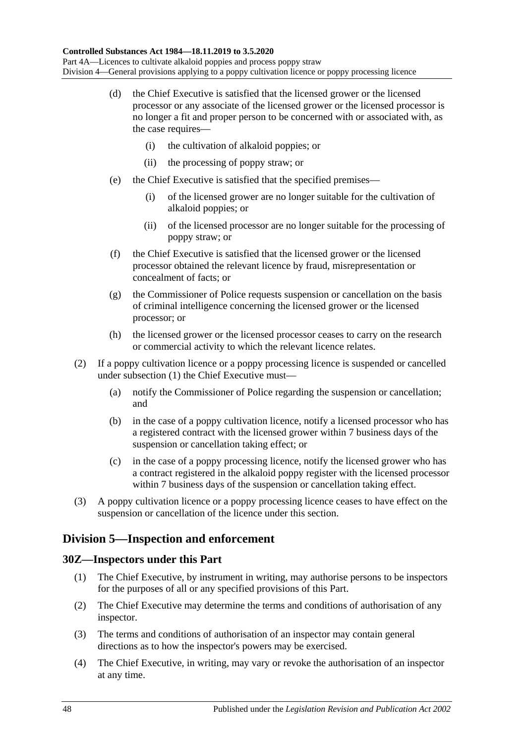(d) the Chief Executive is satisfied that the licensed grower or the licensed processor or any associate of the licensed grower or the licensed processor is no longer a fit and proper person to be concerned with or associated with, as the case requires—

  (i) the cultivation of alkaloid poppies; or

  (ii) the processing of poppy straw; or

(e) the Chief Executive is satisfied that the specified premises—

  (i) of the licensed grower are no longer suitable for the cultivation of alkaloid poppies; or

  (ii) of the licensed processor are no longer suitable for the processing of poppy straw; or

(f) the Chief Executive is satisfied that the licensed grower or the licensed processor obtained the relevant licence by fraud, misrepresentation or concealment of facts; or

(g) the Commissioner of Police requests suspension or cancellation on the basis of criminal intelligence concerning the licensed grower or the licensed processor; or

(h) the licensed grower or the licensed processor ceases to carry on the research or commercial activity to which the relevant licence relates.

(2) If a poppy cultivation licence or a poppy processing licence is suspended or cancelled under subsection (1) the Chief Executive must—

  (a) notify the Commissioner of Police regarding the suspension or cancellation; and

  (b) in the case of a poppy cultivation licence, notify a licensed processor who has a registered contract with the licensed grower within 7 business days of the suspension or cancellation taking effect; or

  (c) in the case of a poppy processing licence, notify the licensed grower who has a contract registered in the alkaloid poppy register with the licensed processor within 7 business days of the suspension or cancellation taking effect.

(3) A poppy cultivation licence or a poppy processing licence ceases to have effect on the suspension or cancellation of the licence under this section.

## Division 5—Inspection and enforcement

### 30Z—Inspectors under this Part

(1) The Chief Executive, by instrument in writing, may authorise persons to be inspectors for the purposes of all or any specified provisions of this Part.

(2) The Chief Executive may determine the terms and conditions of authorisation of any inspector.

(3) The terms and conditions of authorisation of an inspector may contain general directions as to how the inspector's powers may be exercised.

(4) The Chief Executive, in writing, may vary or revoke the authorisation of an inspector at any time.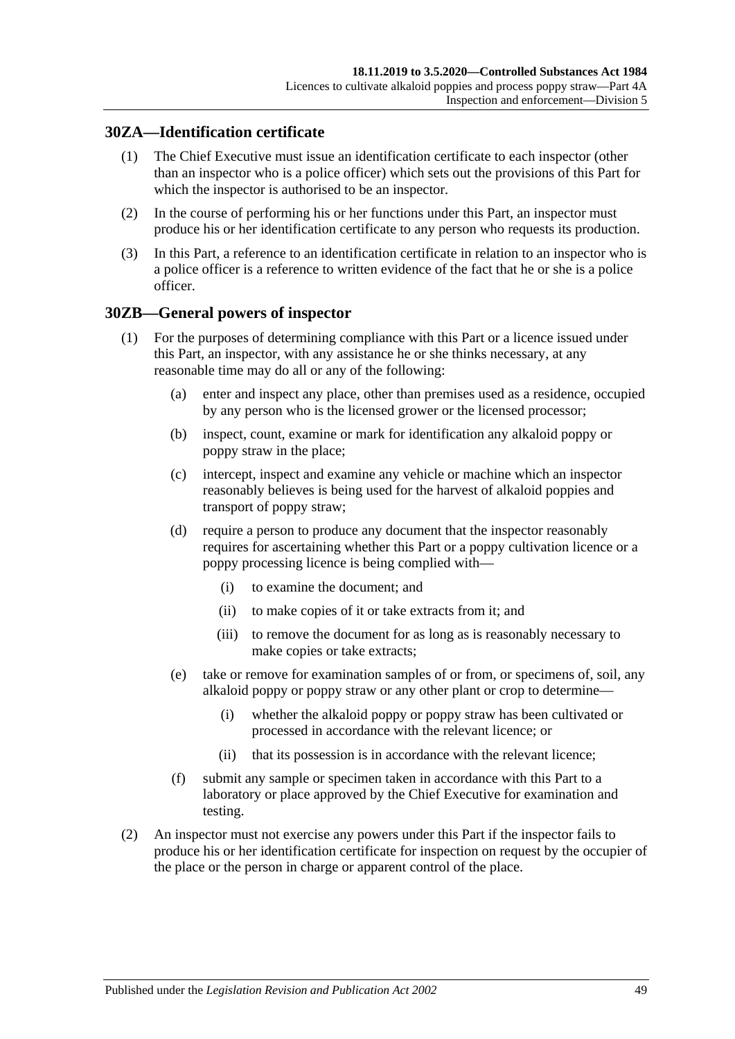## 30ZA—Identification certificate

(1) The Chief Executive must issue an identification certificate to each inspector (other than an inspector who is a police officer) which sets out the provisions of this Part for which the inspector is authorised to be an inspector.

(2) In the course of performing his or her functions under this Part, an inspector must produce his or her identification certificate to any person who requests its production.

(3) In this Part, a reference to an identification certificate in relation to an inspector who is a police officer is a reference to written evidence of the fact that he or she is a police officer.

## 30ZB—General powers of inspector

(1) For the purposes of determining compliance with this Part or a licence issued under this Part, an inspector, with any assistance he or she thinks necessary, at any reasonable time may do all or any of the following:

(a) enter and inspect any place, other than premises used as a residence, occupied by any person who is the licensed grower or the licensed processor;

(b) inspect, count, examine or mark for identification any alkaloid poppy or poppy straw in the place;

(c) intercept, inspect and examine any vehicle or machine which an inspector reasonably believes is being used for the harvest of alkaloid poppies and transport of poppy straw;

(d) require a person to produce any document that the inspector reasonably requires for ascertaining whether this Part or a poppy cultivation licence or a poppy processing licence is being complied with—

(i) to examine the document; and

(ii) to make copies of it or take extracts from it; and

(iii) to remove the document for as long as is reasonably necessary to make copies or take extracts;

(e) take or remove for examination samples of or from, or specimens of, soil, any alkaloid poppy or poppy straw or any other plant or crop to determine—

(i) whether the alkaloid poppy or poppy straw has been cultivated or processed in accordance with the relevant licence; or

(ii) that its possession is in accordance with the relevant licence;

(f) submit any sample or specimen taken in accordance with this Part to a laboratory or place approved by the Chief Executive for examination and testing.

(2) An inspector must not exercise any powers under this Part if the inspector fails to produce his or her identification certificate for inspection on request by the occupier of the place or the person in charge or apparent control of the place.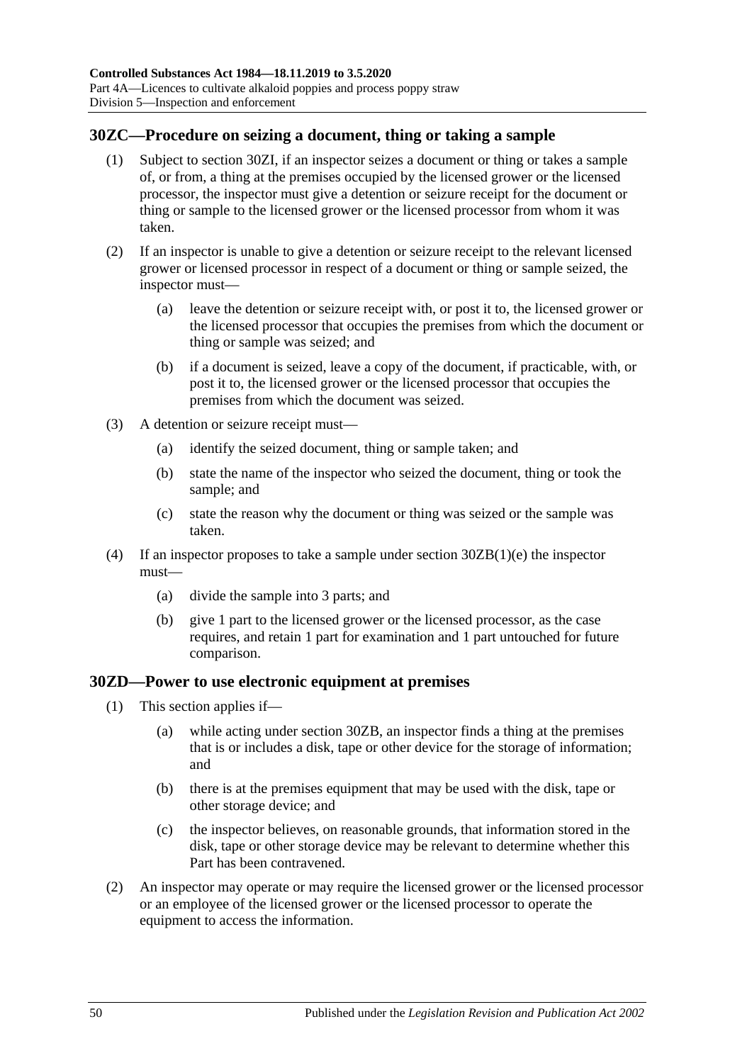## 30ZC—Procedure on seizing a document, thing or taking a sample

(1) Subject to section 30ZI, if an inspector seizes a document or thing or takes a sample of, or from, a thing at the premises occupied by the licensed grower or the licensed processor, the inspector must give a detention or seizure receipt for the document or thing or sample to the licensed grower or the licensed processor from whom it was taken.

(2) If an inspector is unable to give a detention or seizure receipt to the relevant licensed grower or licensed processor in respect of a document or thing or sample seized, the inspector must—

(a) leave the detention or seizure receipt with, or post it to, the licensed grower or the licensed processor that occupies the premises from which the document or thing or sample was seized; and

(b) if a document is seized, leave a copy of the document, if practicable, with, or post it to, the licensed grower or the licensed processor that occupies the premises from which the document was seized.

(3) A detention or seizure receipt must—

(a) identify the seized document, thing or sample taken; and

(b) state the name of the inspector who seized the document, thing or took the sample; and

(c) state the reason why the document or thing was seized or the sample was taken.

(4) If an inspector proposes to take a sample under section 30ZB(1)(e) the inspector must—

(a) divide the sample into 3 parts; and

(b) give 1 part to the licensed grower or the licensed processor, as the case requires, and retain 1 part for examination and 1 part untouched for future comparison.

## 30ZD—Power to use electronic equipment at premises

(1) This section applies if—

(a) while acting under section 30ZB, an inspector finds a thing at the premises that is or includes a disk, tape or other device for the storage of information; and

(b) there is at the premises equipment that may be used with the disk, tape or other storage device; and

(c) the inspector believes, on reasonable grounds, that information stored in the disk, tape or other storage device may be relevant to determine whether this Part has been contravened.

(2) An inspector may operate or may require the licensed grower or the licensed processor or an employee of the licensed grower or the licensed processor to operate the equipment to access the information.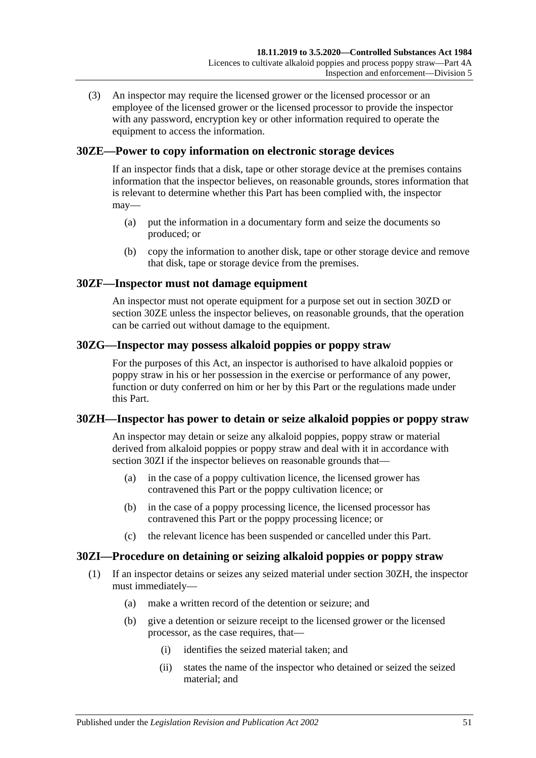(3) An inspector may require the licensed grower or the licensed processor or an employee of the licensed grower or the licensed processor to provide the inspector with any password, encryption key or other information required to operate the equipment to access the information.

## 30ZE—Power to copy information on electronic storage devices

If an inspector finds that a disk, tape or other storage device at the premises contains information that the inspector believes, on reasonable grounds, stores information that is relevant to determine whether this Part has been complied with, the inspector may—

(a) put the information in a documentary form and seize the documents so produced; or

(b) copy the information to another disk, tape or other storage device and remove that disk, tape or storage device from the premises.

## 30ZF—Inspector must not damage equipment

An inspector must not operate equipment for a purpose set out in section 30ZD or section 30ZE unless the inspector believes, on reasonable grounds, that the operation can be carried out without damage to the equipment.

## 30ZG—Inspector may possess alkaloid poppies or poppy straw

For the purposes of this Act, an inspector is authorised to have alkaloid poppies or poppy straw in his or her possession in the exercise or performance of any power, function or duty conferred on him or her by this Part or the regulations made under this Part.

## 30ZH—Inspector has power to detain or seize alkaloid poppies or poppy straw

An inspector may detain or seize any alkaloid poppies, poppy straw or material derived from alkaloid poppies or poppy straw and deal with it in accordance with section 30ZI if the inspector believes on reasonable grounds that—

(a) in the case of a poppy cultivation licence, the licensed grower has contravened this Part or the poppy cultivation licence; or

(b) in the case of a poppy processing licence, the licensed processor has contravened this Part or the poppy processing licence; or

(c) the relevant licence has been suspended or cancelled under this Part.

## 30ZI—Procedure on detaining or seizing alkaloid poppies or poppy straw

(1) If an inspector detains or seizes any seized material under section 30ZH, the inspector must immediately—

(a) make a written record of the detention or seizure; and

(b) give a detention or seizure receipt to the licensed grower or the licensed processor, as the case requires, that—

(i) identifies the seized material taken; and

(ii) states the name of the inspector who detained or seized the seized material; and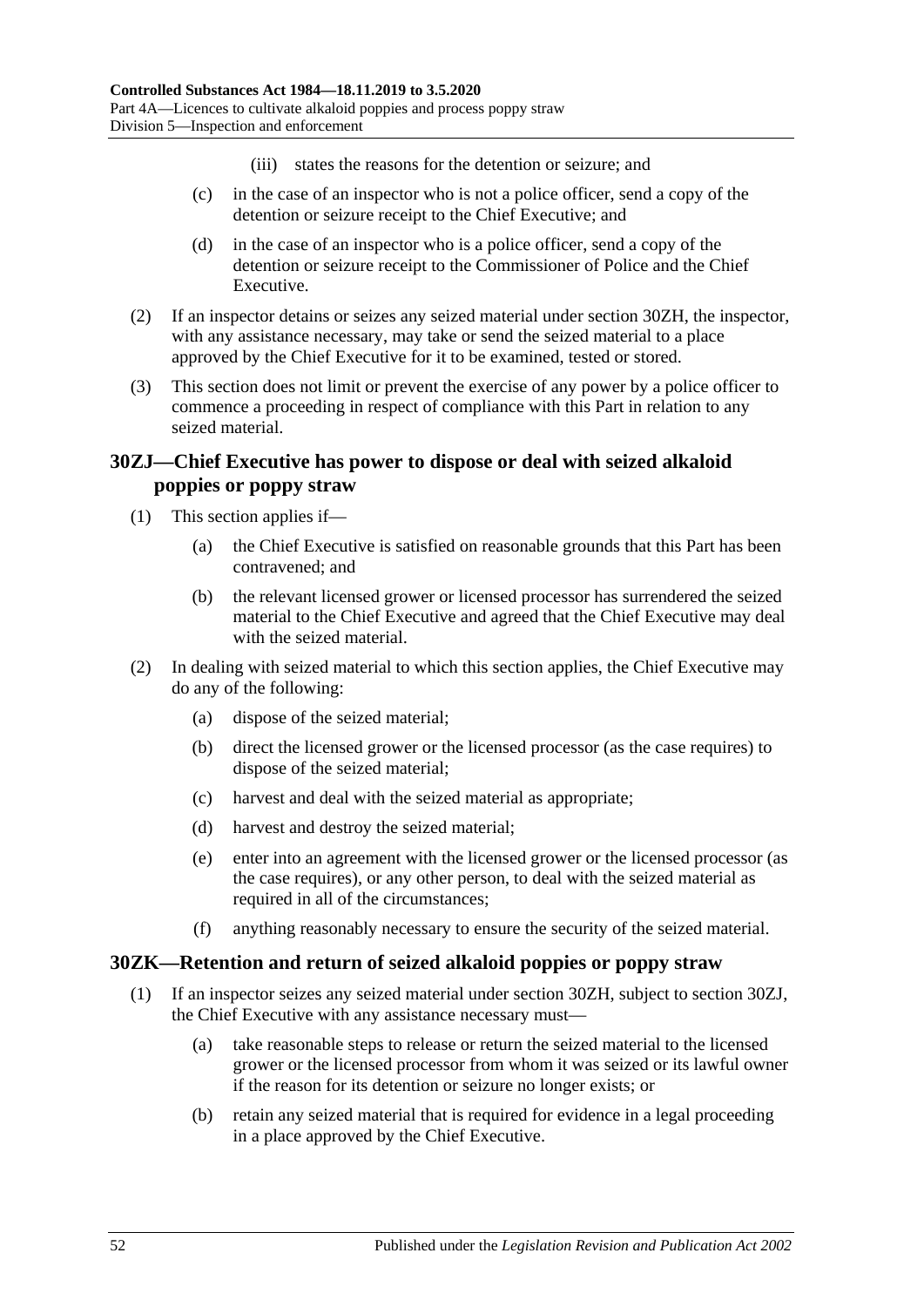(iii) states the reasons for the detention or seizure; and

(c) in the case of an inspector who is not a police officer, send a copy of the detention or seizure receipt to the Chief Executive; and

(d) in the case of an inspector who is a police officer, send a copy of the detention or seizure receipt to the Commissioner of Police and the Chief Executive.

(2) If an inspector detains or seizes any seized material under section 30ZH, the inspector, with any assistance necessary, may take or send the seized material to a place approved by the Chief Executive for it to be examined, tested or stored.

(3) This section does not limit or prevent the exercise of any power by a police officer to commence a proceeding in respect of compliance with this Part in relation to any seized material.

## 30ZJ—Chief Executive has power to dispose or deal with seized alkaloid poppies or poppy straw

(1) This section applies if—

(a) the Chief Executive is satisfied on reasonable grounds that this Part has been contravened; and

(b) the relevant licensed grower or licensed processor has surrendered the seized material to the Chief Executive and agreed that the Chief Executive may deal with the seized material.

(2) In dealing with seized material to which this section applies, the Chief Executive may do any of the following:

(a) dispose of the seized material;

(b) direct the licensed grower or the licensed processor (as the case requires) to dispose of the seized material;

(c) harvest and deal with the seized material as appropriate;

(d) harvest and destroy the seized material;

(e) enter into an agreement with the licensed grower or the licensed processor (as the case requires), or any other person, to deal with the seized material as required in all of the circumstances;

(f) anything reasonably necessary to ensure the security of the seized material.

## 30ZK—Retention and return of seized alkaloid poppies or poppy straw

(1) If an inspector seizes any seized material under section 30ZH, subject to section 30ZJ, the Chief Executive with any assistance necessary must—

(a) take reasonable steps to release or return the seized material to the licensed grower or the licensed processor from whom it was seized or its lawful owner if the reason for its detention or seizure no longer exists; or

(b) retain any seized material that is required for evidence in a legal proceeding in a place approved by the Chief Executive.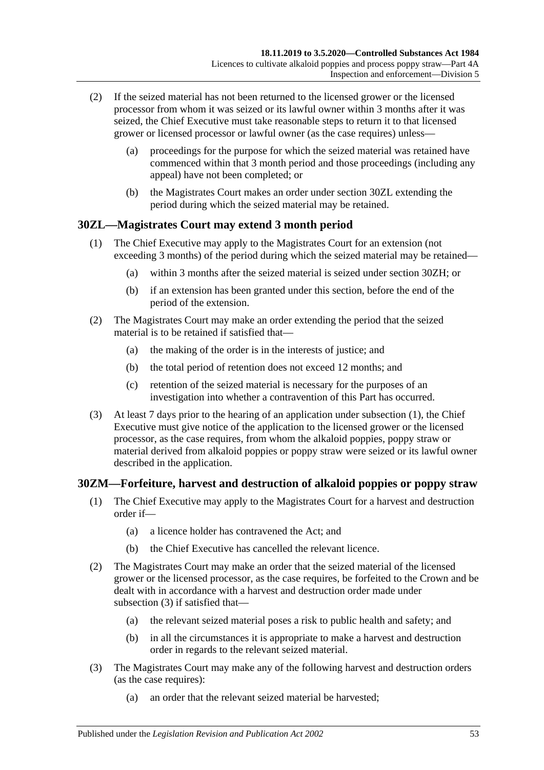(2) If the seized material has not been returned to the licensed grower or the licensed processor from whom it was seized or its lawful owner within 3 months after it was seized, the Chief Executive must take reasonable steps to return it to that licensed grower or licensed processor or lawful owner (as the case requires) unless—

(a) proceedings for the purpose for which the seized material was retained have commenced within that 3 month period and those proceedings (including any appeal) have not been completed; or

(b) the Magistrates Court makes an order under section 30ZL extending the period during which the seized material may be retained.

## 30ZL—Magistrates Court may extend 3 month period

(1) The Chief Executive may apply to the Magistrates Court for an extension (not exceeding 3 months) of the period during which the seized material may be retained—

(a) within 3 months after the seized material is seized under section 30ZH; or

(b) if an extension has been granted under this section, before the end of the period of the extension.

(2) The Magistrates Court may make an order extending the period that the seized material is to be retained if satisfied that—

(a) the making of the order is in the interests of justice; and

(b) the total period of retention does not exceed 12 months; and

(c) retention of the seized material is necessary for the purposes of an investigation into whether a contravention of this Part has occurred.

(3) At least 7 days prior to the hearing of an application under subsection (1), the Chief Executive must give notice of the application to the licensed grower or the licensed processor, as the case requires, from whom the alkaloid poppies, poppy straw or material derived from alkaloid poppies or poppy straw were seized or its lawful owner described in the application.

## 30ZM—Forfeiture, harvest and destruction of alkaloid poppies or poppy straw

(1) The Chief Executive may apply to the Magistrates Court for a harvest and destruction order if—

(a) a licence holder has contravened the Act; and

(b) the Chief Executive has cancelled the relevant licence.

(2) The Magistrates Court may make an order that the seized material of the licensed grower or the licensed processor, as the case requires, be forfeited to the Crown and be dealt with in accordance with a harvest and destruction order made under subsection (3) if satisfied that—

(a) the relevant seized material poses a risk to public health and safety; and

(b) in all the circumstances it is appropriate to make a harvest and destruction order in regards to the relevant seized material.

(3) The Magistrates Court may make any of the following harvest and destruction orders (as the case requires):

(a) an order that the relevant seized material be harvested;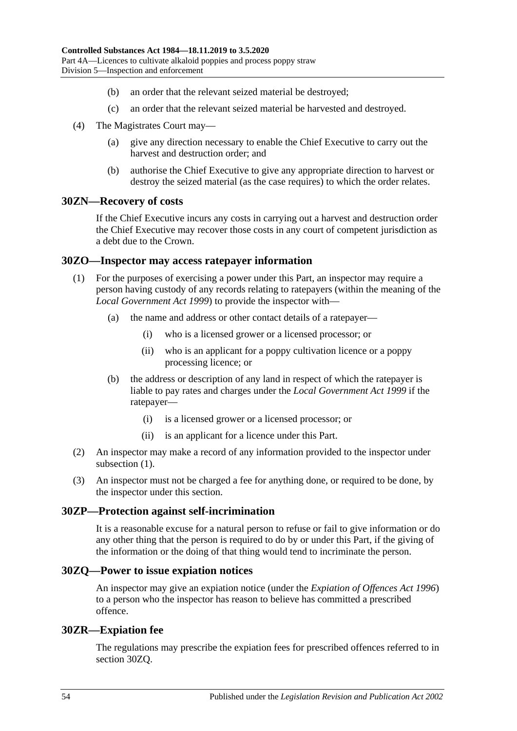(b) an order that the relevant seized material be destroyed;

(c) an order that the relevant seized material be harvested and destroyed.

(4) The Magistrates Court may—

(a) give any direction necessary to enable the Chief Executive to carry out the harvest and destruction order; and

(b) authorise the Chief Executive to give any appropriate direction to harvest or destroy the seized material (as the case requires) to which the order relates.

## 30ZN—Recovery of costs

If the Chief Executive incurs any costs in carrying out a harvest and destruction order the Chief Executive may recover those costs in any court of competent jurisdiction as a debt due to the Crown.

## 30ZO—Inspector may access ratepayer information

(1) For the purposes of exercising a power under this Part, an inspector may require a person having custody of any records relating to ratepayers (within the meaning of the *Local Government Act 1999*) to provide the inspector with—

(a) the name and address or other contact details of a ratepayer—

(i) who is a licensed grower or a licensed processor; or

(ii) who is an applicant for a poppy cultivation licence or a poppy processing licence; or

(b) the address or description of any land in respect of which the ratepayer is liable to pay rates and charges under the *Local Government Act 1999* if the ratepayer—

(i) is a licensed grower or a licensed processor; or

(ii) is an applicant for a licence under this Part.

(2) An inspector may make a record of any information provided to the inspector under subsection (1).

(3) An inspector must not be charged a fee for anything done, or required to be done, by the inspector under this section.

## 30ZP—Protection against self-incrimination

It is a reasonable excuse for a natural person to refuse or fail to give information or do any other thing that the person is required to do by or under this Part, if the giving of the information or the doing of that thing would tend to incriminate the person.

## 30ZQ—Power to issue expiation notices

An inspector may give an expiation notice (under the *Expiation of Offences Act 1996*) to a person who the inspector has reason to believe has committed a prescribed offence.

## 30ZR—Expiation fee

The regulations may prescribe the expiation fees for prescribed offences referred to in section 30ZQ.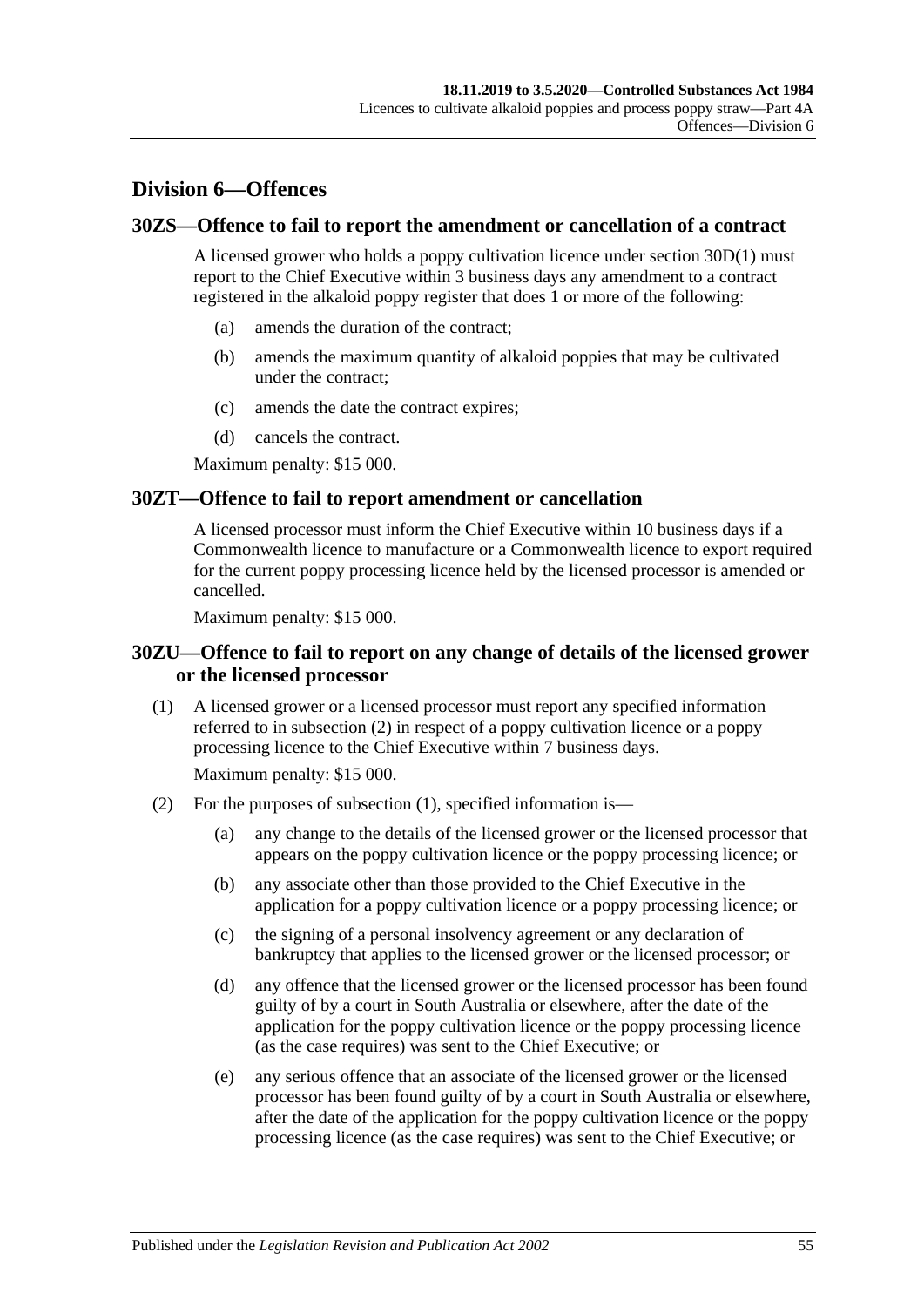## Division 6—Offences

### 30ZS—Offence to fail to report the amendment or cancellation of a contract

A licensed grower who holds a poppy cultivation licence under section 30D(1) must report to the Chief Executive within 3 business days any amendment to a contract registered in the alkaloid poppy register that does 1 or more of the following:

(a) amends the duration of the contract;

(b) amends the maximum quantity of alkaloid poppies that may be cultivated under the contract;

(c) amends the date the contract expires;

(d) cancels the contract.

Maximum penalty: $15 000.

### 30ZT—Offence to fail to report amendment or cancellation

A licensed processor must inform the Chief Executive within 10 business days if a Commonwealth licence to manufacture or a Commonwealth licence to export required for the current poppy processing licence held by the licensed processor is amended or cancelled.

Maximum penalty: $15 000.

### 30ZU—Offence to fail to report on any change of details of the licensed grower or the licensed processor

(1) A licensed grower or a licensed processor must report any specified information referred to in subsection (2) in respect of a poppy cultivation licence or a poppy processing licence to the Chief Executive within 7 business days.

Maximum penalty: $15 000.

(2) For the purposes of subsection (1), specified information is—

(a) any change to the details of the licensed grower or the licensed processor that appears on the poppy cultivation licence or the poppy processing licence; or

(b) any associate other than those provided to the Chief Executive in the application for a poppy cultivation licence or a poppy processing licence; or

(c) the signing of a personal insolvency agreement or any declaration of bankruptcy that applies to the licensed grower or the licensed processor; or

(d) any offence that the licensed grower or the licensed processor has been found guilty of by a court in South Australia or elsewhere, after the date of the application for the poppy cultivation licence or the poppy processing licence (as the case requires) was sent to the Chief Executive; or

(e) any serious offence that an associate of the licensed grower or the licensed processor has been found guilty of by a court in South Australia or elsewhere, after the date of the application for the poppy cultivation licence or the poppy processing licence (as the case requires) was sent to the Chief Executive; or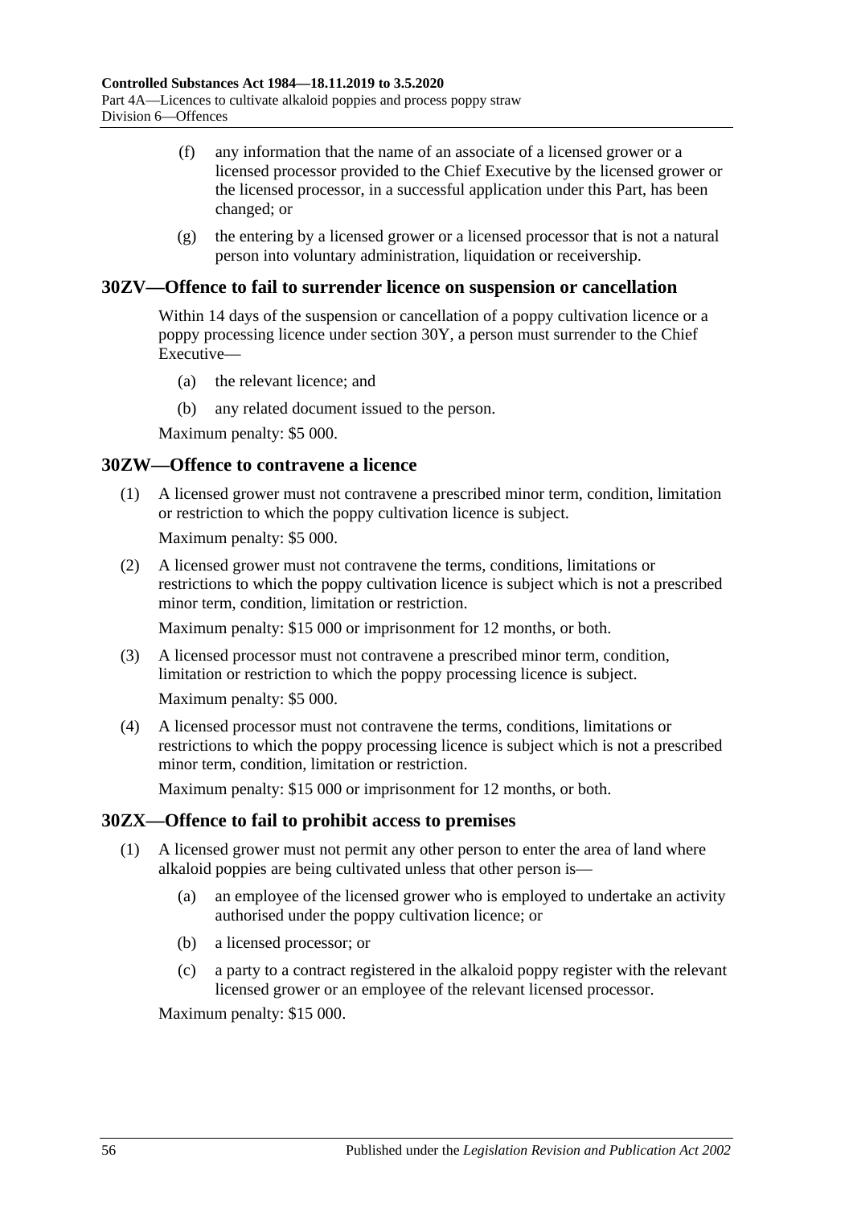(f) any information that the name of an associate of a licensed grower or a licensed processor provided to the Chief Executive by the licensed grower or the licensed processor, in a successful application under this Part, has been changed; or

(g) the entering by a licensed grower or a licensed processor that is not a natural person into voluntary administration, liquidation or receivership.

## 30ZV—Offence to fail to surrender licence on suspension or cancellation

Within 14 days of the suspension or cancellation of a poppy cultivation licence or a poppy processing licence under section 30Y, a person must surrender to the Chief Executive—

(a) the relevant licence; and

(b) any related document issued to the person.

Maximum penalty: $5 000.

## 30ZW—Offence to contravene a licence

(1) A licensed grower must not contravene a prescribed minor term, condition, limitation or restriction to which the poppy cultivation licence is subject.

Maximum penalty: $5 000.

(2) A licensed grower must not contravene the terms, conditions, limitations or restrictions to which the poppy cultivation licence is subject which is not a prescribed minor term, condition, limitation or restriction.

Maximum penalty: $15 000 or imprisonment for 12 months, or both.

(3) A licensed processor must not contravene a prescribed minor term, condition, limitation or restriction to which the poppy processing licence is subject.

Maximum penalty: $5 000.

(4) A licensed processor must not contravene the terms, conditions, limitations or restrictions to which the poppy processing licence is subject which is not a prescribed minor term, condition, limitation or restriction.

Maximum penalty: $15 000 or imprisonment for 12 months, or both.

## 30ZX—Offence to fail to prohibit access to premises

(1) A licensed grower must not permit any other person to enter the area of land where alkaloid poppies are being cultivated unless that other person is—

(a) an employee of the licensed grower who is employed to undertake an activity authorised under the poppy cultivation licence; or

(b) a licensed processor; or

(c) a party to a contract registered in the alkaloid poppy register with the relevant licensed grower or an employee of the relevant licensed processor.

Maximum penalty: $15 000.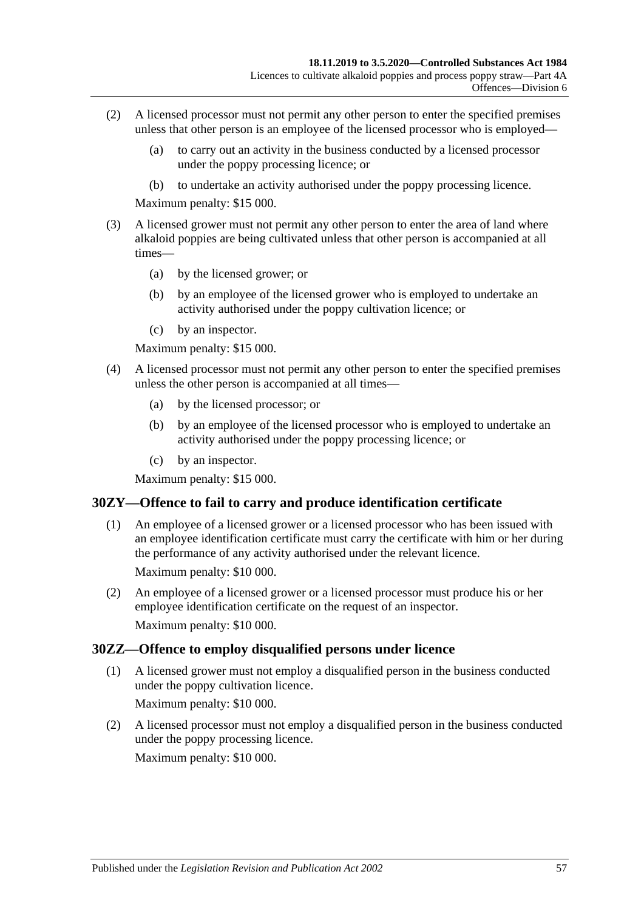(2) A licensed processor must not permit any other person to enter the specified premises unless that other person is an employee of the licensed processor who is employed—

  (a) to carry out an activity in the business conducted by a licensed processor under the poppy processing licence; or

  (b) to undertake an activity authorised under the poppy processing licence.

Maximum penalty: $15 000.

(3) A licensed grower must not permit any other person to enter the area of land where alkaloid poppies are being cultivated unless that other person is accompanied at all times—

  (a) by the licensed grower; or

  (b) by an employee of the licensed grower who is employed to undertake an activity authorised under the poppy cultivation licence; or

  (c) by an inspector.

Maximum penalty: $15 000.

(4) A licensed processor must not permit any other person to enter the specified premises unless the other person is accompanied at all times—

  (a) by the licensed processor; or

  (b) by an employee of the licensed processor who is employed to undertake an activity authorised under the poppy processing licence; or

  (c) by an inspector.

Maximum penalty: $15 000.

## 30ZY—Offence to fail to carry and produce identification certificate

(1) An employee of a licensed grower or a licensed processor who has been issued with an employee identification certificate must carry the certificate with him or her during the performance of any activity authorised under the relevant licence.

Maximum penalty: $10 000.

(2) An employee of a licensed grower or a licensed processor must produce his or her employee identification certificate on the request of an inspector.

Maximum penalty: $10 000.

## 30ZZ—Offence to employ disqualified persons under licence

(1) A licensed grower must not employ a disqualified person in the business conducted under the poppy cultivation licence.

Maximum penalty: $10 000.

(2) A licensed processor must not employ a disqualified person in the business conducted under the poppy processing licence.

Maximum penalty: $10 000.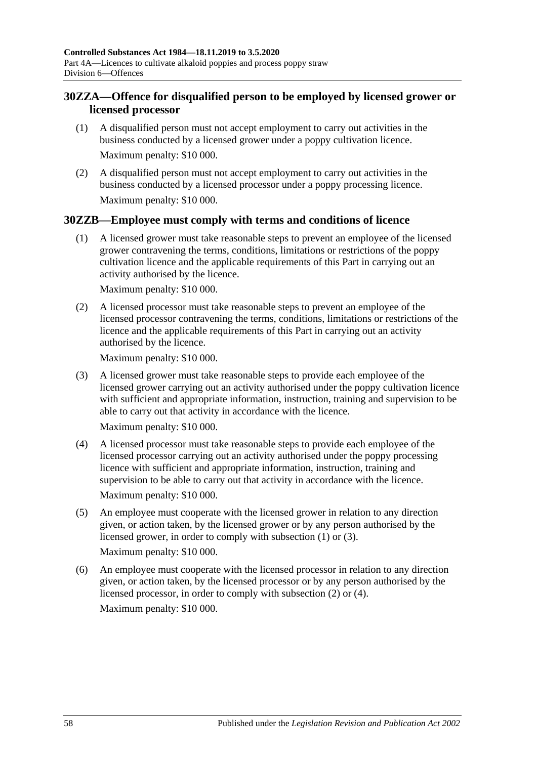## 30ZZA—Offence for disqualified person to be employed by licensed grower or licensed processor

(1) A disqualified person must not accept employment to carry out activities in the business conducted by a licensed grower under a poppy cultivation licence.

Maximum penalty: $10 000.

(2) A disqualified person must not accept employment to carry out activities in the business conducted by a licensed processor under a poppy processing licence.

Maximum penalty: $10 000.

## 30ZZB—Employee must comply with terms and conditions of licence

(1) A licensed grower must take reasonable steps to prevent an employee of the licensed grower contravening the terms, conditions, limitations or restrictions of the poppy cultivation licence and the applicable requirements of this Part in carrying out an activity authorised by the licence.

Maximum penalty: $10 000.

(2) A licensed processor must take reasonable steps to prevent an employee of the licensed processor contravening the terms, conditions, limitations or restrictions of the licence and the applicable requirements of this Part in carrying out an activity authorised by the licence.

Maximum penalty: $10 000.

(3) A licensed grower must take reasonable steps to provide each employee of the licensed grower carrying out an activity authorised under the poppy cultivation licence with sufficient and appropriate information, instruction, training and supervision to be able to carry out that activity in accordance with the licence.

Maximum penalty: $10 000.

(4) A licensed processor must take reasonable steps to provide each employee of the licensed processor carrying out an activity authorised under the poppy processing licence with sufficient and appropriate information, instruction, training and supervision to be able to carry out that activity in accordance with the licence.

Maximum penalty: $10 000.

(5) An employee must cooperate with the licensed grower in relation to any direction given, or action taken, by the licensed grower or by any person authorised by the licensed grower, in order to comply with subsection (1) or (3).

Maximum penalty: $10 000.

(6) An employee must cooperate with the licensed processor in relation to any direction given, or action taken, by the licensed processor or by any person authorised by the licensed processor, in order to comply with subsection (2) or (4).

Maximum penalty: $10 000.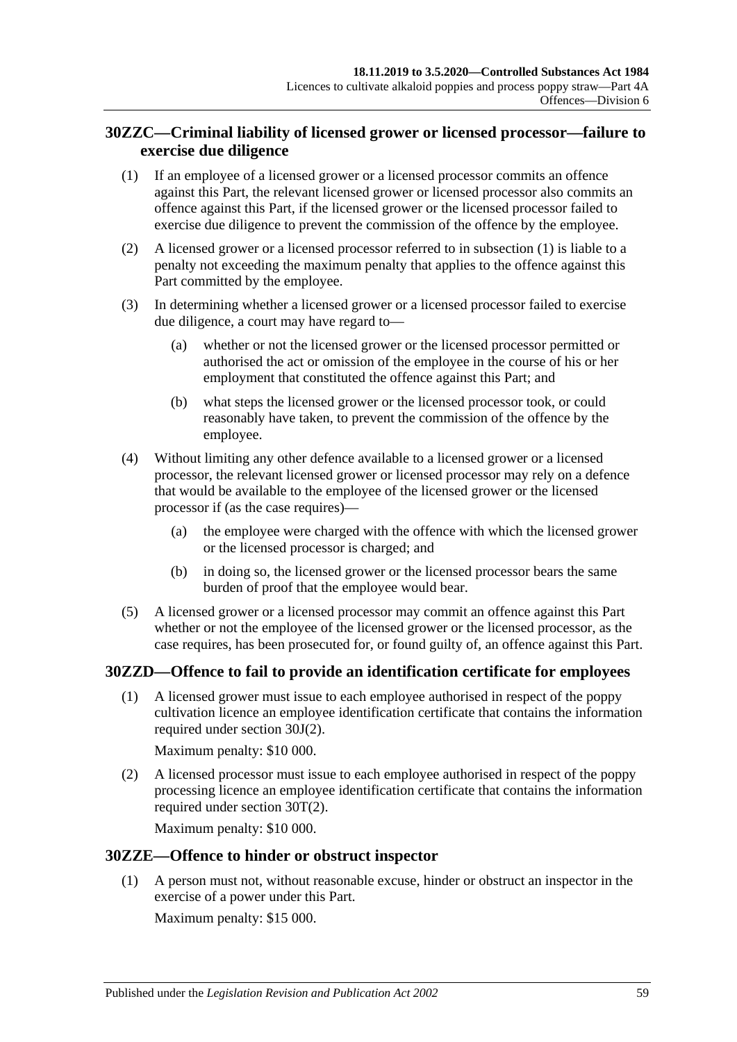## 30ZZC—Criminal liability of licensed grower or licensed processor—failure to exercise due diligence

(1) If an employee of a licensed grower or a licensed processor commits an offence against this Part, the relevant licensed grower or licensed processor also commits an offence against this Part, if the licensed grower or the licensed processor failed to exercise due diligence to prevent the commission of the offence by the employee.

(2) A licensed grower or a licensed processor referred to in subsection (1) is liable to a penalty not exceeding the maximum penalty that applies to the offence against this Part committed by the employee.

(3) In determining whether a licensed grower or a licensed processor failed to exercise due diligence, a court may have regard to—

(a) whether or not the licensed grower or the licensed processor permitted or authorised the act or omission of the employee in the course of his or her employment that constituted the offence against this Part; and

(b) what steps the licensed grower or the licensed processor took, or could reasonably have taken, to prevent the commission of the offence by the employee.

(4) Without limiting any other defence available to a licensed grower or a licensed processor, the relevant licensed grower or licensed processor may rely on a defence that would be available to the employee of the licensed grower or the licensed processor if (as the case requires)—

(a) the employee were charged with the offence with which the licensed grower or the licensed processor is charged; and

(b) in doing so, the licensed grower or the licensed processor bears the same burden of proof that the employee would bear.

(5) A licensed grower or a licensed processor may commit an offence against this Part whether or not the employee of the licensed grower or the licensed processor, as the case requires, has been prosecuted for, or found guilty of, an offence against this Part.

## 30ZZD—Offence to fail to provide an identification certificate for employees

(1) A licensed grower must issue to each employee authorised in respect of the poppy cultivation licence an employee identification certificate that contains the information required under section 30J(2).

Maximum penalty: $10 000.

(2) A licensed processor must issue to each employee authorised in respect of the poppy processing licence an employee identification certificate that contains the information required under section 30T(2).

Maximum penalty: $10 000.

## 30ZZE—Offence to hinder or obstruct inspector

(1) A person must not, without reasonable excuse, hinder or obstruct an inspector in the exercise of a power under this Part.

Maximum penalty: $15 000.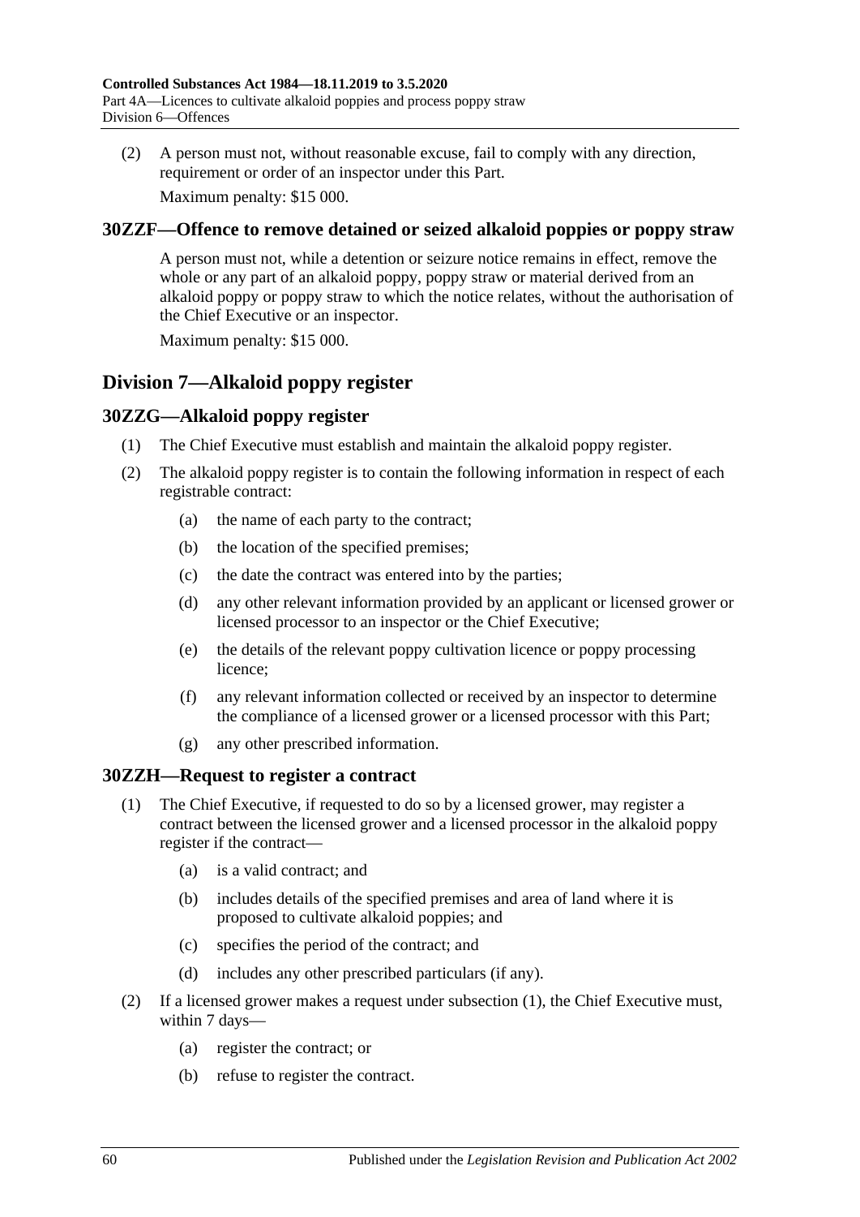(2) A person must not, without reasonable excuse, fail to comply with any direction, requirement or order of an inspector under this Part.

Maximum penalty: $15 000.

### 30ZZF—Offence to remove detained or seized alkaloid poppies or poppy straw

A person must not, while a detention or seizure notice remains in effect, remove the whole or any part of an alkaloid poppy, poppy straw or material derived from an alkaloid poppy or poppy straw to which the notice relates, without the authorisation of the Chief Executive or an inspector.

Maximum penalty: $15 000.

## Division 7—Alkaloid poppy register

### 30ZZG—Alkaloid poppy register

(1) The Chief Executive must establish and maintain the alkaloid poppy register.

(2) The alkaloid poppy register is to contain the following information in respect of each registrable contract:

- (a) the name of each party to the contract;
- (b) the location of the specified premises;
- (c) the date the contract was entered into by the parties;
- (d) any other relevant information provided by an applicant or licensed grower or licensed processor to an inspector or the Chief Executive;
- (e) the details of the relevant poppy cultivation licence or poppy processing licence;
- (f) any relevant information collected or received by an inspector to determine the compliance of a licensed grower or a licensed processor with this Part;
- (g) any other prescribed information.

### 30ZZH—Request to register a contract

(1) The Chief Executive, if requested to do so by a licensed grower, may register a contract between the licensed grower and a licensed processor in the alkaloid poppy register if the contract—

- (a) is a valid contract; and
- (b) includes details of the specified premises and area of land where it is proposed to cultivate alkaloid poppies; and
- (c) specifies the period of the contract; and
- (d) includes any other prescribed particulars (if any).

(2) If a licensed grower makes a request under subsection (1), the Chief Executive must, within 7 days—

- (a) register the contract; or
- (b) refuse to register the contract.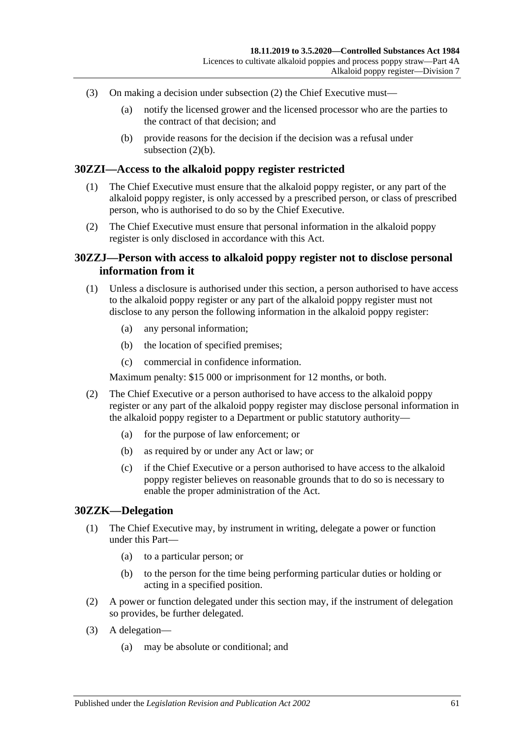(3) On making a decision under subsection (2) the Chief Executive must—

(a) notify the licensed grower and the licensed processor who are the parties to the contract of that decision; and

(b) provide reasons for the decision if the decision was a refusal under subsection (2)(b).

## 30ZZI—Access to the alkaloid poppy register restricted

(1) The Chief Executive must ensure that the alkaloid poppy register, or any part of the alkaloid poppy register, is only accessed by a prescribed person, or class of prescribed person, who is authorised to do so by the Chief Executive.

(2) The Chief Executive must ensure that personal information in the alkaloid poppy register is only disclosed in accordance with this Act.

## 30ZZJ—Person with access to alkaloid poppy register not to disclose personal information from it

(1) Unless a disclosure is authorised under this section, a person authorised to have access to the alkaloid poppy register or any part of the alkaloid poppy register must not disclose to any person the following information in the alkaloid poppy register:

(a) any personal information;

(b) the location of specified premises;

(c) commercial in confidence information.

Maximum penalty: $15 000 or imprisonment for 12 months, or both.

(2) The Chief Executive or a person authorised to have access to the alkaloid poppy register or any part of the alkaloid poppy register may disclose personal information in the alkaloid poppy register to a Department or public statutory authority—

(a) for the purpose of law enforcement; or

(b) as required by or under any Act or law; or

(c) if the Chief Executive or a person authorised to have access to the alkaloid poppy register believes on reasonable grounds that to do so is necessary to enable the proper administration of the Act.

## 30ZZK—Delegation

(1) The Chief Executive may, by instrument in writing, delegate a power or function under this Part—

(a) to a particular person; or

(b) to the person for the time being performing particular duties or holding or acting in a specified position.

(2) A power or function delegated under this section may, if the instrument of delegation so provides, be further delegated.

(3) A delegation—

(a) may be absolute or conditional; and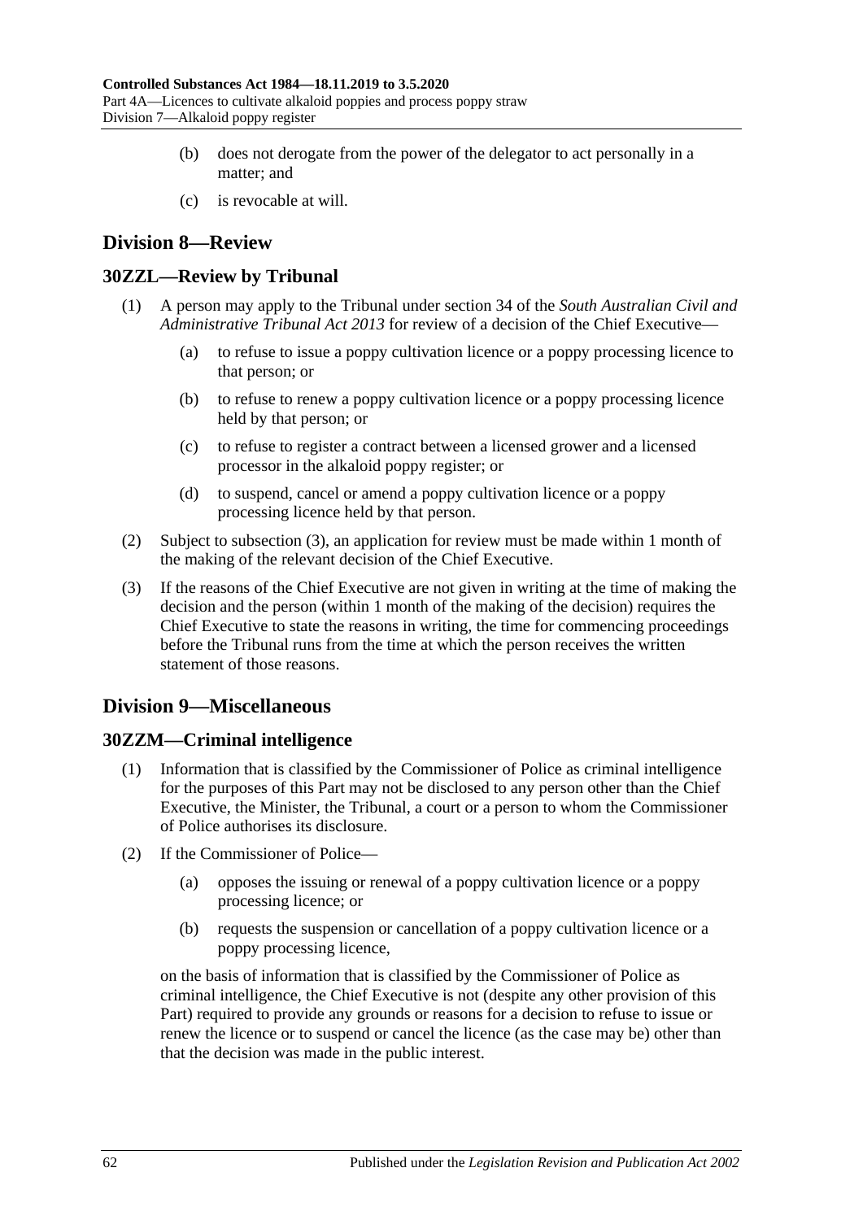(b) does not derogate from the power of the delegator to act personally in a matter; and

(c) is revocable at will.

## Division 8—Review

### 30ZZL—Review by Tribunal

(1) A person may apply to the Tribunal under section 34 of the *South Australian Civil and Administrative Tribunal Act 2013* for review of a decision of the Chief Executive—

(a) to refuse to issue a poppy cultivation licence or a poppy processing licence to that person; or

(b) to refuse to renew a poppy cultivation licence or a poppy processing licence held by that person; or

(c) to refuse to register a contract between a licensed grower and a licensed processor in the alkaloid poppy register; or

(d) to suspend, cancel or amend a poppy cultivation licence or a poppy processing licence held by that person.

(2) Subject to subsection (3), an application for review must be made within 1 month of the making of the relevant decision of the Chief Executive.

(3) If the reasons of the Chief Executive are not given in writing at the time of making the decision and the person (within 1 month of the making of the decision) requires the Chief Executive to state the reasons in writing, the time for commencing proceedings before the Tribunal runs from the time at which the person receives the written statement of those reasons.

## Division 9—Miscellaneous

### 30ZZM—Criminal intelligence

(1) Information that is classified by the Commissioner of Police as criminal intelligence for the purposes of this Part may not be disclosed to any person other than the Chief Executive, the Minister, the Tribunal, a court or a person to whom the Commissioner of Police authorises its disclosure.

(2) If the Commissioner of Police—

(a) opposes the issuing or renewal of a poppy cultivation licence or a poppy processing licence; or

(b) requests the suspension or cancellation of a poppy cultivation licence or a poppy processing licence,

on the basis of information that is classified by the Commissioner of Police as criminal intelligence, the Chief Executive is not (despite any other provision of this Part) required to provide any grounds or reasons for a decision to refuse to issue or renew the licence or to suspend or cancel the licence (as the case may be) other than that the decision was made in the public interest.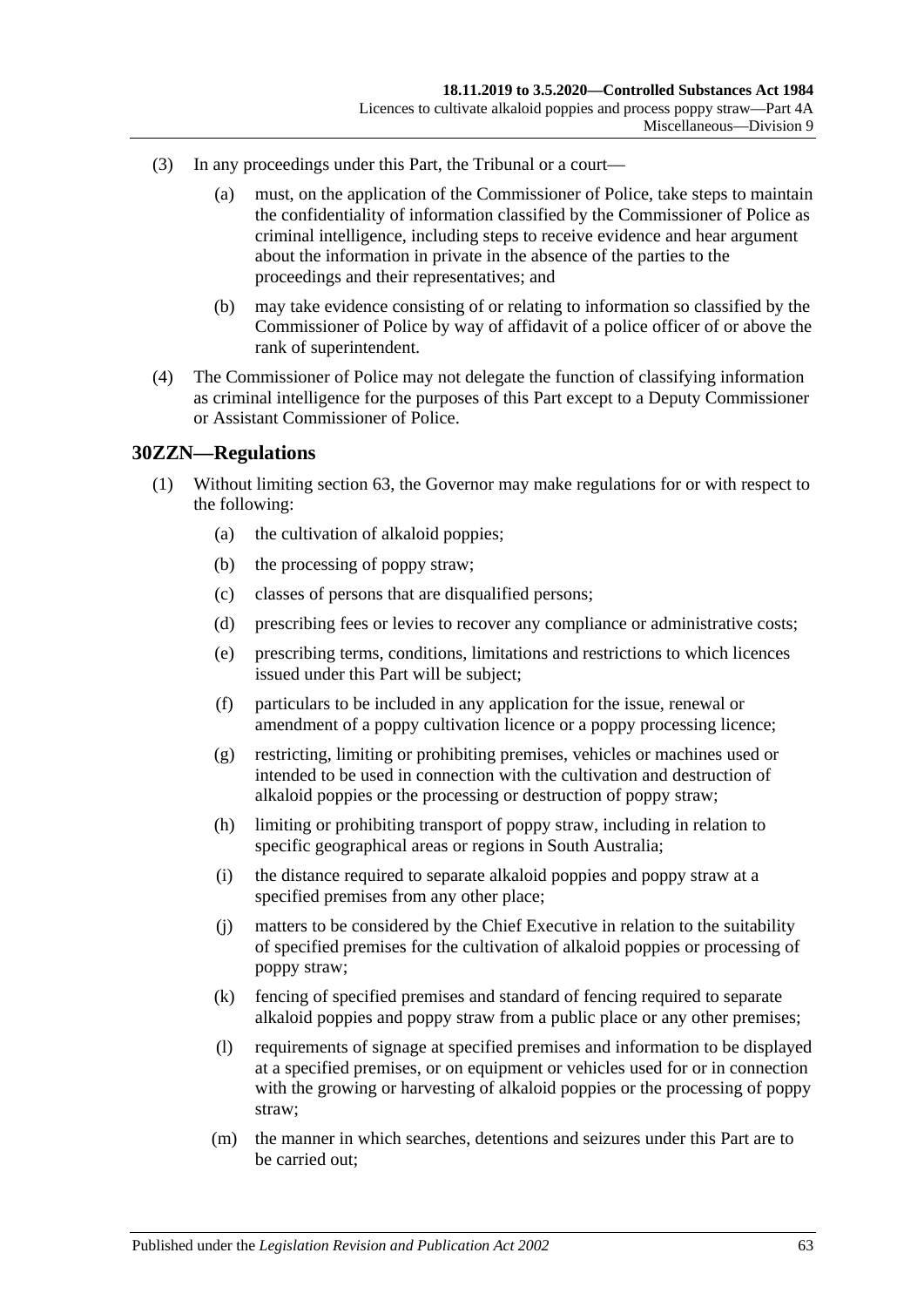(3) In any proceedings under this Part, the Tribunal or a court—

(a) must, on the application of the Commissioner of Police, take steps to maintain the confidentiality of information classified by the Commissioner of Police as criminal intelligence, including steps to receive evidence and hear argument about the information in private in the absence of the parties to the proceedings and their representatives; and

(b) may take evidence consisting of or relating to information so classified by the Commissioner of Police by way of affidavit of a police officer of or above the rank of superintendent.

(4) The Commissioner of Police may not delegate the function of classifying information as criminal intelligence for the purposes of this Part except to a Deputy Commissioner or Assistant Commissioner of Police.

## 30ZZN—Regulations

(1) Without limiting section 63, the Governor may make regulations for or with respect to the following:

(a) the cultivation of alkaloid poppies;

(b) the processing of poppy straw;

(c) classes of persons that are disqualified persons;

(d) prescribing fees or levies to recover any compliance or administrative costs;

(e) prescribing terms, conditions, limitations and restrictions to which licences issued under this Part will be subject;

(f) particulars to be included in any application for the issue, renewal or amendment of a poppy cultivation licence or a poppy processing licence;

(g) restricting, limiting or prohibiting premises, vehicles or machines used or intended to be used in connection with the cultivation and destruction of alkaloid poppies or the processing or destruction of poppy straw;

(h) limiting or prohibiting transport of poppy straw, including in relation to specific geographical areas or regions in South Australia;

(i) the distance required to separate alkaloid poppies and poppy straw at a specified premises from any other place;

(j) matters to be considered by the Chief Executive in relation to the suitability of specified premises for the cultivation of alkaloid poppies or processing of poppy straw;

(k) fencing of specified premises and standard of fencing required to separate alkaloid poppies and poppy straw from a public place or any other premises;

(l) requirements of signage at specified premises and information to be displayed at a specified premises, or on equipment or vehicles used for or in connection with the growing or harvesting of alkaloid poppies or the processing of poppy straw;

(m) the manner in which searches, detentions and seizures under this Part are to be carried out;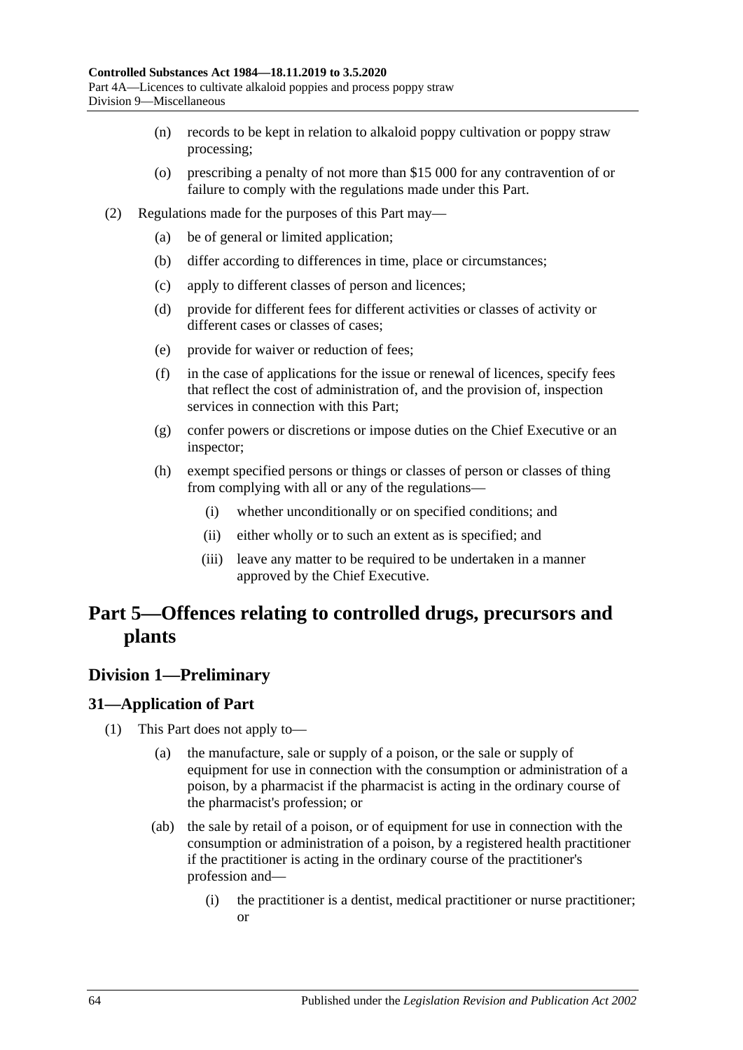(n) records to be kept in relation to alkaloid poppy cultivation or poppy straw processing;

(o) prescribing a penalty of not more than $15 000 for any contravention of or failure to comply with the regulations made under this Part.

(2) Regulations made for the purposes of this Part may—

(a) be of general or limited application;

(b) differ according to differences in time, place or circumstances;

(c) apply to different classes of person and licences;

(d) provide for different fees for different activities or classes of activity or different cases or classes of cases;

(e) provide for waiver or reduction of fees;

(f) in the case of applications for the issue or renewal of licences, specify fees that reflect the cost of administration of, and the provision of, inspection services in connection with this Part;

(g) confer powers or discretions or impose duties on the Chief Executive or an inspector;

(h) exempt specified persons or things or classes of person or classes of thing from complying with all or any of the regulations—

(i) whether unconditionally or on specified conditions; and

(ii) either wholly or to such an extent as is specified; and

(iii) leave any matter to be required to be undertaken in a manner approved by the Chief Executive.

# Part 5—Offences relating to controlled drugs, precursors and plants

## Division 1—Preliminary

### 31—Application of Part

(1) This Part does not apply to—

(a) the manufacture, sale or supply of a poison, or the sale or supply of equipment for use in connection with the consumption or administration of a poison, by a pharmacist if the pharmacist is acting in the ordinary course of the pharmacist's profession; or

(ab) the sale by retail of a poison, or of equipment for use in connection with the consumption or administration of a poison, by a registered health practitioner if the practitioner is acting in the ordinary course of the practitioner's profession and—

(i) the practitioner is a dentist, medical practitioner or nurse practitioner; or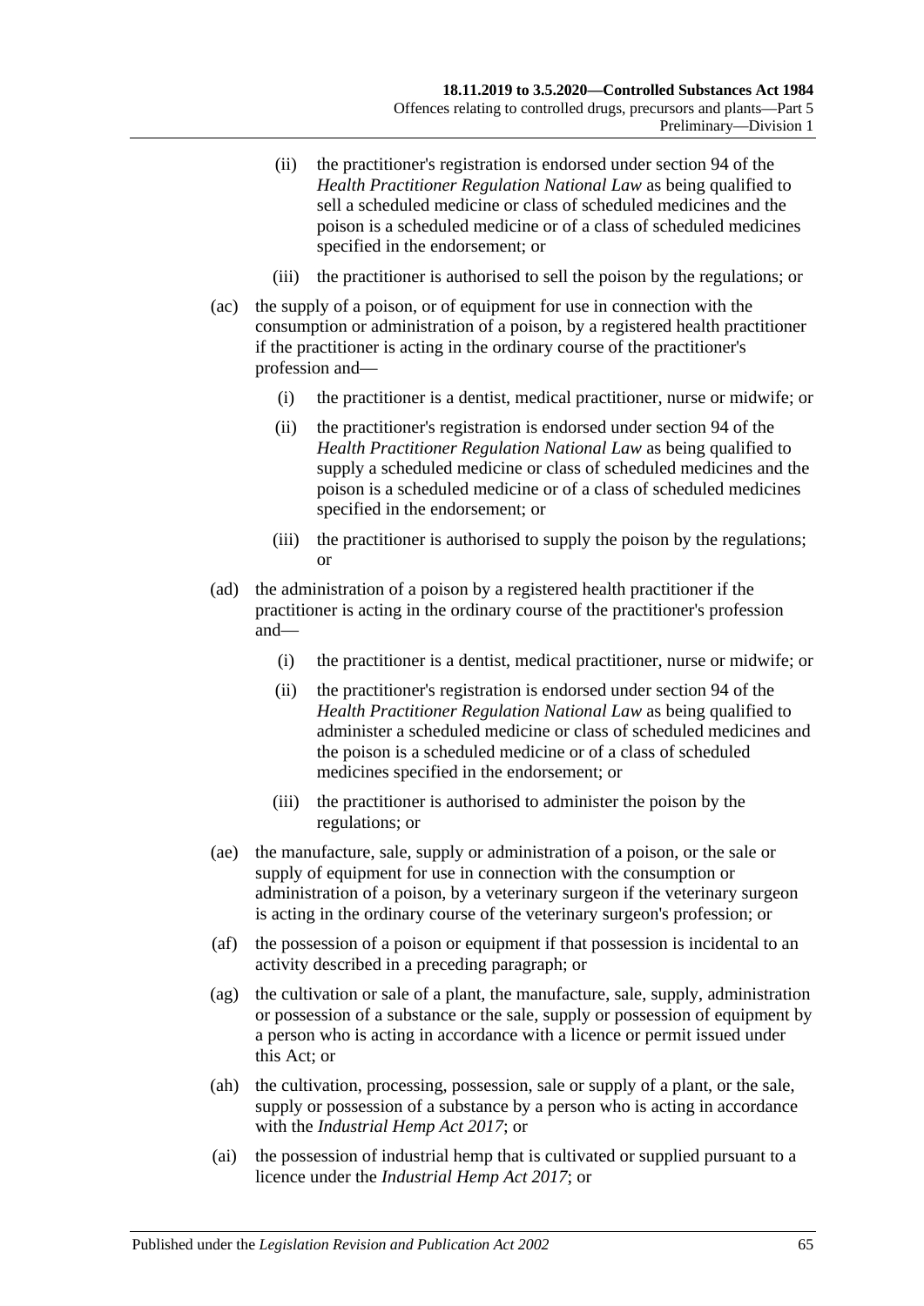- (ii) the practitioner's registration is endorsed under section 94 of the *Health Practitioner Regulation National Law* as being qualified to sell a scheduled medicine or class of scheduled medicines and the poison is a scheduled medicine or of a class of scheduled medicines specified in the endorsement; or
- (iii) the practitioner is authorised to sell the poison by the regulations; or

(ac) the supply of a poison, or of equipment for use in connection with the consumption or administration of a poison, by a registered health practitioner if the practitioner is acting in the ordinary course of the practitioner's profession and—

- (i) the practitioner is a dentist, medical practitioner, nurse or midwife; or
- (ii) the practitioner's registration is endorsed under section 94 of the *Health Practitioner Regulation National Law* as being qualified to supply a scheduled medicine or class of scheduled medicines and the poison is a scheduled medicine or of a class of scheduled medicines specified in the endorsement; or
- (iii) the practitioner is authorised to supply the poison by the regulations; or

(ad) the administration of a poison by a registered health practitioner if the practitioner is acting in the ordinary course of the practitioner's profession and—

- (i) the practitioner is a dentist, medical practitioner, nurse or midwife; or
- (ii) the practitioner's registration is endorsed under section 94 of the *Health Practitioner Regulation National Law* as being qualified to administer a scheduled medicine or class of scheduled medicines and the poison is a scheduled medicine or of a class of scheduled medicines specified in the endorsement; or
- (iii) the practitioner is authorised to administer the poison by the regulations; or

(ae) the manufacture, sale, supply or administration of a poison, or the sale or supply of equipment for use in connection with the consumption or administration of a poison, by a veterinary surgeon if the veterinary surgeon is acting in the ordinary course of the veterinary surgeon's profession; or

(af) the possession of a poison or equipment if that possession is incidental to an activity described in a preceding paragraph; or

(ag) the cultivation or sale of a plant, the manufacture, sale, supply, administration or possession of a substance or the sale, supply or possession of equipment by a person who is acting in accordance with a licence or permit issued under this Act; or

(ah) the cultivation, processing, possession, sale or supply of a plant, or the sale, supply or possession of a substance by a person who is acting in accordance with the *Industrial Hemp Act 2017*; or

(ai) the possession of industrial hemp that is cultivated or supplied pursuant to a licence under the *Industrial Hemp Act 2017*; or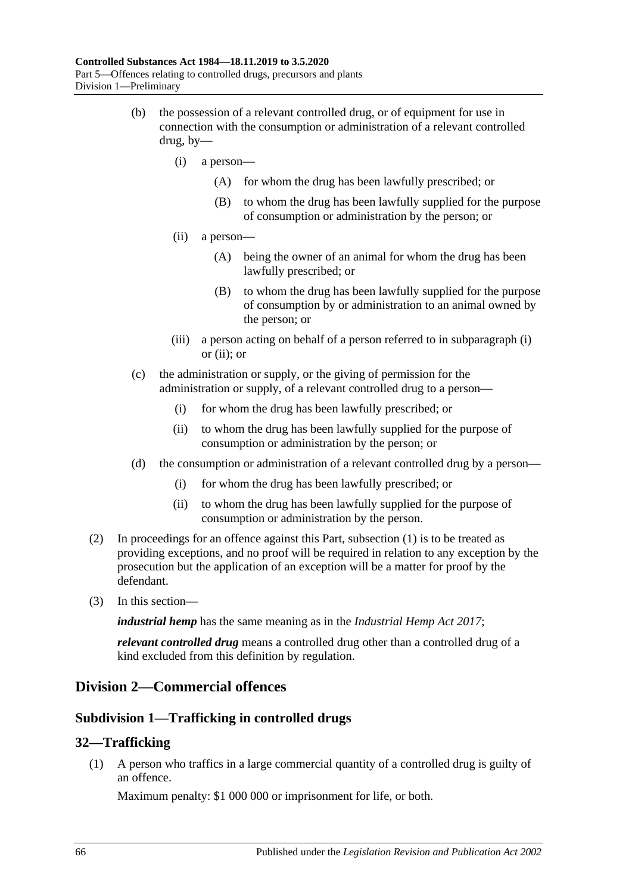(b) the possession of a relevant controlled drug, or of equipment for use in connection with the consumption or administration of a relevant controlled drug, by—

  (i) a person—

    (A) for whom the drug has been lawfully prescribed; or

    (B) to whom the drug has been lawfully supplied for the purpose of consumption or administration by the person; or

  (ii) a person—

    (A) being the owner of an animal for whom the drug has been lawfully prescribed; or

    (B) to whom the drug has been lawfully supplied for the purpose of consumption by or administration to an animal owned by the person; or

  (iii) a person acting on behalf of a person referred to in subparagraph (i) or (ii); or

(c) the administration or supply, or the giving of permission for the administration or supply, of a relevant controlled drug to a person—

  (i) for whom the drug has been lawfully prescribed; or

  (ii) to whom the drug has been lawfully supplied for the purpose of consumption or administration by the person; or

(d) the consumption or administration of a relevant controlled drug by a person—

  (i) for whom the drug has been lawfully prescribed; or

  (ii) to whom the drug has been lawfully supplied for the purpose of consumption or administration by the person.

(2) In proceedings for an offence against this Part, subsection (1) is to be treated as providing exceptions, and no proof will be required in relation to any exception by the prosecution but the application of an exception will be a matter for proof by the defendant.

(3) In this section—

***industrial hemp*** has the same meaning as in the *Industrial Hemp Act 2017*;

***relevant controlled drug*** means a controlled drug other than a controlled drug of a kind excluded from this definition by regulation.

## Division 2—Commercial offences

### Subdivision 1—Trafficking in controlled drugs

### 32—Trafficking

(1) A person who traffics in a large commercial quantity of a controlled drug is guilty of an offence.

Maximum penalty: $1 000 000 or imprisonment for life, or both.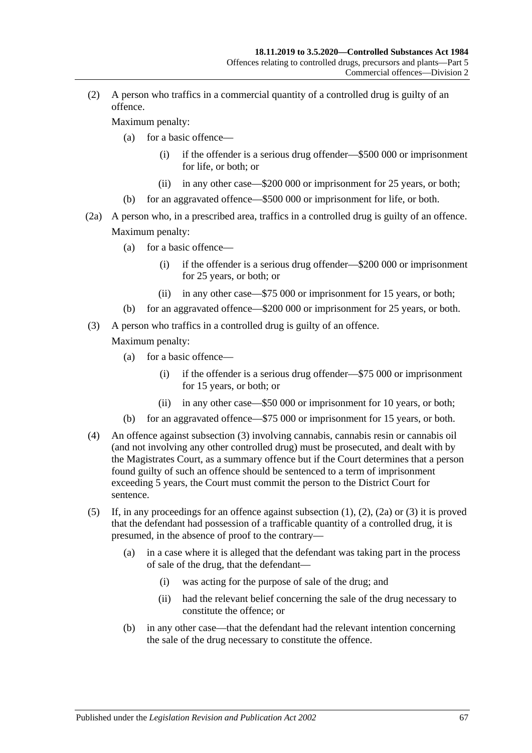(2) A person who traffics in a commercial quantity of a controlled drug is guilty of an offence.

Maximum penalty:

(a) for a basic offence—

(i) if the offender is a serious drug offender—\$500 000 or imprisonment for life, or both; or

(ii) in any other case—\$200 000 or imprisonment for 25 years, or both;

(b) for an aggravated offence—\$500 000 or imprisonment for life, or both.

(2a) A person who, in a prescribed area, traffics in a controlled drug is guilty of an offence.

Maximum penalty:

(a) for a basic offence—

(i) if the offender is a serious drug offender—\$200 000 or imprisonment for 25 years, or both; or

(ii) in any other case—\$75 000 or imprisonment for 15 years, or both;

(b) for an aggravated offence—\$200 000 or imprisonment for 25 years, or both.

(3) A person who traffics in a controlled drug is guilty of an offence.

Maximum penalty:

(a) for a basic offence—

(i) if the offender is a serious drug offender—\$75 000 or imprisonment for 15 years, or both; or

(ii) in any other case—\$50 000 or imprisonment for 10 years, or both;

(b) for an aggravated offence—\$75 000 or imprisonment for 15 years, or both.

(4) An offence against subsection (3) involving cannabis, cannabis resin or cannabis oil (and not involving any other controlled drug) must be prosecuted, and dealt with by the Magistrates Court, as a summary offence but if the Court determines that a person found guilty of such an offence should be sentenced to a term of imprisonment exceeding 5 years, the Court must commit the person to the District Court for sentence.

(5) If, in any proceedings for an offence against subsection (1), (2), (2a) or (3) it is proved that the defendant had possession of a trafficable quantity of a controlled drug, it is presumed, in the absence of proof to the contrary—

(a) in a case where it is alleged that the defendant was taking part in the process of sale of the drug, that the defendant—

(i) was acting for the purpose of sale of the drug; and

(ii) had the relevant belief concerning the sale of the drug necessary to constitute the offence; or

(b) in any other case—that the defendant had the relevant intention concerning the sale of the drug necessary to constitute the offence.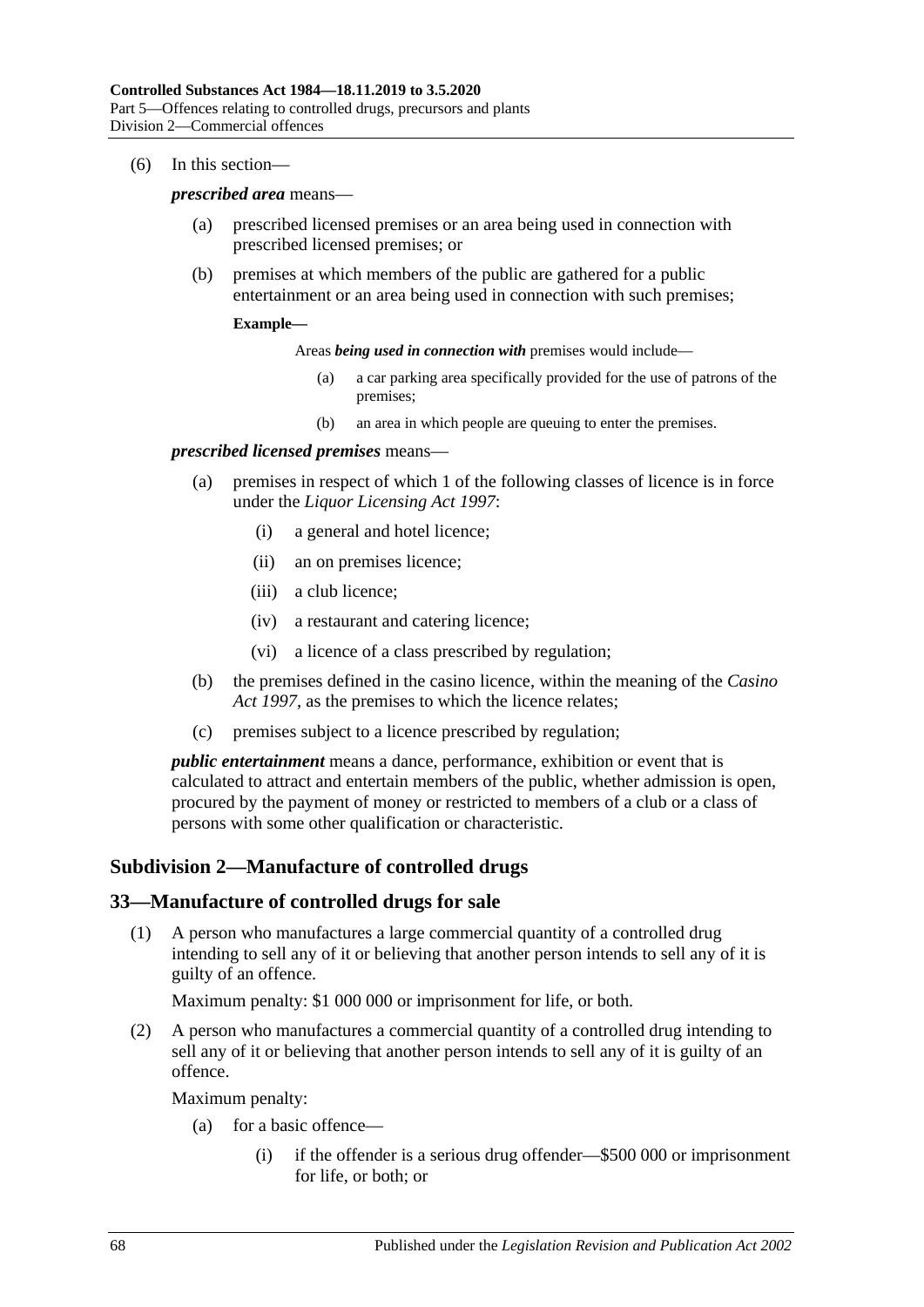(6) In this section—

***prescribed area*** means—

(a) prescribed licensed premises or an area being used in connection with prescribed licensed premises; or

(b) premises at which members of the public are gathered for a public entertainment or an area being used in connection with such premises;

**Example—**

Areas ***being used in connection with*** premises would include—

(a) a car parking area specifically provided for the use of patrons of the premises;

(b) an area in which people are queuing to enter the premises.

***prescribed licensed premises*** means—

(a) premises in respect of which 1 of the following classes of licence is in force under the *Liquor Licensing Act 1997*:

(i) a general and hotel licence;

(ii) an on premises licence;

(iii) a club licence;

(iv) a restaurant and catering licence;

(vi) a licence of a class prescribed by regulation;

(b) the premises defined in the casino licence, within the meaning of the *Casino Act 1997*, as the premises to which the licence relates;

(c) premises subject to a licence prescribed by regulation;

***public entertainment*** means a dance, performance, exhibition or event that is calculated to attract and entertain members of the public, whether admission is open, procured by the payment of money or restricted to members of a club or a class of persons with some other qualification or characteristic.

## Subdivision 2—Manufacture of controlled drugs

## 33—Manufacture of controlled drugs for sale

(1) A person who manufactures a large commercial quantity of a controlled drug intending to sell any of it or believing that another person intends to sell any of it is guilty of an offence.

Maximum penalty: $1 000 000 or imprisonment for life, or both.

(2) A person who manufactures a commercial quantity of a controlled drug intending to sell any of it or believing that another person intends to sell any of it is guilty of an offence.

Maximum penalty:

(a) for a basic offence—

(i) if the offender is a serious drug offender—$500 000 or imprisonment for life, or both; or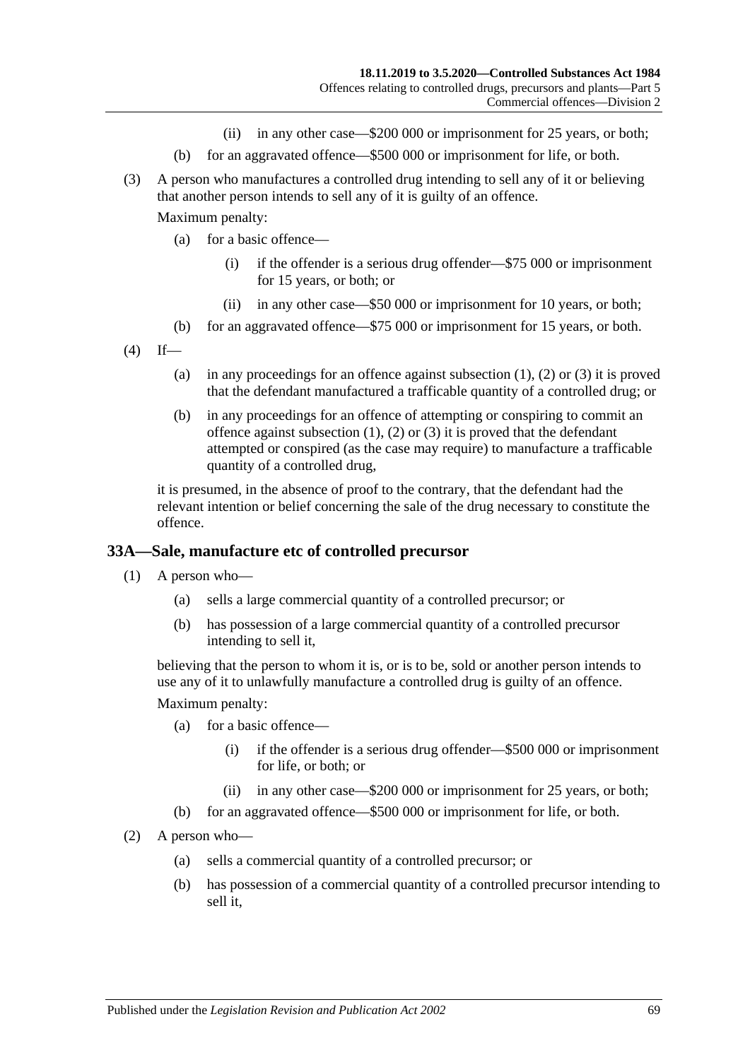(ii) in any other case—$200 000 or imprisonment for 25 years, or both;

(b) for an aggravated offence—$500 000 or imprisonment for life, or both.

(3) A person who manufactures a controlled drug intending to sell any of it or believing that another person intends to sell any of it is guilty of an offence.

Maximum penalty:

(a) for a basic offence—

(i) if the offender is a serious drug offender—$75 000 or imprisonment for 15 years, or both; or

(ii) in any other case—$50 000 or imprisonment for 10 years, or both;

(b) for an aggravated offence—$75 000 or imprisonment for 15 years, or both.

(4) If—

(a) in any proceedings for an offence against subsection (1), (2) or (3) it is proved that the defendant manufactured a trafficable quantity of a controlled drug; or

(b) in any proceedings for an offence of attempting or conspiring to commit an offence against subsection (1), (2) or (3) it is proved that the defendant attempted or conspired (as the case may require) to manufacture a trafficable quantity of a controlled drug,

it is presumed, in the absence of proof to the contrary, that the defendant had the relevant intention or belief concerning the sale of the drug necessary to constitute the offence.

## 33A—Sale, manufacture etc of controlled precursor

(1) A person who—

(a) sells a large commercial quantity of a controlled precursor; or

(b) has possession of a large commercial quantity of a controlled precursor intending to sell it,

believing that the person to whom it is, or is to be, sold or another person intends to use any of it to unlawfully manufacture a controlled drug is guilty of an offence.

Maximum penalty:

(a) for a basic offence—

(i) if the offender is a serious drug offender—$500 000 or imprisonment for life, or both; or

(ii) in any other case—$200 000 or imprisonment for 25 years, or both;

(b) for an aggravated offence—$500 000 or imprisonment for life, or both.

(2) A person who—

(a) sells a commercial quantity of a controlled precursor; or

(b) has possession of a commercial quantity of a controlled precursor intending to sell it,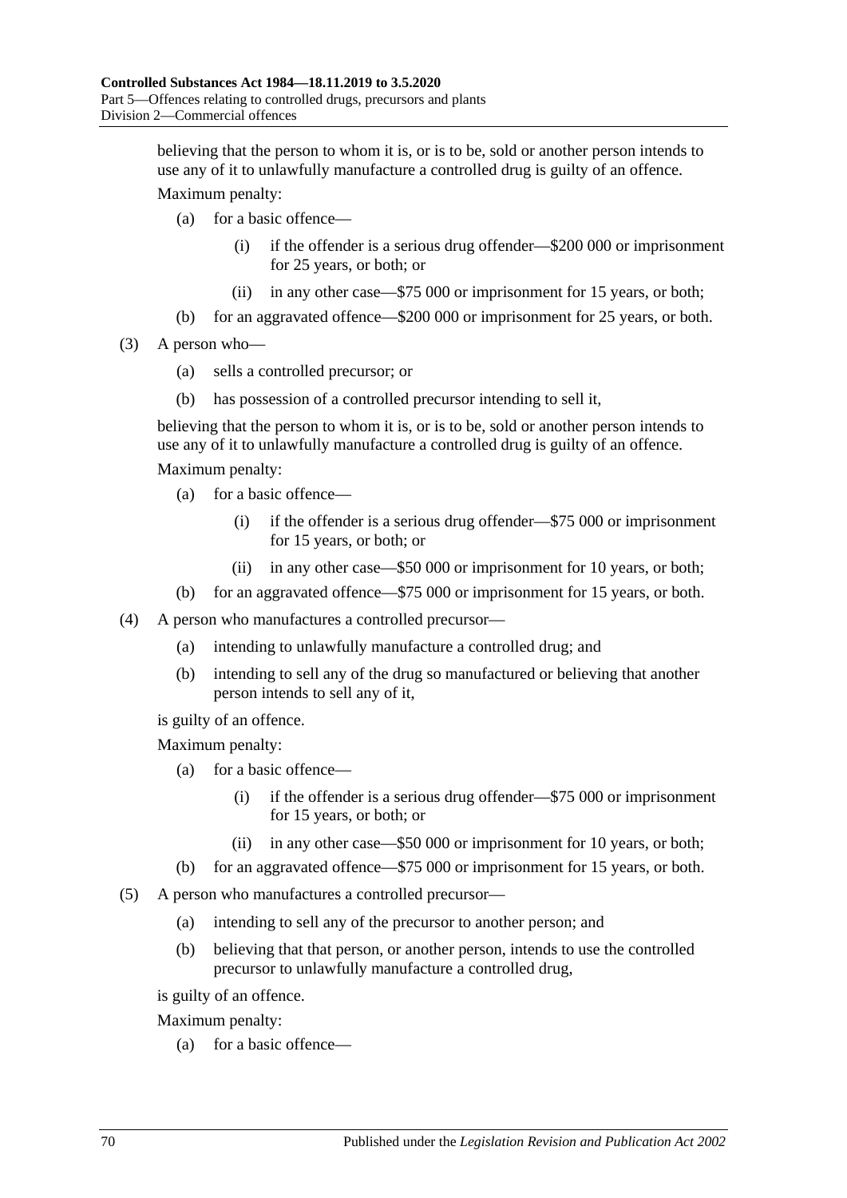believing that the person to whom it is, or is to be, sold or another person intends to use any of it to unlawfully manufacture a controlled drug is guilty of an offence.

Maximum penalty:

- (a) for a basic offence—
  - (i) if the offender is a serious drug offender—$200 000 or imprisonment for 25 years, or both; or
  - (ii) in any other case—$75 000 or imprisonment for 15 years, or both;
- (b) for an aggravated offence—$200 000 or imprisonment for 25 years, or both.

(3) A person who—

- (a) sells a controlled precursor; or
- (b) has possession of a controlled precursor intending to sell it,

believing that the person to whom it is, or is to be, sold or another person intends to use any of it to unlawfully manufacture a controlled drug is guilty of an offence.

Maximum penalty:

- (a) for a basic offence—
  - (i) if the offender is a serious drug offender—$75 000 or imprisonment for 15 years, or both; or
  - (ii) in any other case—$50 000 or imprisonment for 10 years, or both;
- (b) for an aggravated offence—$75 000 or imprisonment for 15 years, or both.

(4) A person who manufactures a controlled precursor—

- (a) intending to unlawfully manufacture a controlled drug; and
- (b) intending to sell any of the drug so manufactured or believing that another person intends to sell any of it,

is guilty of an offence.

Maximum penalty:

- (a) for a basic offence—
  - (i) if the offender is a serious drug offender—$75 000 or imprisonment for 15 years, or both; or
  - (ii) in any other case—$50 000 or imprisonment for 10 years, or both;
- (b) for an aggravated offence—$75 000 or imprisonment for 15 years, or both.

(5) A person who manufactures a controlled precursor—

- (a) intending to sell any of the precursor to another person; and
- (b) believing that that person, or another person, intends to use the controlled precursor to unlawfully manufacture a controlled drug,

is guilty of an offence.

Maximum penalty:

- (a) for a basic offence—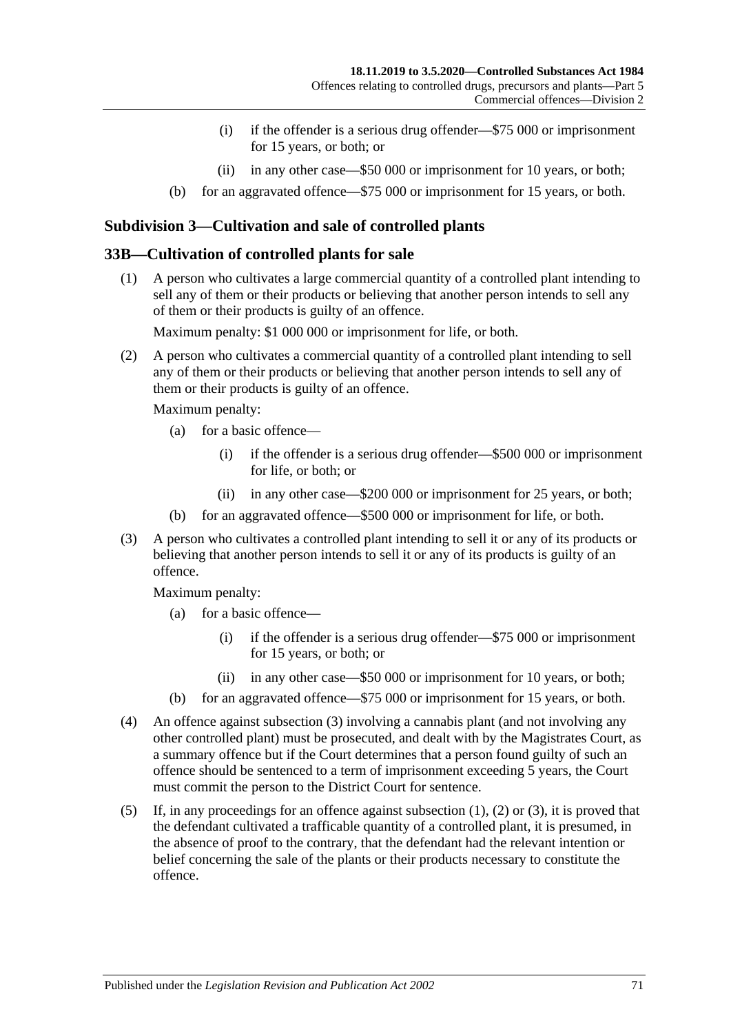- (i) if the offender is a serious drug offender—$75 000 or imprisonment for 15 years, or both; or
- (ii) in any other case—$50 000 or imprisonment for 10 years, or both;
- (b) for an aggravated offence—$75 000 or imprisonment for 15 years, or both.

## Subdivision 3—Cultivation and sale of controlled plants

### 33B—Cultivation of controlled plants for sale

(1) A person who cultivates a large commercial quantity of a controlled plant intending to sell any of them or their products or believing that another person intends to sell any of them or their products is guilty of an offence.

Maximum penalty: $1 000 000 or imprisonment for life, or both.

(2) A person who cultivates a commercial quantity of a controlled plant intending to sell any of them or their products or believing that another person intends to sell any of them or their products is guilty of an offence.

Maximum penalty:

- (a) for a basic offence—
  - (i) if the offender is a serious drug offender—$500 000 or imprisonment for life, or both; or
  - (ii) in any other case—$200 000 or imprisonment for 25 years, or both;
- (b) for an aggravated offence—$500 000 or imprisonment for life, or both.

(3) A person who cultivates a controlled plant intending to sell it or any of its products or believing that another person intends to sell it or any of its products is guilty of an offence.

Maximum penalty:

- (a) for a basic offence—
  - (i) if the offender is a serious drug offender—$75 000 or imprisonment for 15 years, or both; or
  - (ii) in any other case—$50 000 or imprisonment for 10 years, or both;
- (b) for an aggravated offence—$75 000 or imprisonment for 15 years, or both.

(4) An offence against subsection (3) involving a cannabis plant (and not involving any other controlled plant) must be prosecuted, and dealt with by the Magistrates Court, as a summary offence but if the Court determines that a person found guilty of such an offence should be sentenced to a term of imprisonment exceeding 5 years, the Court must commit the person to the District Court for sentence.

(5) If, in any proceedings for an offence against subsection (1), (2) or (3), it is proved that the defendant cultivated a trafficable quantity of a controlled plant, it is presumed, in the absence of proof to the contrary, that the defendant had the relevant intention or belief concerning the sale of the plants or their products necessary to constitute the offence.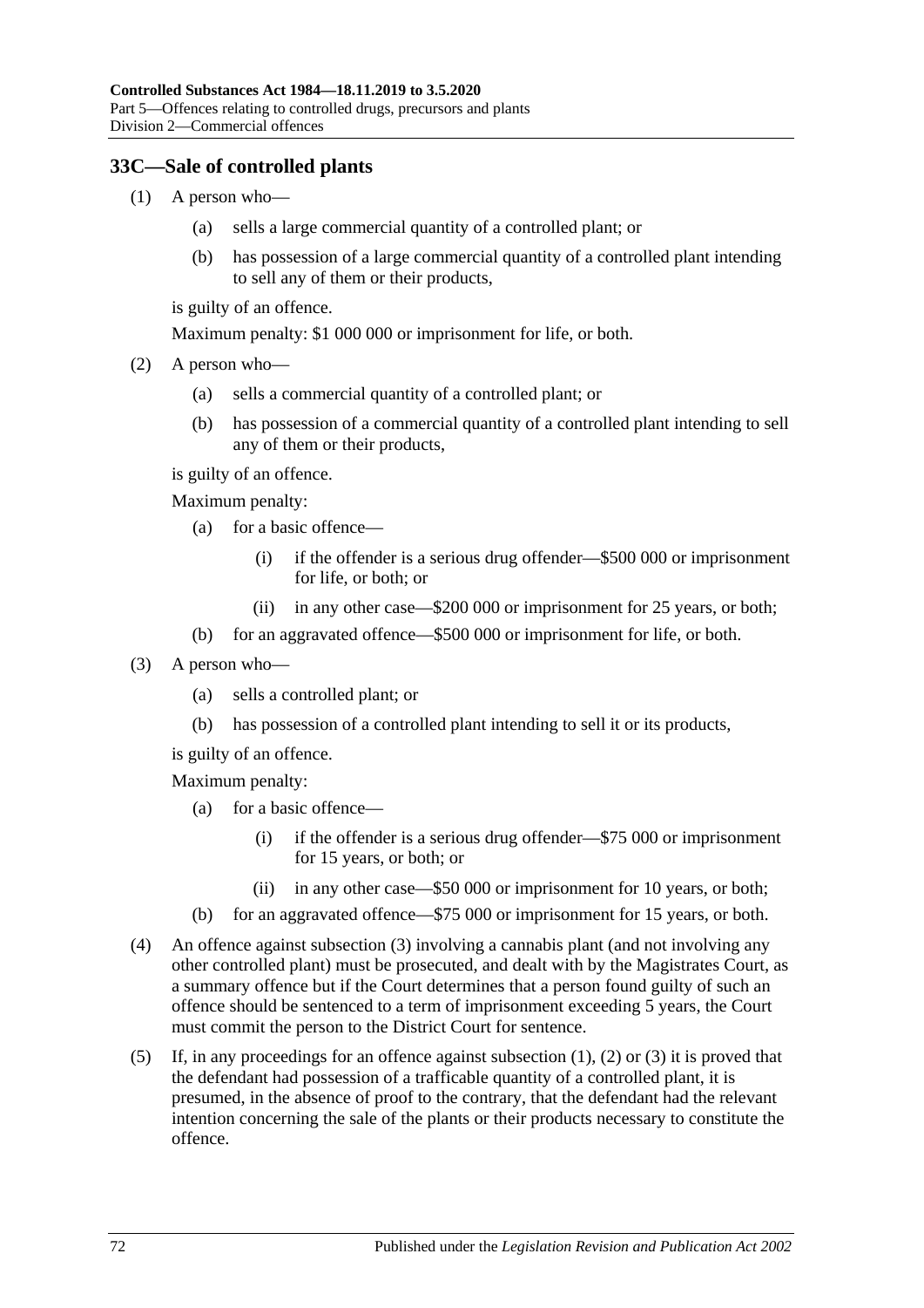## 33C—Sale of controlled plants

(1) A person who—

(a) sells a large commercial quantity of a controlled plant; or

(b) has possession of a large commercial quantity of a controlled plant intending to sell any of them or their products,

is guilty of an offence.

Maximum penalty: $1 000 000 or imprisonment for life, or both.

(2) A person who—

(a) sells a commercial quantity of a controlled plant; or

(b) has possession of a commercial quantity of a controlled plant intending to sell any of them or their products,

is guilty of an offence.

Maximum penalty:

(a) for a basic offence—

(i) if the offender is a serious drug offender—$500 000 or imprisonment for life, or both; or

(ii) in any other case—$200 000 or imprisonment for 25 years, or both;

(b) for an aggravated offence—$500 000 or imprisonment for life, or both.

(3) A person who—

(a) sells a controlled plant; or

(b) has possession of a controlled plant intending to sell it or its products,

is guilty of an offence.

Maximum penalty:

(a) for a basic offence—

(i) if the offender is a serious drug offender—$75 000 or imprisonment for 15 years, or both; or

(ii) in any other case—$50 000 or imprisonment for 10 years, or both;

(b) for an aggravated offence—$75 000 or imprisonment for 15 years, or both.

(4) An offence against subsection (3) involving a cannabis plant (and not involving any other controlled plant) must be prosecuted, and dealt with by the Magistrates Court, as a summary offence but if the Court determines that a person found guilty of such an offence should be sentenced to a term of imprisonment exceeding 5 years, the Court must commit the person to the District Court for sentence.

(5) If, in any proceedings for an offence against subsection (1), (2) or (3) it is proved that the defendant had possession of a trafficable quantity of a controlled plant, it is presumed, in the absence of proof to the contrary, that the defendant had the relevant intention concerning the sale of the plants or their products necessary to constitute the offence.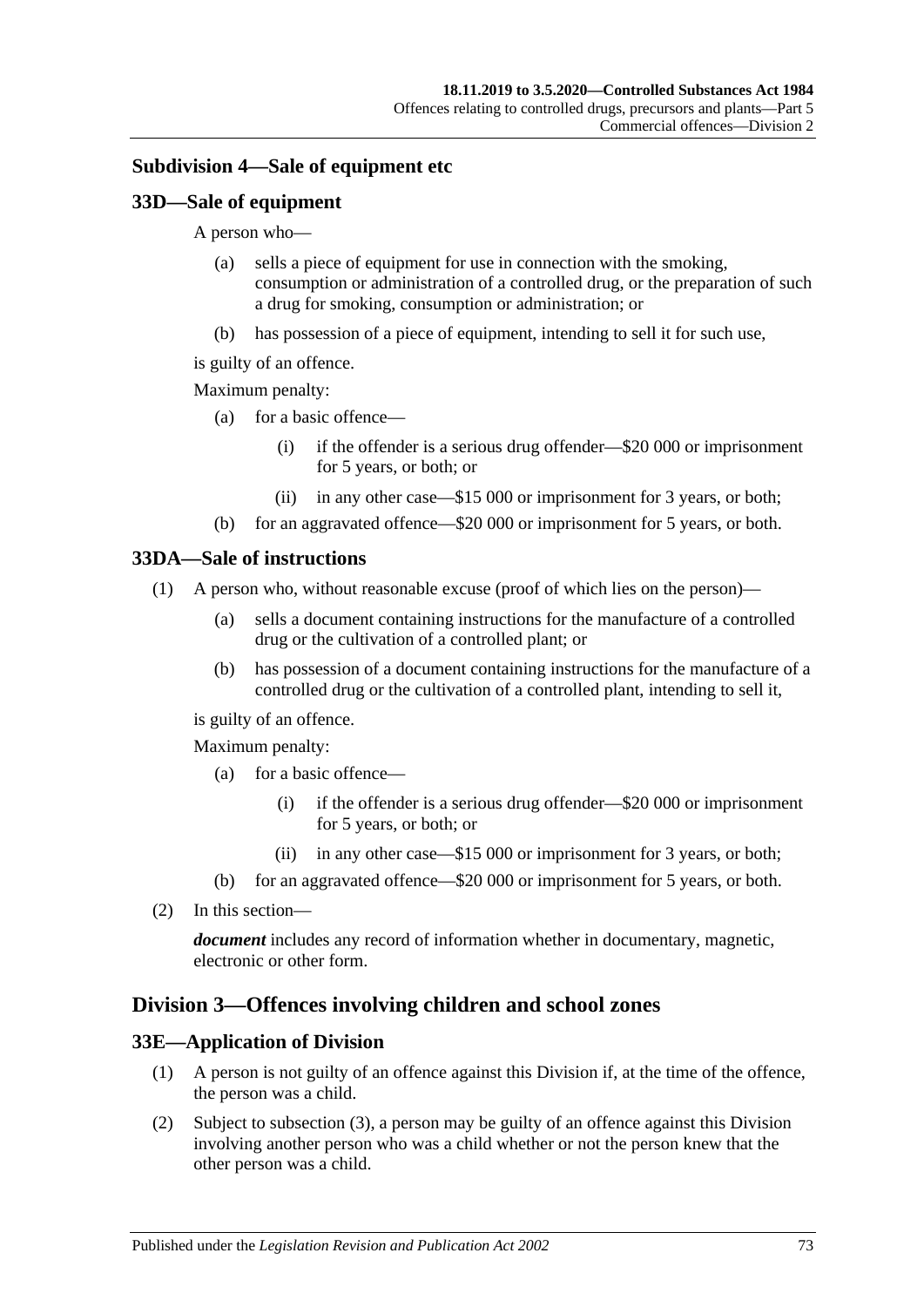### Subdivision 4—Sale of equipment etc

#### 33D—Sale of equipment

A person who—

(a) sells a piece of equipment for use in connection with the smoking, consumption or administration of a controlled drug, or the preparation of such a drug for smoking, consumption or administration; or

(b) has possession of a piece of equipment, intending to sell it for such use,

is guilty of an offence.

Maximum penalty:

(a) for a basic offence—

(i) if the offender is a serious drug offender—$20 000 or imprisonment for 5 years, or both; or

(ii) in any other case—$15 000 or imprisonment for 3 years, or both;

(b) for an aggravated offence—$20 000 or imprisonment for 5 years, or both.

#### 33DA—Sale of instructions

(1) A person who, without reasonable excuse (proof of which lies on the person)—

(a) sells a document containing instructions for the manufacture of a controlled drug or the cultivation of a controlled plant; or

(b) has possession of a document containing instructions for the manufacture of a controlled drug or the cultivation of a controlled plant, intending to sell it,

is guilty of an offence.

Maximum penalty:

(a) for a basic offence—

(i) if the offender is a serious drug offender—$20 000 or imprisonment for 5 years, or both; or

(ii) in any other case—$15 000 or imprisonment for 3 years, or both;

(b) for an aggravated offence—$20 000 or imprisonment for 5 years, or both.

(2) In this section—

***document*** includes any record of information whether in documentary, magnetic, electronic or other form.

## Division 3—Offences involving children and school zones

#### 33E—Application of Division

(1) A person is not guilty of an offence against this Division if, at the time of the offence, the person was a child.

(2) Subject to subsection (3), a person may be guilty of an offence against this Division involving another person who was a child whether or not the person knew that the other person was a child.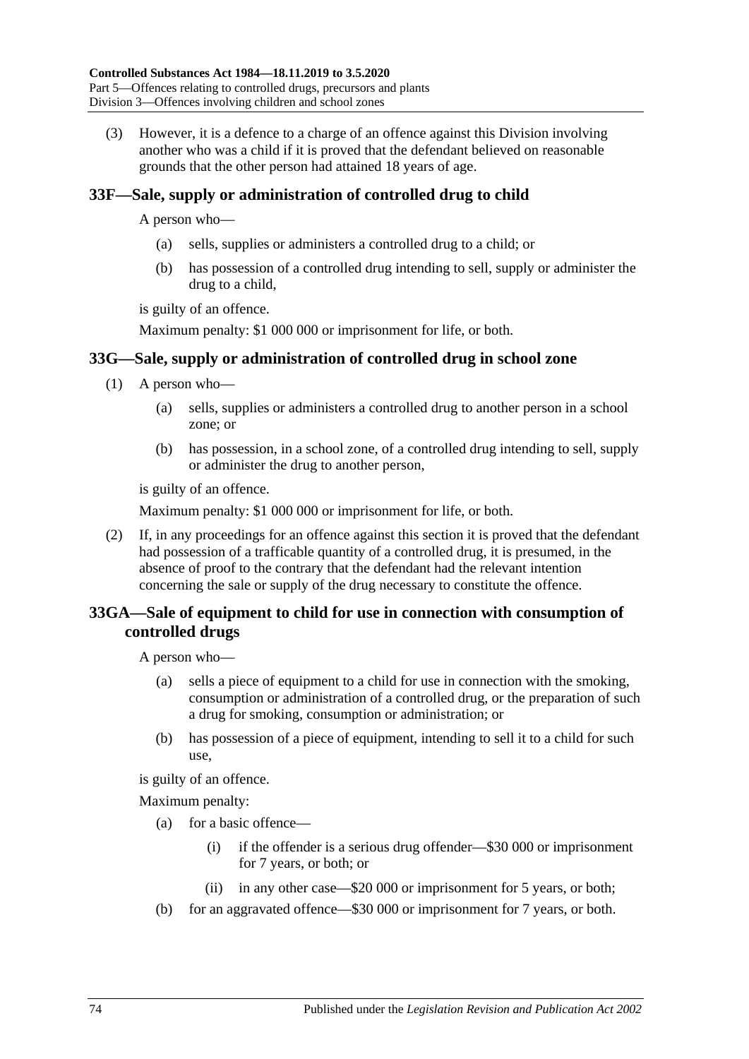(3) However, it is a defence to a charge of an offence against this Division involving another who was a child if it is proved that the defendant believed on reasonable grounds that the other person had attained 18 years of age.

## 33F—Sale, supply or administration of controlled drug to child

A person who—

(a) sells, supplies or administers a controlled drug to a child; or

(b) has possession of a controlled drug intending to sell, supply or administer the drug to a child,

is guilty of an offence.

Maximum penalty: $1 000 000 or imprisonment for life, or both.

## 33G—Sale, supply or administration of controlled drug in school zone

(1) A person who—

(a) sells, supplies or administers a controlled drug to another person in a school zone; or

(b) has possession, in a school zone, of a controlled drug intending to sell, supply or administer the drug to another person,

is guilty of an offence.

Maximum penalty: $1 000 000 or imprisonment for life, or both.

(2) If, in any proceedings for an offence against this section it is proved that the defendant had possession of a trafficable quantity of a controlled drug, it is presumed, in the absence of proof to the contrary that the defendant had the relevant intention concerning the sale or supply of the drug necessary to constitute the offence.

## 33GA—Sale of equipment to child for use in connection with consumption of controlled drugs

A person who—

(a) sells a piece of equipment to a child for use in connection with the smoking, consumption or administration of a controlled drug, or the preparation of such a drug for smoking, consumption or administration; or

(b) has possession of a piece of equipment, intending to sell it to a child for such use,

is guilty of an offence.

Maximum penalty:

(a) for a basic offence—

(i) if the offender is a serious drug offender—$30 000 or imprisonment for 7 years, or both; or

(ii) in any other case—$20 000 or imprisonment for 5 years, or both;

(b) for an aggravated offence—$30 000 or imprisonment for 7 years, or both.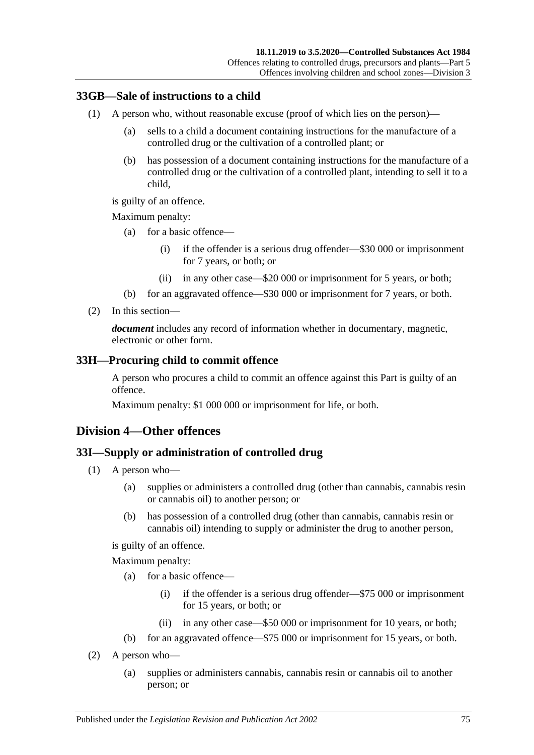### 33GB—Sale of instructions to a child

(1) A person who, without reasonable excuse (proof of which lies on the person)—

  (a) sells to a child a document containing instructions for the manufacture of a controlled drug or the cultivation of a controlled plant; or

  (b) has possession of a document containing instructions for the manufacture of a controlled drug or the cultivation of a controlled plant, intending to sell it to a child,

is guilty of an offence.

Maximum penalty:

  (a) for a basic offence—

    (i) if the offender is a serious drug offender—$30 000 or imprisonment for 7 years, or both; or

    (ii) in any other case—$20 000 or imprisonment for 5 years, or both;

  (b) for an aggravated offence—$30 000 or imprisonment for 7 years, or both.

(2) In this section—

***document*** includes any record of information whether in documentary, magnetic, electronic or other form.

### 33H—Procuring child to commit offence

A person who procures a child to commit an offence against this Part is guilty of an offence.

Maximum penalty: $1 000 000 or imprisonment for life, or both.

## Division 4—Other offences

### 33I—Supply or administration of controlled drug

(1) A person who—

  (a) supplies or administers a controlled drug (other than cannabis, cannabis resin or cannabis oil) to another person; or

  (b) has possession of a controlled drug (other than cannabis, cannabis resin or cannabis oil) intending to supply or administer the drug to another person,

is guilty of an offence.

Maximum penalty:

  (a) for a basic offence—

    (i) if the offender is a serious drug offender—$75 000 or imprisonment for 15 years, or both; or

    (ii) in any other case—$50 000 or imprisonment for 10 years, or both;

  (b) for an aggravated offence—$75 000 or imprisonment for 15 years, or both.

(2) A person who—

  (a) supplies or administers cannabis, cannabis resin or cannabis oil to another person; or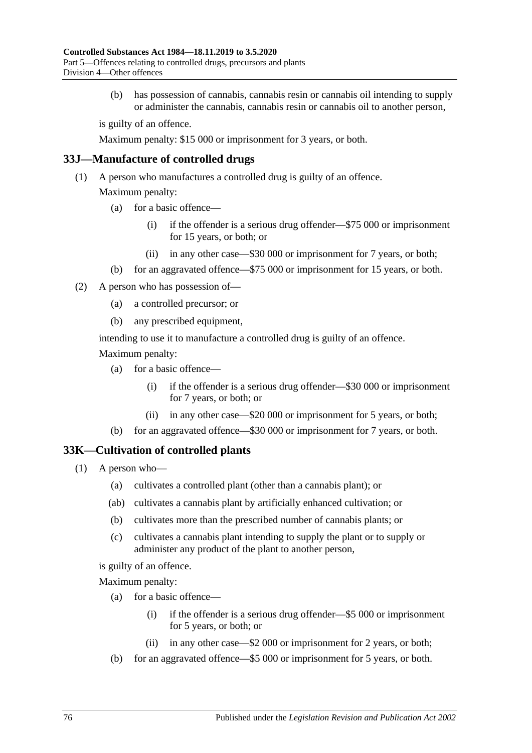(b) has possession of cannabis, cannabis resin or cannabis oil intending to supply or administer the cannabis, cannabis resin or cannabis oil to another person,

is guilty of an offence.

Maximum penalty: $15 000 or imprisonment for 3 years, or both.

## 33J—Manufacture of controlled drugs

(1) A person who manufactures a controlled drug is guilty of an offence.

Maximum penalty:

- (a) for a basic offence—
  - (i) if the offender is a serious drug offender—$75 000 or imprisonment for 15 years, or both; or
  - (ii) in any other case—$30 000 or imprisonment for 7 years, or both;
- (b) for an aggravated offence—$75 000 or imprisonment for 15 years, or both.

(2) A person who has possession of—

- (a) a controlled precursor; or
- (b) any prescribed equipment,

intending to use it to manufacture a controlled drug is guilty of an offence.

Maximum penalty:

- (a) for a basic offence—
  - (i) if the offender is a serious drug offender—$30 000 or imprisonment for 7 years, or both; or
  - (ii) in any other case—$20 000 or imprisonment for 5 years, or both;
- (b) for an aggravated offence—$30 000 or imprisonment for 7 years, or both.

## 33K—Cultivation of controlled plants

(1) A person who—

- (a) cultivates a controlled plant (other than a cannabis plant); or
- (ab) cultivates a cannabis plant by artificially enhanced cultivation; or
- (b) cultivates more than the prescribed number of cannabis plants; or
- (c) cultivates a cannabis plant intending to supply the plant or to supply or administer any product of the plant to another person,

is guilty of an offence.

Maximum penalty:

- (a) for a basic offence—
  - (i) if the offender is a serious drug offender—$5 000 or imprisonment for 5 years, or both; or
  - (ii) in any other case—$2 000 or imprisonment for 2 years, or both;
- (b) for an aggravated offence—$5 000 or imprisonment for 5 years, or both.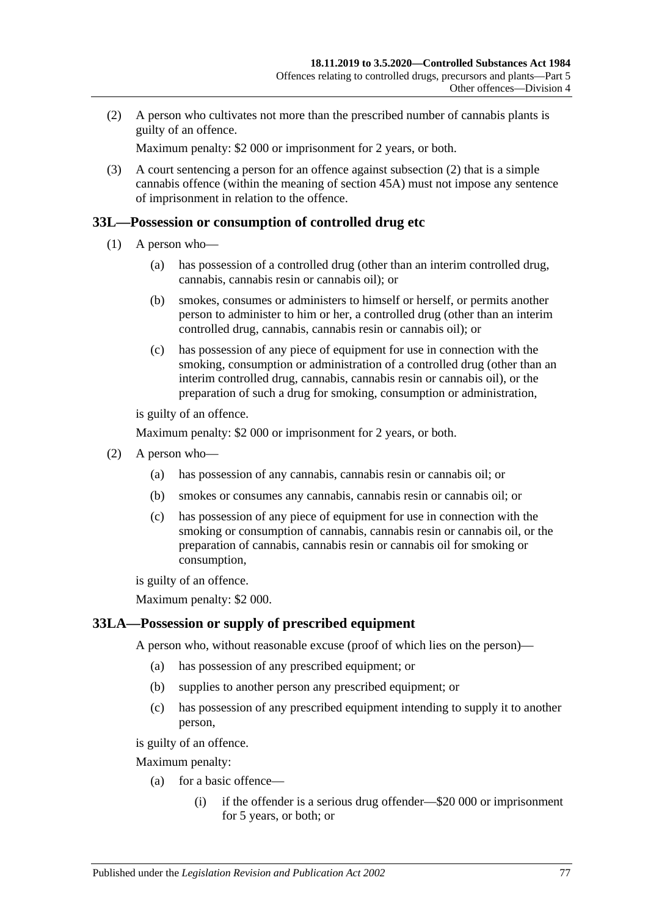(2) A person who cultivates not more than the prescribed number of cannabis plants is guilty of an offence.

Maximum penalty: $2 000 or imprisonment for 2 years, or both.

(3) A court sentencing a person for an offence against subsection (2) that is a simple cannabis offence (within the meaning of section 45A) must not impose any sentence of imprisonment in relation to the offence.

## 33L—Possession or consumption of controlled drug etc

(1) A person who—

(a) has possession of a controlled drug (other than an interim controlled drug, cannabis, cannabis resin or cannabis oil); or

(b) smokes, consumes or administers to himself or herself, or permits another person to administer to him or her, a controlled drug (other than an interim controlled drug, cannabis, cannabis resin or cannabis oil); or

(c) has possession of any piece of equipment for use in connection with the smoking, consumption or administration of a controlled drug (other than an interim controlled drug, cannabis, cannabis resin or cannabis oil), or the preparation of such a drug for smoking, consumption or administration,

is guilty of an offence.

Maximum penalty: $2 000 or imprisonment for 2 years, or both.

(2) A person who—

(a) has possession of any cannabis, cannabis resin or cannabis oil; or

(b) smokes or consumes any cannabis, cannabis resin or cannabis oil; or

(c) has possession of any piece of equipment for use in connection with the smoking or consumption of cannabis, cannabis resin or cannabis oil, or the preparation of cannabis, cannabis resin or cannabis oil for smoking or consumption,

is guilty of an offence.

Maximum penalty: $2 000.

## 33LA—Possession or supply of prescribed equipment

A person who, without reasonable excuse (proof of which lies on the person)—

(a) has possession of any prescribed equipment; or

(b) supplies to another person any prescribed equipment; or

(c) has possession of any prescribed equipment intending to supply it to another person,

is guilty of an offence.

Maximum penalty:

(a) for a basic offence—

(i) if the offender is a serious drug offender—$20 000 or imprisonment for 5 years, or both; or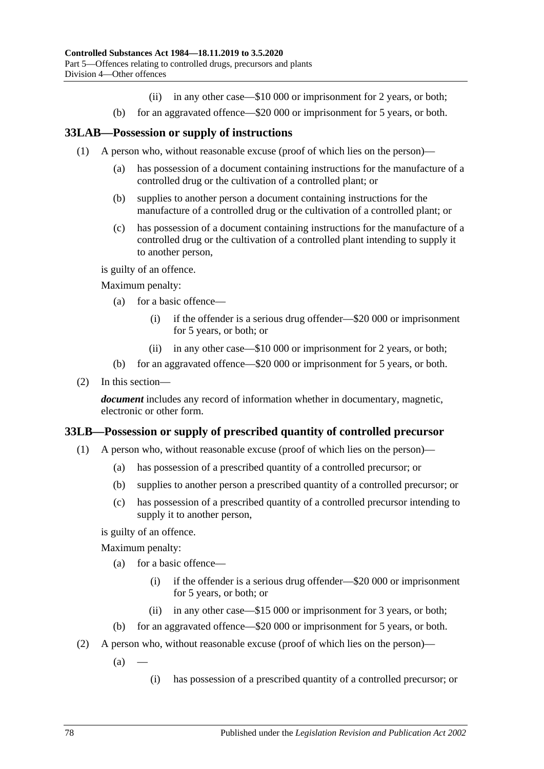(ii) in any other case—$10 000 or imprisonment for 2 years, or both;

(b) for an aggravated offence—$20 000 or imprisonment for 5 years, or both.

## 33LAB—Possession or supply of instructions

(1) A person who, without reasonable excuse (proof of which lies on the person)—

(a) has possession of a document containing instructions for the manufacture of a controlled drug or the cultivation of a controlled plant; or

(b) supplies to another person a document containing instructions for the manufacture of a controlled drug or the cultivation of a controlled plant; or

(c) has possession of a document containing instructions for the manufacture of a controlled drug or the cultivation of a controlled plant intending to supply it to another person,

is guilty of an offence.

Maximum penalty:

(a) for a basic offence—

(i) if the offender is a serious drug offender—$20 000 or imprisonment for 5 years, or both; or

(ii) in any other case—$10 000 or imprisonment for 2 years, or both;

(b) for an aggravated offence—$20 000 or imprisonment for 5 years, or both.

(2) In this section—

***document*** includes any record of information whether in documentary, magnetic, electronic or other form.

## 33LB—Possession or supply of prescribed quantity of controlled precursor

(1) A person who, without reasonable excuse (proof of which lies on the person)—

(a) has possession of a prescribed quantity of a controlled precursor; or

(b) supplies to another person a prescribed quantity of a controlled precursor; or

(c) has possession of a prescribed quantity of a controlled precursor intending to supply it to another person,

is guilty of an offence.

Maximum penalty:

(a) for a basic offence—

(i) if the offender is a serious drug offender—$20 000 or imprisonment for 5 years, or both; or

(ii) in any other case—$15 000 or imprisonment for 3 years, or both;

(b) for an aggravated offence—$20 000 or imprisonment for 5 years, or both.

(2) A person who, without reasonable excuse (proof of which lies on the person)—

(a) —

(i) has possession of a prescribed quantity of a controlled precursor; or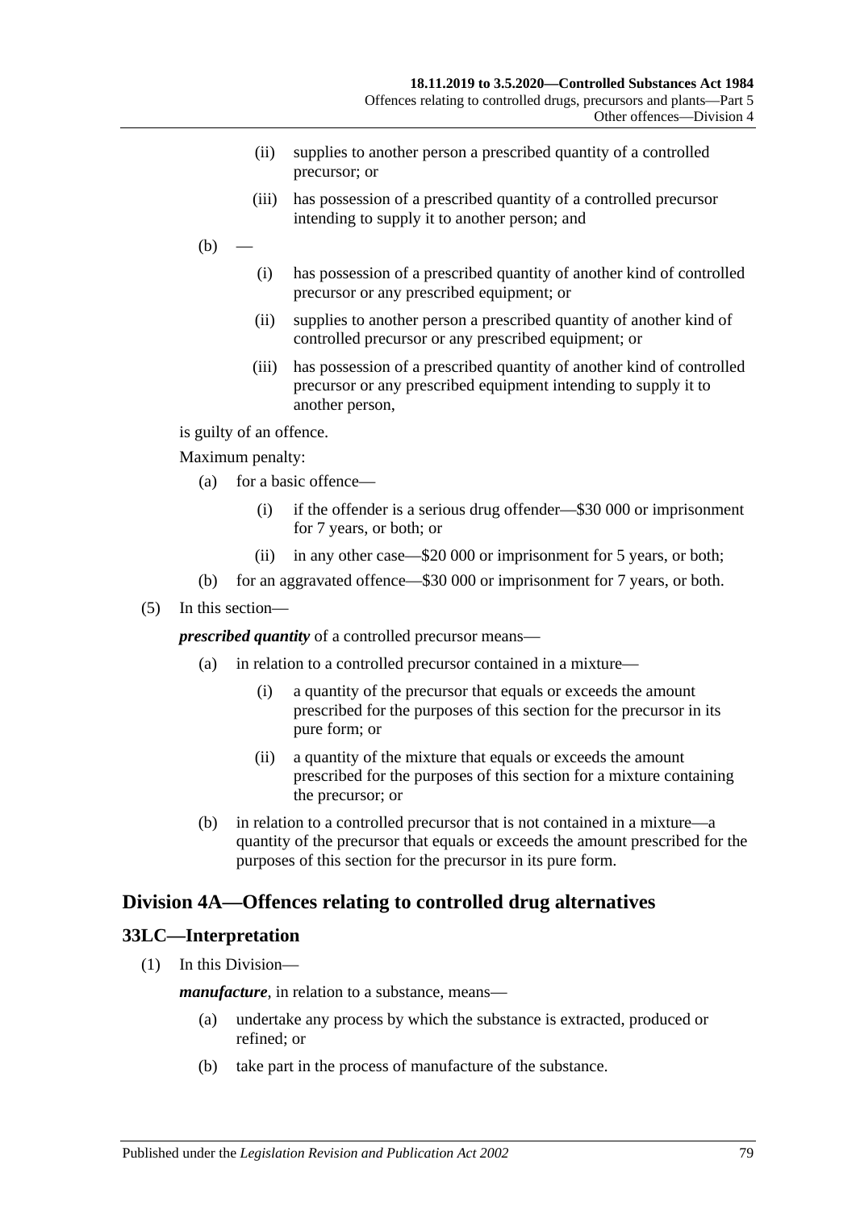(ii) supplies to another person a prescribed quantity of a controlled precursor; or

(iii) has possession of a prescribed quantity of a controlled precursor intending to supply it to another person; and

(b) —

(i) has possession of a prescribed quantity of another kind of controlled precursor or any prescribed equipment; or

(ii) supplies to another person a prescribed quantity of another kind of controlled precursor or any prescribed equipment; or

(iii) has possession of a prescribed quantity of another kind of controlled precursor or any prescribed equipment intending to supply it to another person,

is guilty of an offence.

Maximum penalty:

(a) for a basic offence—

(i) if the offender is a serious drug offender—$30 000 or imprisonment for 7 years, or both; or

(ii) in any other case—$20 000 or imprisonment for 5 years, or both;

(b) for an aggravated offence—$30 000 or imprisonment for 7 years, or both.

(5) In this section—

***prescribed quantity*** of a controlled precursor means—

(a) in relation to a controlled precursor contained in a mixture—

(i) a quantity of the precursor that equals or exceeds the amount prescribed for the purposes of this section for the precursor in its pure form; or

(ii) a quantity of the mixture that equals or exceeds the amount prescribed for the purposes of this section for a mixture containing the precursor; or

(b) in relation to a controlled precursor that is not contained in a mixture—a quantity of the precursor that equals or exceeds the amount prescribed for the purposes of this section for the precursor in its pure form.

## Division 4A—Offences relating to controlled drug alternatives

### 33LC—Interpretation

(1) In this Division—

***manufacture***, in relation to a substance, means—

(a) undertake any process by which the substance is extracted, produced or refined; or

(b) take part in the process of manufacture of the substance.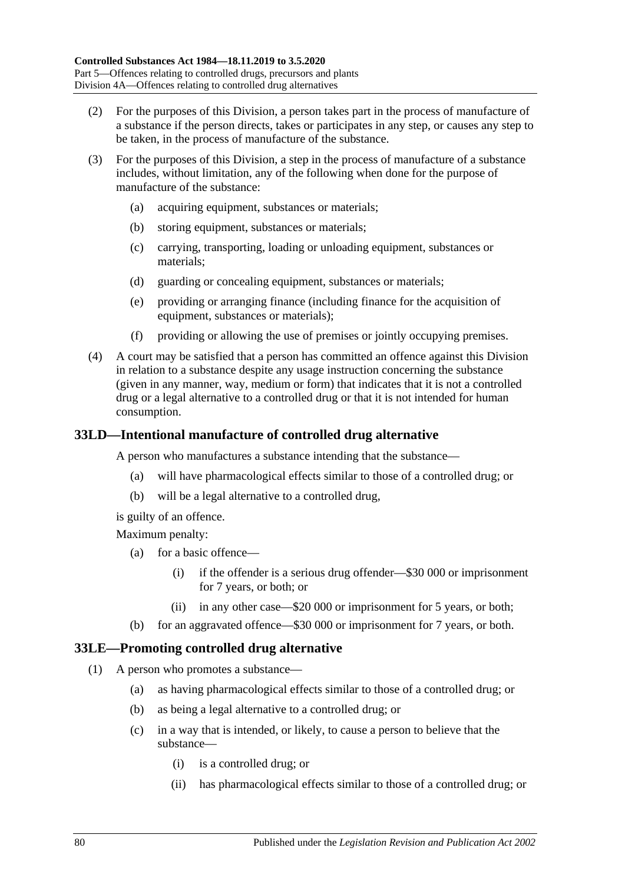(2) For the purposes of this Division, a person takes part in the process of manufacture of a substance if the person directs, takes or participates in any step, or causes any step to be taken, in the process of manufacture of the substance.

(3) For the purposes of this Division, a step in the process of manufacture of a substance includes, without limitation, any of the following when done for the purpose of manufacture of the substance:

- (a) acquiring equipment, substances or materials;
- (b) storing equipment, substances or materials;
- (c) carrying, transporting, loading or unloading equipment, substances or materials;
- (d) guarding or concealing equipment, substances or materials;
- (e) providing or arranging finance (including finance for the acquisition of equipment, substances or materials);
- (f) providing or allowing the use of premises or jointly occupying premises.

(4) A court may be satisfied that a person has committed an offence against this Division in relation to a substance despite any usage instruction concerning the substance (given in any manner, way, medium or form) that indicates that it is not a controlled drug or a legal alternative to a controlled drug or that it is not intended for human consumption.

## 33LD—Intentional manufacture of controlled drug alternative

A person who manufactures a substance intending that the substance—

- (a) will have pharmacological effects similar to those of a controlled drug; or
- (b) will be a legal alternative to a controlled drug,

is guilty of an offence.

Maximum penalty:

- (a) for a basic offence—
  - (i) if the offender is a serious drug offender—$30 000 or imprisonment for 7 years, or both; or
  - (ii) in any other case—$20 000 or imprisonment for 5 years, or both;
- (b) for an aggravated offence—$30 000 or imprisonment for 7 years, or both.

## 33LE—Promoting controlled drug alternative

(1) A person who promotes a substance—

- (a) as having pharmacological effects similar to those of a controlled drug; or
- (b) as being a legal alternative to a controlled drug; or
- (c) in a way that is intended, or likely, to cause a person to believe that the substance—
  - (i) is a controlled drug; or
  - (ii) has pharmacological effects similar to those of a controlled drug; or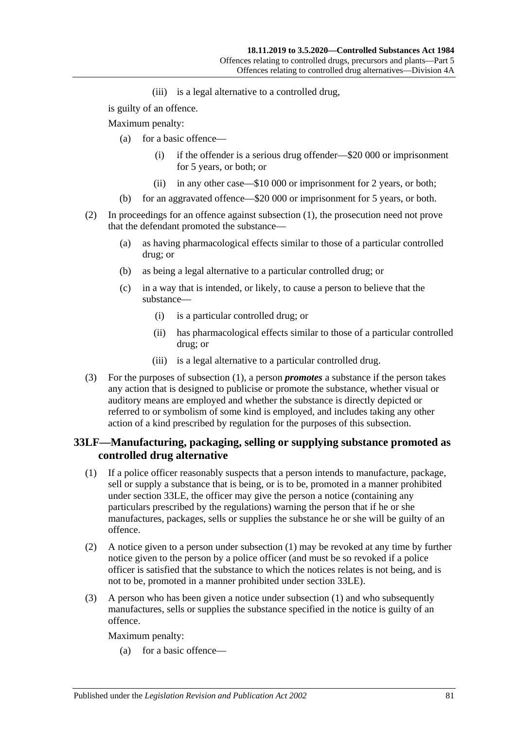(iii) is a legal alternative to a controlled drug,

is guilty of an offence.

Maximum penalty:

- (a) for a basic offence—
  - (i) if the offender is a serious drug offender—$20 000 or imprisonment for 5 years, or both; or
  - (ii) in any other case—$10 000 or imprisonment for 2 years, or both;
- (b) for an aggravated offence—$20 000 or imprisonment for 5 years, or both.

(2) In proceedings for an offence against subsection (1), the prosecution need not prove that the defendant promoted the substance—

- (a) as having pharmacological effects similar to those of a particular controlled drug; or
- (b) as being a legal alternative to a particular controlled drug; or
- (c) in a way that is intended, or likely, to cause a person to believe that the substance—
  - (i) is a particular controlled drug; or
  - (ii) has pharmacological effects similar to those of a particular controlled drug; or
  - (iii) is a legal alternative to a particular controlled drug.

(3) For the purposes of subsection (1), a person ***promotes*** a substance if the person takes any action that is designed to publicise or promote the substance, whether visual or auditory means are employed and whether the substance is directly depicted or referred to or symbolism of some kind is employed, and includes taking any other action of a kind prescribed by regulation for the purposes of this subsection.

## 33LF—Manufacturing, packaging, selling or supplying substance promoted as controlled drug alternative

(1) If a police officer reasonably suspects that a person intends to manufacture, package, sell or supply a substance that is being, or is to be, promoted in a manner prohibited under section 33LE, the officer may give the person a notice (containing any particulars prescribed by the regulations) warning the person that if he or she manufactures, packages, sells or supplies the substance he or she will be guilty of an offence.

(2) A notice given to a person under subsection (1) may be revoked at any time by further notice given to the person by a police officer (and must be so revoked if a police officer is satisfied that the substance to which the notices relates is not being, and is not to be, promoted in a manner prohibited under section 33LE).

(3) A person who has been given a notice under subsection (1) and who subsequently manufactures, sells or supplies the substance specified in the notice is guilty of an offence.

Maximum penalty:

- (a) for a basic offence—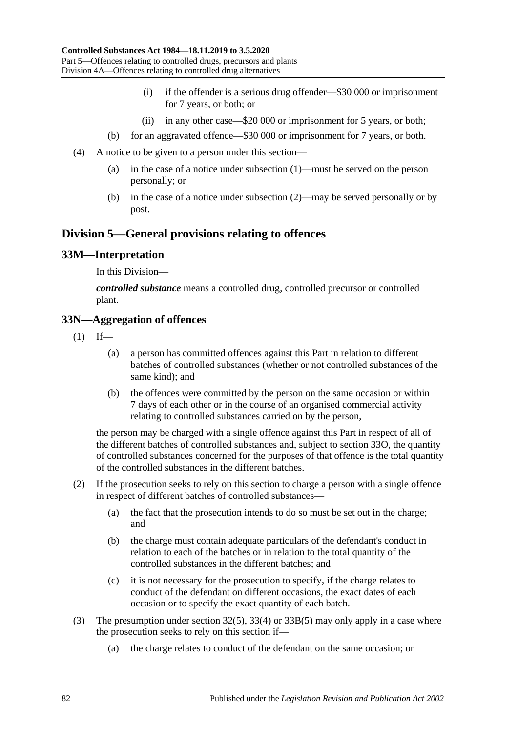(i) if the offender is a serious drug offender—\$30 000 or imprisonment for 7 years, or both; or

(ii) in any other case—\$20 000 or imprisonment for 5 years, or both;

(b) for an aggravated offence—\$30 000 or imprisonment for 7 years, or both.

(4) A notice to be given to a person under this section—

(a) in the case of a notice under subsection (1)—must be served on the person personally; or

(b) in the case of a notice under subsection (2)—may be served personally or by post.

## Division 5—General provisions relating to offences

### 33M—Interpretation

In this Division—

***controlled substance*** means a controlled drug, controlled precursor or controlled plant.

### 33N—Aggregation of offences

(1) If—

(a) a person has committed offences against this Part in relation to different batches of controlled substances (whether or not controlled substances of the same kind); and

(b) the offences were committed by the person on the same occasion or within 7 days of each other or in the course of an organised commercial activity relating to controlled substances carried on by the person,

the person may be charged with a single offence against this Part in respect of all of the different batches of controlled substances and, subject to section 33O, the quantity of controlled substances concerned for the purposes of that offence is the total quantity of the controlled substances in the different batches.

(2) If the prosecution seeks to rely on this section to charge a person with a single offence in respect of different batches of controlled substances—

(a) the fact that the prosecution intends to do so must be set out in the charge; and

(b) the charge must contain adequate particulars of the defendant's conduct in relation to each of the batches or in relation to the total quantity of the controlled substances in the different batches; and

(c) it is not necessary for the prosecution to specify, if the charge relates to conduct of the defendant on different occasions, the exact dates of each occasion or to specify the exact quantity of each batch.

(3) The presumption under section 32(5), 33(4) or 33B(5) may only apply in a case where the prosecution seeks to rely on this section if—

(a) the charge relates to conduct of the defendant on the same occasion; or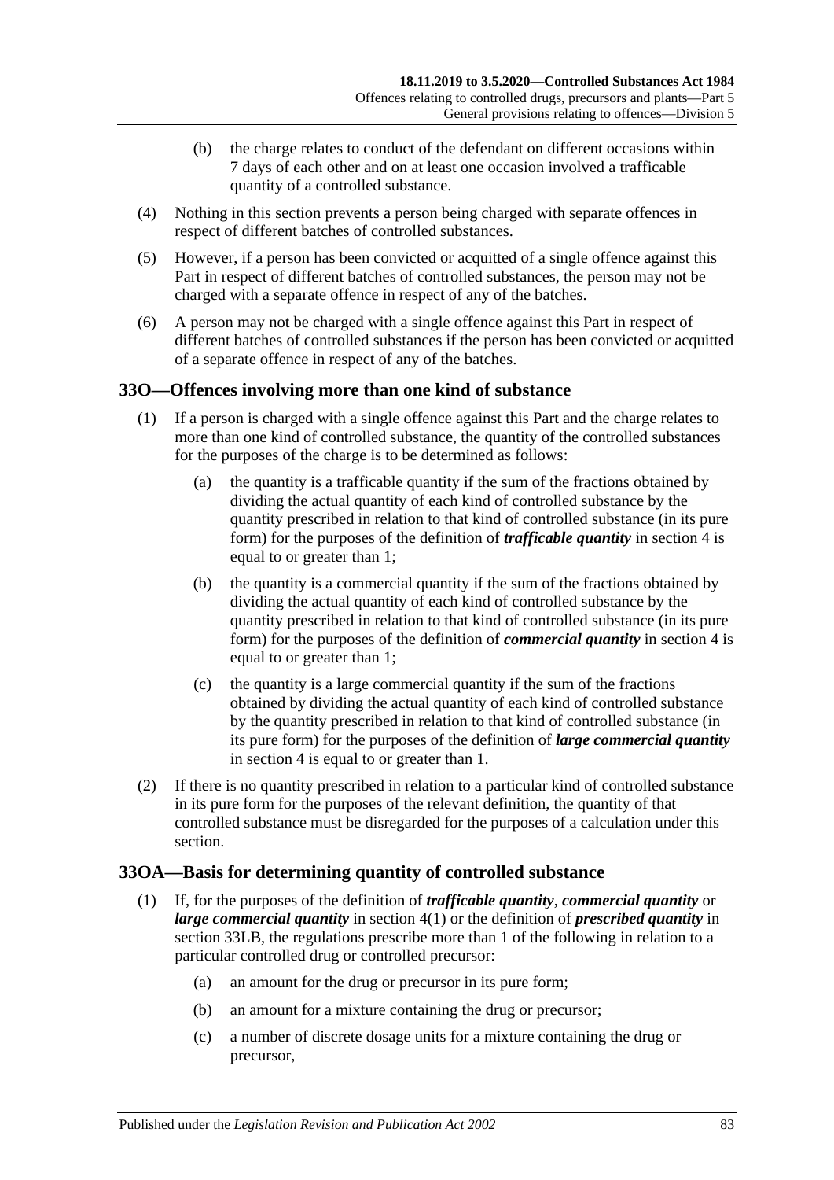(b) the charge relates to conduct of the defendant on different occasions within 7 days of each other and on at least one occasion involved a trafficable quantity of a controlled substance.

(4) Nothing in this section prevents a person being charged with separate offences in respect of different batches of controlled substances.

(5) However, if a person has been convicted or acquitted of a single offence against this Part in respect of different batches of controlled substances, the person may not be charged with a separate offence in respect of any of the batches.

(6) A person may not be charged with a single offence against this Part in respect of different batches of controlled substances if the person has been convicted or acquitted of a separate offence in respect of any of the batches.

## 33O—Offences involving more than one kind of substance

(1) If a person is charged with a single offence against this Part and the charge relates to more than one kind of controlled substance, the quantity of the controlled substances for the purposes of the charge is to be determined as follows:

(a) the quantity is a trafficable quantity if the sum of the fractions obtained by dividing the actual quantity of each kind of controlled substance by the quantity prescribed in relation to that kind of controlled substance (in its pure form) for the purposes of the definition of ***trafficable quantity*** in section 4 is equal to or greater than 1;

(b) the quantity is a commercial quantity if the sum of the fractions obtained by dividing the actual quantity of each kind of controlled substance by the quantity prescribed in relation to that kind of controlled substance (in its pure form) for the purposes of the definition of ***commercial quantity*** in section 4 is equal to or greater than 1;

(c) the quantity is a large commercial quantity if the sum of the fractions obtained by dividing the actual quantity of each kind of controlled substance by the quantity prescribed in relation to that kind of controlled substance (in its pure form) for the purposes of the definition of ***large commercial quantity*** in section 4 is equal to or greater than 1.

(2) If there is no quantity prescribed in relation to a particular kind of controlled substance in its pure form for the purposes of the relevant definition, the quantity of that controlled substance must be disregarded for the purposes of a calculation under this section.

## 33OA—Basis for determining quantity of controlled substance

(1) If, for the purposes of the definition of ***trafficable quantity***, ***commercial quantity*** or ***large commercial quantity*** in section 4(1) or the definition of ***prescribed quantity*** in section 33LB, the regulations prescribe more than 1 of the following in relation to a particular controlled drug or controlled precursor:

(a) an amount for the drug or precursor in its pure form;

(b) an amount for a mixture containing the drug or precursor;

(c) a number of discrete dosage units for a mixture containing the drug or precursor,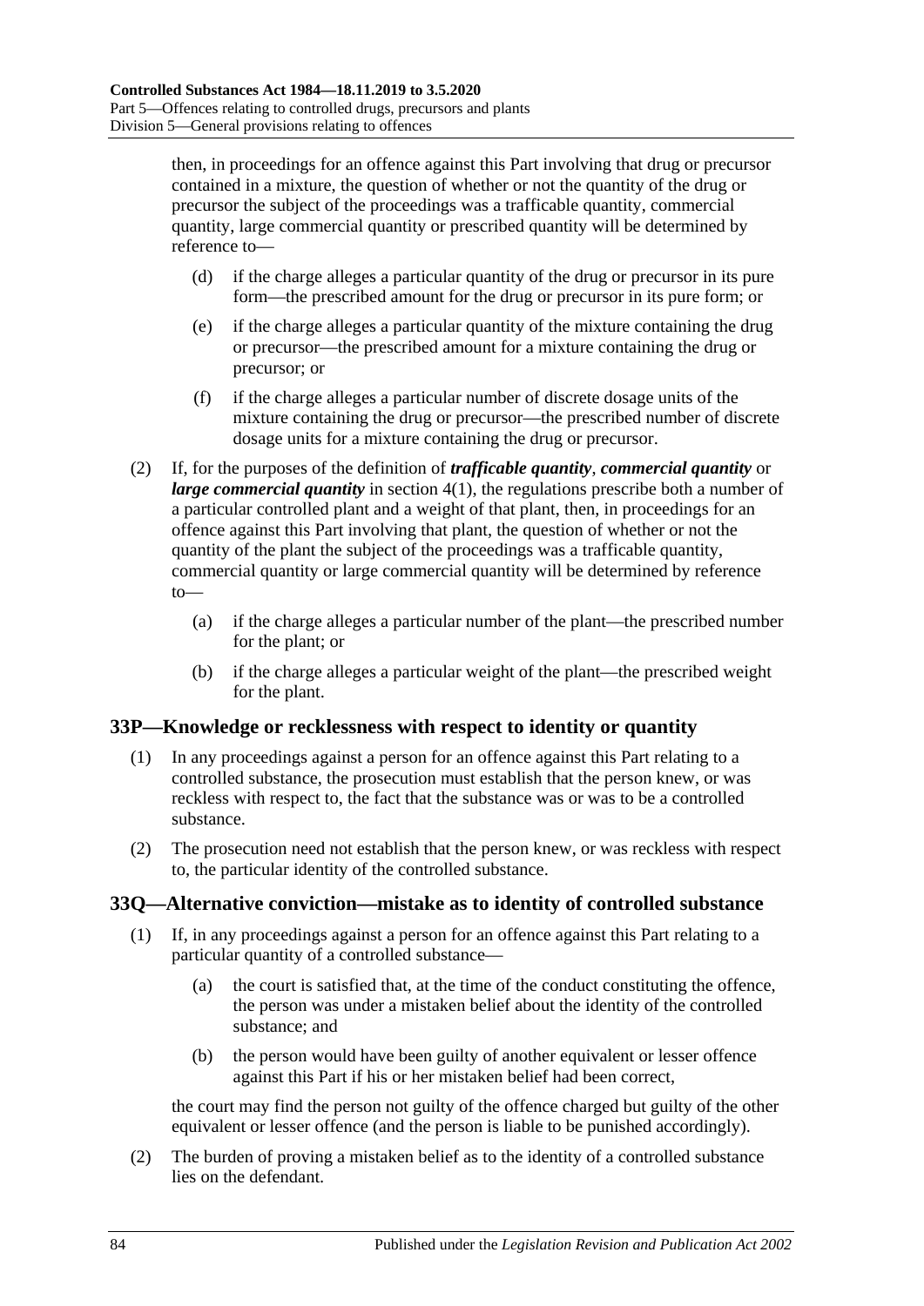then, in proceedings for an offence against this Part involving that drug or precursor contained in a mixture, the question of whether or not the quantity of the drug or precursor the subject of the proceedings was a trafficable quantity, commercial quantity, large commercial quantity or prescribed quantity will be determined by reference to—

(d) if the charge alleges a particular quantity of the drug or precursor in its pure form—the prescribed amount for the drug or precursor in its pure form; or

(e) if the charge alleges a particular quantity of the mixture containing the drug or precursor—the prescribed amount for a mixture containing the drug or precursor; or

(f) if the charge alleges a particular number of discrete dosage units of the mixture containing the drug or precursor—the prescribed number of discrete dosage units for a mixture containing the drug or precursor.

(2) If, for the purposes of the definition of ***trafficable quantity***, ***commercial quantity*** or ***large commercial quantity*** in section 4(1), the regulations prescribe both a number of a particular controlled plant and a weight of that plant, then, in proceedings for an offence against this Part involving that plant, the question of whether or not the quantity of the plant the subject of the proceedings was a trafficable quantity, commercial quantity or large commercial quantity will be determined by reference to—

(a) if the charge alleges a particular number of the plant—the prescribed number for the plant; or

(b) if the charge alleges a particular weight of the plant—the prescribed weight for the plant.

## 33P—Knowledge or recklessness with respect to identity or quantity

(1) In any proceedings against a person for an offence against this Part relating to a controlled substance, the prosecution must establish that the person knew, or was reckless with respect to, the fact that the substance was or was to be a controlled substance.

(2) The prosecution need not establish that the person knew, or was reckless with respect to, the particular identity of the controlled substance.

## 33Q—Alternative conviction—mistake as to identity of controlled substance

(1) If, in any proceedings against a person for an offence against this Part relating to a particular quantity of a controlled substance—

(a) the court is satisfied that, at the time of the conduct constituting the offence, the person was under a mistaken belief about the identity of the controlled substance; and

(b) the person would have been guilty of another equivalent or lesser offence against this Part if his or her mistaken belief had been correct,

the court may find the person not guilty of the offence charged but guilty of the other equivalent or lesser offence (and the person is liable to be punished accordingly).

(2) The burden of proving a mistaken belief as to the identity of a controlled substance lies on the defendant.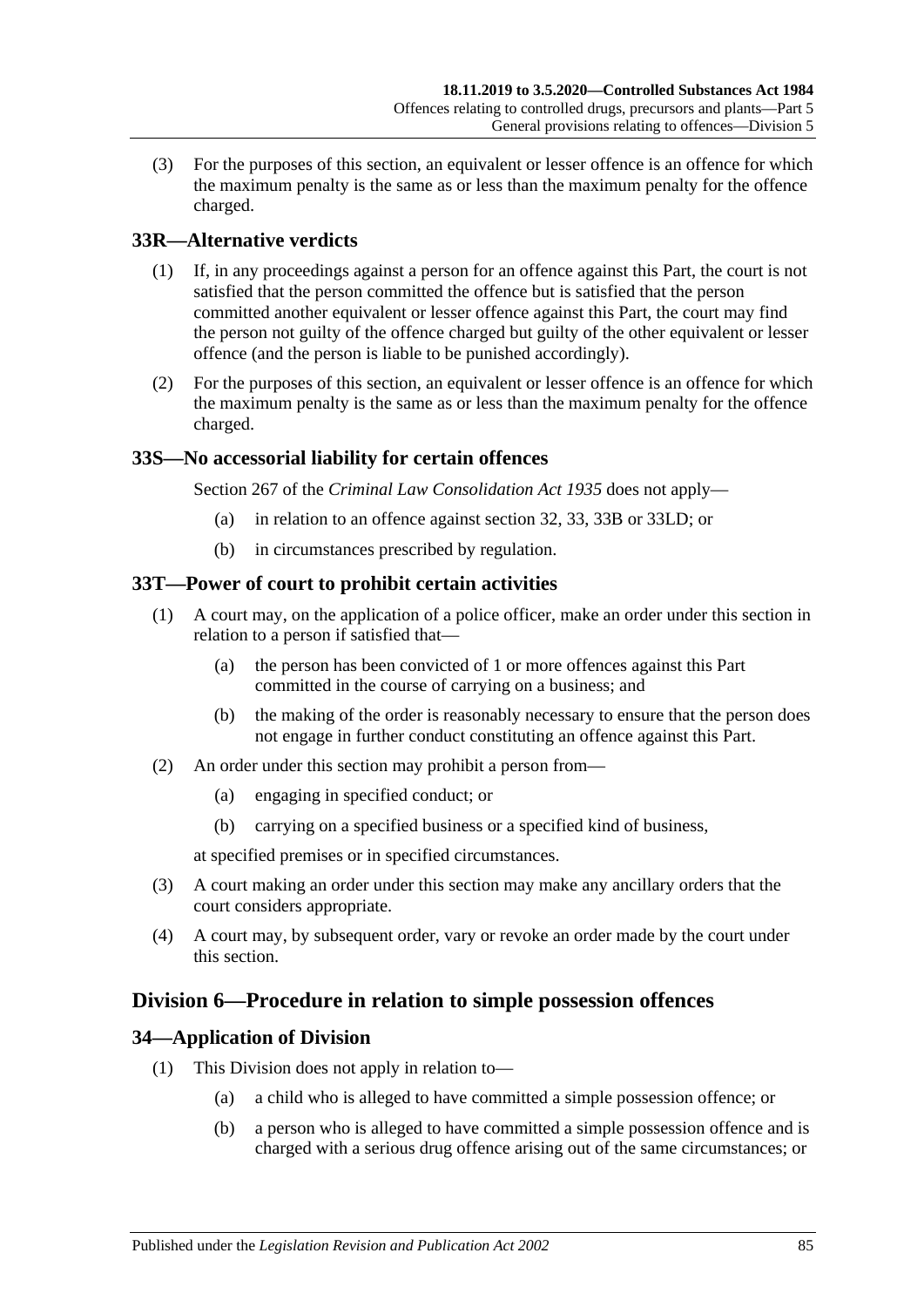(3) For the purposes of this section, an equivalent or lesser offence is an offence for which the maximum penalty is the same as or less than the maximum penalty for the offence charged.

## 33R—Alternative verdicts

(1) If, in any proceedings against a person for an offence against this Part, the court is not satisfied that the person committed the offence but is satisfied that the person committed another equivalent or lesser offence against this Part, the court may find the person not guilty of the offence charged but guilty of the other equivalent or lesser offence (and the person is liable to be punished accordingly).

(2) For the purposes of this section, an equivalent or lesser offence is an offence for which the maximum penalty is the same as or less than the maximum penalty for the offence charged.

## 33S—No accessorial liability for certain offences

Section 267 of the *Criminal Law Consolidation Act 1935* does not apply—

(a) in relation to an offence against section 32, 33, 33B or 33LD; or

(b) in circumstances prescribed by regulation.

## 33T—Power of court to prohibit certain activities

(1) A court may, on the application of a police officer, make an order under this section in relation to a person if satisfied that—

(a) the person has been convicted of 1 or more offences against this Part committed in the course of carrying on a business; and

(b) the making of the order is reasonably necessary to ensure that the person does not engage in further conduct constituting an offence against this Part.

(2) An order under this section may prohibit a person from—

(a) engaging in specified conduct; or

(b) carrying on a specified business or a specified kind of business,

at specified premises or in specified circumstances.

(3) A court making an order under this section may make any ancillary orders that the court considers appropriate.

(4) A court may, by subsequent order, vary or revoke an order made by the court under this section.

# Division 6—Procedure in relation to simple possession offences

## 34—Application of Division

(1) This Division does not apply in relation to—

(a) a child who is alleged to have committed a simple possession offence; or

(b) a person who is alleged to have committed a simple possession offence and is charged with a serious drug offence arising out of the same circumstances; or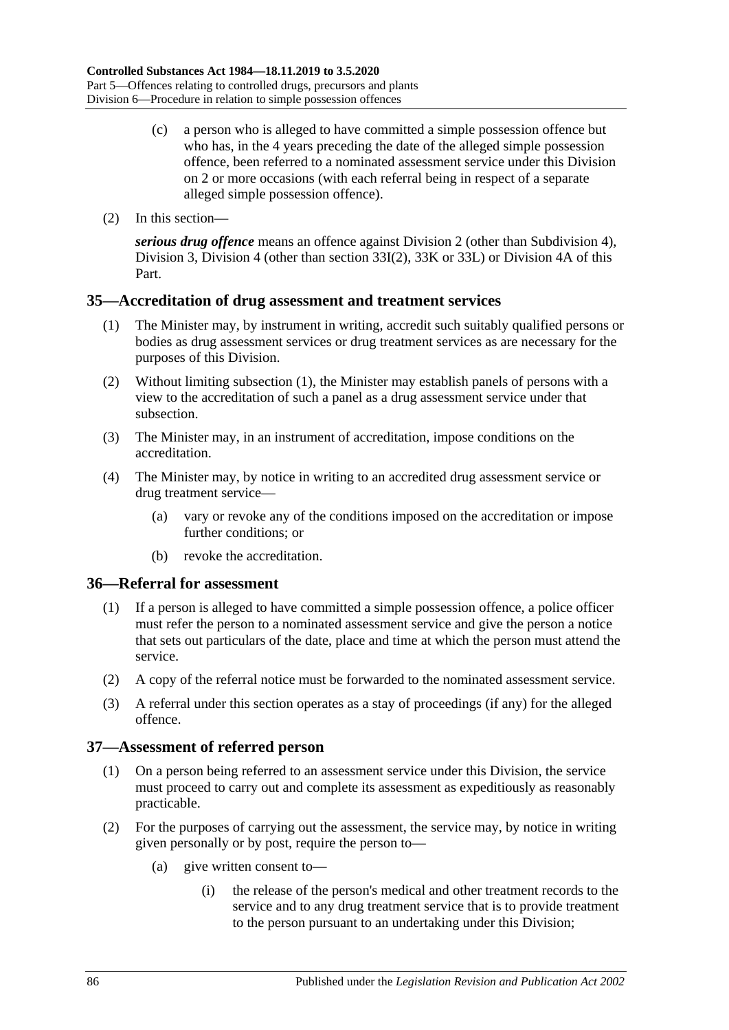(c) a person who is alleged to have committed a simple possession offence but who has, in the 4 years preceding the date of the alleged simple possession offence, been referred to a nominated assessment service under this Division on 2 or more occasions (with each referral being in respect of a separate alleged simple possession offence).

(2) In this section—

***serious drug offence*** means an offence against Division 2 (other than Subdivision 4), Division 3, Division 4 (other than section 33I(2), 33K or 33L) or Division 4A of this Part.

## 35—Accreditation of drug assessment and treatment services

(1) The Minister may, by instrument in writing, accredit such suitably qualified persons or bodies as drug assessment services or drug treatment services as are necessary for the purposes of this Division.

(2) Without limiting subsection (1), the Minister may establish panels of persons with a view to the accreditation of such a panel as a drug assessment service under that subsection.

(3) The Minister may, in an instrument of accreditation, impose conditions on the accreditation.

(4) The Minister may, by notice in writing to an accredited drug assessment service or drug treatment service—

(a) vary or revoke any of the conditions imposed on the accreditation or impose further conditions; or

(b) revoke the accreditation.

## 36—Referral for assessment

(1) If a person is alleged to have committed a simple possession offence, a police officer must refer the person to a nominated assessment service and give the person a notice that sets out particulars of the date, place and time at which the person must attend the service.

(2) A copy of the referral notice must be forwarded to the nominated assessment service.

(3) A referral under this section operates as a stay of proceedings (if any) for the alleged offence.

## 37—Assessment of referred person

(1) On a person being referred to an assessment service under this Division, the service must proceed to carry out and complete its assessment as expeditiously as reasonably practicable.

(2) For the purposes of carrying out the assessment, the service may, by notice in writing given personally or by post, require the person to—

(a) give written consent to—

(i) the release of the person's medical and other treatment records to the service and to any drug treatment service that is to provide treatment to the person pursuant to an undertaking under this Division;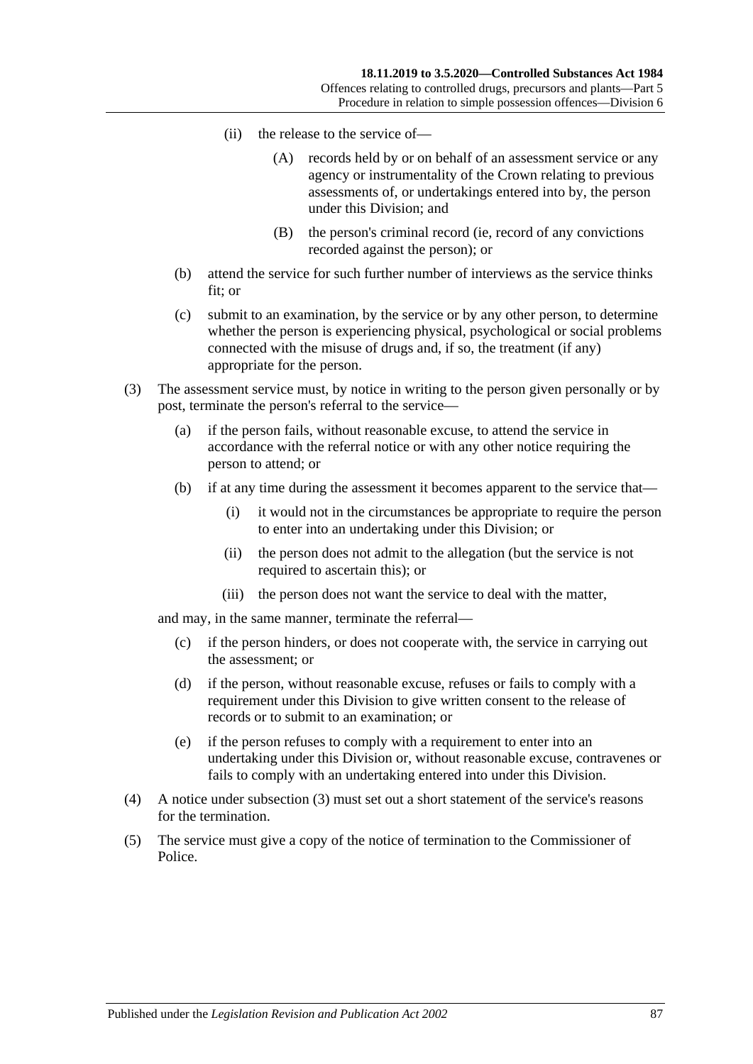(ii) the release to the service of—

(A) records held by or on behalf of an assessment service or any agency or instrumentality of the Crown relating to previous assessments of, or undertakings entered into by, the person under this Division; and

(B) the person's criminal record (ie, record of any convictions recorded against the person); or

(b) attend the service for such further number of interviews as the service thinks fit; or

(c) submit to an examination, by the service or by any other person, to determine whether the person is experiencing physical, psychological or social problems connected with the misuse of drugs and, if so, the treatment (if any) appropriate for the person.

(3) The assessment service must, by notice in writing to the person given personally or by post, terminate the person's referral to the service—

(a) if the person fails, without reasonable excuse, to attend the service in accordance with the referral notice or with any other notice requiring the person to attend; or

(b) if at any time during the assessment it becomes apparent to the service that—

(i) it would not in the circumstances be appropriate to require the person to enter into an undertaking under this Division; or

(ii) the person does not admit to the allegation (but the service is not required to ascertain this); or

(iii) the person does not want the service to deal with the matter,

and may, in the same manner, terminate the referral—

(c) if the person hinders, or does not cooperate with, the service in carrying out the assessment; or

(d) if the person, without reasonable excuse, refuses or fails to comply with a requirement under this Division to give written consent to the release of records or to submit to an examination; or

(e) if the person refuses to comply with a requirement to enter into an undertaking under this Division or, without reasonable excuse, contravenes or fails to comply with an undertaking entered into under this Division.

(4) A notice under subsection (3) must set out a short statement of the service's reasons for the termination.

(5) The service must give a copy of the notice of termination to the Commissioner of Police.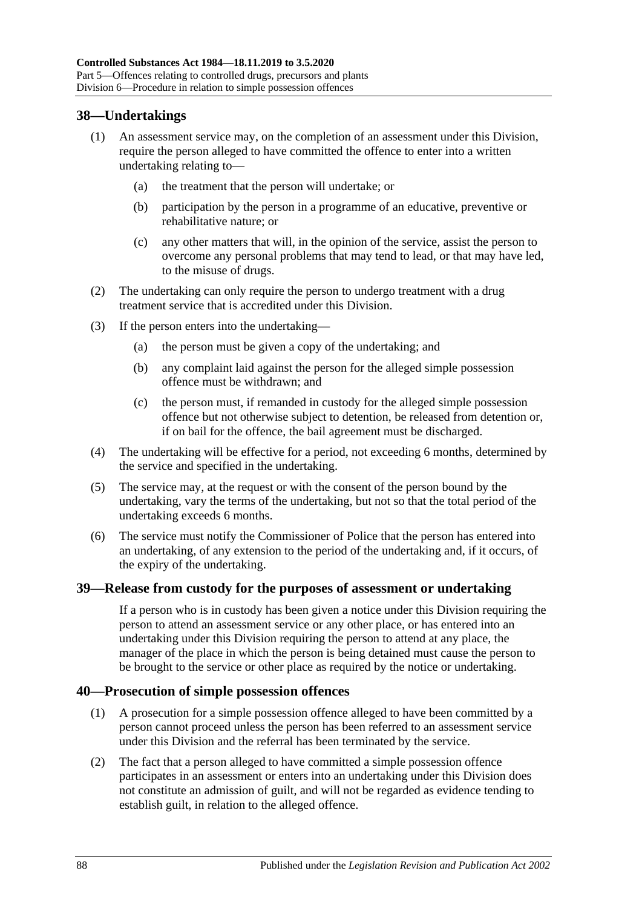## 38—Undertakings

(1) An assessment service may, on the completion of an assessment under this Division, require the person alleged to have committed the offence to enter into a written undertaking relating to—

(a) the treatment that the person will undertake; or

(b) participation by the person in a programme of an educative, preventive or rehabilitative nature; or

(c) any other matters that will, in the opinion of the service, assist the person to overcome any personal problems that may tend to lead, or that may have led, to the misuse of drugs.

(2) The undertaking can only require the person to undergo treatment with a drug treatment service that is accredited under this Division.

(3) If the person enters into the undertaking—

(a) the person must be given a copy of the undertaking; and

(b) any complaint laid against the person for the alleged simple possession offence must be withdrawn; and

(c) the person must, if remanded in custody for the alleged simple possession offence but not otherwise subject to detention, be released from detention or, if on bail for the offence, the bail agreement must be discharged.

(4) The undertaking will be effective for a period, not exceeding 6 months, determined by the service and specified in the undertaking.

(5) The service may, at the request or with the consent of the person bound by the undertaking, vary the terms of the undertaking, but not so that the total period of the undertaking exceeds 6 months.

(6) The service must notify the Commissioner of Police that the person has entered into an undertaking, of any extension to the period of the undertaking and, if it occurs, of the expiry of the undertaking.

## 39—Release from custody for the purposes of assessment or undertaking

If a person who is in custody has been given a notice under this Division requiring the person to attend an assessment service or any other place, or has entered into an undertaking under this Division requiring the person to attend at any place, the manager of the place in which the person is being detained must cause the person to be brought to the service or other place as required by the notice or undertaking.

## 40—Prosecution of simple possession offences

(1) A prosecution for a simple possession offence alleged to have been committed by a person cannot proceed unless the person has been referred to an assessment service under this Division and the referral has been terminated by the service.

(2) The fact that a person alleged to have committed a simple possession offence participates in an assessment or enters into an undertaking under this Division does not constitute an admission of guilt, and will not be regarded as evidence tending to establish guilt, in relation to the alleged offence.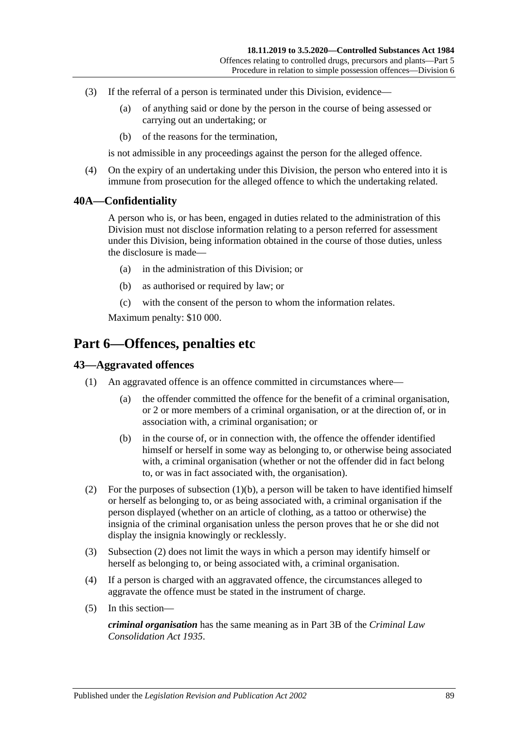(3) If the referral of a person is terminated under this Division, evidence—

  (a) of anything said or done by the person in the course of being assessed or carrying out an undertaking; or

  (b) of the reasons for the termination,

is not admissible in any proceedings against the person for the alleged offence.

(4) On the expiry of an undertaking under this Division, the person who entered into it is immune from prosecution for the alleged offence to which the undertaking related.

### 40A—Confidentiality

A person who is, or has been, engaged in duties related to the administration of this Division must not disclose information relating to a person referred for assessment under this Division, being information obtained in the course of those duties, unless the disclosure is made—

  (a) in the administration of this Division; or

  (b) as authorised or required by law; or

  (c) with the consent of the person to whom the information relates.

Maximum penalty: $10 000.

## Part 6—Offences, penalties etc

### 43—Aggravated offences

(1) An aggravated offence is an offence committed in circumstances where—

  (a) the offender committed the offence for the benefit of a criminal organisation, or 2 or more members of a criminal organisation, or at the direction of, or in association with, a criminal organisation; or

  (b) in the course of, or in connection with, the offence the offender identified himself or herself in some way as belonging to, or otherwise being associated with, a criminal organisation (whether or not the offender did in fact belong to, or was in fact associated with, the organisation).

(2) For the purposes of subsection (1)(b), a person will be taken to have identified himself or herself as belonging to, or as being associated with, a criminal organisation if the person displayed (whether on an article of clothing, as a tattoo or otherwise) the insignia of the criminal organisation unless the person proves that he or she did not display the insignia knowingly or recklessly.

(3) Subsection (2) does not limit the ways in which a person may identify himself or herself as belonging to, or being associated with, a criminal organisation.

(4) If a person is charged with an aggravated offence, the circumstances alleged to aggravate the offence must be stated in the instrument of charge.

(5) In this section—

***criminal organisation*** has the same meaning as in Part 3B of the *Criminal Law Consolidation Act 1935*.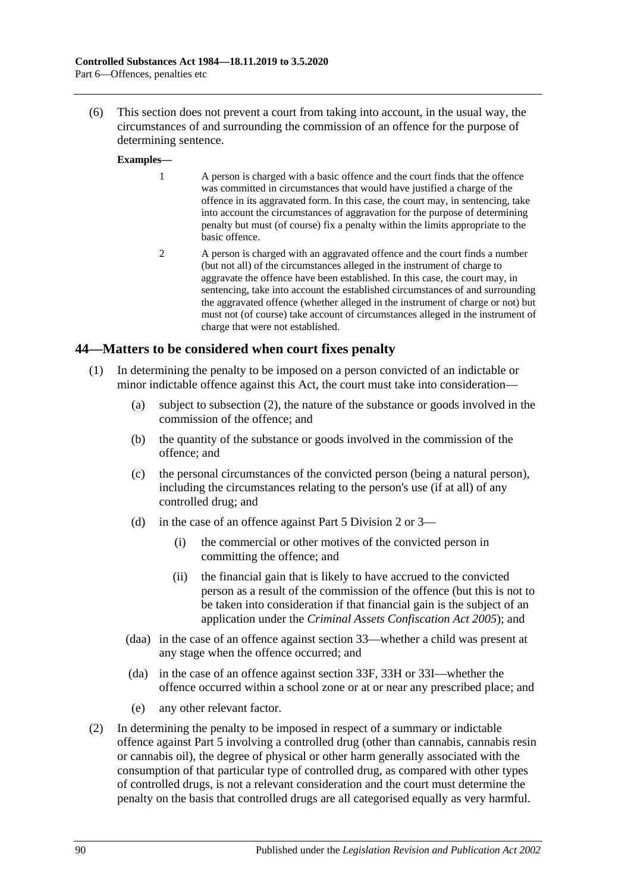(6) This section does not prevent a court from taking into account, in the usual way, the circumstances of and surrounding the commission of an offence for the purpose of determining sentence.

**Examples—**

1 A person is charged with a basic offence and the court finds that the offence was committed in circumstances that would have justified a charge of the offence in its aggravated form. In this case, the court may, in sentencing, take into account the circumstances of aggravation for the purpose of determining penalty but must (of course) fix a penalty within the limits appropriate to the basic offence.

2 A person is charged with an aggravated offence and the court finds a number (but not all) of the circumstances alleged in the instrument of charge to aggravate the offence have been established. In this case, the court may, in sentencing, take into account the established circumstances of and surrounding the aggravated offence (whether alleged in the instrument of charge or not) but must not (of course) take account of circumstances alleged in the instrument of charge that were not established.

## 44—Matters to be considered when court fixes penalty

(1) In determining the penalty to be imposed on a person convicted of an indictable or minor indictable offence against this Act, the court must take into consideration—

(a) subject to subsection (2), the nature of the substance or goods involved in the commission of the offence; and

(b) the quantity of the substance or goods involved in the commission of the offence; and

(c) the personal circumstances of the convicted person (being a natural person), including the circumstances relating to the person's use (if at all) of any controlled drug; and

(d) in the case of an offence against Part 5 Division 2 or 3—

(i) the commercial or other motives of the convicted person in committing the offence; and

(ii) the financial gain that is likely to have accrued to the convicted person as a result of the commission of the offence (but this is not to be taken into consideration if that financial gain is the subject of an application under the *Criminal Assets Confiscation Act 2005*); and

(daa) in the case of an offence against section 33—whether a child was present at any stage when the offence occurred; and

(da) in the case of an offence against section 33F, 33H or 33I—whether the offence occurred within a school zone or at or near any prescribed place; and

(e) any other relevant factor.

(2) In determining the penalty to be imposed in respect of a summary or indictable offence against Part 5 involving a controlled drug (other than cannabis, cannabis resin or cannabis oil), the degree of physical or other harm generally associated with the consumption of that particular type of controlled drug, as compared with other types of controlled drugs, is not a relevant consideration and the court must determine the penalty on the basis that controlled drugs are all categorised equally as very harmful.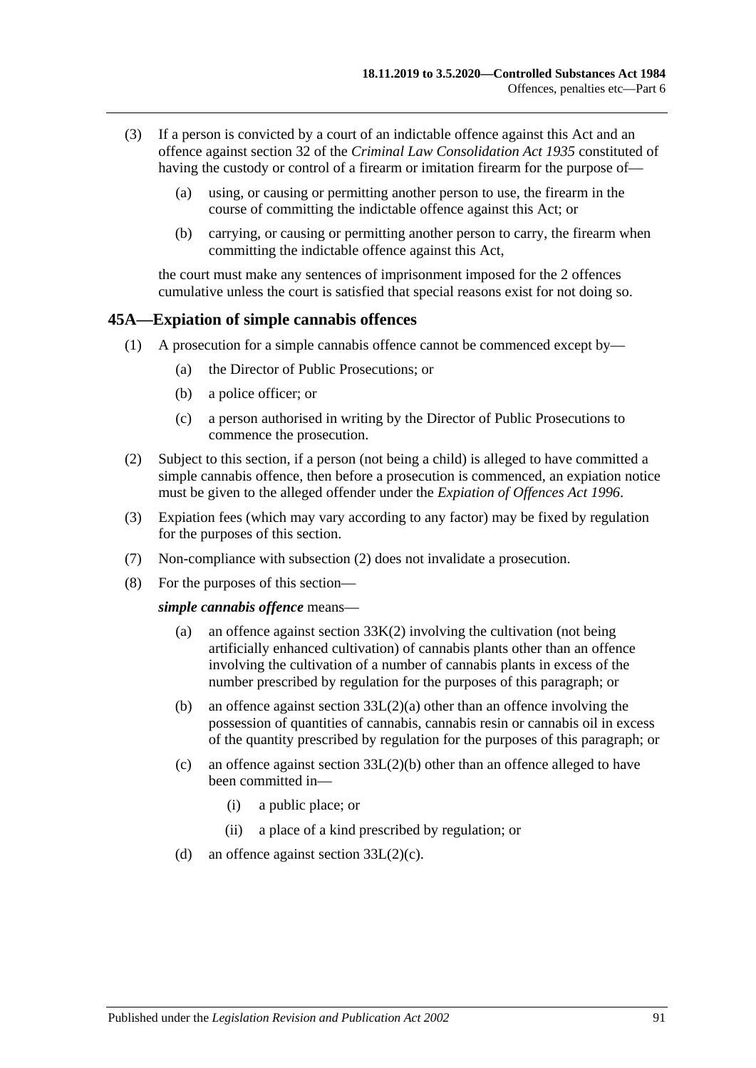(3) If a person is convicted by a court of an indictable offence against this Act and an offence against section 32 of the *Criminal Law Consolidation Act 1935* constituted of having the custody or control of a firearm or imitation firearm for the purpose of—

- (a) using, or causing or permitting another person to use, the firearm in the course of committing the indictable offence against this Act; or
- (b) carrying, or causing or permitting another person to carry, the firearm when committing the indictable offence against this Act,

the court must make any sentences of imprisonment imposed for the 2 offences cumulative unless the court is satisfied that special reasons exist for not doing so.

## 45A—Expiation of simple cannabis offences

(1) A prosecution for a simple cannabis offence cannot be commenced except by—

- (a) the Director of Public Prosecutions; or
- (b) a police officer; or
- (c) a person authorised in writing by the Director of Public Prosecutions to commence the prosecution.

(2) Subject to this section, if a person (not being a child) is alleged to have committed a simple cannabis offence, then before a prosecution is commenced, an expiation notice must be given to the alleged offender under the *Expiation of Offences Act 1996*.

(3) Expiation fees (which may vary according to any factor) may be fixed by regulation for the purposes of this section.

(7) Non-compliance with subsection (2) does not invalidate a prosecution.

(8) For the purposes of this section—

***simple cannabis offence*** means—

- (a) an offence against section 33K(2) involving the cultivation (not being artificially enhanced cultivation) of cannabis plants other than an offence involving the cultivation of a number of cannabis plants in excess of the number prescribed by regulation for the purposes of this paragraph; or
- (b) an offence against section 33L(2)(a) other than an offence involving the possession of quantities of cannabis, cannabis resin or cannabis oil in excess of the quantity prescribed by regulation for the purposes of this paragraph; or
- (c) an offence against section 33L(2)(b) other than an offence alleged to have been committed in—
  - (i) a public place; or
  - (ii) a place of a kind prescribed by regulation; or
- (d) an offence against section 33L(2)(c).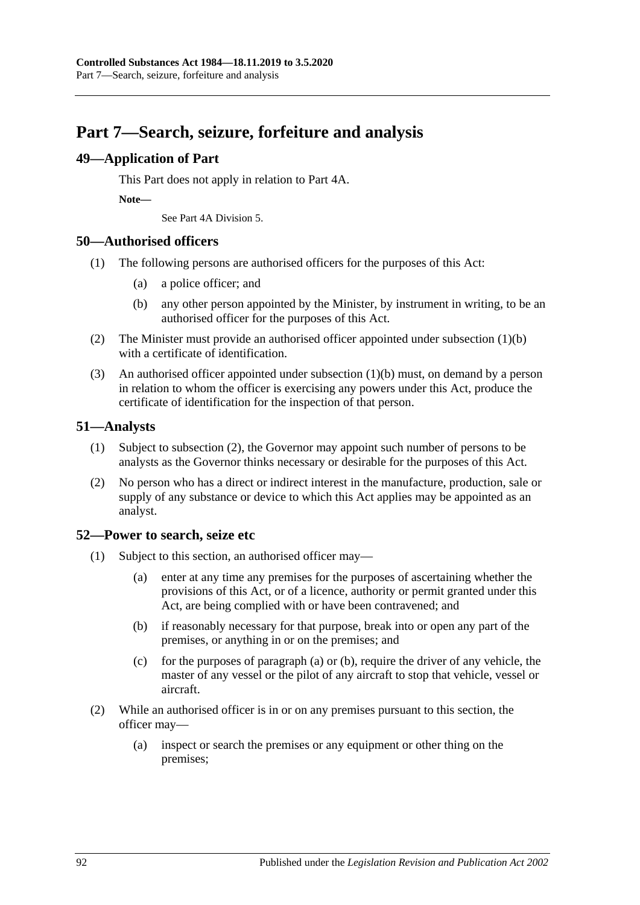# Part 7—Search, seizure, forfeiture and analysis

## 49—Application of Part

This Part does not apply in relation to Part 4A.

**Note—**

See Part 4A Division 5.

## 50—Authorised officers

(1) The following persons are authorised officers for the purposes of this Act:

(a) a police officer; and

(b) any other person appointed by the Minister, by instrument in writing, to be an authorised officer for the purposes of this Act.

(2) The Minister must provide an authorised officer appointed under subsection (1)(b) with a certificate of identification.

(3) An authorised officer appointed under subsection (1)(b) must, on demand by a person in relation to whom the officer is exercising any powers under this Act, produce the certificate of identification for the inspection of that person.

## 51—Analysts

(1) Subject to subsection (2), the Governor may appoint such number of persons to be analysts as the Governor thinks necessary or desirable for the purposes of this Act.

(2) No person who has a direct or indirect interest in the manufacture, production, sale or supply of any substance or device to which this Act applies may be appointed as an analyst.

## 52—Power to search, seize etc

(1) Subject to this section, an authorised officer may—

(a) enter at any time any premises for the purposes of ascertaining whether the provisions of this Act, or of a licence, authority or permit granted under this Act, are being complied with or have been contravened; and

(b) if reasonably necessary for that purpose, break into or open any part of the premises, or anything in or on the premises; and

(c) for the purposes of paragraph (a) or (b), require the driver of any vehicle, the master of any vessel or the pilot of any aircraft to stop that vehicle, vessel or aircraft.

(2) While an authorised officer is in or on any premises pursuant to this section, the officer may—

(a) inspect or search the premises or any equipment or other thing on the premises;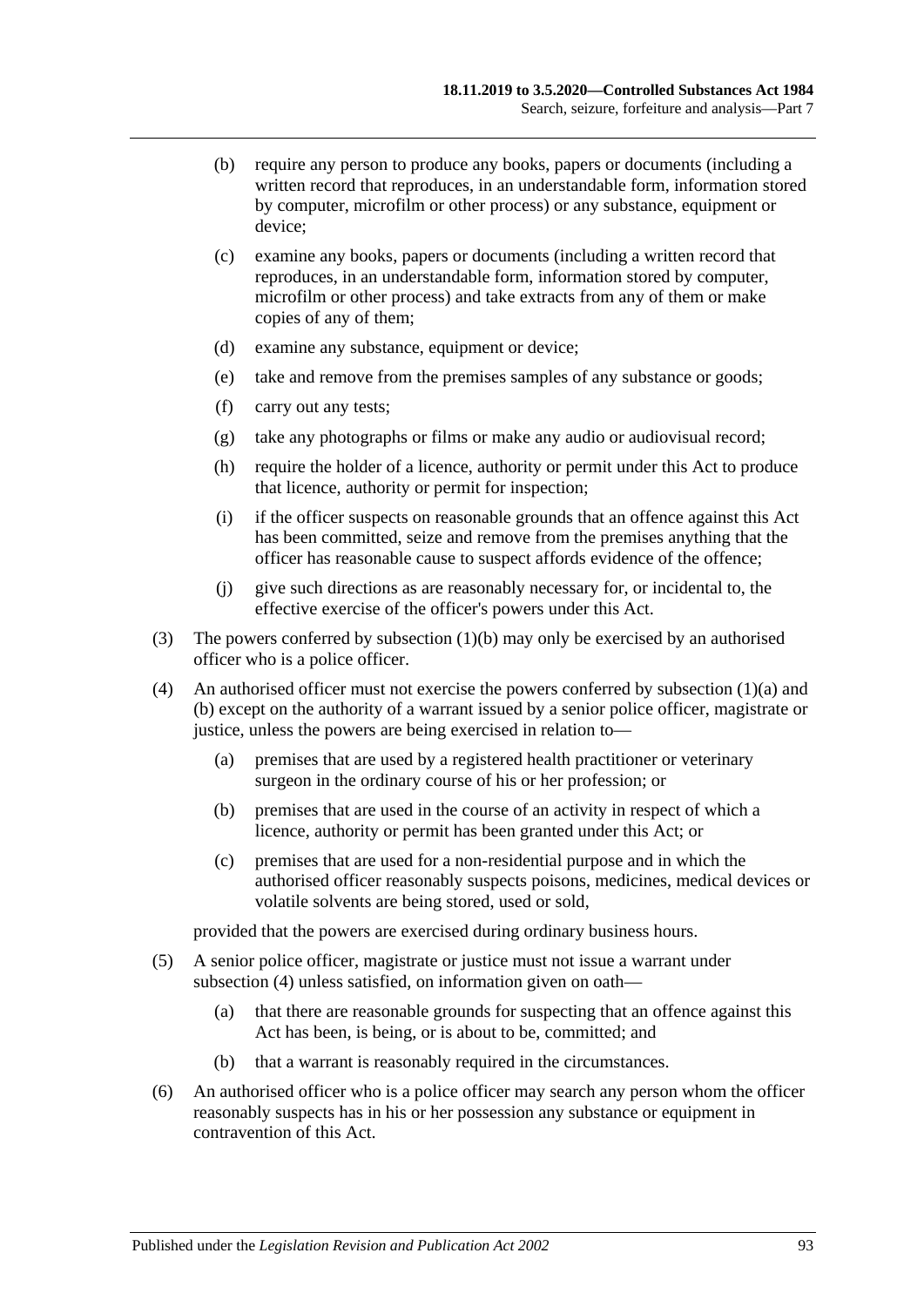(b) require any person to produce any books, papers or documents (including a written record that reproduces, in an understandable form, information stored by computer, microfilm or other process) or any substance, equipment or device;

(c) examine any books, papers or documents (including a written record that reproduces, in an understandable form, information stored by computer, microfilm or other process) and take extracts from any of them or make copies of any of them;

(d) examine any substance, equipment or device;

(e) take and remove from the premises samples of any substance or goods;

(f) carry out any tests;

(g) take any photographs or films or make any audio or audiovisual record;

(h) require the holder of a licence, authority or permit under this Act to produce that licence, authority or permit for inspection;

(i) if the officer suspects on reasonable grounds that an offence against this Act has been committed, seize and remove from the premises anything that the officer has reasonable cause to suspect affords evidence of the offence;

(j) give such directions as are reasonably necessary for, or incidental to, the effective exercise of the officer's powers under this Act.

(3) The powers conferred by subsection (1)(b) may only be exercised by an authorised officer who is a police officer.

(4) An authorised officer must not exercise the powers conferred by subsection (1)(a) and (b) except on the authority of a warrant issued by a senior police officer, magistrate or justice, unless the powers are being exercised in relation to—

(a) premises that are used by a registered health practitioner or veterinary surgeon in the ordinary course of his or her profession; or

(b) premises that are used in the course of an activity in respect of which a licence, authority or permit has been granted under this Act; or

(c) premises that are used for a non-residential purpose and in which the authorised officer reasonably suspects poisons, medicines, medical devices or volatile solvents are being stored, used or sold,

provided that the powers are exercised during ordinary business hours.

(5) A senior police officer, magistrate or justice must not issue a warrant under subsection (4) unless satisfied, on information given on oath—

(a) that there are reasonable grounds for suspecting that an offence against this Act has been, is being, or is about to be, committed; and

(b) that a warrant is reasonably required in the circumstances.

(6) An authorised officer who is a police officer may search any person whom the officer reasonably suspects has in his or her possession any substance or equipment in contravention of this Act.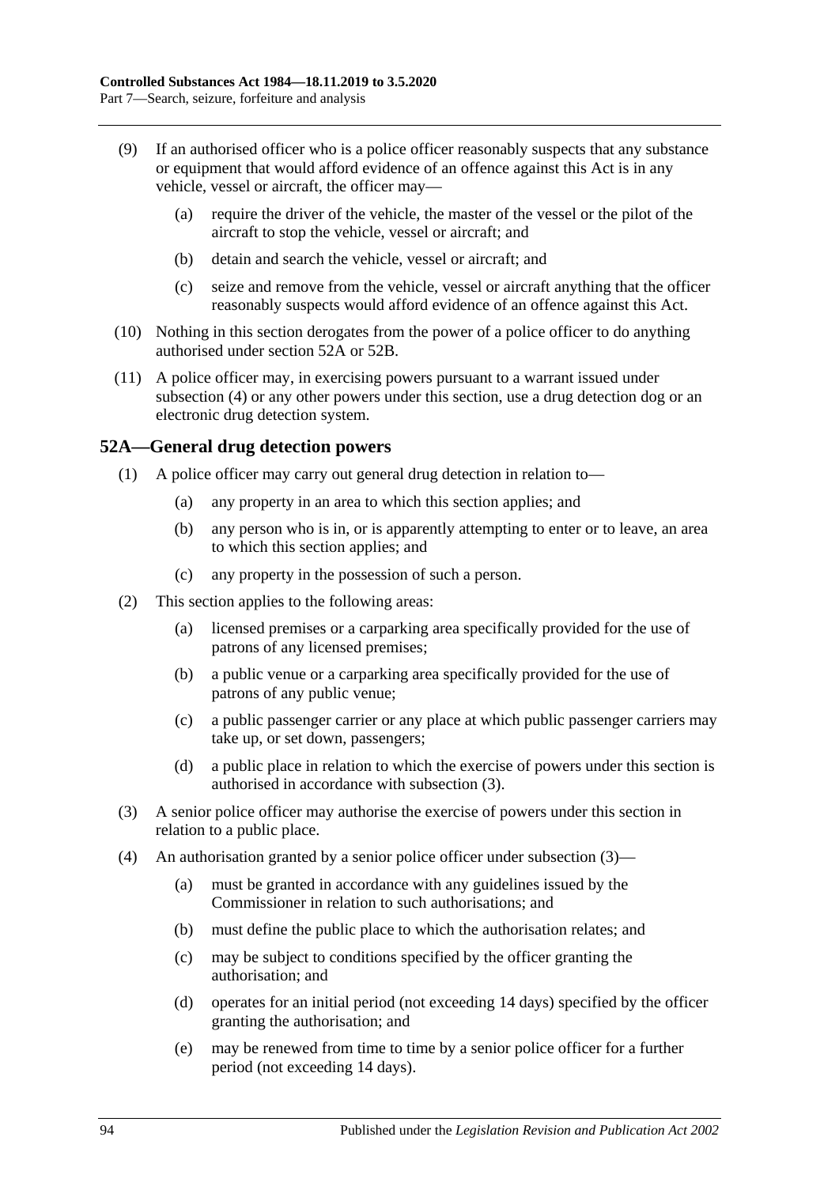(9) If an authorised officer who is a police officer reasonably suspects that any substance or equipment that would afford evidence of an offence against this Act is in any vehicle, vessel or aircraft, the officer may—

 (a) require the driver of the vehicle, the master of the vessel or the pilot of the aircraft to stop the vehicle, vessel or aircraft; and

 (b) detain and search the vehicle, vessel or aircraft; and

 (c) seize and remove from the vehicle, vessel or aircraft anything that the officer reasonably suspects would afford evidence of an offence against this Act.

(10) Nothing in this section derogates from the power of a police officer to do anything authorised under section 52A or 52B.

(11) A police officer may, in exercising powers pursuant to a warrant issued under subsection (4) or any other powers under this section, use a drug detection dog or an electronic drug detection system.

## 52A—General drug detection powers

(1) A police officer may carry out general drug detection in relation to—

 (a) any property in an area to which this section applies; and

 (b) any person who is in, or is apparently attempting to enter or to leave, an area to which this section applies; and

 (c) any property in the possession of such a person.

(2) This section applies to the following areas:

 (a) licensed premises or a carparking area specifically provided for the use of patrons of any licensed premises;

 (b) a public venue or a carparking area specifically provided for the use of patrons of any public venue;

 (c) a public passenger carrier or any place at which public passenger carriers may take up, or set down, passengers;

 (d) a public place in relation to which the exercise of powers under this section is authorised in accordance with subsection (3).

(3) A senior police officer may authorise the exercise of powers under this section in relation to a public place.

(4) An authorisation granted by a senior police officer under subsection (3)—

 (a) must be granted in accordance with any guidelines issued by the Commissioner in relation to such authorisations; and

 (b) must define the public place to which the authorisation relates; and

 (c) may be subject to conditions specified by the officer granting the authorisation; and

 (d) operates for an initial period (not exceeding 14 days) specified by the officer granting the authorisation; and

 (e) may be renewed from time to time by a senior police officer for a further period (not exceeding 14 days).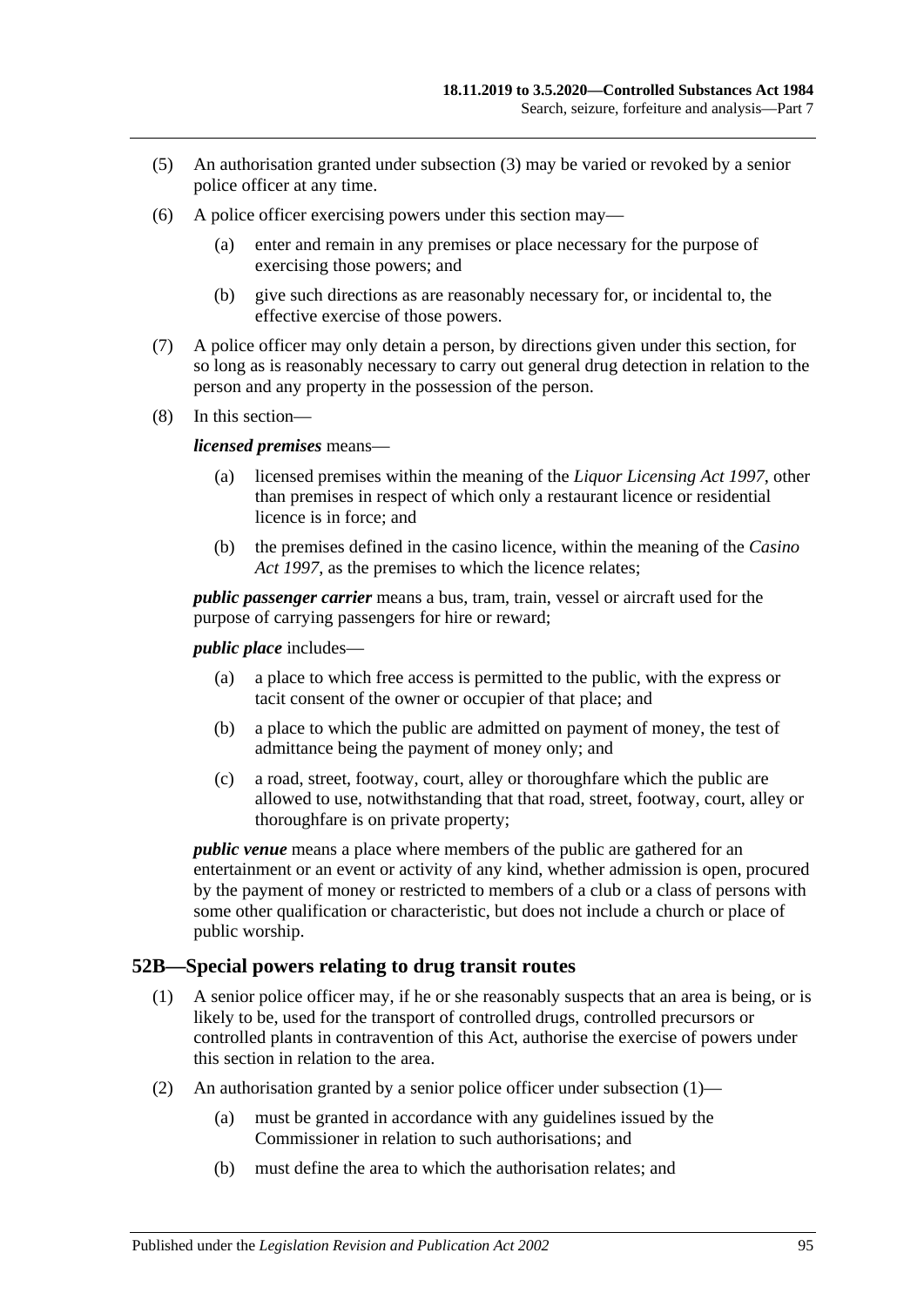(5) An authorisation granted under subsection (3) may be varied or revoked by a senior police officer at any time.

(6) A police officer exercising powers under this section may—

(a) enter and remain in any premises or place necessary for the purpose of exercising those powers; and

(b) give such directions as are reasonably necessary for, or incidental to, the effective exercise of those powers.

(7) A police officer may only detain a person, by directions given under this section, for so long as is reasonably necessary to carry out general drug detection in relation to the person and any property in the possession of the person.

(8) In this section—

***licensed premises*** means—

(a) licensed premises within the meaning of the *Liquor Licensing Act 1997*, other than premises in respect of which only a restaurant licence or residential licence is in force; and

(b) the premises defined in the casino licence, within the meaning of the *Casino Act 1997*, as the premises to which the licence relates;

***public passenger carrier*** means a bus, tram, train, vessel or aircraft used for the purpose of carrying passengers for hire or reward;

***public place*** includes—

(a) a place to which free access is permitted to the public, with the express or tacit consent of the owner or occupier of that place; and

(b) a place to which the public are admitted on payment of money, the test of admittance being the payment of money only; and

(c) a road, street, footway, court, alley or thoroughfare which the public are allowed to use, notwithstanding that that road, street, footway, court, alley or thoroughfare is on private property;

***public venue*** means a place where members of the public are gathered for an entertainment or an event or activity of any kind, whether admission is open, procured by the payment of money or restricted to members of a club or a class of persons with some other qualification or characteristic, but does not include a church or place of public worship.

## 52B—Special powers relating to drug transit routes

(1) A senior police officer may, if he or she reasonably suspects that an area is being, or is likely to be, used for the transport of controlled drugs, controlled precursors or controlled plants in contravention of this Act, authorise the exercise of powers under this section in relation to the area.

(2) An authorisation granted by a senior police officer under subsection (1)—

(a) must be granted in accordance with any guidelines issued by the Commissioner in relation to such authorisations; and

(b) must define the area to which the authorisation relates; and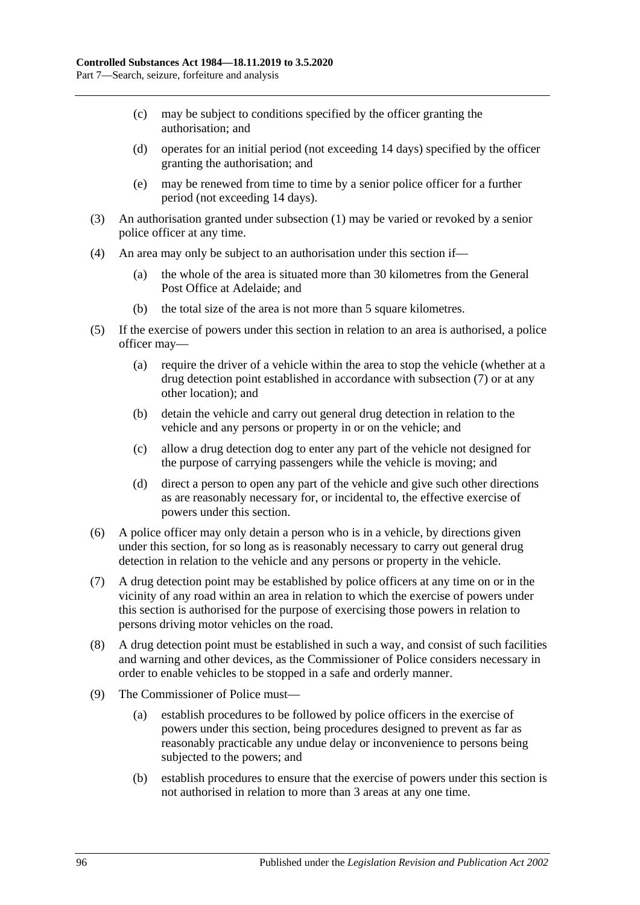(c) may be subject to conditions specified by the officer granting the authorisation; and

(d) operates for an initial period (not exceeding 14 days) specified by the officer granting the authorisation; and

(e) may be renewed from time to time by a senior police officer for a further period (not exceeding 14 days).

(3) An authorisation granted under subsection (1) may be varied or revoked by a senior police officer at any time.

(4) An area may only be subject to an authorisation under this section if—

(a) the whole of the area is situated more than 30 kilometres from the General Post Office at Adelaide; and

(b) the total size of the area is not more than 5 square kilometres.

(5) If the exercise of powers under this section in relation to an area is authorised, a police officer may—

(a) require the driver of a vehicle within the area to stop the vehicle (whether at a drug detection point established in accordance with subsection (7) or at any other location); and

(b) detain the vehicle and carry out general drug detection in relation to the vehicle and any persons or property in or on the vehicle; and

(c) allow a drug detection dog to enter any part of the vehicle not designed for the purpose of carrying passengers while the vehicle is moving; and

(d) direct a person to open any part of the vehicle and give such other directions as are reasonably necessary for, or incidental to, the effective exercise of powers under this section.

(6) A police officer may only detain a person who is in a vehicle, by directions given under this section, for so long as is reasonably necessary to carry out general drug detection in relation to the vehicle and any persons or property in the vehicle.

(7) A drug detection point may be established by police officers at any time on or in the vicinity of any road within an area in relation to which the exercise of powers under this section is authorised for the purpose of exercising those powers in relation to persons driving motor vehicles on the road.

(8) A drug detection point must be established in such a way, and consist of such facilities and warning and other devices, as the Commissioner of Police considers necessary in order to enable vehicles to be stopped in a safe and orderly manner.

(9) The Commissioner of Police must—

(a) establish procedures to be followed by police officers in the exercise of powers under this section, being procedures designed to prevent as far as reasonably practicable any undue delay or inconvenience to persons being subjected to the powers; and

(b) establish procedures to ensure that the exercise of powers under this section is not authorised in relation to more than 3 areas at any one time.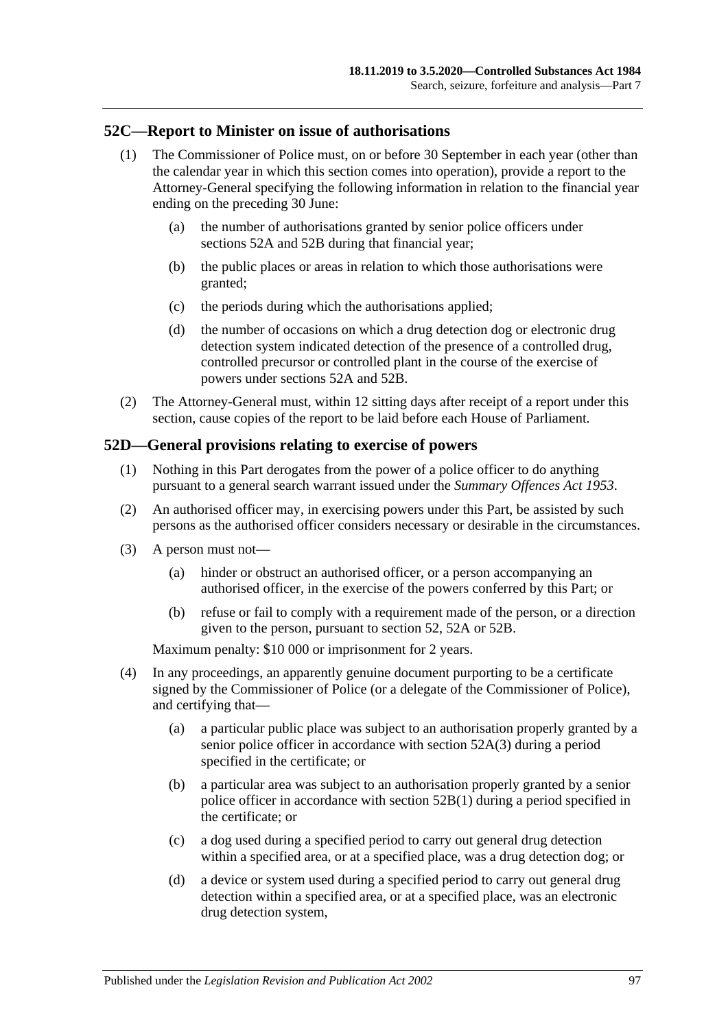## 52C—Report to Minister on issue of authorisations

(1) The Commissioner of Police must, on or before 30 September in each year (other than the calendar year in which this section comes into operation), provide a report to the Attorney-General specifying the following information in relation to the financial year ending on the preceding 30 June:

- (a) the number of authorisations granted by senior police officers under sections 52A and 52B during that financial year;
- (b) the public places or areas in relation to which those authorisations were granted;
- (c) the periods during which the authorisations applied;
- (d) the number of occasions on which a drug detection dog or electronic drug detection system indicated detection of the presence of a controlled drug, controlled precursor or controlled plant in the course of the exercise of powers under sections 52A and 52B.

(2) The Attorney-General must, within 12 sitting days after receipt of a report under this section, cause copies of the report to be laid before each House of Parliament.

## 52D—General provisions relating to exercise of powers

(1) Nothing in this Part derogates from the power of a police officer to do anything pursuant to a general search warrant issued under the *Summary Offences Act 1953*.

(2) An authorised officer may, in exercising powers under this Part, be assisted by such persons as the authorised officer considers necessary or desirable in the circumstances.

(3) A person must not—

- (a) hinder or obstruct an authorised officer, or a person accompanying an authorised officer, in the exercise of the powers conferred by this Part; or
- (b) refuse or fail to comply with a requirement made of the person, or a direction given to the person, pursuant to section 52, 52A or 52B.

Maximum penalty: $10 000 or imprisonment for 2 years.

(4) In any proceedings, an apparently genuine document purporting to be a certificate signed by the Commissioner of Police (or a delegate of the Commissioner of Police), and certifying that—

- (a) a particular public place was subject to an authorisation properly granted by a senior police officer in accordance with section 52A(3) during a period specified in the certificate; or
- (b) a particular area was subject to an authorisation properly granted by a senior police officer in accordance with section 52B(1) during a period specified in the certificate; or
- (c) a dog used during a specified period to carry out general drug detection within a specified area, or at a specified place, was a drug detection dog; or
- (d) a device or system used during a specified period to carry out general drug detection within a specified area, or at a specified place, was an electronic drug detection system,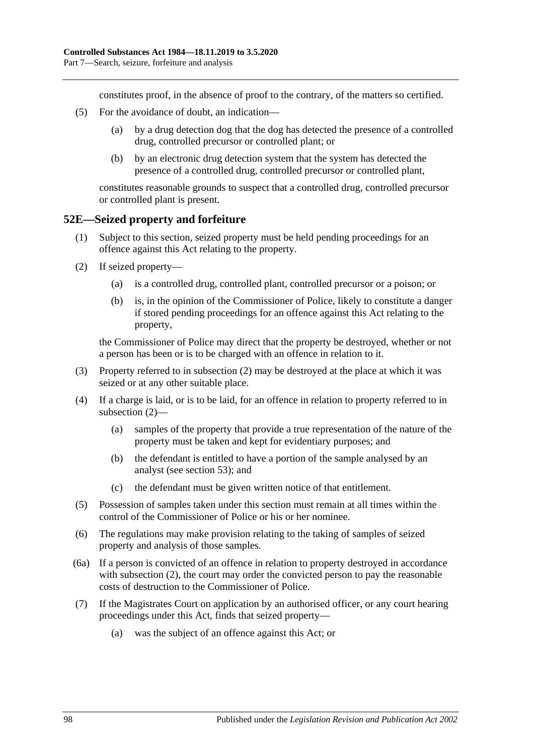constitutes proof, in the absence of proof to the contrary, of the matters so certified.

(5) For the avoidance of doubt, an indication—

(a) by a drug detection dog that the dog has detected the presence of a controlled drug, controlled precursor or controlled plant; or

(b) by an electronic drug detection system that the system has detected the presence of a controlled drug, controlled precursor or controlled plant,

constitutes reasonable grounds to suspect that a controlled drug, controlled precursor or controlled plant is present.

## 52E—Seized property and forfeiture

(1) Subject to this section, seized property must be held pending proceedings for an offence against this Act relating to the property.

(2) If seized property—

(a) is a controlled drug, controlled plant, controlled precursor or a poison; or

(b) is, in the opinion of the Commissioner of Police, likely to constitute a danger if stored pending proceedings for an offence against this Act relating to the property,

the Commissioner of Police may direct that the property be destroyed, whether or not a person has been or is to be charged with an offence in relation to it.

(3) Property referred to in subsection (2) may be destroyed at the place at which it was seized or at any other suitable place.

(4) If a charge is laid, or is to be laid, for an offence in relation to property referred to in subsection (2)—

(a) samples of the property that provide a true representation of the nature of the property must be taken and kept for evidentiary purposes; and

(b) the defendant is entitled to have a portion of the sample analysed by an analyst (see section 53); and

(c) the defendant must be given written notice of that entitlement.

(5) Possession of samples taken under this section must remain at all times within the control of the Commissioner of Police or his or her nominee.

(6) The regulations may make provision relating to the taking of samples of seized property and analysis of those samples.

(6a) If a person is convicted of an offence in relation to property destroyed in accordance with subsection (2), the court may order the convicted person to pay the reasonable costs of destruction to the Commissioner of Police.

(7) If the Magistrates Court on application by an authorised officer, or any court hearing proceedings under this Act, finds that seized property—

(a) was the subject of an offence against this Act; or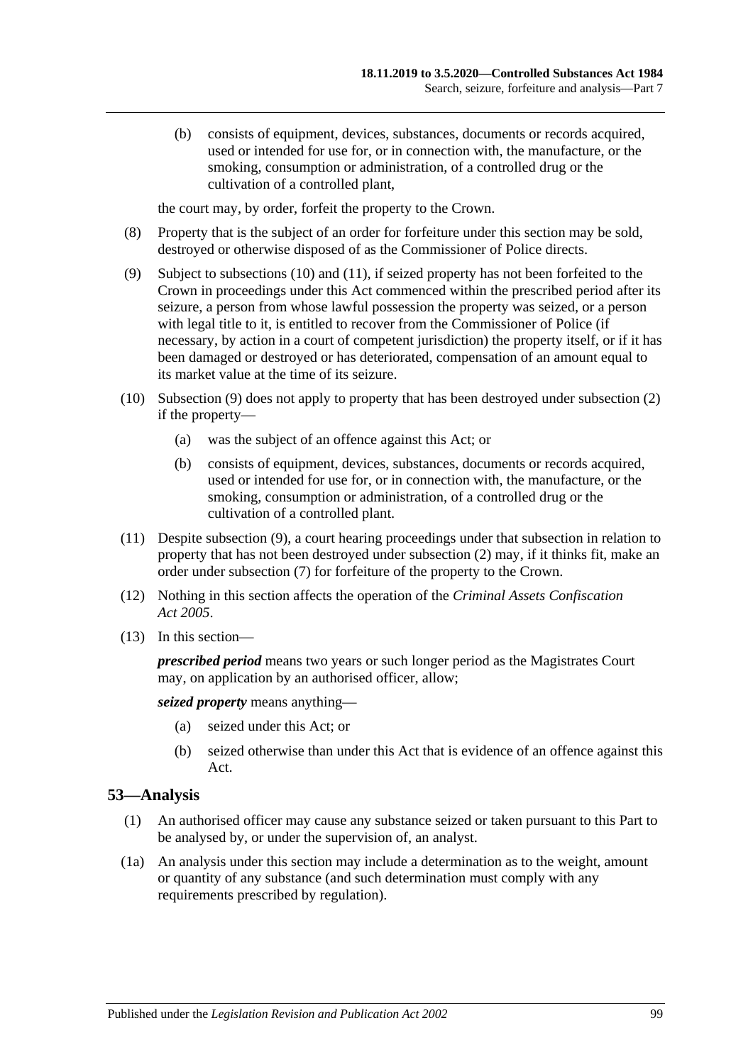(b) consists of equipment, devices, substances, documents or records acquired, used or intended for use for, or in connection with, the manufacture, or the smoking, consumption or administration, of a controlled drug or the cultivation of a controlled plant,

the court may, by order, forfeit the property to the Crown.

(8) Property that is the subject of an order for forfeiture under this section may be sold, destroyed or otherwise disposed of as the Commissioner of Police directs.

(9) Subject to subsections (10) and (11), if seized property has not been forfeited to the Crown in proceedings under this Act commenced within the prescribed period after its seizure, a person from whose lawful possession the property was seized, or a person with legal title to it, is entitled to recover from the Commissioner of Police (if necessary, by action in a court of competent jurisdiction) the property itself, or if it has been damaged or destroyed or has deteriorated, compensation of an amount equal to its market value at the time of its seizure.

(10) Subsection (9) does not apply to property that has been destroyed under subsection (2) if the property—

(a) was the subject of an offence against this Act; or

(b) consists of equipment, devices, substances, documents or records acquired, used or intended for use for, or in connection with, the manufacture, or the smoking, consumption or administration, of a controlled drug or the cultivation of a controlled plant.

(11) Despite subsection (9), a court hearing proceedings under that subsection in relation to property that has not been destroyed under subsection (2) may, if it thinks fit, make an order under subsection (7) for forfeiture of the property to the Crown.

(12) Nothing in this section affects the operation of the *Criminal Assets Confiscation Act 2005*.

(13) In this section—

***prescribed period*** means two years or such longer period as the Magistrates Court may, on application by an authorised officer, allow;

***seized property*** means anything—

(a) seized under this Act; or

(b) seized otherwise than under this Act that is evidence of an offence against this Act.

## 53—Analysis

(1) An authorised officer may cause any substance seized or taken pursuant to this Part to be analysed by, or under the supervision of, an analyst.

(1a) An analysis under this section may include a determination as to the weight, amount or quantity of any substance (and such determination must comply with any requirements prescribed by regulation).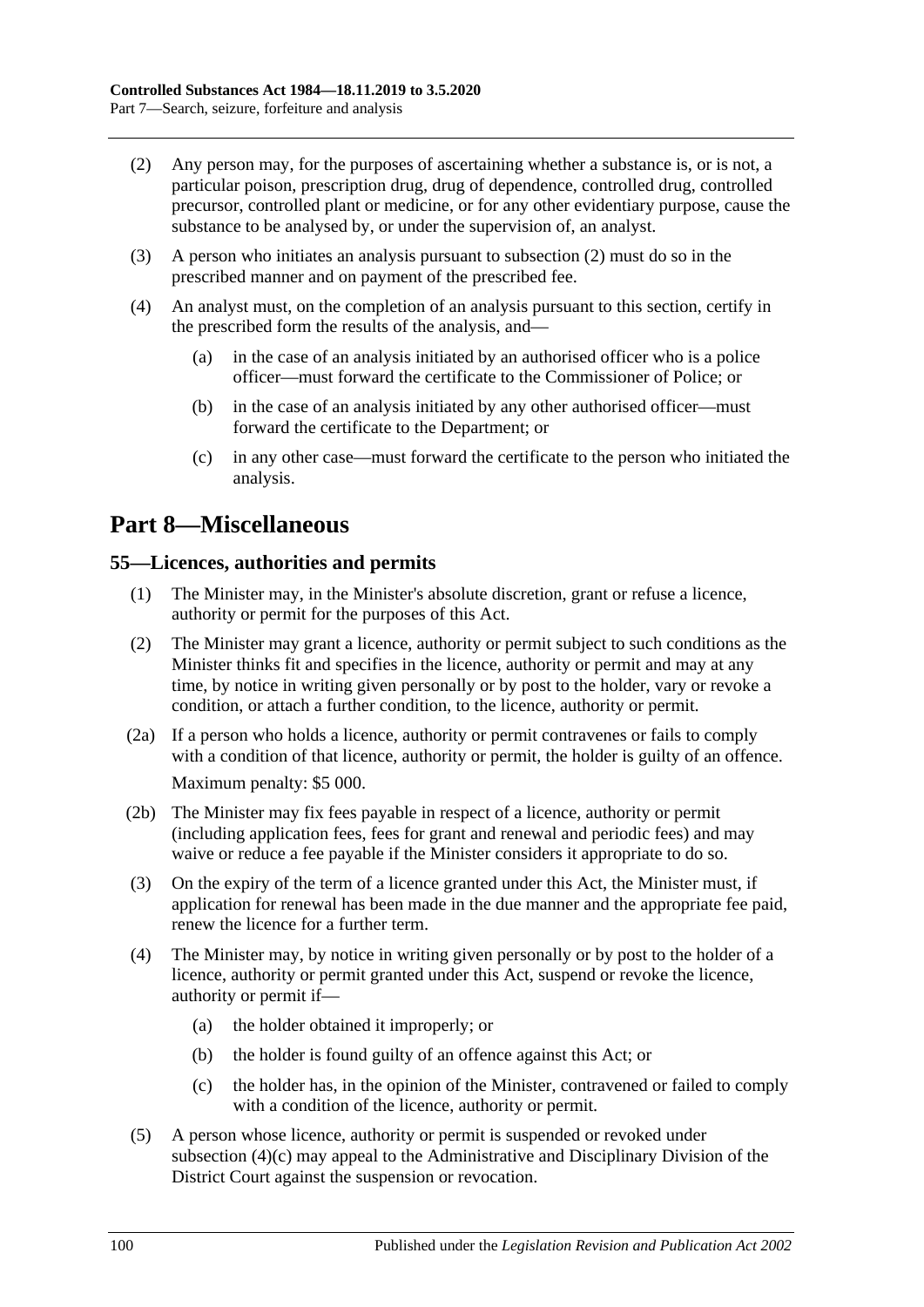(2) Any person may, for the purposes of ascertaining whether a substance is, or is not, a particular poison, prescription drug, drug of dependence, controlled drug, controlled precursor, controlled plant or medicine, or for any other evidentiary purpose, cause the substance to be analysed by, or under the supervision of, an analyst.

(3) A person who initiates an analysis pursuant to subsection (2) must do so in the prescribed manner and on payment of the prescribed fee.

(4) An analyst must, on the completion of an analysis pursuant to this section, certify in the prescribed form the results of the analysis, and—

(a) in the case of an analysis initiated by an authorised officer who is a police officer—must forward the certificate to the Commissioner of Police; or

(b) in the case of an analysis initiated by any other authorised officer—must forward the certificate to the Department; or

(c) in any other case—must forward the certificate to the person who initiated the analysis.

# Part 8—Miscellaneous

## 55—Licences, authorities and permits

(1) The Minister may, in the Minister's absolute discretion, grant or refuse a licence, authority or permit for the purposes of this Act.

(2) The Minister may grant a licence, authority or permit subject to such conditions as the Minister thinks fit and specifies in the licence, authority or permit and may at any time, by notice in writing given personally or by post to the holder, vary or revoke a condition, or attach a further condition, to the licence, authority or permit.

(2a) If a person who holds a licence, authority or permit contravenes or fails to comply with a condition of that licence, authority or permit, the holder is guilty of an offence.

Maximum penalty: $5 000.

(2b) The Minister may fix fees payable in respect of a licence, authority or permit (including application fees, fees for grant and renewal and periodic fees) and may waive or reduce a fee payable if the Minister considers it appropriate to do so.

(3) On the expiry of the term of a licence granted under this Act, the Minister must, if application for renewal has been made in the due manner and the appropriate fee paid, renew the licence for a further term.

(4) The Minister may, by notice in writing given personally or by post to the holder of a licence, authority or permit granted under this Act, suspend or revoke the licence, authority or permit if—

(a) the holder obtained it improperly; or

(b) the holder is found guilty of an offence against this Act; or

(c) the holder has, in the opinion of the Minister, contravened or failed to comply with a condition of the licence, authority or permit.

(5) A person whose licence, authority or permit is suspended or revoked under subsection (4)(c) may appeal to the Administrative and Disciplinary Division of the District Court against the suspension or revocation.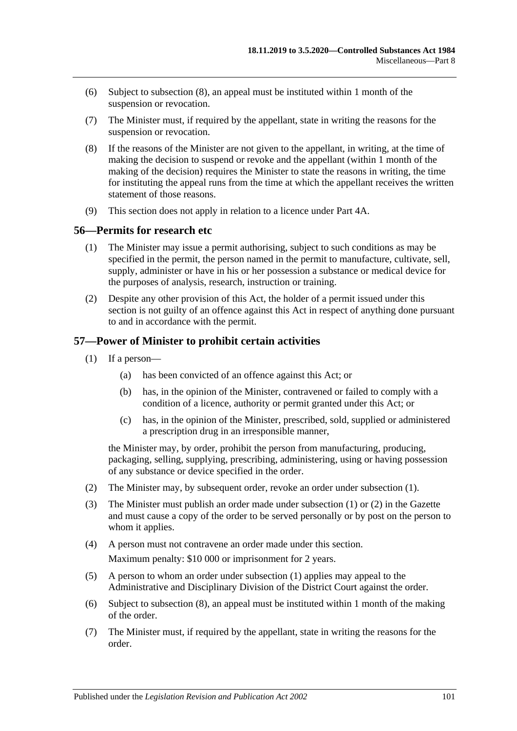(6) Subject to subsection (8), an appeal must be instituted within 1 month of the suspension or revocation.

(7) The Minister must, if required by the appellant, state in writing the reasons for the suspension or revocation.

(8) If the reasons of the Minister are not given to the appellant, in writing, at the time of making the decision to suspend or revoke and the appellant (within 1 month of the making of the decision) requires the Minister to state the reasons in writing, the time for instituting the appeal runs from the time at which the appellant receives the written statement of those reasons.

(9) This section does not apply in relation to a licence under Part 4A.

## 56—Permits for research etc

(1) The Minister may issue a permit authorising, subject to such conditions as may be specified in the permit, the person named in the permit to manufacture, cultivate, sell, supply, administer or have in his or her possession a substance or medical device for the purposes of analysis, research, instruction or training.

(2) Despite any other provision of this Act, the holder of a permit issued under this section is not guilty of an offence against this Act in respect of anything done pursuant to and in accordance with the permit.

## 57—Power of Minister to prohibit certain activities

(1) If a person—

- (a) has been convicted of an offence against this Act; or
- (b) has, in the opinion of the Minister, contravened or failed to comply with a condition of a licence, authority or permit granted under this Act; or
- (c) has, in the opinion of the Minister, prescribed, sold, supplied or administered a prescription drug in an irresponsible manner,

the Minister may, by order, prohibit the person from manufacturing, producing, packaging, selling, supplying, prescribing, administering, using or having possession of any substance or device specified in the order.

(2) The Minister may, by subsequent order, revoke an order under subsection (1).

(3) The Minister must publish an order made under subsection (1) or (2) in the Gazette and must cause a copy of the order to be served personally or by post on the person to whom it applies.

(4) A person must not contravene an order made under this section.

Maximum penalty: $10 000 or imprisonment for 2 years.

(5) A person to whom an order under subsection (1) applies may appeal to the Administrative and Disciplinary Division of the District Court against the order.

(6) Subject to subsection (8), an appeal must be instituted within 1 month of the making of the order.

(7) The Minister must, if required by the appellant, state in writing the reasons for the order.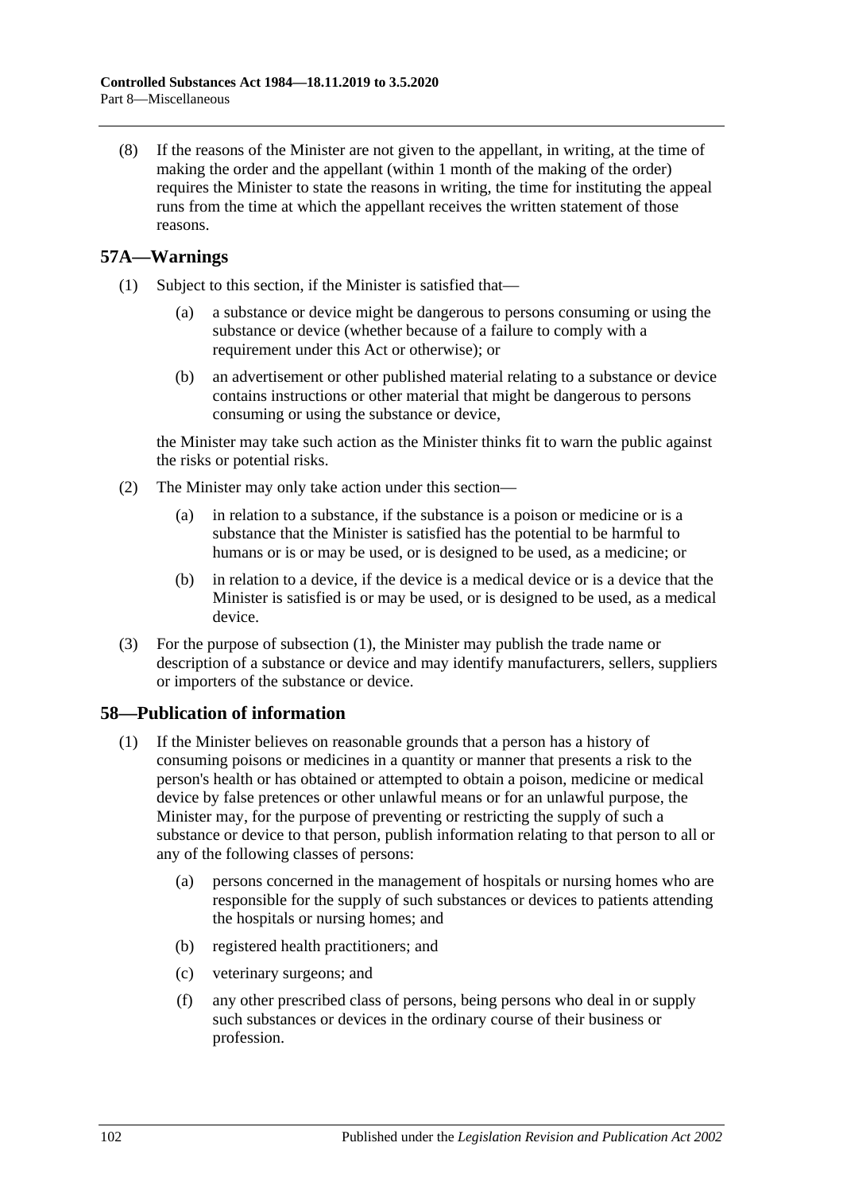(8) If the reasons of the Minister are not given to the appellant, in writing, at the time of making the order and the appellant (within 1 month of the making of the order) requires the Minister to state the reasons in writing, the time for instituting the appeal runs from the time at which the appellant receives the written statement of those reasons.

## 57A—Warnings

(1) Subject to this section, if the Minister is satisfied that—

(a) a substance or device might be dangerous to persons consuming or using the substance or device (whether because of a failure to comply with a requirement under this Act or otherwise); or

(b) an advertisement or other published material relating to a substance or device contains instructions or other material that might be dangerous to persons consuming or using the substance or device,

the Minister may take such action as the Minister thinks fit to warn the public against the risks or potential risks.

(2) The Minister may only take action under this section—

(a) in relation to a substance, if the substance is a poison or medicine or is a substance that the Minister is satisfied has the potential to be harmful to humans or is or may be used, or is designed to be used, as a medicine; or

(b) in relation to a device, if the device is a medical device or is a device that the Minister is satisfied is or may be used, or is designed to be used, as a medical device.

(3) For the purpose of subsection (1), the Minister may publish the trade name or description of a substance or device and may identify manufacturers, sellers, suppliers or importers of the substance or device.

## 58—Publication of information

(1) If the Minister believes on reasonable grounds that a person has a history of consuming poisons or medicines in a quantity or manner that presents a risk to the person's health or has obtained or attempted to obtain a poison, medicine or medical device by false pretences or other unlawful means or for an unlawful purpose, the Minister may, for the purpose of preventing or restricting the supply of such a substance or device to that person, publish information relating to that person to all or any of the following classes of persons:

(a) persons concerned in the management of hospitals or nursing homes who are responsible for the supply of such substances or devices to patients attending the hospitals or nursing homes; and

(b) registered health practitioners; and

(c) veterinary surgeons; and

(f) any other prescribed class of persons, being persons who deal in or supply such substances or devices in the ordinary course of their business or profession.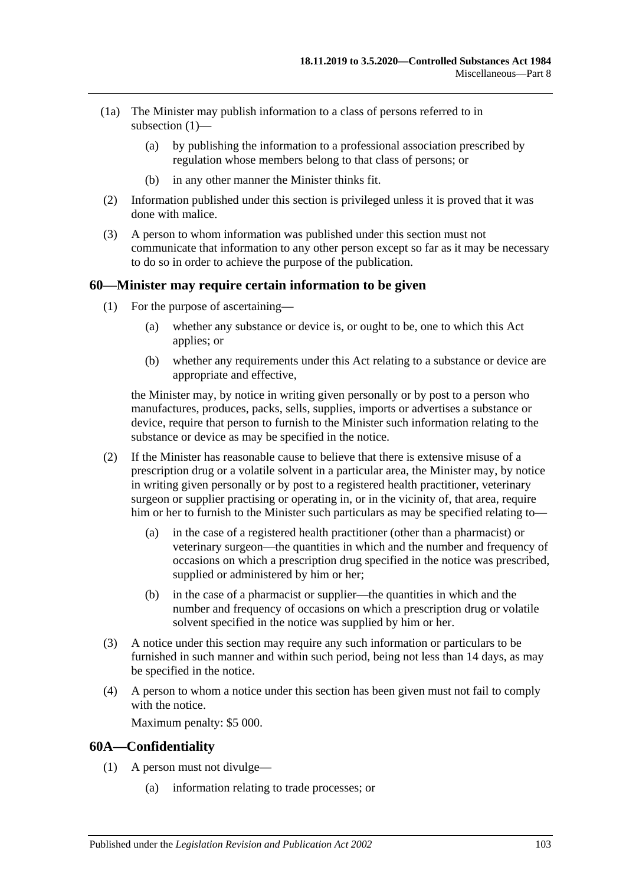(1a) The Minister may publish information to a class of persons referred to in subsection (1)—

  (a) by publishing the information to a professional association prescribed by regulation whose members belong to that class of persons; or

  (b) in any other manner the Minister thinks fit.

(2) Information published under this section is privileged unless it is proved that it was done with malice.

(3) A person to whom information was published under this section must not communicate that information to any other person except so far as it may be necessary to do so in order to achieve the purpose of the publication.

## 60—Minister may require certain information to be given

(1) For the purpose of ascertaining—

  (a) whether any substance or device is, or ought to be, one to which this Act applies; or

  (b) whether any requirements under this Act relating to a substance or device are appropriate and effective,

the Minister may, by notice in writing given personally or by post to a person who manufactures, produces, packs, sells, supplies, imports or advertises a substance or device, require that person to furnish to the Minister such information relating to the substance or device as may be specified in the notice.

(2) If the Minister has reasonable cause to believe that there is extensive misuse of a prescription drug or a volatile solvent in a particular area, the Minister may, by notice in writing given personally or by post to a registered health practitioner, veterinary surgeon or supplier practising or operating in, or in the vicinity of, that area, require him or her to furnish to the Minister such particulars as may be specified relating to—

  (a) in the case of a registered health practitioner (other than a pharmacist) or veterinary surgeon—the quantities in which and the number and frequency of occasions on which a prescription drug specified in the notice was prescribed, supplied or administered by him or her;

  (b) in the case of a pharmacist or supplier—the quantities in which and the number and frequency of occasions on which a prescription drug or volatile solvent specified in the notice was supplied by him or her.

(3) A notice under this section may require any such information or particulars to be furnished in such manner and within such period, being not less than 14 days, as may be specified in the notice.

(4) A person to whom a notice under this section has been given must not fail to comply with the notice.

Maximum penalty: $5 000.

## 60A—Confidentiality

(1) A person must not divulge—

  (a) information relating to trade processes; or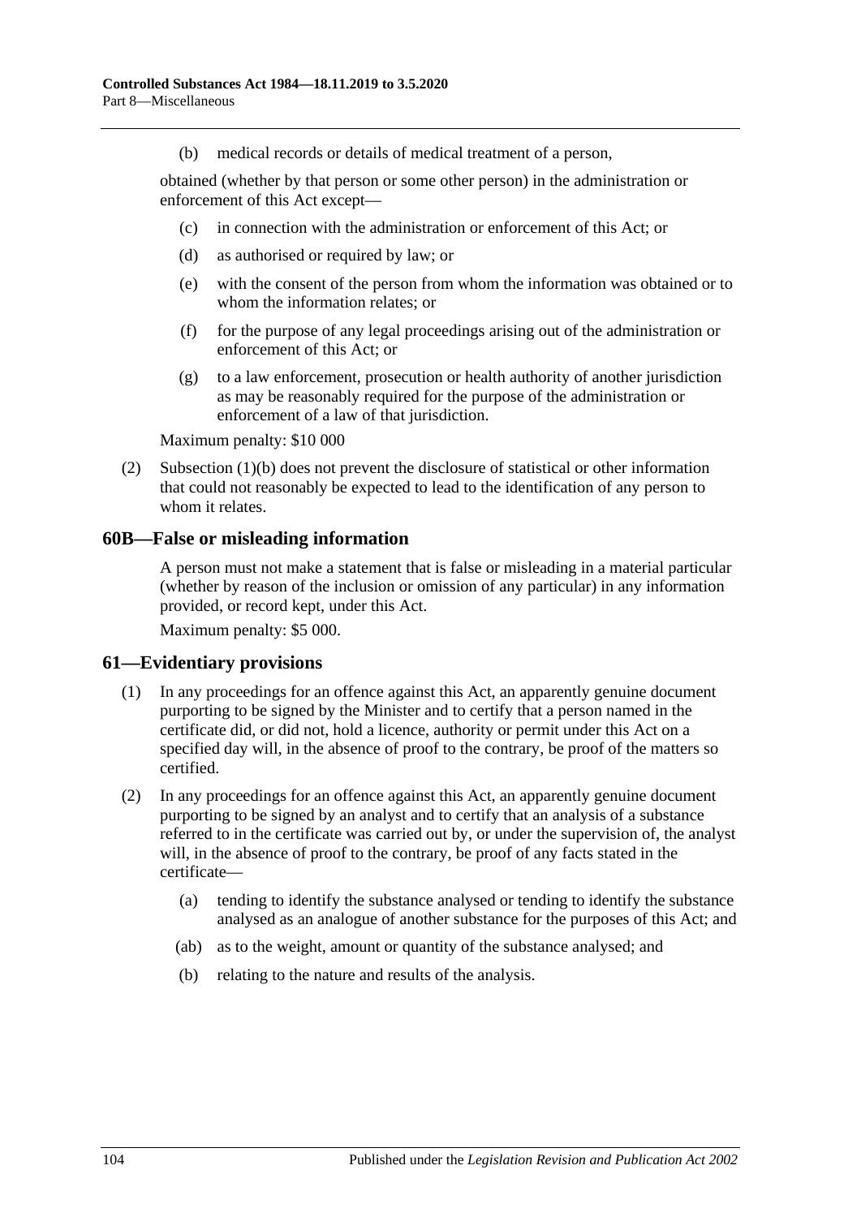(b) medical records or details of medical treatment of a person,

obtained (whether by that person or some other person) in the administration or enforcement of this Act except—

(c) in connection with the administration or enforcement of this Act; or

(d) as authorised or required by law; or

(e) with the consent of the person from whom the information was obtained or to whom the information relates; or

(f) for the purpose of any legal proceedings arising out of the administration or enforcement of this Act; or

(g) to a law enforcement, prosecution or health authority of another jurisdiction as may be reasonably required for the purpose of the administration or enforcement of a law of that jurisdiction.

Maximum penalty: $10 000

(2) Subsection (1)(b) does not prevent the disclosure of statistical or other information that could not reasonably be expected to lead to the identification of any person to whom it relates.

## 60B—False or misleading information

A person must not make a statement that is false or misleading in a material particular (whether by reason of the inclusion or omission of any particular) in any information provided, or record kept, under this Act.

Maximum penalty: $5 000.

## 61—Evidentiary provisions

(1) In any proceedings for an offence against this Act, an apparently genuine document purporting to be signed by the Minister and to certify that a person named in the certificate did, or did not, hold a licence, authority or permit under this Act on a specified day will, in the absence of proof to the contrary, be proof of the matters so certified.

(2) In any proceedings for an offence against this Act, an apparently genuine document purporting to be signed by an analyst and to certify that an analysis of a substance referred to in the certificate was carried out by, or under the supervision of, the analyst will, in the absence of proof to the contrary, be proof of any facts stated in the certificate—

(a) tending to identify the substance analysed or tending to identify the substance analysed as an analogue of another substance for the purposes of this Act; and

(ab) as to the weight, amount or quantity of the substance analysed; and

(b) relating to the nature and results of the analysis.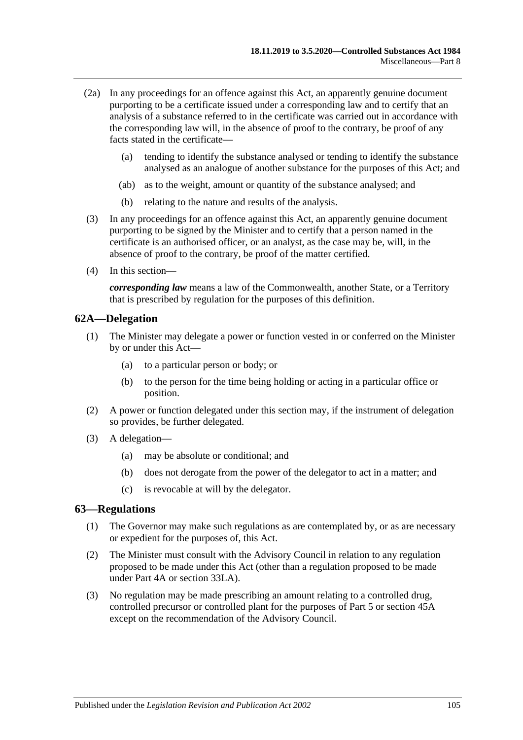(2a) In any proceedings for an offence against this Act, an apparently genuine document purporting to be a certificate issued under a corresponding law and to certify that an analysis of a substance referred to in the certificate was carried out in accordance with the corresponding law will, in the absence of proof to the contrary, be proof of any facts stated in the certificate—

(a) tending to identify the substance analysed or tending to identify the substance analysed as an analogue of another substance for the purposes of this Act; and

(ab) as to the weight, amount or quantity of the substance analysed; and

(b) relating to the nature and results of the analysis.

(3) In any proceedings for an offence against this Act, an apparently genuine document purporting to be signed by the Minister and to certify that a person named in the certificate is an authorised officer, or an analyst, as the case may be, will, in the absence of proof to the contrary, be proof of the matter certified.

(4) In this section—

***corresponding law*** means a law of the Commonwealth, another State, or a Territory that is prescribed by regulation for the purposes of this definition.

## 62A—Delegation

(1) The Minister may delegate a power or function vested in or conferred on the Minister by or under this Act—

(a) to a particular person or body; or

(b) to the person for the time being holding or acting in a particular office or position.

(2) A power or function delegated under this section may, if the instrument of delegation so provides, be further delegated.

(3) A delegation—

(a) may be absolute or conditional; and

(b) does not derogate from the power of the delegator to act in a matter; and

(c) is revocable at will by the delegator.

## 63—Regulations

(1) The Governor may make such regulations as are contemplated by, or as are necessary or expedient for the purposes of, this Act.

(2) The Minister must consult with the Advisory Council in relation to any regulation proposed to be made under this Act (other than a regulation proposed to be made under Part 4A or section 33LA).

(3) No regulation may be made prescribing an amount relating to a controlled drug, controlled precursor or controlled plant for the purposes of Part 5 or section 45A except on the recommendation of the Advisory Council.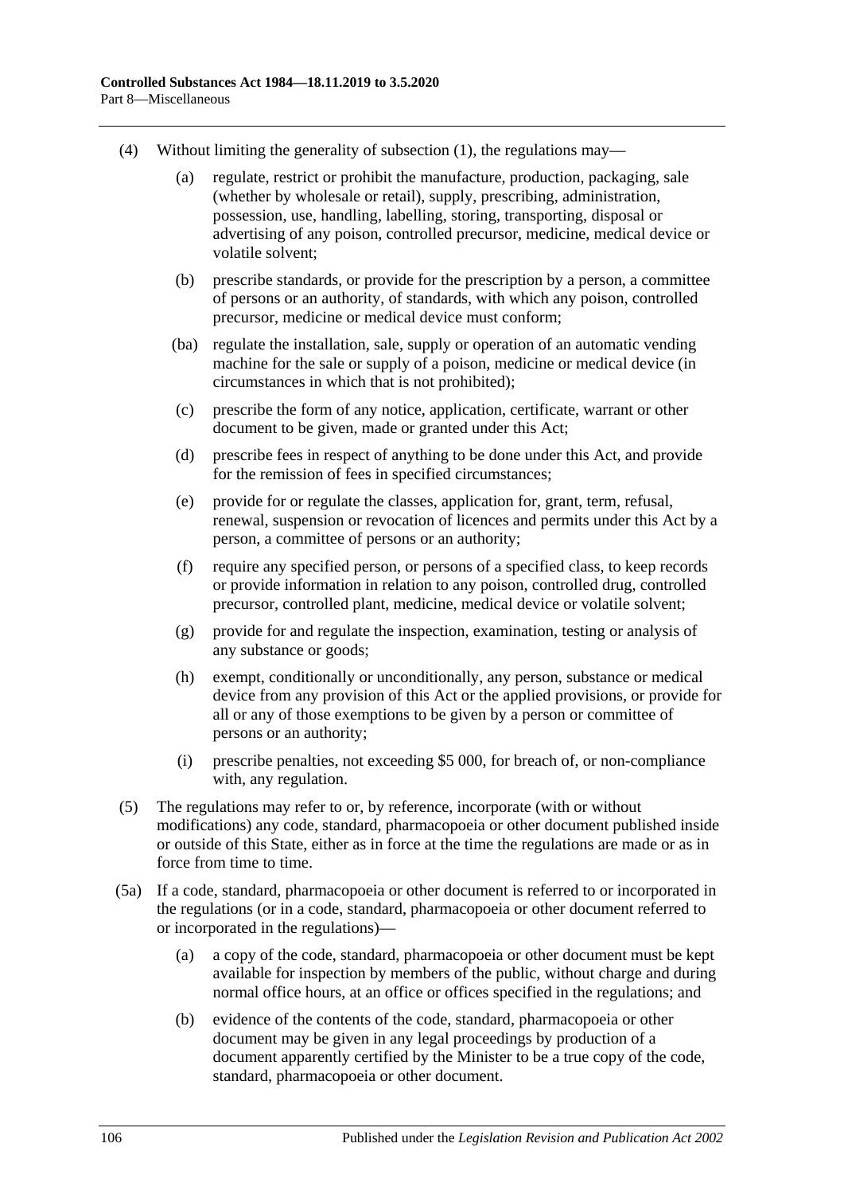(4) Without limiting the generality of subsection (1), the regulations may—

(a) regulate, restrict or prohibit the manufacture, production, packaging, sale (whether by wholesale or retail), supply, prescribing, administration, possession, use, handling, labelling, storing, transporting, disposal or advertising of any poison, controlled precursor, medicine, medical device or volatile solvent;

(b) prescribe standards, or provide for the prescription by a person, a committee of persons or an authority, of standards, with which any poison, controlled precursor, medicine or medical device must conform;

(ba) regulate the installation, sale, supply or operation of an automatic vending machine for the sale or supply of a poison, medicine or medical device (in circumstances in which that is not prohibited);

(c) prescribe the form of any notice, application, certificate, warrant or other document to be given, made or granted under this Act;

(d) prescribe fees in respect of anything to be done under this Act, and provide for the remission of fees in specified circumstances;

(e) provide for or regulate the classes, application for, grant, term, refusal, renewal, suspension or revocation of licences and permits under this Act by a person, a committee of persons or an authority;

(f) require any specified person, or persons of a specified class, to keep records or provide information in relation to any poison, controlled drug, controlled precursor, controlled plant, medicine, medical device or volatile solvent;

(g) provide for and regulate the inspection, examination, testing or analysis of any substance or goods;

(h) exempt, conditionally or unconditionally, any person, substance or medical device from any provision of this Act or the applied provisions, or provide for all or any of those exemptions to be given by a person or committee of persons or an authority;

(i) prescribe penalties, not exceeding $5 000, for breach of, or non-compliance with, any regulation.

(5) The regulations may refer to or, by reference, incorporate (with or without modifications) any code, standard, pharmacopoeia or other document published inside or outside of this State, either as in force at the time the regulations are made or as in force from time to time.

(5a) If a code, standard, pharmacopoeia or other document is referred to or incorporated in the regulations (or in a code, standard, pharmacopoeia or other document referred to or incorporated in the regulations)—

(a) a copy of the code, standard, pharmacopoeia or other document must be kept available for inspection by members of the public, without charge and during normal office hours, at an office or offices specified in the regulations; and

(b) evidence of the contents of the code, standard, pharmacopoeia or other document may be given in any legal proceedings by production of a document apparently certified by the Minister to be a true copy of the code, standard, pharmacopoeia or other document.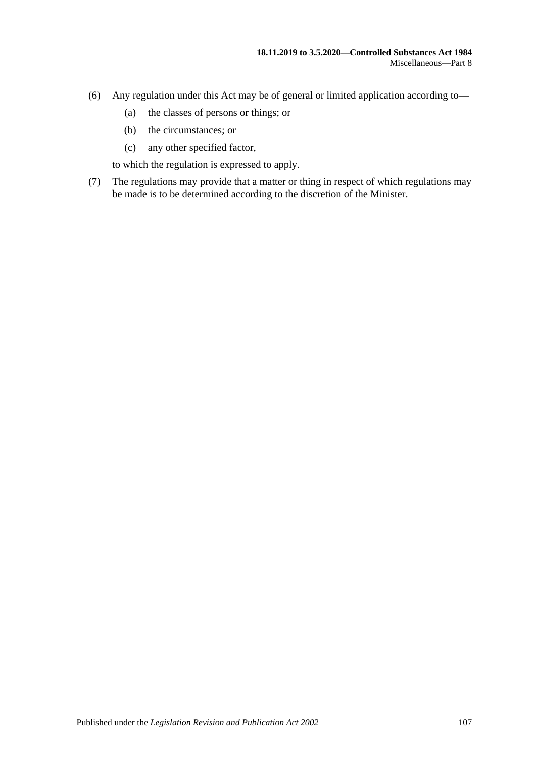(6) Any regulation under this Act may be of general or limited application according to—

 (a) the classes of persons or things; or

 (b) the circumstances; or

 (c) any other specified factor,

 to which the regulation is expressed to apply.

(7) The regulations may provide that a matter or thing in respect of which regulations may be made is to be determined according to the discretion of the Minister.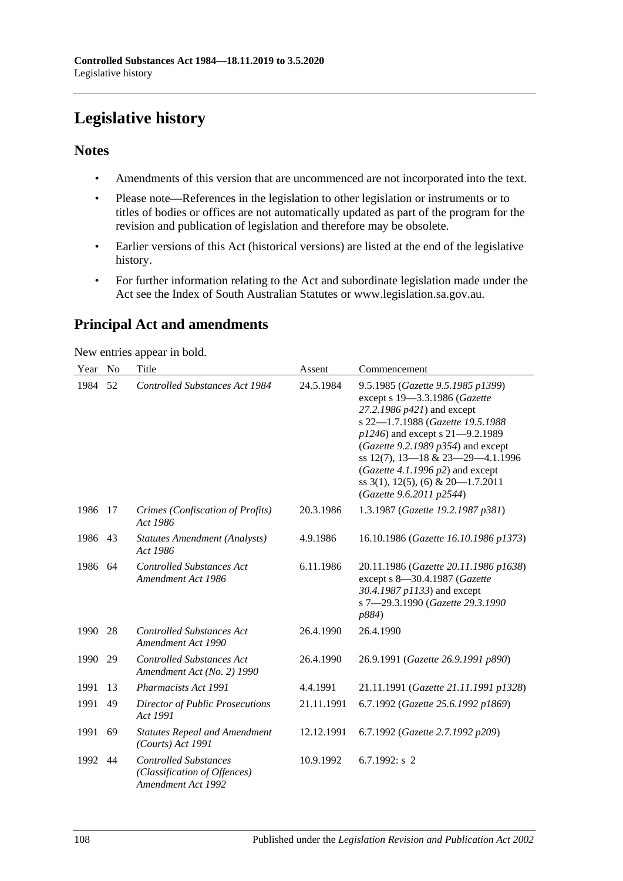# Legislative history

## Notes

- Amendments of this version that are uncommenced are not incorporated into the text.
- Please note—References in the legislation to other legislation or instruments or to titles of bodies or offices are not automatically updated as part of the program for the revision and publication of legislation and therefore may be obsolete.
- Earlier versions of this Act (historical versions) are listed at the end of the legislative history.
- For further information relating to the Act and subordinate legislation made under the Act see the Index of South Australian Statutes or www.legislation.sa.gov.au.

## Principal Act and amendments

New entries appear in bold.

| Year | No | Title | Assent | Commencement |
|---|---|---|---|---|
| 1984 | 52 | *Controlled Substances Act 1984* | 24.5.1984 | 9.5.1985 (*Gazette 9.5.1985 p1399*) except s 19—3.3.1986 (*Gazette 27.2.1986 p421*) and except s 22—1.7.1988 (*Gazette 19.5.1988 p1246*) and except s 21—9.2.1989 (*Gazette 9.2.1989 p354*) and except ss 12(7), 13—18 & 23—29—4.1.1996 (*Gazette 4.1.1996 p2*) and except ss 3(1), 12(5), (6) & 20—1.7.2011 (*Gazette 9.6.2011 p2544*) |
| 1986 | 17 | *Crimes (Confiscation of Profits) Act 1986* | 20.3.1986 | 1.3.1987 (*Gazette 19.2.1987 p381*) |
| 1986 | 43 | *Statutes Amendment (Analysts) Act 1986* | 4.9.1986 | 16.10.1986 (*Gazette 16.10.1986 p1373*) |
| 1986 | 64 | *Controlled Substances Act Amendment Act 1986* | 6.11.1986 | 20.11.1986 (*Gazette 20.11.1986 p1638*) except s 8—30.4.1987 (*Gazette 30.4.1987 p1133*) and except s 7—29.3.1990 (*Gazette 29.3.1990 p884*) |
| 1990 | 28 | *Controlled Substances Act Amendment Act 1990* | 26.4.1990 | 26.4.1990 |
| 1990 | 29 | *Controlled Substances Act Amendment Act (No. 2) 1990* | 26.4.1990 | 26.9.1991 (*Gazette 26.9.1991 p890*) |
| 1991 | 13 | *Pharmacists Act 1991* | 4.4.1991 | 21.11.1991 (*Gazette 21.11.1991 p1328*) |
| 1991 | 49 | *Director of Public Prosecutions Act 1991* | 21.11.1991 | 6.7.1992 (*Gazette 25.6.1992 p1869*) |
| 1991 | 69 | *Statutes Repeal and Amendment (Courts) Act 1991* | 12.12.1991 | 6.7.1992 (*Gazette 2.7.1992 p209*) |
| 1992 | 44 | *Controlled Substances (Classification of Offences) Amendment Act 1992* | 10.9.1992 | 6.7.1992: s 2 |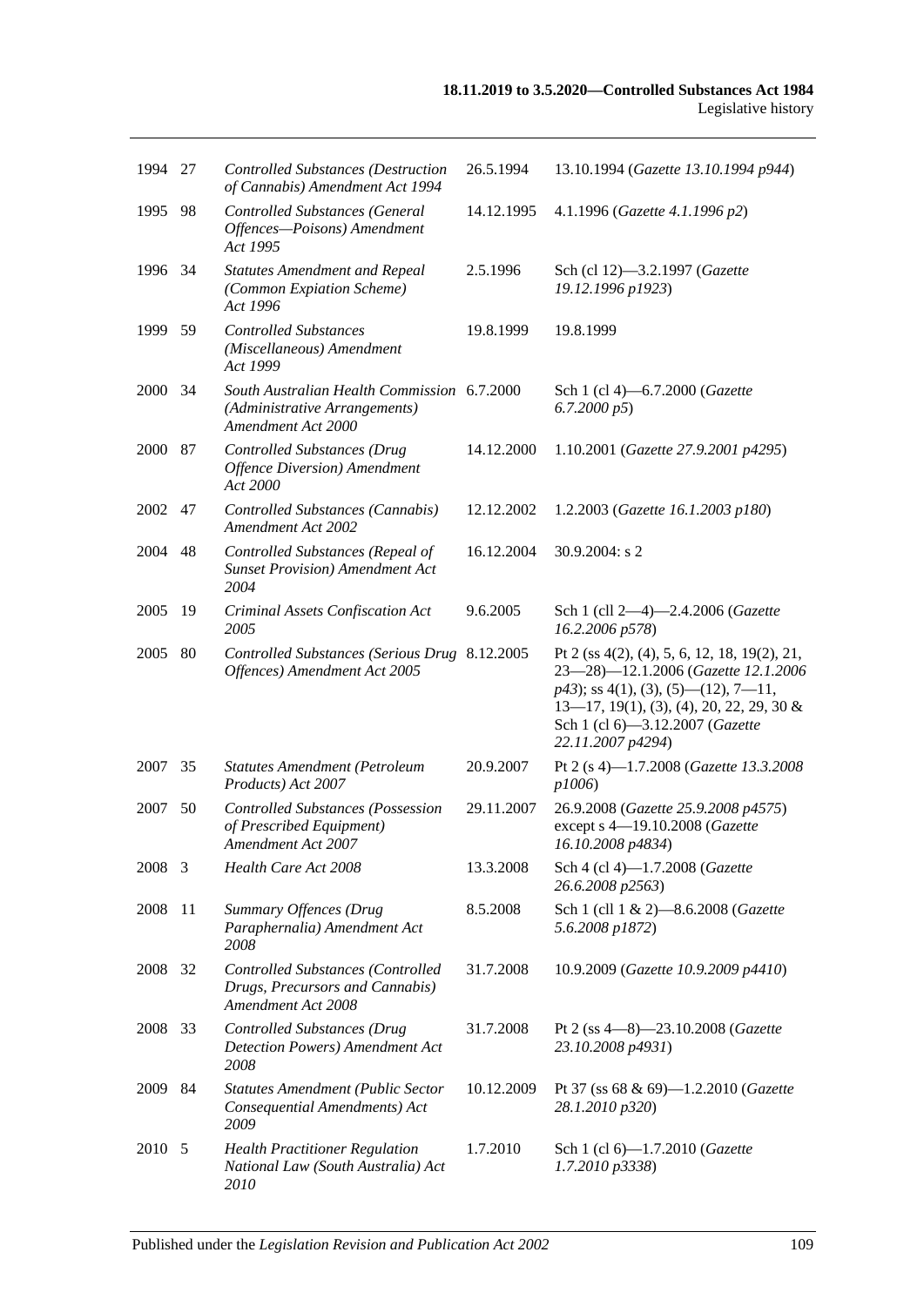| | | | | |
|---|---|---|---|---|
| 1994 | 27 | *Controlled Substances (Destruction of Cannabis) Amendment Act 1994* | 26.5.1994 | 13.10.1994 (*Gazette 13.10.1994 p944*) |
| 1995 | 98 | *Controlled Substances (General Offences—Poisons) Amendment Act 1995* | 14.12.1995 | 4.1.1996 (*Gazette 4.1.1996 p2*) |
| 1996 | 34 | *Statutes Amendment and Repeal (Common Expiation Scheme) Act 1996* | 2.5.1996 | Sch (cl 12)—3.2.1997 (*Gazette 19.12.1996 p1923*) |
| 1999 | 59 | *Controlled Substances (Miscellaneous) Amendment Act 1999* | 19.8.1999 | 19.8.1999 |
| 2000 | 34 | *South Australian Health Commission (Administrative Arrangements) Amendment Act 2000* | 6.7.2000 | Sch 1 (cl 4)—6.7.2000 (*Gazette 6.7.2000 p5*) |
| 2000 | 87 | *Controlled Substances (Drug Offence Diversion) Amendment Act 2000* | 14.12.2000 | 1.10.2001 (*Gazette 27.9.2001 p4295*) |
| 2002 | 47 | *Controlled Substances (Cannabis) Amendment Act 2002* | 12.12.2002 | 1.2.2003 (*Gazette 16.1.2003 p180*) |
| 2004 | 48 | *Controlled Substances (Repeal of Sunset Provision) Amendment Act 2004* | 16.12.2004 | 30.9.2004: s 2 |
| 2005 | 19 | *Criminal Assets Confiscation Act 2005* | 9.6.2005 | Sch 1 (cll 2—4)—2.4.2006 (*Gazette 16.2.2006 p578*) |
| 2005 | 80 | *Controlled Substances (Serious Drug Offences) Amendment Act 2005* | 8.12.2005 | Pt 2 (ss 4(2), (4), 5, 6, 12, 18, 19(2), 21, 23—28)—12.1.2006 (*Gazette 12.1.2006 p43*); ss 4(1), (3), (5)—(12), 7—11, 13—17, 19(1), (3), (4), 20, 22, 29, 30 & Sch 1 (cl 6)—3.12.2007 (*Gazette 22.11.2007 p4294*) |
| 2007 | 35 | *Statutes Amendment (Petroleum Products) Act 2007* | 20.9.2007 | Pt 2 (s 4)—1.7.2008 (*Gazette 13.3.2008 p1006*) |
| 2007 | 50 | *Controlled Substances (Possession of Prescribed Equipment) Amendment Act 2007* | 29.11.2007 | 26.9.2008 (*Gazette 25.9.2008 p4575*) except s 4—19.10.2008 (*Gazette 16.10.2008 p4834*) |
| 2008 | 3 | *Health Care Act 2008* | 13.3.2008 | Sch 4 (cl 4)—1.7.2008 (*Gazette 26.6.2008 p2563*) |
| 2008 | 11 | *Summary Offences (Drug Paraphernalia) Amendment Act 2008* | 8.5.2008 | Sch 1 (cll 1 & 2)—8.6.2008 (*Gazette 5.6.2008 p1872*) |
| 2008 | 32 | *Controlled Substances (Controlled Drugs, Precursors and Cannabis) Amendment Act 2008* | 31.7.2008 | 10.9.2009 (*Gazette 10.9.2009 p4410*) |
| 2008 | 33 | *Controlled Substances (Drug Detection Powers) Amendment Act 2008* | 31.7.2008 | Pt 2 (ss 4—8)—23.10.2008 (*Gazette 23.10.2008 p4931*) |
| 2009 | 84 | *Statutes Amendment (Public Sector Consequential Amendments) Act 2009* | 10.12.2009 | Pt 37 (ss 68 & 69)—1.2.2010 (*Gazette 28.1.2010 p320*) |
| 2010 | 5 | *Health Practitioner Regulation National Law (South Australia) Act 2010* | 1.7.2010 | Sch 1 (cl 6)—1.7.2010 (*Gazette 1.7.2010 p3338*) |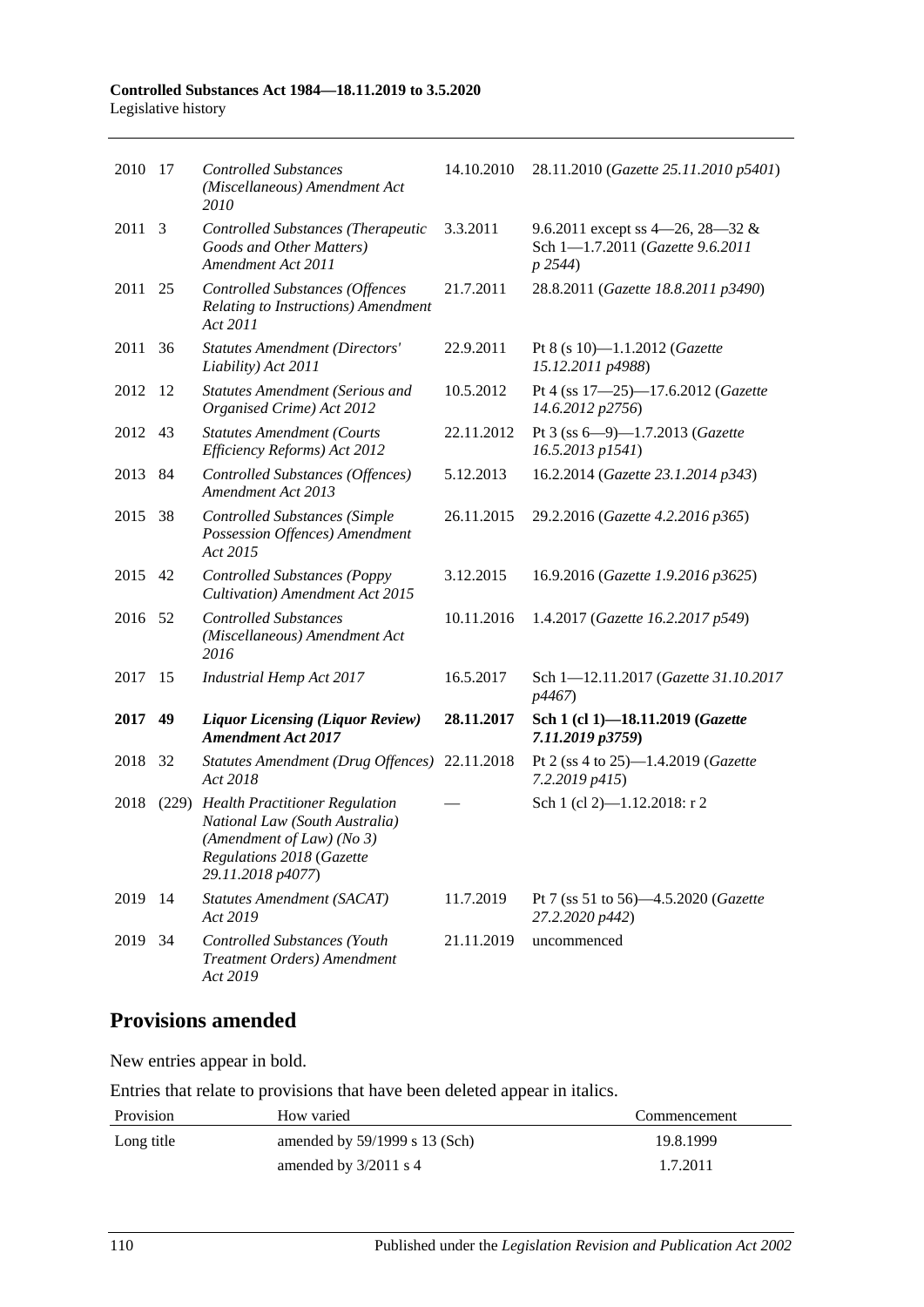| | | | | |
|---|---|---|---|---|
| 2010 | 17 | *Controlled Substances (Miscellaneous) Amendment Act 2010* | 14.10.2010 | 28.11.2010 (*Gazette 25.11.2010 p5401*) |
| 2011 | 3 | *Controlled Substances (Therapeutic Goods and Other Matters) Amendment Act 2011* | 3.3.2011 | 9.6.2011 except ss 4—26, 28—32 & Sch 1—1.7.2011 (*Gazette 9.6.2011 p 2544*) |
| 2011 | 25 | *Controlled Substances (Offences Relating to Instructions) Amendment Act 2011* | 21.7.2011 | 28.8.2011 (*Gazette 18.8.2011 p3490*) |
| 2011 | 36 | *Statutes Amendment (Directors' Liability) Act 2011* | 22.9.2011 | Pt 8 (s 10)—1.1.2012 (*Gazette 15.12.2011 p4988*) |
| 2012 | 12 | *Statutes Amendment (Serious and Organised Crime) Act 2012* | 10.5.2012 | Pt 4 (ss 17—25)—17.6.2012 (*Gazette 14.6.2012 p2756*) |
| 2012 | 43 | *Statutes Amendment (Courts Efficiency Reforms) Act 2012* | 22.11.2012 | Pt 3 (ss 6—9)—1.7.2013 (*Gazette 16.5.2013 p1541*) |
| 2013 | 84 | *Controlled Substances (Offences) Amendment Act 2013* | 5.12.2013 | 16.2.2014 (*Gazette 23.1.2014 p343*) |
| 2015 | 38 | *Controlled Substances (Simple Possession Offences) Amendment Act 2015* | 26.11.2015 | 29.2.2016 (*Gazette 4.2.2016 p365*) |
| 2015 | 42 | *Controlled Substances (Poppy Cultivation) Amendment Act 2015* | 3.12.2015 | 16.9.2016 (*Gazette 1.9.2016 p3625*) |
| 2016 | 52 | *Controlled Substances (Miscellaneous) Amendment Act 2016* | 10.11.2016 | 1.4.2017 (*Gazette 16.2.2017 p549*) |
| 2017 | 15 | *Industrial Hemp Act 2017* | 16.5.2017 | Sch 1—12.11.2017 (*Gazette 31.10.2017 p4467*) |
| **2017** | **49** | ***Liquor Licensing (Liquor Review) Amendment Act 2017*** | **28.11.2017** | **Sch 1 (cl 1)—18.11.2019 (*Gazette 7.11.2019 p3759*)** |
| 2018 | 32 | *Statutes Amendment (Drug Offences) Act 2018* | 22.11.2018 | Pt 2 (ss 4 to 25)—1.4.2019 (*Gazette 7.2.2019 p415*) |
| 2018 | (229) | *Health Practitioner Regulation National Law (South Australia) (Amendment of Law) (No 3) Regulations 2018* (*Gazette 29.11.2018 p4077*) | — | Sch 1 (cl 2)—1.12.2018: r 2 |
| 2019 | 14 | *Statutes Amendment (SACAT) Act 2019* | 11.7.2019 | Pt 7 (ss 51 to 56)—4.5.2020 (*Gazette 27.2.2020 p442*) |
| 2019 | 34 | *Controlled Substances (Youth Treatment Orders) Amendment Act 2019* | 21.11.2019 | uncommenced |

## Provisions amended

New entries appear in bold.

Entries that relate to provisions that have been deleted appear in italics.

| Provision | How varied | Commencement |
|---|---|---|
| Long title | amended by 59/1999 s 13 (Sch) | 19.8.1999 |
| | amended by 3/2011 s 4 | 1.7.2011 |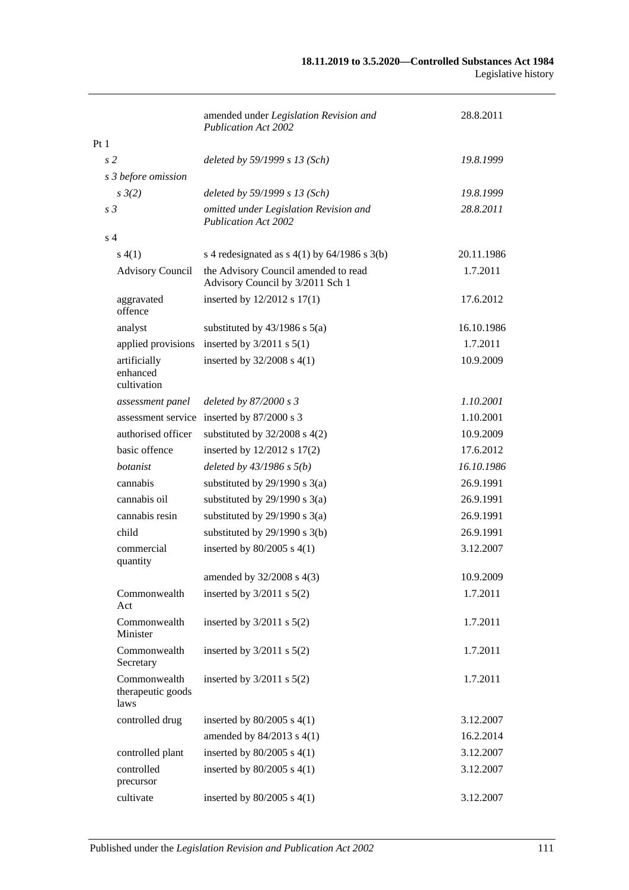| | | |
|---|---|---|
| | amended under *Legislation Revision and Publication Act 2002* | 28.8.2011 |
| Pt 1 | | |
| *s 2* | *deleted by 59/1999 s 13 (Sch)* | *19.8.1999* |
| *s 3 before omission* | | |
| *s 3(2)* | *deleted by 59/1999 s 13 (Sch)* | *19.8.1999* |
| *s 3* | *omitted under Legislation Revision and Publication Act 2002* | *28.8.2011* |
| s 4 | | |
| s 4(1) | s 4 redesignated as s 4(1) by 64/1986 s 3(b) | 20.11.1986 |
| Advisory Council | the Advisory Council amended to read Advisory Council by 3/2011 Sch 1 | 1.7.2011 |
| aggravated offence | inserted by 12/2012 s 17(1) | 17.6.2012 |
| analyst | substituted by 43/1986 s 5(a) | 16.10.1986 |
| applied provisions | inserted by 3/2011 s 5(1) | 1.7.2011 |
| artificially enhanced cultivation | inserted by 32/2008 s 4(1) | 10.9.2009 |
| *assessment panel* | *deleted by 87/2000 s 3* | *1.10.2001* |
| assessment service | inserted by 87/2000 s 3 | 1.10.2001 |
| authorised officer | substituted by 32/2008 s 4(2) | 10.9.2009 |
| basic offence | inserted by 12/2012 s 17(2) | 17.6.2012 |
| *botanist* | *deleted by 43/1986 s 5(b)* | *16.10.1986* |
| cannabis | substituted by 29/1990 s 3(a) | 26.9.1991 |
| cannabis oil | substituted by 29/1990 s 3(a) | 26.9.1991 |
| cannabis resin | substituted by 29/1990 s 3(a) | 26.9.1991 |
| child | substituted by 29/1990 s 3(b) | 26.9.1991 |
| commercial quantity | inserted by 80/2005 s 4(1) | 3.12.2007 |
| | amended by 32/2008 s 4(3) | 10.9.2009 |
| Commonwealth Act | inserted by 3/2011 s 5(2) | 1.7.2011 |
| Commonwealth Minister | inserted by 3/2011 s 5(2) | 1.7.2011 |
| Commonwealth Secretary | inserted by 3/2011 s 5(2) | 1.7.2011 |
| Commonwealth therapeutic goods laws | inserted by 3/2011 s 5(2) | 1.7.2011 |
| controlled drug | inserted by 80/2005 s 4(1) | 3.12.2007 |
| | amended by 84/2013 s 4(1) | 16.2.2014 |
| controlled plant | inserted by 80/2005 s 4(1) | 3.12.2007 |
| controlled precursor | inserted by 80/2005 s 4(1) | 3.12.2007 |
| cultivate | inserted by 80/2005 s 4(1) | 3.12.2007 |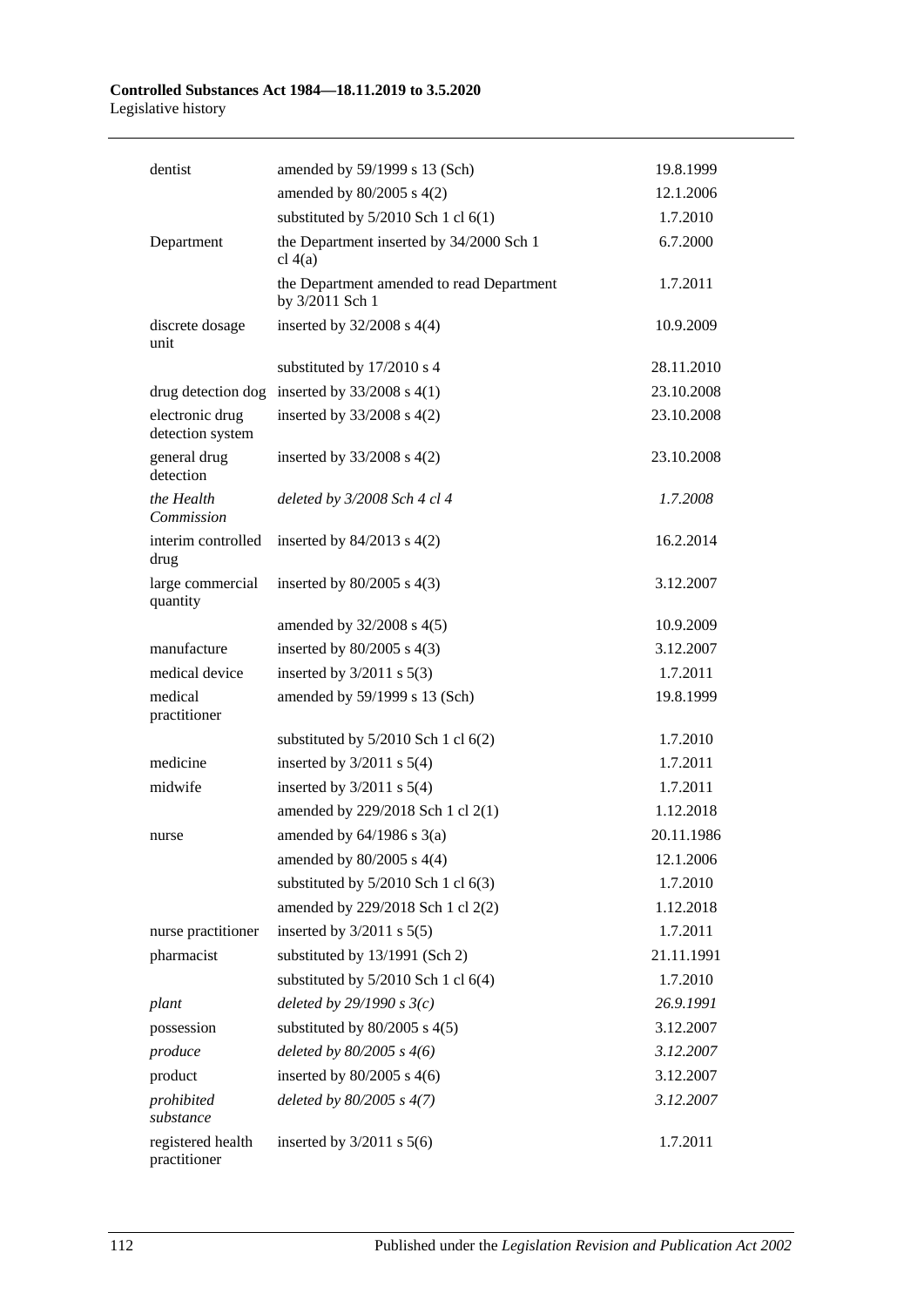| | | |
|---|---|---|
| dentist | amended by 59/1999 s 13 (Sch) | 19.8.1999 |
| | amended by 80/2005 s 4(2) | 12.1.2006 |
| | substituted by 5/2010 Sch 1 cl 6(1) | 1.7.2010 |
| Department | the Department inserted by 34/2000 Sch 1 cl 4(a) | 6.7.2000 |
| | the Department amended to read Department by 3/2011 Sch 1 | 1.7.2011 |
| discrete dosage unit | inserted by 32/2008 s 4(4) | 10.9.2009 |
| | substituted by 17/2010 s 4 | 28.11.2010 |
| drug detection dog | inserted by 33/2008 s 4(1) | 23.10.2008 |
| electronic drug detection system | inserted by 33/2008 s 4(2) | 23.10.2008 |
| general drug detection | inserted by 33/2008 s 4(2) | 23.10.2008 |
| *the Health Commission* | *deleted by 3/2008 Sch 4 cl 4* | *1.7.2008* |
| interim controlled drug | inserted by 84/2013 s 4(2) | 16.2.2014 |
| large commercial quantity | inserted by 80/2005 s 4(3) | 3.12.2007 |
| | amended by 32/2008 s 4(5) | 10.9.2009 |
| manufacture | inserted by 80/2005 s 4(3) | 3.12.2007 |
| medical device | inserted by 3/2011 s 5(3) | 1.7.2011 |
| medical practitioner | amended by 59/1999 s 13 (Sch) | 19.8.1999 |
| | substituted by 5/2010 Sch 1 cl 6(2) | 1.7.2010 |
| medicine | inserted by 3/2011 s 5(4) | 1.7.2011 |
| midwife | inserted by 3/2011 s 5(4) | 1.7.2011 |
| | amended by 229/2018 Sch 1 cl 2(1) | 1.12.2018 |
| nurse | amended by 64/1986 s 3(a) | 20.11.1986 |
| | amended by 80/2005 s 4(4) | 12.1.2006 |
| | substituted by 5/2010 Sch 1 cl 6(3) | 1.7.2010 |
| | amended by 229/2018 Sch 1 cl 2(2) | 1.12.2018 |
| nurse practitioner | inserted by 3/2011 s 5(5) | 1.7.2011 |
| pharmacist | substituted by 13/1991 (Sch 2) | 21.11.1991 |
| | substituted by 5/2010 Sch 1 cl 6(4) | 1.7.2010 |
| *plant* | *deleted by 29/1990 s 3(c)* | *26.9.1991* |
| possession | substituted by 80/2005 s 4(5) | 3.12.2007 |
| *produce* | *deleted by 80/2005 s 4(6)* | *3.12.2007* |
| product | inserted by 80/2005 s 4(6) | 3.12.2007 |
| *prohibited substance* | *deleted by 80/2005 s 4(7)* | *3.12.2007* |
| registered health practitioner | inserted by 3/2011 s 5(6) | 1.7.2011 |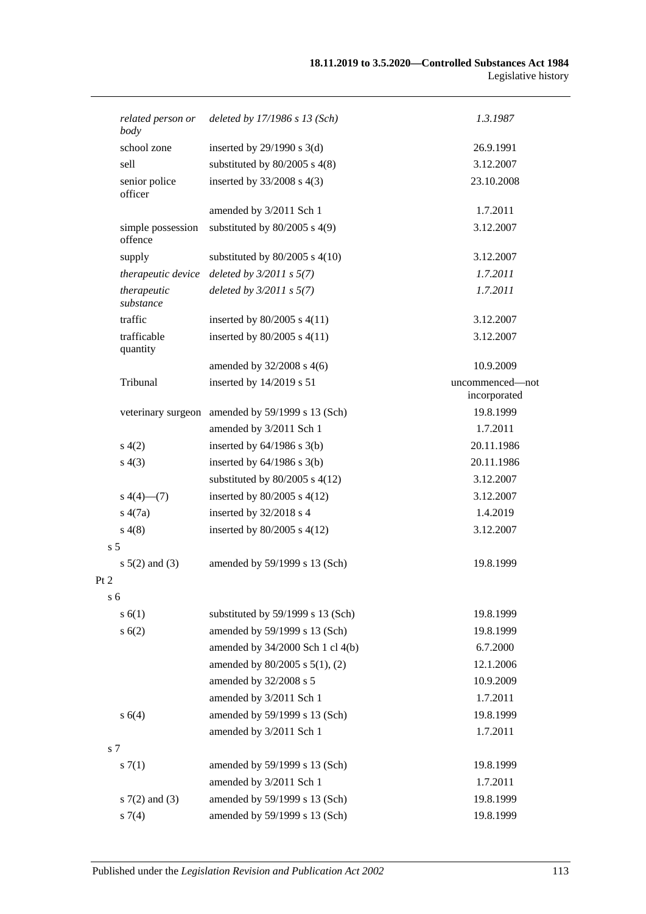| | | |
|---|---|---|
| *related person or body* | *deleted by 17/1986 s 13 (Sch)* | *1.3.1987* |
| school zone | inserted by 29/1990 s 3(d) | 26.9.1991 |
| sell | substituted by 80/2005 s 4(8) | 3.12.2007 |
| senior police officer | inserted by 33/2008 s 4(3) | 23.10.2008 |
| | amended by 3/2011 Sch 1 | 1.7.2011 |
| simple possession offence | substituted by 80/2005 s 4(9) | 3.12.2007 |
| supply | substituted by 80/2005 s 4(10) | 3.12.2007 |
| *therapeutic device* | *deleted by 3/2011 s 5(7)* | *1.7.2011* |
| *therapeutic substance* | *deleted by 3/2011 s 5(7)* | *1.7.2011* |
| traffic | inserted by 80/2005 s 4(11) | 3.12.2007 |
| trafficable quantity | inserted by 80/2005 s 4(11) | 3.12.2007 |
| | amended by 32/2008 s 4(6) | 10.9.2009 |
| Tribunal | inserted by 14/2019 s 51 | uncommenced—not incorporated |
| veterinary surgeon | amended by 59/1999 s 13 (Sch) | 19.8.1999 |
| | amended by 3/2011 Sch 1 | 1.7.2011 |
| s 4(2) | inserted by 64/1986 s 3(b) | 20.11.1986 |
| s 4(3) | inserted by 64/1986 s 3(b) | 20.11.1986 |
| | substituted by 80/2005 s 4(12) | 3.12.2007 |
| s 4(4)—(7) | inserted by 80/2005 s 4(12) | 3.12.2007 |
| s 4(7a) | inserted by 32/2018 s 4 | 1.4.2019 |
| s 4(8) | inserted by 80/2005 s 4(12) | 3.12.2007 |
| s 5 | | |
| s 5(2) and (3) | amended by 59/1999 s 13 (Sch) | 19.8.1999 |
| Pt 2 | | |
| s 6 | | |
| s 6(1) | substituted by 59/1999 s 13 (Sch) | 19.8.1999 |
| s 6(2) | amended by 59/1999 s 13 (Sch) | 19.8.1999 |
| | amended by 34/2000 Sch 1 cl 4(b) | 6.7.2000 |
| | amended by 80/2005 s 5(1), (2) | 12.1.2006 |
| | amended by 32/2008 s 5 | 10.9.2009 |
| | amended by 3/2011 Sch 1 | 1.7.2011 |
| s 6(4) | amended by 59/1999 s 13 (Sch) | 19.8.1999 |
| | amended by 3/2011 Sch 1 | 1.7.2011 |
| s 7 | | |
| s 7(1) | amended by 59/1999 s 13 (Sch) | 19.8.1999 |
| | amended by 3/2011 Sch 1 | 1.7.2011 |
| s 7(2) and (3) | amended by 59/1999 s 13 (Sch) | 19.8.1999 |
| s 7(4) | amended by 59/1999 s 13 (Sch) | 19.8.1999 |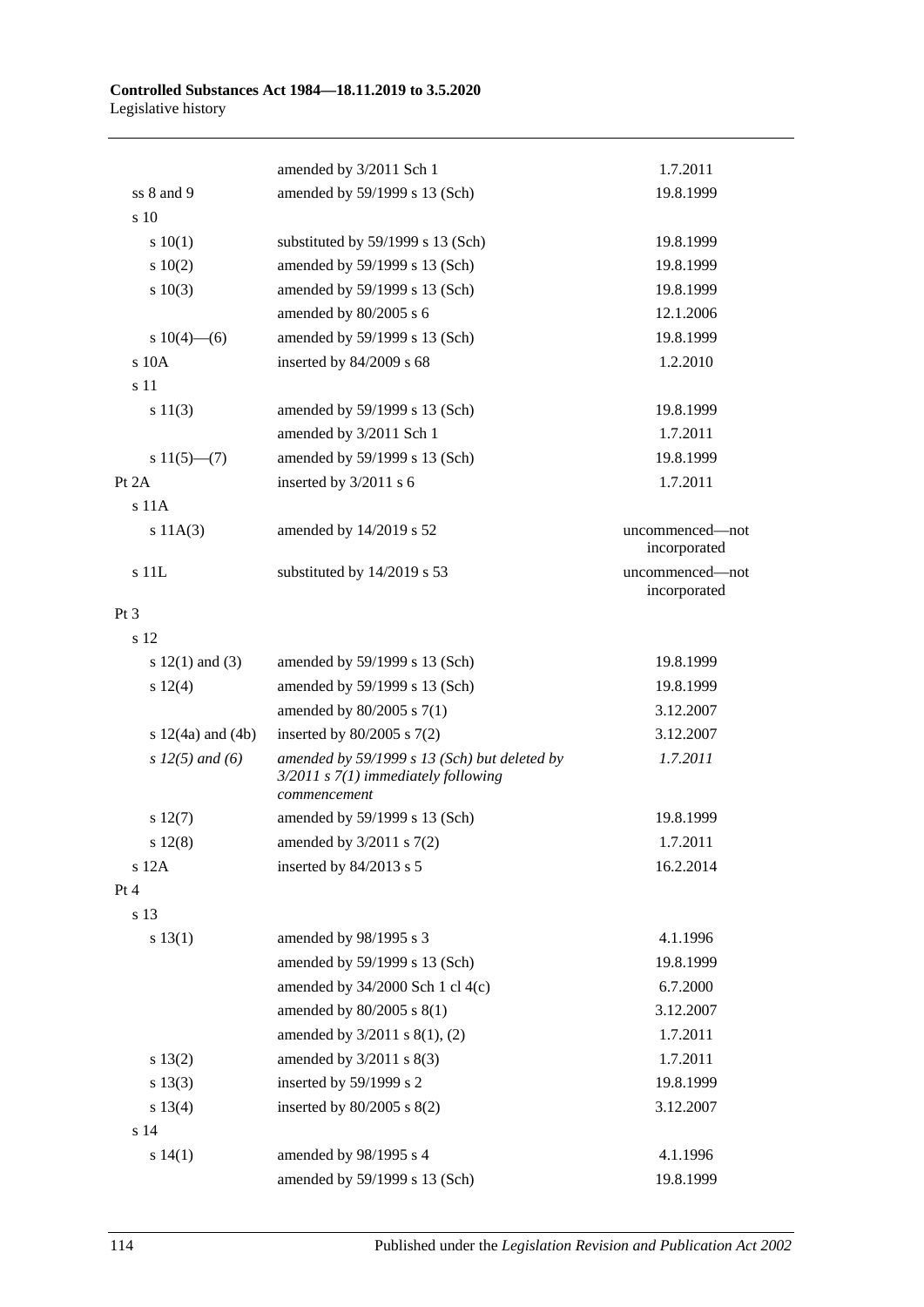| | | |
|---|---|---|
| | amended by 3/2011 Sch 1 | 1.7.2011 |
| ss 8 and 9 | amended by 59/1999 s 13 (Sch) | 19.8.1999 |
| s 10 | | |
| s 10(1) | substituted by 59/1999 s 13 (Sch) | 19.8.1999 |
| s 10(2) | amended by 59/1999 s 13 (Sch) | 19.8.1999 |
| s 10(3) | amended by 59/1999 s 13 (Sch) | 19.8.1999 |
| | amended by 80/2005 s 6 | 12.1.2006 |
| s 10(4)—(6) | amended by 59/1999 s 13 (Sch) | 19.8.1999 |
| s 10A | inserted by 84/2009 s 68 | 1.2.2010 |
| s 11 | | |
| s 11(3) | amended by 59/1999 s 13 (Sch) | 19.8.1999 |
| | amended by 3/2011 Sch 1 | 1.7.2011 |
| s 11(5)—(7) | amended by 59/1999 s 13 (Sch) | 19.8.1999 |
| Pt 2A | inserted by 3/2011 s 6 | 1.7.2011 |
| s 11A | | |
| s 11A(3) | amended by 14/2019 s 52 | uncommenced—not incorporated |
| s 11L | substituted by 14/2019 s 53 | uncommenced—not incorporated |
| Pt 3 | | |
| s 12 | | |
| s 12(1) and (3) | amended by 59/1999 s 13 (Sch) | 19.8.1999 |
| s 12(4) | amended by 59/1999 s 13 (Sch) | 19.8.1999 |
| | amended by 80/2005 s 7(1) | 3.12.2007 |
| s 12(4a) and (4b) | inserted by 80/2005 s 7(2) | 3.12.2007 |
| *s 12(5) and (6)* | *amended by 59/1999 s 13 (Sch) but deleted by 3/2011 s 7(1) immediately following commencement* | *1.7.2011* |
| s 12(7) | amended by 59/1999 s 13 (Sch) | 19.8.1999 |
| s 12(8) | amended by 3/2011 s 7(2) | 1.7.2011 |
| s 12A | inserted by 84/2013 s 5 | 16.2.2014 |
| Pt 4 | | |
| s 13 | | |
| s 13(1) | amended by 98/1995 s 3 | 4.1.1996 |
| | amended by 59/1999 s 13 (Sch) | 19.8.1999 |
| | amended by 34/2000 Sch 1 cl 4(c) | 6.7.2000 |
| | amended by 80/2005 s 8(1) | 3.12.2007 |
| | amended by 3/2011 s 8(1), (2) | 1.7.2011 |
| s 13(2) | amended by 3/2011 s 8(3) | 1.7.2011 |
| s 13(3) | inserted by 59/1999 s 2 | 19.8.1999 |
| s 13(4) | inserted by 80/2005 s 8(2) | 3.12.2007 |
| s 14 | | |
| s 14(1) | amended by 98/1995 s 4 | 4.1.1996 |
| | amended by 59/1999 s 13 (Sch) | 19.8.1999 |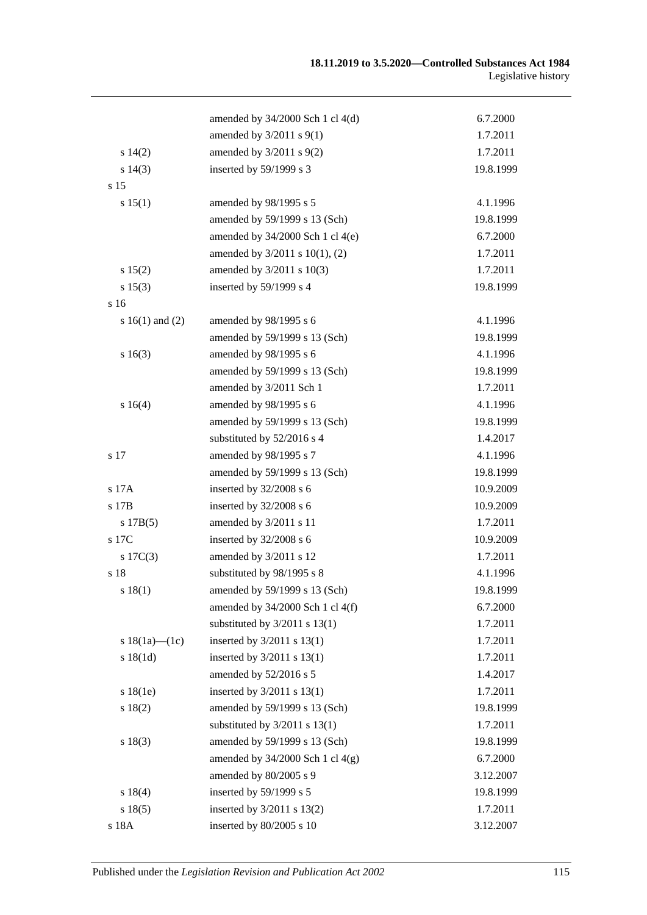| | | |
|---|---|---|
| | amended by 34/2000 Sch 1 cl 4(d) | 6.7.2000 |
| | amended by 3/2011 s 9(1) | 1.7.2011 |
| s 14(2) | amended by 3/2011 s 9(2) | 1.7.2011 |
| s 14(3) | inserted by 59/1999 s 3 | 19.8.1999 |
| s 15 | | |
| s 15(1) | amended by 98/1995 s 5 | 4.1.1996 |
| | amended by 59/1999 s 13 (Sch) | 19.8.1999 |
| | amended by 34/2000 Sch 1 cl 4(e) | 6.7.2000 |
| | amended by 3/2011 s 10(1), (2) | 1.7.2011 |
| s 15(2) | amended by 3/2011 s 10(3) | 1.7.2011 |
| s 15(3) | inserted by 59/1999 s 4 | 19.8.1999 |
| s 16 | | |
| s 16(1) and (2) | amended by 98/1995 s 6 | 4.1.1996 |
| | amended by 59/1999 s 13 (Sch) | 19.8.1999 |
| s 16(3) | amended by 98/1995 s 6 | 4.1.1996 |
| | amended by 59/1999 s 13 (Sch) | 19.8.1999 |
| | amended by 3/2011 Sch 1 | 1.7.2011 |
| s 16(4) | amended by 98/1995 s 6 | 4.1.1996 |
| | amended by 59/1999 s 13 (Sch) | 19.8.1999 |
| | substituted by 52/2016 s 4 | 1.4.2017 |
| s 17 | amended by 98/1995 s 7 | 4.1.1996 |
| | amended by 59/1999 s 13 (Sch) | 19.8.1999 |
| s 17A | inserted by 32/2008 s 6 | 10.9.2009 |
| s 17B | inserted by 32/2008 s 6 | 10.9.2009 |
| s 17B(5) | amended by 3/2011 s 11 | 1.7.2011 |
| s 17C | inserted by 32/2008 s 6 | 10.9.2009 |
| s 17C(3) | amended by 3/2011 s 12 | 1.7.2011 |
| s 18 | substituted by 98/1995 s 8 | 4.1.1996 |
| s 18(1) | amended by 59/1999 s 13 (Sch) | 19.8.1999 |
| | amended by 34/2000 Sch 1 cl 4(f) | 6.7.2000 |
| | substituted by 3/2011 s 13(1) | 1.7.2011 |
| s 18(1a)—(1c) | inserted by 3/2011 s 13(1) | 1.7.2011 |
| s 18(1d) | inserted by 3/2011 s 13(1) | 1.7.2011 |
| | amended by 52/2016 s 5 | 1.4.2017 |
| s 18(1e) | inserted by 3/2011 s 13(1) | 1.7.2011 |
| s 18(2) | amended by 59/1999 s 13 (Sch) | 19.8.1999 |
| | substituted by 3/2011 s 13(1) | 1.7.2011 |
| s 18(3) | amended by 59/1999 s 13 (Sch) | 19.8.1999 |
| | amended by 34/2000 Sch 1 cl 4(g) | 6.7.2000 |
| | amended by 80/2005 s 9 | 3.12.2007 |
| s 18(4) | inserted by 59/1999 s 5 | 19.8.1999 |
| s 18(5) | inserted by 3/2011 s 13(2) | 1.7.2011 |
| s 18A | inserted by 80/2005 s 10 | 3.12.2007 |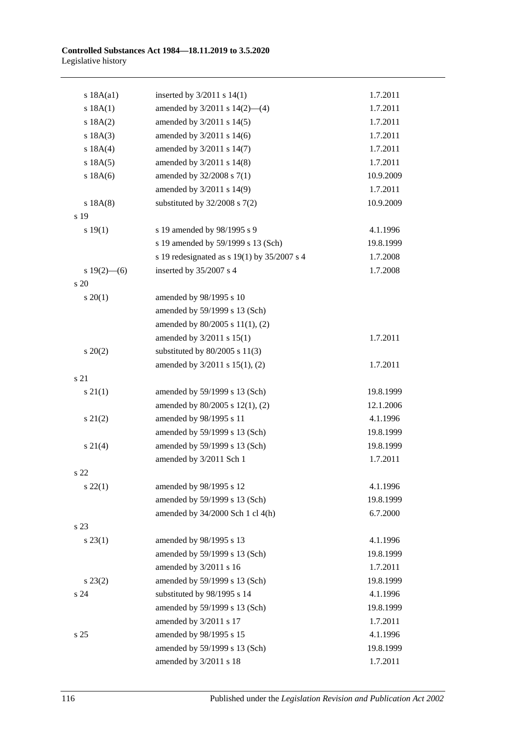| | | |
|---|---|---|
| s 18A(a1) | inserted by 3/2011 s 14(1) | 1.7.2011 |
| s 18A(1) | amended by 3/2011 s 14(2)—(4) | 1.7.2011 |
| s 18A(2) | amended by 3/2011 s 14(5) | 1.7.2011 |
| s 18A(3) | amended by 3/2011 s 14(6) | 1.7.2011 |
| s 18A(4) | amended by 3/2011 s 14(7) | 1.7.2011 |
| s 18A(5) | amended by 3/2011 s 14(8) | 1.7.2011 |
| s 18A(6) | amended by 32/2008 s 7(1) | 10.9.2009 |
| | amended by 3/2011 s 14(9) | 1.7.2011 |
| s 18A(8) | substituted by 32/2008 s 7(2) | 10.9.2009 |
| s 19 | | |
| s 19(1) | s 19 amended by 98/1995 s 9 | 4.1.1996 |
| | s 19 amended by 59/1999 s 13 (Sch) | 19.8.1999 |
| | s 19 redesignated as s 19(1) by 35/2007 s 4 | 1.7.2008 |
| s 19(2)—(6) | inserted by 35/2007 s 4 | 1.7.2008 |
| s 20 | | |
| s 20(1) | amended by 98/1995 s 10 | |
| | amended by 59/1999 s 13 (Sch) | |
| | amended by 80/2005 s 11(1), (2) | |
| | amended by 3/2011 s 15(1) | 1.7.2011 |
| s 20(2) | substituted by 80/2005 s 11(3) | |
| | amended by 3/2011 s 15(1), (2) | 1.7.2011 |
| s 21 | | |
| s 21(1) | amended by 59/1999 s 13 (Sch) | 19.8.1999 |
| | amended by 80/2005 s 12(1), (2) | 12.1.2006 |
| s 21(2) | amended by 98/1995 s 11 | 4.1.1996 |
| | amended by 59/1999 s 13 (Sch) | 19.8.1999 |
| s 21(4) | amended by 59/1999 s 13 (Sch) | 19.8.1999 |
| | amended by 3/2011 Sch 1 | 1.7.2011 |
| s 22 | | |
| s 22(1) | amended by 98/1995 s 12 | 4.1.1996 |
| | amended by 59/1999 s 13 (Sch) | 19.8.1999 |
| | amended by 34/2000 Sch 1 cl 4(h) | 6.7.2000 |
| s 23 | | |
| s 23(1) | amended by 98/1995 s 13 | 4.1.1996 |
| | amended by 59/1999 s 13 (Sch) | 19.8.1999 |
| | amended by 3/2011 s 16 | 1.7.2011 |
| s 23(2) | amended by 59/1999 s 13 (Sch) | 19.8.1999 |
| s 24 | substituted by 98/1995 s 14 | 4.1.1996 |
| | amended by 59/1999 s 13 (Sch) | 19.8.1999 |
| | amended by 3/2011 s 17 | 1.7.2011 |
| s 25 | amended by 98/1995 s 15 | 4.1.1996 |
| | amended by 59/1999 s 13 (Sch) | 19.8.1999 |
| | amended by 3/2011 s 18 | 1.7.2011 |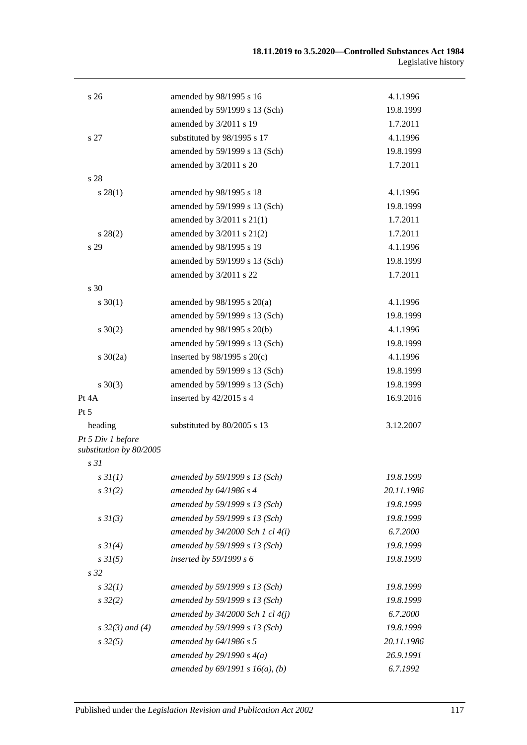| | | |
|---|---|---|
| s 26 | amended by 98/1995 s 16 | 4.1.1996 |
| | amended by 59/1999 s 13 (Sch) | 19.8.1999 |
| | amended by 3/2011 s 19 | 1.7.2011 |
| s 27 | substituted by 98/1995 s 17 | 4.1.1996 |
| | amended by 59/1999 s 13 (Sch) | 19.8.1999 |
| | amended by 3/2011 s 20 | 1.7.2011 |
| s 28 | | |
| s 28(1) | amended by 98/1995 s 18 | 4.1.1996 |
| | amended by 59/1999 s 13 (Sch) | 19.8.1999 |
| | amended by 3/2011 s 21(1) | 1.7.2011 |
| s 28(2) | amended by 3/2011 s 21(2) | 1.7.2011 |
| s 29 | amended by 98/1995 s 19 | 4.1.1996 |
| | amended by 59/1999 s 13 (Sch) | 19.8.1999 |
| | amended by 3/2011 s 22 | 1.7.2011 |
| s 30 | | |
| s 30(1) | amended by 98/1995 s 20(a) | 4.1.1996 |
| | amended by 59/1999 s 13 (Sch) | 19.8.1999 |
| s 30(2) | amended by 98/1995 s 20(b) | 4.1.1996 |
| | amended by 59/1999 s 13 (Sch) | 19.8.1999 |
| s 30(2a) | inserted by 98/1995 s 20(c) | 4.1.1996 |
| | amended by 59/1999 s 13 (Sch) | 19.8.1999 |
| s 30(3) | amended by 59/1999 s 13 (Sch) | 19.8.1999 |
| Pt 4A | inserted by 42/2015 s 4 | 16.9.2016 |
| Pt 5 | | |
| heading | substituted by 80/2005 s 13 | 3.12.2007 |
| *Pt 5 Div 1 before substitution by 80/2005* | | |
| *s 31* | | |
| *s 31(1)* | *amended by 59/1999 s 13 (Sch)* | *19.8.1999* |
| *s 31(2)* | *amended by 64/1986 s 4* | *20.11.1986* |
| | *amended by 59/1999 s 13 (Sch)* | *19.8.1999* |
| *s 31(3)* | *amended by 59/1999 s 13 (Sch)* | *19.8.1999* |
| | *amended by 34/2000 Sch 1 cl 4(i)* | *6.7.2000* |
| *s 31(4)* | *amended by 59/1999 s 13 (Sch)* | *19.8.1999* |
| *s 31(5)* | *inserted by 59/1999 s 6* | *19.8.1999* |
| *s 32* | | |
| *s 32(1)* | *amended by 59/1999 s 13 (Sch)* | *19.8.1999* |
| *s 32(2)* | *amended by 59/1999 s 13 (Sch)* | *19.8.1999* |
| | *amended by 34/2000 Sch 1 cl 4(j)* | *6.7.2000* |
| *s 32(3) and (4)* | *amended by 59/1999 s 13 (Sch)* | *19.8.1999* |
| *s 32(5)* | *amended by 64/1986 s 5* | *20.11.1986* |
| | *amended by 29/1990 s 4(a)* | *26.9.1991* |
| | *amended by 69/1991 s 16(a), (b)* | *6.7.1992* |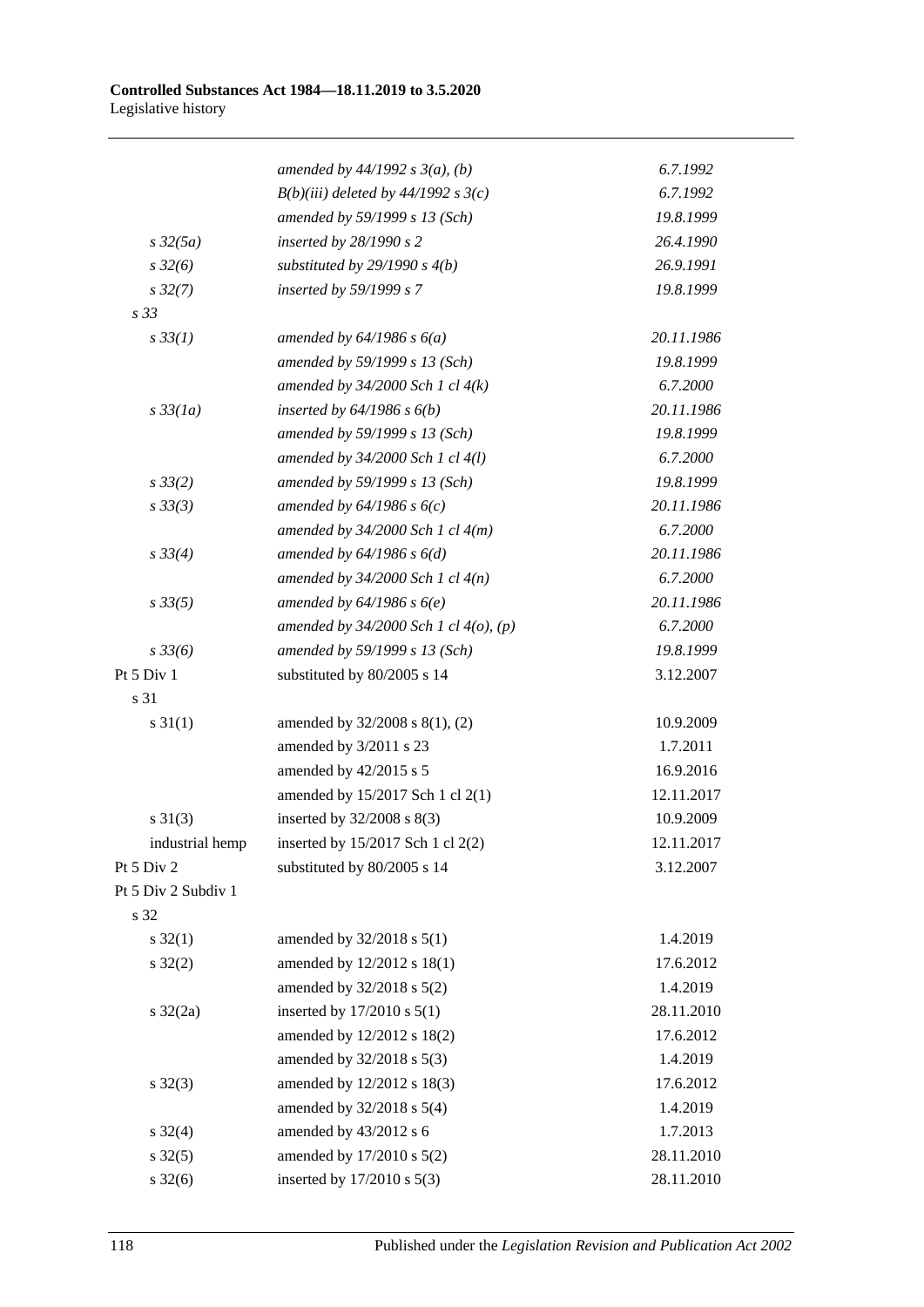| | | |
|---|---|---|
| | *amended by 44/1992 s 3(a), (b)* | *6.7.1992* |
| | *B(b)(iii) deleted by 44/1992 s 3(c)* | *6.7.1992* |
| | *amended by 59/1999 s 13 (Sch)* | *19.8.1999* |
| *s 32(5a)* | *inserted by 28/1990 s 2* | *26.4.1990* |
| *s 32(6)* | *substituted by 29/1990 s 4(b)* | *26.9.1991* |
| *s 32(7)* | *inserted by 59/1999 s 7* | *19.8.1999* |
| *s 33* | | |
| *s 33(1)* | *amended by 64/1986 s 6(a)* | *20.11.1986* |
| | *amended by 59/1999 s 13 (Sch)* | *19.8.1999* |
| | *amended by 34/2000 Sch 1 cl 4(k)* | *6.7.2000* |
| *s 33(1a)* | *inserted by 64/1986 s 6(b)* | *20.11.1986* |
| | *amended by 59/1999 s 13 (Sch)* | *19.8.1999* |
| | *amended by 34/2000 Sch 1 cl 4(l)* | *6.7.2000* |
| *s 33(2)* | *amended by 59/1999 s 13 (Sch)* | *19.8.1999* |
| *s 33(3)* | *amended by 64/1986 s 6(c)* | *20.11.1986* |
| | *amended by 34/2000 Sch 1 cl 4(m)* | *6.7.2000* |
| *s 33(4)* | *amended by 64/1986 s 6(d)* | *20.11.1986* |
| | *amended by 34/2000 Sch 1 cl 4(n)* | *6.7.2000* |
| *s 33(5)* | *amended by 64/1986 s 6(e)* | *20.11.1986* |
| | *amended by 34/2000 Sch 1 cl 4(o), (p)* | *6.7.2000* |
| *s 33(6)* | *amended by 59/1999 s 13 (Sch)* | *19.8.1999* |
| Pt 5 Div 1 | substituted by 80/2005 s 14 | 3.12.2007 |
| s 31 | | |
| s 31(1) | amended by 32/2008 s 8(1), (2) | 10.9.2009 |
| | amended by 3/2011 s 23 | 1.7.2011 |
| | amended by 42/2015 s 5 | 16.9.2016 |
| | amended by 15/2017 Sch 1 cl 2(1) | 12.11.2017 |
| s 31(3) | inserted by 32/2008 s 8(3) | 10.9.2009 |
| industrial hemp | inserted by 15/2017 Sch 1 cl 2(2) | 12.11.2017 |
| Pt 5 Div 2 | substituted by 80/2005 s 14 | 3.12.2007 |
| Pt 5 Div 2 Subdiv 1 | | |
| s 32 | | |
| s 32(1) | amended by 32/2018 s 5(1) | 1.4.2019 |
| s 32(2) | amended by 12/2012 s 18(1) | 17.6.2012 |
| | amended by 32/2018 s 5(2) | 1.4.2019 |
| s 32(2a) | inserted by 17/2010 s 5(1) | 28.11.2010 |
| | amended by 12/2012 s 18(2) | 17.6.2012 |
| | amended by 32/2018 s 5(3) | 1.4.2019 |
| s 32(3) | amended by 12/2012 s 18(3) | 17.6.2012 |
| | amended by 32/2018 s 5(4) | 1.4.2019 |
| s 32(4) | amended by 43/2012 s 6 | 1.7.2013 |
| s 32(5) | amended by 17/2010 s 5(2) | 28.11.2010 |
| s 32(6) | inserted by 17/2010 s 5(3) | 28.11.2010 |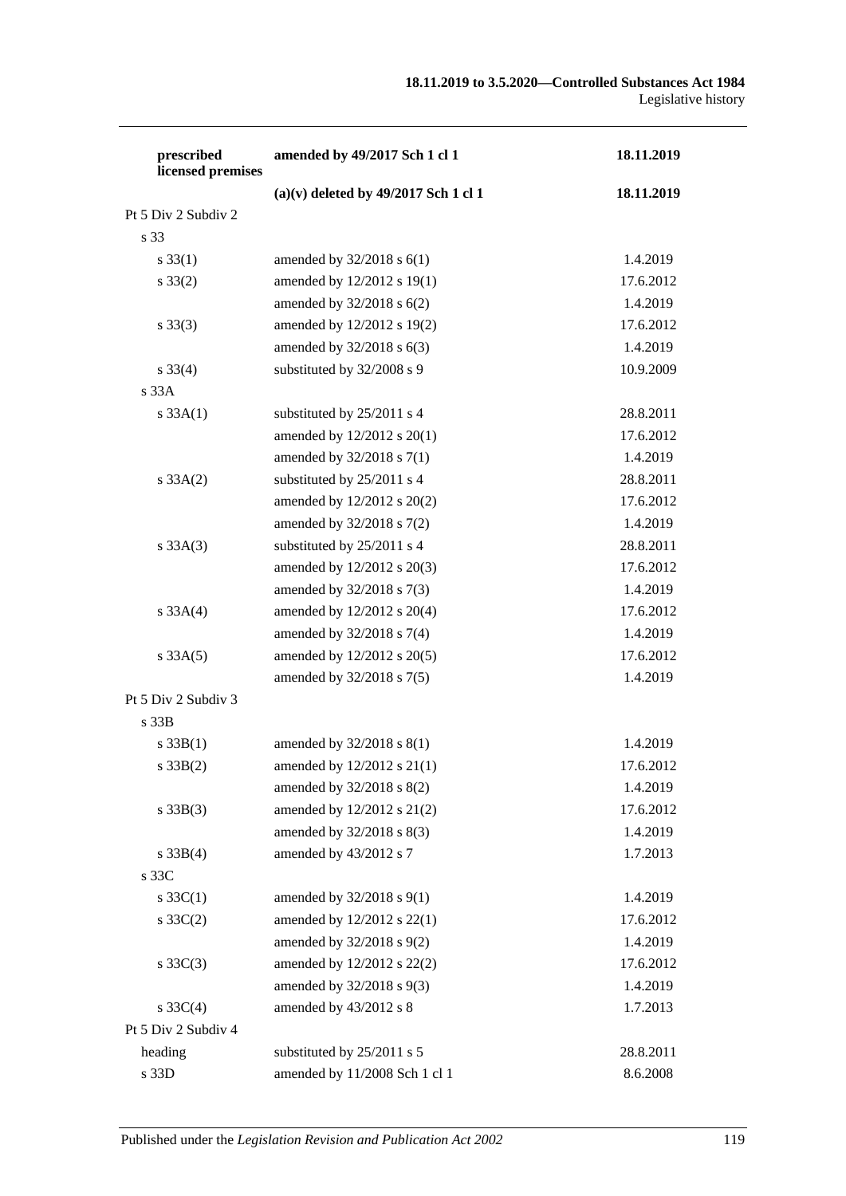| | | |
|---|---|---|
| **prescribed licensed premises** | **amended by 49/2017 Sch 1 cl 1** | **18.11.2019** |
| | **(a)(v) deleted by 49/2017 Sch 1 cl 1** | **18.11.2019** |
| Pt 5 Div 2 Subdiv 2 | | |
| s 33 | | |
| s 33(1) | amended by 32/2018 s 6(1) | 1.4.2019 |
| s 33(2) | amended by 12/2012 s 19(1) | 17.6.2012 |
| | amended by 32/2018 s 6(2) | 1.4.2019 |
| s 33(3) | amended by 12/2012 s 19(2) | 17.6.2012 |
| | amended by 32/2018 s 6(3) | 1.4.2019 |
| s 33(4) | substituted by 32/2008 s 9 | 10.9.2009 |
| s 33A | | |
| s 33A(1) | substituted by 25/2011 s 4 | 28.8.2011 |
| | amended by 12/2012 s 20(1) | 17.6.2012 |
| | amended by 32/2018 s 7(1) | 1.4.2019 |
| s 33A(2) | substituted by 25/2011 s 4 | 28.8.2011 |
| | amended by 12/2012 s 20(2) | 17.6.2012 |
| | amended by 32/2018 s 7(2) | 1.4.2019 |
| s 33A(3) | substituted by 25/2011 s 4 | 28.8.2011 |
| | amended by 12/2012 s 20(3) | 17.6.2012 |
| | amended by 32/2018 s 7(3) | 1.4.2019 |
| s 33A(4) | amended by 12/2012 s 20(4) | 17.6.2012 |
| | amended by 32/2018 s 7(4) | 1.4.2019 |
| s 33A(5) | amended by 12/2012 s 20(5) | 17.6.2012 |
| | amended by 32/2018 s 7(5) | 1.4.2019 |
| Pt 5 Div 2 Subdiv 3 | | |
| s 33B | | |
| s 33B(1) | amended by 32/2018 s 8(1) | 1.4.2019 |
| s 33B(2) | amended by 12/2012 s 21(1) | 17.6.2012 |
| | amended by 32/2018 s 8(2) | 1.4.2019 |
| s 33B(3) | amended by 12/2012 s 21(2) | 17.6.2012 |
| | amended by 32/2018 s 8(3) | 1.4.2019 |
| s 33B(4) | amended by 43/2012 s 7 | 1.7.2013 |
| s 33C | | |
| s 33C(1) | amended by 32/2018 s 9(1) | 1.4.2019 |
| s 33C(2) | amended by 12/2012 s 22(1) | 17.6.2012 |
| | amended by 32/2018 s 9(2) | 1.4.2019 |
| s 33C(3) | amended by 12/2012 s 22(2) | 17.6.2012 |
| | amended by 32/2018 s 9(3) | 1.4.2019 |
| s 33C(4) | amended by 43/2012 s 8 | 1.7.2013 |
| Pt 5 Div 2 Subdiv 4 | | |
| heading | substituted by 25/2011 s 5 | 28.8.2011 |
| s 33D | amended by 11/2008 Sch 1 cl 1 | 8.6.2008 |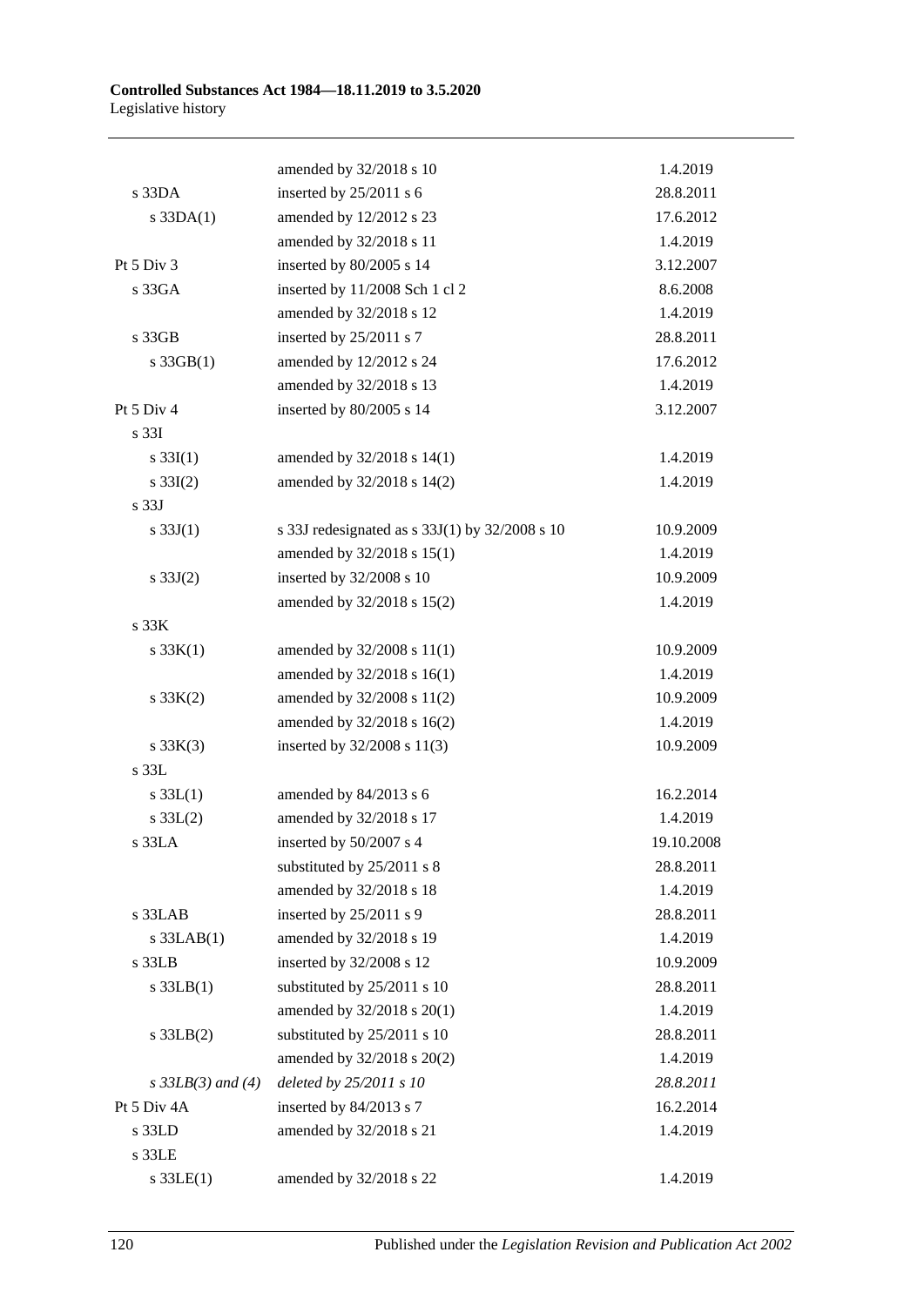| | | |
|---|---|---|
| | amended by 32/2018 s 10 | 1.4.2019 |
| s 33DA | inserted by 25/2011 s 6 | 28.8.2011 |
| s 33DA(1) | amended by 12/2012 s 23 | 17.6.2012 |
| | amended by 32/2018 s 11 | 1.4.2019 |
| Pt 5 Div 3 | inserted by 80/2005 s 14 | 3.12.2007 |
| s 33GA | inserted by 11/2008 Sch 1 cl 2 | 8.6.2008 |
| | amended by 32/2018 s 12 | 1.4.2019 |
| s 33GB | inserted by 25/2011 s 7 | 28.8.2011 |
| s 33GB(1) | amended by 12/2012 s 24 | 17.6.2012 |
| | amended by 32/2018 s 13 | 1.4.2019 |
| Pt 5 Div 4 | inserted by 80/2005 s 14 | 3.12.2007 |
| s 33I | | |
| s 33I(1) | amended by 32/2018 s 14(1) | 1.4.2019 |
| s 33I(2) | amended by 32/2018 s 14(2) | 1.4.2019 |
| s 33J | | |
| s 33J(1) | s 33J redesignated as s 33J(1) by 32/2008 s 10 | 10.9.2009 |
| | amended by 32/2018 s 15(1) | 1.4.2019 |
| s 33J(2) | inserted by 32/2008 s 10 | 10.9.2009 |
| | amended by 32/2018 s 15(2) | 1.4.2019 |
| s 33K | | |
| s 33K(1) | amended by 32/2008 s 11(1) | 10.9.2009 |
| | amended by 32/2018 s 16(1) | 1.4.2019 |
| s 33K(2) | amended by 32/2008 s 11(2) | 10.9.2009 |
| | amended by 32/2018 s 16(2) | 1.4.2019 |
| s 33K(3) | inserted by 32/2008 s 11(3) | 10.9.2009 |
| s 33L | | |
| s 33L(1) | amended by 84/2013 s 6 | 16.2.2014 |
| s 33L(2) | amended by 32/2018 s 17 | 1.4.2019 |
| s 33LA | inserted by 50/2007 s 4 | 19.10.2008 |
| | substituted by 25/2011 s 8 | 28.8.2011 |
| | amended by 32/2018 s 18 | 1.4.2019 |
| s 33LAB | inserted by 25/2011 s 9 | 28.8.2011 |
| s 33LAB(1) | amended by 32/2018 s 19 | 1.4.2019 |
| s 33LB | inserted by 32/2008 s 12 | 10.9.2009 |
| s 33LB(1) | substituted by 25/2011 s 10 | 28.8.2011 |
| | amended by 32/2018 s 20(1) | 1.4.2019 |
| s 33LB(2) | substituted by 25/2011 s 10 | 28.8.2011 |
| | amended by 32/2018 s 20(2) | 1.4.2019 |
| *s 33LB(3) and (4)* | *deleted by 25/2011 s 10* | *28.8.2011* |
| Pt 5 Div 4A | inserted by 84/2013 s 7 | 16.2.2014 |
| s 33LD | amended by 32/2018 s 21 | 1.4.2019 |
| s 33LE | | |
| s 33LE(1) | amended by 32/2018 s 22 | 1.4.2019 |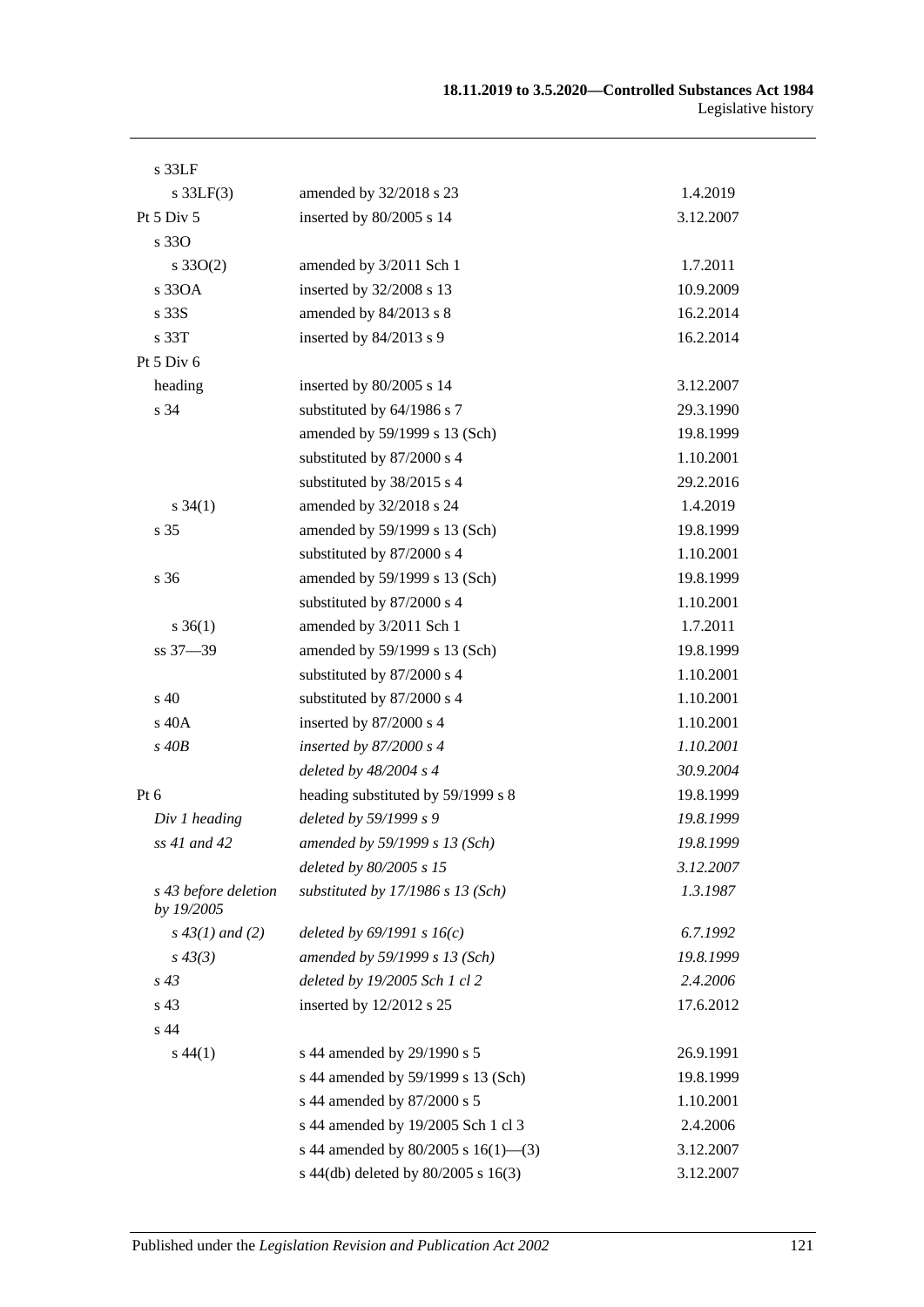| | | |
|---|---|---|
| s 33LF | | |
| s 33LF(3) | amended by 32/2018 s 23 | 1.4.2019 |
| Pt 5 Div 5 | inserted by 80/2005 s 14 | 3.12.2007 |
| s 33O | | |
| s 33O(2) | amended by 3/2011 Sch 1 | 1.7.2011 |
| s 33OA | inserted by 32/2008 s 13 | 10.9.2009 |
| s 33S | amended by 84/2013 s 8 | 16.2.2014 |
| s 33T | inserted by 84/2013 s 9 | 16.2.2014 |
| Pt 5 Div 6 | | |
| heading | inserted by 80/2005 s 14 | 3.12.2007 |
| s 34 | substituted by 64/1986 s 7 | 29.3.1990 |
| | amended by 59/1999 s 13 (Sch) | 19.8.1999 |
| | substituted by 87/2000 s 4 | 1.10.2001 |
| | substituted by 38/2015 s 4 | 29.2.2016 |
| s 34(1) | amended by 32/2018 s 24 | 1.4.2019 |
| s 35 | amended by 59/1999 s 13 (Sch) | 19.8.1999 |
| | substituted by 87/2000 s 4 | 1.10.2001 |
| s 36 | amended by 59/1999 s 13 (Sch) | 19.8.1999 |
| | substituted by 87/2000 s 4 | 1.10.2001 |
| s 36(1) | amended by 3/2011 Sch 1 | 1.7.2011 |
| ss 37—39 | amended by 59/1999 s 13 (Sch) | 19.8.1999 |
| | substituted by 87/2000 s 4 | 1.10.2001 |
| s 40 | substituted by 87/2000 s 4 | 1.10.2001 |
| s 40A | inserted by 87/2000 s 4 | 1.10.2001 |
| *s 40B* | *inserted by 87/2000 s 4* | *1.10.2001* |
| | *deleted by 48/2004 s 4* | *30.9.2004* |
| Pt 6 | heading substituted by 59/1999 s 8 | 19.8.1999 |
| *Div 1 heading* | *deleted by 59/1999 s 9* | *19.8.1999* |
| *ss 41 and 42* | *amended by 59/1999 s 13 (Sch)* | *19.8.1999* |
| | *deleted by 80/2005 s 15* | *3.12.2007* |
| *s 43 before deletion by 19/2005* | *substituted by 17/1986 s 13 (Sch)* | *1.3.1987* |
| *s 43(1) and (2)* | *deleted by 69/1991 s 16(c)* | *6.7.1992* |
| *s 43(3)* | *amended by 59/1999 s 13 (Sch)* | *19.8.1999* |
| *s 43* | *deleted by 19/2005 Sch 1 cl 2* | *2.4.2006* |
| s 43 | inserted by 12/2012 s 25 | 17.6.2012 |
| s 44 | | |
| s 44(1) | s 44 amended by 29/1990 s 5 | 26.9.1991 |
| | s 44 amended by 59/1999 s 13 (Sch) | 19.8.1999 |
| | s 44 amended by 87/2000 s 5 | 1.10.2001 |
| | s 44 amended by 19/2005 Sch 1 cl 3 | 2.4.2006 |
| | s 44 amended by 80/2005 s 16(1)—(3) | 3.12.2007 |
| | s 44(db) deleted by 80/2005 s 16(3) | 3.12.2007 |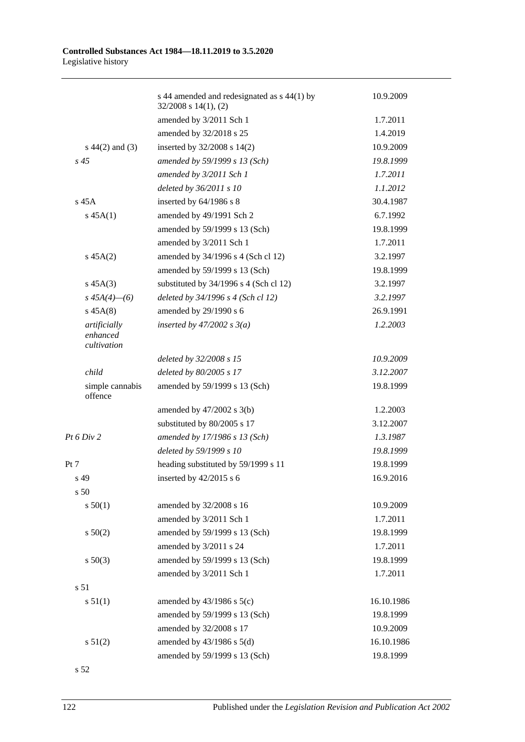| | | |
|---|---|---|
| | s 44 amended and redesignated as s 44(1) by 32/2008 s 14(1), (2) | 10.9.2009 |
| | amended by 3/2011 Sch 1 | 1.7.2011 |
| | amended by 32/2018 s 25 | 1.4.2019 |
| s 44(2) and (3) | inserted by 32/2008 s 14(2) | 10.9.2009 |
| *s 45* | *amended by 59/1999 s 13 (Sch)* | *19.8.1999* |
| | *amended by 3/2011 Sch 1* | *1.7.2011* |
| | *deleted by 36/2011 s 10* | *1.1.2012* |
| s 45A | inserted by 64/1986 s 8 | 30.4.1987 |
| s 45A(1) | amended by 49/1991 Sch 2 | 6.7.1992 |
| | amended by 59/1999 s 13 (Sch) | 19.8.1999 |
| | amended by 3/2011 Sch 1 | 1.7.2011 |
| s 45A(2) | amended by 34/1996 s 4 (Sch cl 12) | 3.2.1997 |
| | amended by 59/1999 s 13 (Sch) | 19.8.1999 |
| s 45A(3) | substituted by 34/1996 s 4 (Sch cl 12) | 3.2.1997 |
| *s 45A(4)—(6)* | *deleted by 34/1996 s 4 (Sch cl 12)* | *3.2.1997* |
| s 45A(8) | amended by 29/1990 s 6 | 26.9.1991 |
| *artificially enhanced cultivation* | *inserted by 47/2002 s 3(a)* | *1.2.2003* |
| | *deleted by 32/2008 s 15* | *10.9.2009* |
| *child* | *deleted by 80/2005 s 17* | *3.12.2007* |
| simple cannabis offence | amended by 59/1999 s 13 (Sch) | 19.8.1999 |
| | amended by 47/2002 s 3(b) | 1.2.2003 |
| | substituted by 80/2005 s 17 | 3.12.2007 |
| *Pt 6 Div 2* | *amended by 17/1986 s 13 (Sch)* | *1.3.1987* |
| | *deleted by 59/1999 s 10* | *19.8.1999* |
| Pt 7 | heading substituted by 59/1999 s 11 | 19.8.1999 |
| s 49 | inserted by 42/2015 s 6 | 16.9.2016 |
| s 50 | | |
| s 50(1) | amended by 32/2008 s 16 | 10.9.2009 |
| | amended by 3/2011 Sch 1 | 1.7.2011 |
| s 50(2) | amended by 59/1999 s 13 (Sch) | 19.8.1999 |
| | amended by 3/2011 s 24 | 1.7.2011 |
| s 50(3) | amended by 59/1999 s 13 (Sch) | 19.8.1999 |
| | amended by 3/2011 Sch 1 | 1.7.2011 |
| s 51 | | |
| s 51(1) | amended by 43/1986 s 5(c) | 16.10.1986 |
| | amended by 59/1999 s 13 (Sch) | 19.8.1999 |
| | amended by 32/2008 s 17 | 10.9.2009 |
| s 51(2) | amended by 43/1986 s 5(d) | 16.10.1986 |
| | amended by 59/1999 s 13 (Sch) | 19.8.1999 |
| s 52 | | |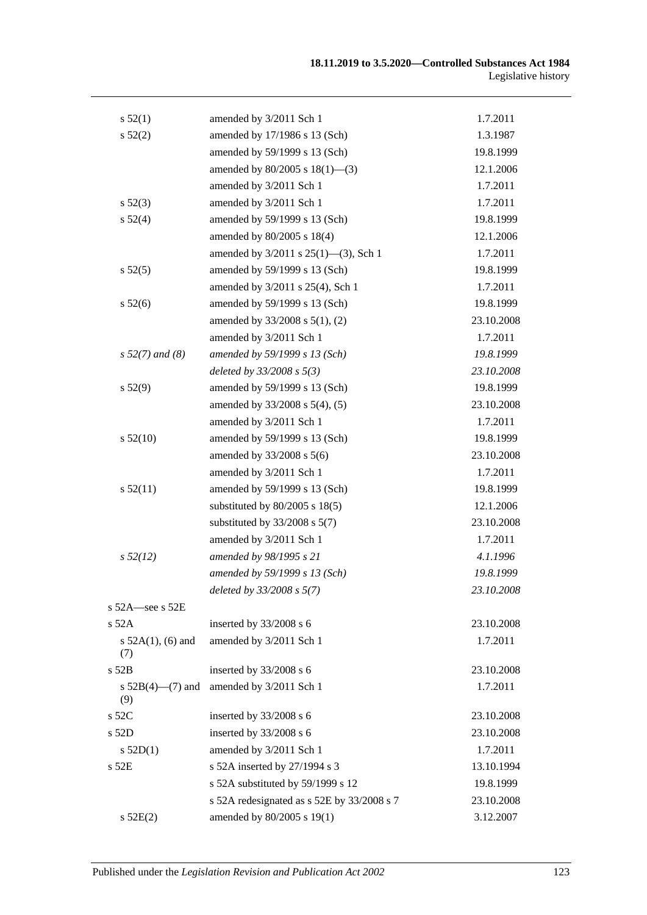| | | |
|---|---|---|
| s 52(1) | amended by 3/2011 Sch 1 | 1.7.2011 |
| s 52(2) | amended by 17/1986 s 13 (Sch) | 1.3.1987 |
| | amended by 59/1999 s 13 (Sch) | 19.8.1999 |
| | amended by 80/2005 s 18(1)—(3) | 12.1.2006 |
| | amended by 3/2011 Sch 1 | 1.7.2011 |
| s 52(3) | amended by 3/2011 Sch 1 | 1.7.2011 |
| s 52(4) | amended by 59/1999 s 13 (Sch) | 19.8.1999 |
| | amended by 80/2005 s 18(4) | 12.1.2006 |
| | amended by 3/2011 s 25(1)—(3), Sch 1 | 1.7.2011 |
| s 52(5) | amended by 59/1999 s 13 (Sch) | 19.8.1999 |
| | amended by 3/2011 s 25(4), Sch 1 | 1.7.2011 |
| s 52(6) | amended by 59/1999 s 13 (Sch) | 19.8.1999 |
| | amended by 33/2008 s 5(1), (2) | 23.10.2008 |
| | amended by 3/2011 Sch 1 | 1.7.2011 |
| *s 52(7) and (8)* | *amended by 59/1999 s 13 (Sch)* | *19.8.1999* |
| | *deleted by 33/2008 s 5(3)* | *23.10.2008* |
| s 52(9) | amended by 59/1999 s 13 (Sch) | 19.8.1999 |
| | amended by 33/2008 s 5(4), (5) | 23.10.2008 |
| | amended by 3/2011 Sch 1 | 1.7.2011 |
| s 52(10) | amended by 59/1999 s 13 (Sch) | 19.8.1999 |
| | amended by 33/2008 s 5(6) | 23.10.2008 |
| | amended by 3/2011 Sch 1 | 1.7.2011 |
| s 52(11) | amended by 59/1999 s 13 (Sch) | 19.8.1999 |
| | substituted by 80/2005 s 18(5) | 12.1.2006 |
| | substituted by 33/2008 s 5(7) | 23.10.2008 |
| | amended by 3/2011 Sch 1 | 1.7.2011 |
| *s 52(12)* | *amended by 98/1995 s 21* | *4.1.1996* |
| | *amended by 59/1999 s 13 (Sch)* | *19.8.1999* |
| | *deleted by 33/2008 s 5(7)* | *23.10.2008* |
| s 52A—see s 52E | | |
| s 52A | inserted by 33/2008 s 6 | 23.10.2008 |
| s 52A(1), (6) and (7) | amended by 3/2011 Sch 1 | 1.7.2011 |
| s 52B | inserted by 33/2008 s 6 | 23.10.2008 |
| s 52B(4)—(7) and (9) | amended by 3/2011 Sch 1 | 1.7.2011 |
| s 52C | inserted by 33/2008 s 6 | 23.10.2008 |
| s 52D | inserted by 33/2008 s 6 | 23.10.2008 |
| s 52D(1) | amended by 3/2011 Sch 1 | 1.7.2011 |
| s 52E | s 52A inserted by 27/1994 s 3 | 13.10.1994 |
| | s 52A substituted by 59/1999 s 12 | 19.8.1999 |
| | s 52A redesignated as s 52E by 33/2008 s 7 | 23.10.2008 |
| s 52E(2) | amended by 80/2005 s 19(1) | 3.12.2007 |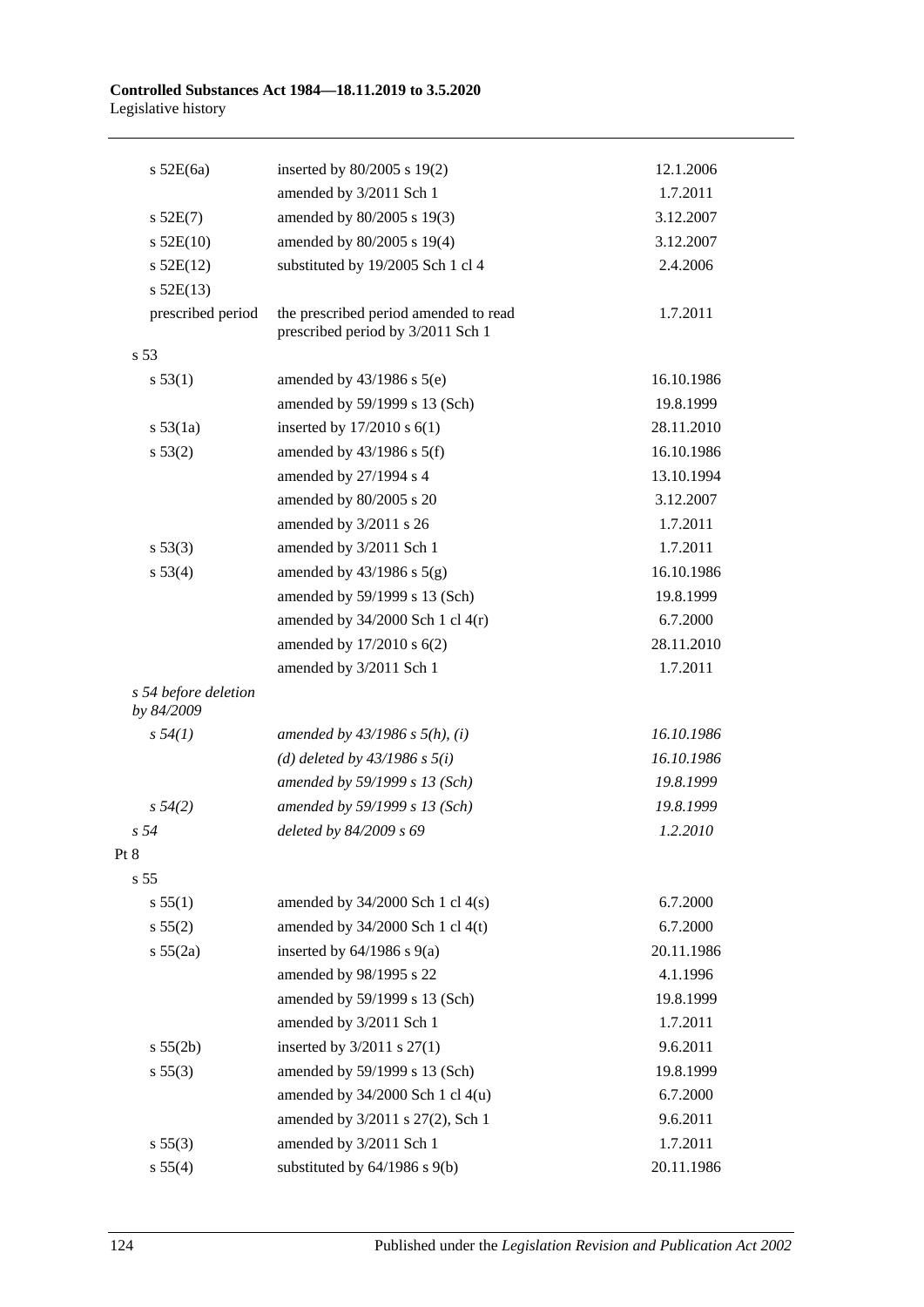| | | |
|---|---|---|
| s 52E(6a) | inserted by 80/2005 s 19(2) | 12.1.2006 |
| | amended by 3/2011 Sch 1 | 1.7.2011 |
| s 52E(7) | amended by 80/2005 s 19(3) | 3.12.2007 |
| s 52E(10) | amended by 80/2005 s 19(4) | 3.12.2007 |
| s 52E(12) | substituted by 19/2005 Sch 1 cl 4 | 2.4.2006 |
| s 52E(13) | | |
| prescribed period | the prescribed period amended to read prescribed period by 3/2011 Sch 1 | 1.7.2011 |
| s 53 | | |
| s 53(1) | amended by 43/1986 s 5(e) | 16.10.1986 |
| | amended by 59/1999 s 13 (Sch) | 19.8.1999 |
| s 53(1a) | inserted by 17/2010 s 6(1) | 28.11.2010 |
| s 53(2) | amended by 43/1986 s 5(f) | 16.10.1986 |
| | amended by 27/1994 s 4 | 13.10.1994 |
| | amended by 80/2005 s 20 | 3.12.2007 |
| | amended by 3/2011 s 26 | 1.7.2011 |
| s 53(3) | amended by 3/2011 Sch 1 | 1.7.2011 |
| s 53(4) | amended by 43/1986 s 5(g) | 16.10.1986 |
| | amended by 59/1999 s 13 (Sch) | 19.8.1999 |
| | amended by 34/2000 Sch 1 cl 4(r) | 6.7.2000 |
| | amended by 17/2010 s 6(2) | 28.11.2010 |
| | amended by 3/2011 Sch 1 | 1.7.2011 |
| *s 54 before deletion by 84/2009* | | |
| *s 54(1)* | *amended by 43/1986 s 5(h), (i)* | *16.10.1986* |
| | *(d) deleted by 43/1986 s 5(i)* | *16.10.1986* |
| | *amended by 59/1999 s 13 (Sch)* | *19.8.1999* |
| *s 54(2)* | *amended by 59/1999 s 13 (Sch)* | *19.8.1999* |
| *s 54* | *deleted by 84/2009 s 69* | *1.2.2010* |
| Pt 8 | | |
| s 55 | | |
| s 55(1) | amended by 34/2000 Sch 1 cl 4(s) | 6.7.2000 |
| s 55(2) | amended by 34/2000 Sch 1 cl 4(t) | 6.7.2000 |
| s 55(2a) | inserted by 64/1986 s 9(a) | 20.11.1986 |
| | amended by 98/1995 s 22 | 4.1.1996 |
| | amended by 59/1999 s 13 (Sch) | 19.8.1999 |
| | amended by 3/2011 Sch 1 | 1.7.2011 |
| s 55(2b) | inserted by 3/2011 s 27(1) | 9.6.2011 |
| s 55(3) | amended by 59/1999 s 13 (Sch) | 19.8.1999 |
| | amended by 34/2000 Sch 1 cl 4(u) | 6.7.2000 |
| | amended by 3/2011 s 27(2), Sch 1 | 9.6.2011 |
| s 55(3) | amended by 3/2011 Sch 1 | 1.7.2011 |
| s 55(4) | substituted by 64/1986 s 9(b) | 20.11.1986 |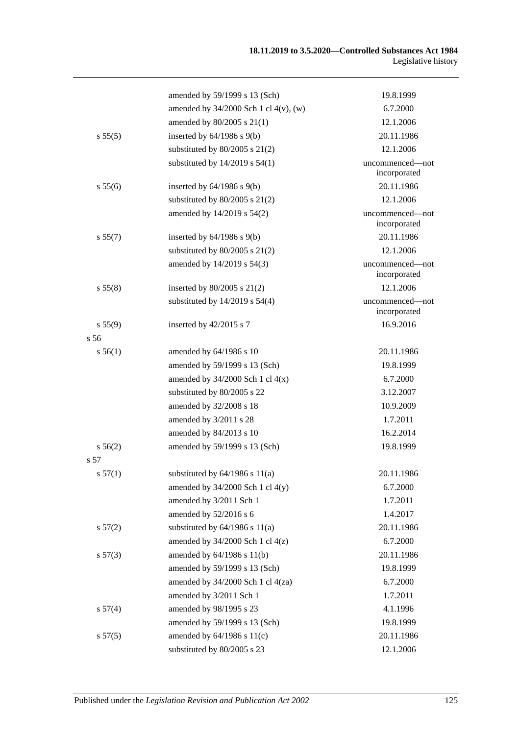| | | |
|---|---|---|
| | amended by 59/1999 s 13 (Sch) | 19.8.1999 |
| | amended by 34/2000 Sch 1 cl 4(v), (w) | 6.7.2000 |
| | amended by 80/2005 s 21(1) | 12.1.2006 |
| s 55(5) | inserted by 64/1986 s 9(b) | 20.11.1986 |
| | substituted by 80/2005 s 21(2) | 12.1.2006 |
| | substituted by 14/2019 s 54(1) | uncommenced—not incorporated |
| s 55(6) | inserted by 64/1986 s 9(b) | 20.11.1986 |
| | substituted by 80/2005 s 21(2) | 12.1.2006 |
| | amended by 14/2019 s 54(2) | uncommenced—not incorporated |
| s 55(7) | inserted by 64/1986 s 9(b) | 20.11.1986 |
| | substituted by 80/2005 s 21(2) | 12.1.2006 |
| | amended by 14/2019 s 54(3) | uncommenced—not incorporated |
| s 55(8) | inserted by 80/2005 s 21(2) | 12.1.2006 |
| | substituted by 14/2019 s 54(4) | uncommenced—not incorporated |
| s 55(9) | inserted by 42/2015 s 7 | 16.9.2016 |
| s 56 | | |
| s 56(1) | amended by 64/1986 s 10 | 20.11.1986 |
| | amended by 59/1999 s 13 (Sch) | 19.8.1999 |
| | amended by 34/2000 Sch 1 cl 4(x) | 6.7.2000 |
| | substituted by 80/2005 s 22 | 3.12.2007 |
| | amended by 32/2008 s 18 | 10.9.2009 |
| | amended by 3/2011 s 28 | 1.7.2011 |
| | amended by 84/2013 s 10 | 16.2.2014 |
| s 56(2) | amended by 59/1999 s 13 (Sch) | 19.8.1999 |
| s 57 | | |
| s 57(1) | substituted by 64/1986 s 11(a) | 20.11.1986 |
| | amended by 34/2000 Sch 1 cl 4(y) | 6.7.2000 |
| | amended by 3/2011 Sch 1 | 1.7.2011 |
| | amended by 52/2016 s 6 | 1.4.2017 |
| s 57(2) | substituted by 64/1986 s 11(a) | 20.11.1986 |
| | amended by 34/2000 Sch 1 cl 4(z) | 6.7.2000 |
| s 57(3) | amended by 64/1986 s 11(b) | 20.11.1986 |
| | amended by 59/1999 s 13 (Sch) | 19.8.1999 |
| | amended by 34/2000 Sch 1 cl 4(za) | 6.7.2000 |
| | amended by 3/2011 Sch 1 | 1.7.2011 |
| s 57(4) | amended by 98/1995 s 23 | 4.1.1996 |
| | amended by 59/1999 s 13 (Sch) | 19.8.1999 |
| s 57(5) | amended by 64/1986 s 11(c) | 20.11.1986 |
| | substituted by 80/2005 s 23 | 12.1.2006 |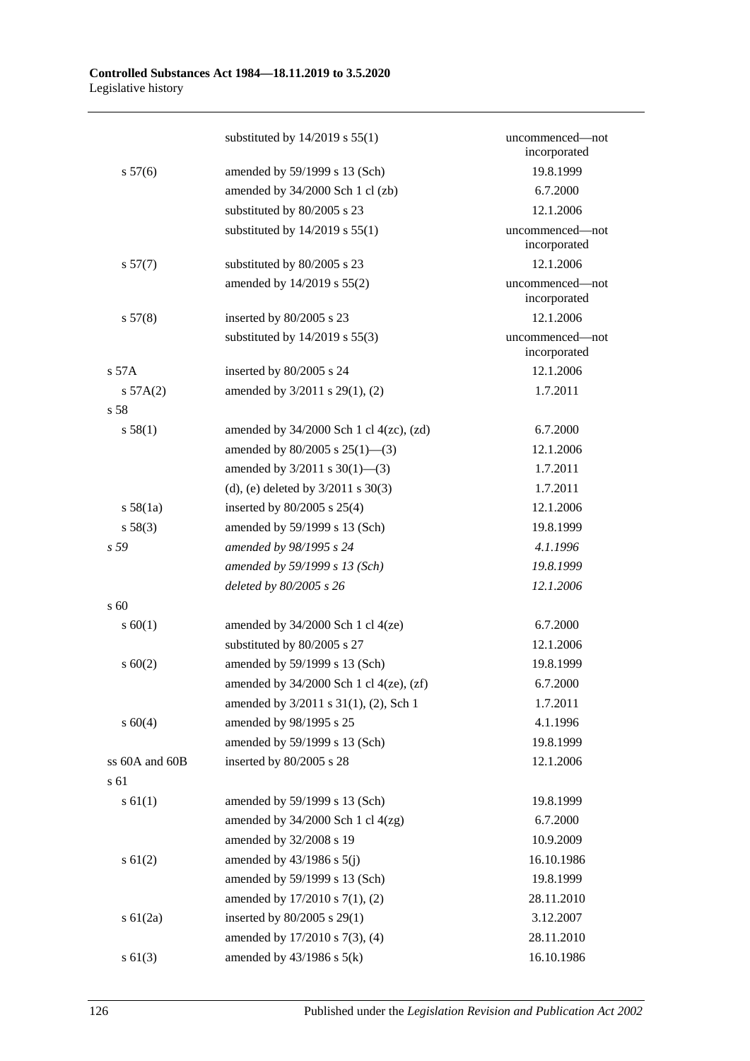| | | |
|---|---|---|
| | substituted by 14/2019 s 55(1) | uncommenced—not incorporated |
| s 57(6) | amended by 59/1999 s 13 (Sch) | 19.8.1999 |
| | amended by 34/2000 Sch 1 cl (zb) | 6.7.2000 |
| | substituted by 80/2005 s 23 | 12.1.2006 |
| | substituted by 14/2019 s 55(1) | uncommenced—not incorporated |
| s 57(7) | substituted by 80/2005 s 23 | 12.1.2006 |
| | amended by 14/2019 s 55(2) | uncommenced—not incorporated |
| s 57(8) | inserted by 80/2005 s 23 | 12.1.2006 |
| | substituted by 14/2019 s 55(3) | uncommenced—not incorporated |
| s 57A | inserted by 80/2005 s 24 | 12.1.2006 |
| s 57A(2) | amended by 3/2011 s 29(1), (2) | 1.7.2011 |
| s 58 | | |
| s 58(1) | amended by 34/2000 Sch 1 cl 4(zc), (zd) | 6.7.2000 |
| | amended by 80/2005 s 25(1)—(3) | 12.1.2006 |
| | amended by 3/2011 s 30(1)—(3) | 1.7.2011 |
| | (d), (e) deleted by 3/2011 s 30(3) | 1.7.2011 |
| s 58(1a) | inserted by 80/2005 s 25(4) | 12.1.2006 |
| s 58(3) | amended by 59/1999 s 13 (Sch) | 19.8.1999 |
| *s 59* | *amended by 98/1995 s 24* | *4.1.1996* |
| | *amended by 59/1999 s 13 (Sch)* | *19.8.1999* |
| | *deleted by 80/2005 s 26* | *12.1.2006* |
| s 60 | | |
| s 60(1) | amended by 34/2000 Sch 1 cl 4(ze) | 6.7.2000 |
| | substituted by 80/2005 s 27 | 12.1.2006 |
| s 60(2) | amended by 59/1999 s 13 (Sch) | 19.8.1999 |
| | amended by 34/2000 Sch 1 cl 4(ze), (zf) | 6.7.2000 |
| | amended by 3/2011 s 31(1), (2), Sch 1 | 1.7.2011 |
| s 60(4) | amended by 98/1995 s 25 | 4.1.1996 |
| | amended by 59/1999 s 13 (Sch) | 19.8.1999 |
| ss 60A and 60B | inserted by 80/2005 s 28 | 12.1.2006 |
| s 61 | | |
| s 61(1) | amended by 59/1999 s 13 (Sch) | 19.8.1999 |
| | amended by 34/2000 Sch 1 cl 4(zg) | 6.7.2000 |
| | amended by 32/2008 s 19 | 10.9.2009 |
| s 61(2) | amended by 43/1986 s 5(j) | 16.10.1986 |
| | amended by 59/1999 s 13 (Sch) | 19.8.1999 |
| | amended by 17/2010 s 7(1), (2) | 28.11.2010 |
| s 61(2a) | inserted by 80/2005 s 29(1) | 3.12.2007 |
| | amended by 17/2010 s 7(3), (4) | 28.11.2010 |
| s 61(3) | amended by 43/1986 s 5(k) | 16.10.1986 |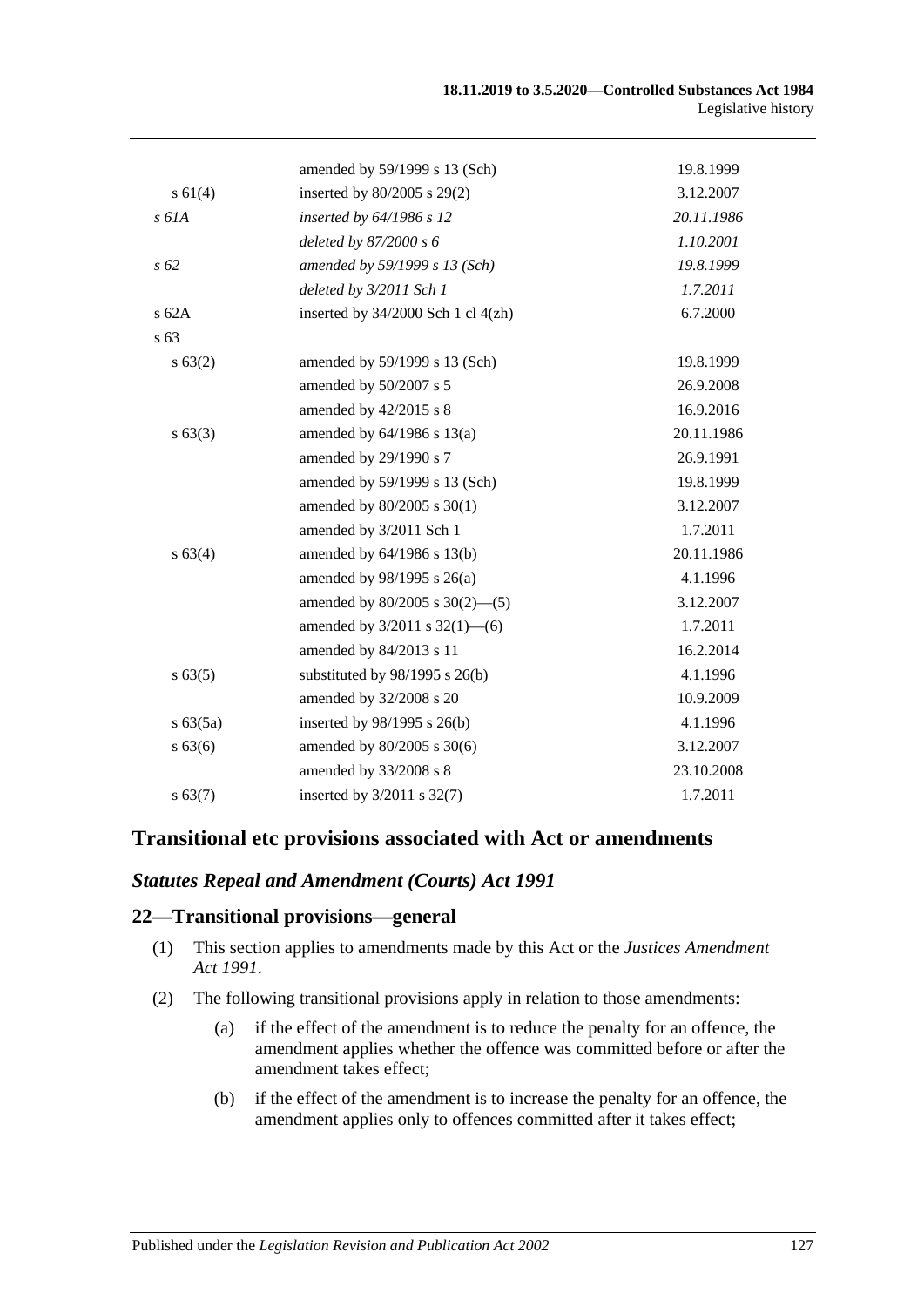| | | |
|---|---|---|
| | amended by 59/1999 s 13 (Sch) | 19.8.1999 |
| s 61(4) | inserted by 80/2005 s 29(2) | 3.12.2007 |
| *s 61A* | *inserted by 64/1986 s 12* | *20.11.1986* |
| | *deleted by 87/2000 s 6* | *1.10.2001* |
| *s 62* | *amended by 59/1999 s 13 (Sch)* | *19.8.1999* |
| | *deleted by 3/2011 Sch 1* | *1.7.2011* |
| s 62A | inserted by 34/2000 Sch 1 cl 4(zh) | 6.7.2000 |
| s 63 | | |
| s 63(2) | amended by 59/1999 s 13 (Sch) | 19.8.1999 |
| | amended by 50/2007 s 5 | 26.9.2008 |
| | amended by 42/2015 s 8 | 16.9.2016 |
| s 63(3) | amended by 64/1986 s 13(a) | 20.11.1986 |
| | amended by 29/1990 s 7 | 26.9.1991 |
| | amended by 59/1999 s 13 (Sch) | 19.8.1999 |
| | amended by 80/2005 s 30(1) | 3.12.2007 |
| | amended by 3/2011 Sch 1 | 1.7.2011 |
| s 63(4) | amended by 64/1986 s 13(b) | 20.11.1986 |
| | amended by 98/1995 s 26(a) | 4.1.1996 |
| | amended by 80/2005 s 30(2)—(5) | 3.12.2007 |
| | amended by 3/2011 s 32(1)—(6) | 1.7.2011 |
| | amended by 84/2013 s 11 | 16.2.2014 |
| s 63(5) | substituted by 98/1995 s 26(b) | 4.1.1996 |
| | amended by 32/2008 s 20 | 10.9.2009 |
| s 63(5a) | inserted by 98/1995 s 26(b) | 4.1.1996 |
| s 63(6) | amended by 80/2005 s 30(6) | 3.12.2007 |
| | amended by 33/2008 s 8 | 23.10.2008 |
| s 63(7) | inserted by 3/2011 s 32(7) | 1.7.2011 |

## Transitional etc provisions associated with Act or amendments

### *Statutes Repeal and Amendment (Courts) Act 1991*

### 22—Transitional provisions—general

(1) This section applies to amendments made by this Act or the *Justices Amendment Act 1991*.

(2) The following transitional provisions apply in relation to those amendments:

(a) if the effect of the amendment is to reduce the penalty for an offence, the amendment applies whether the offence was committed before or after the amendment takes effect;

(b) if the effect of the amendment is to increase the penalty for an offence, the amendment applies only to offences committed after it takes effect;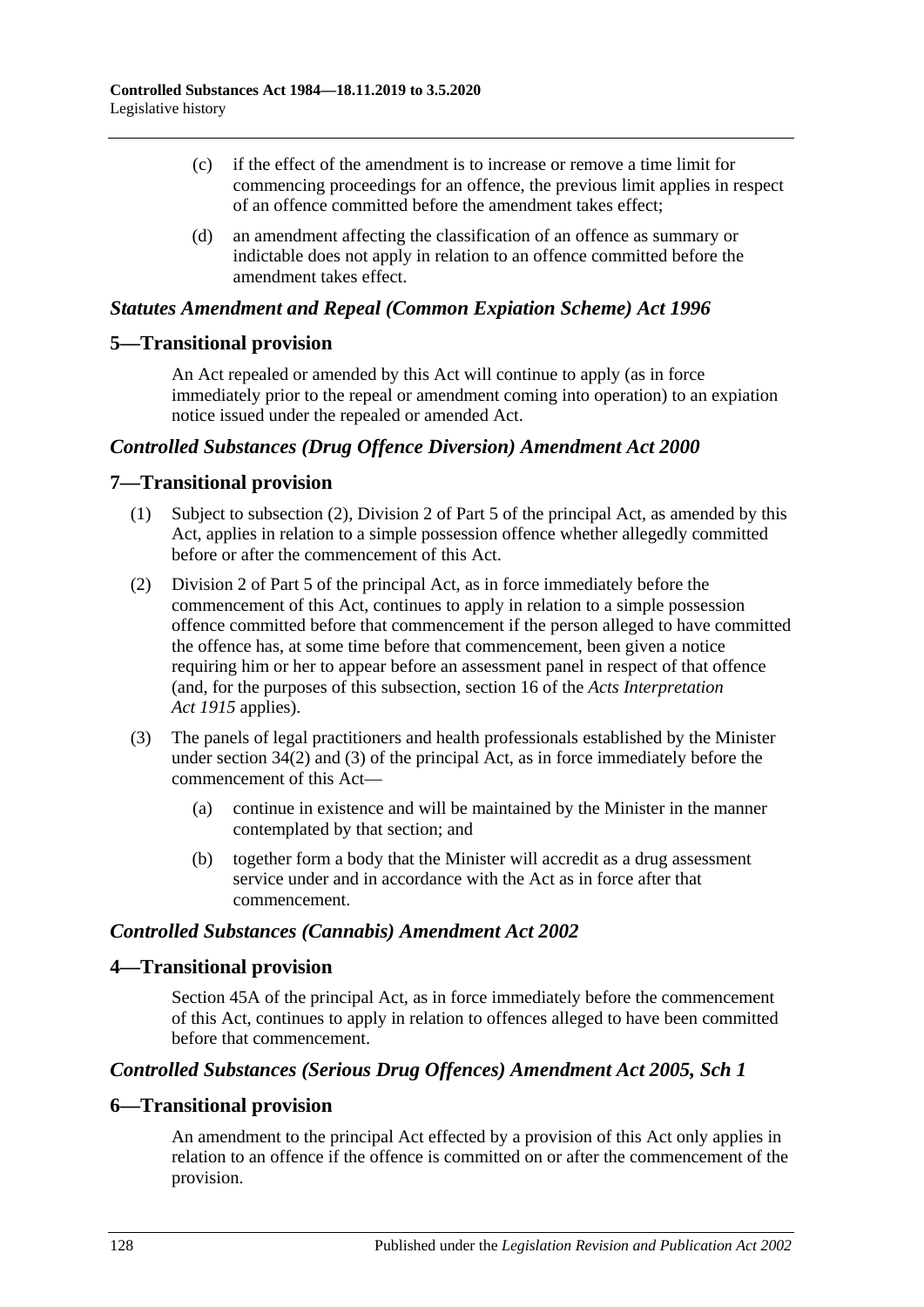(c) if the effect of the amendment is to increase or remove a time limit for commencing proceedings for an offence, the previous limit applies in respect of an offence committed before the amendment takes effect;

(d) an amendment affecting the classification of an offence as summary or indictable does not apply in relation to an offence committed before the amendment takes effect.

### *Statutes Amendment and Repeal (Common Expiation Scheme) Act 1996*

## 5—Transitional provision

An Act repealed or amended by this Act will continue to apply (as in force immediately prior to the repeal or amendment coming into operation) to an expiation notice issued under the repealed or amended Act.

### *Controlled Substances (Drug Offence Diversion) Amendment Act 2000*

## 7—Transitional provision

(1) Subject to subsection (2), Division 2 of Part 5 of the principal Act, as amended by this Act, applies in relation to a simple possession offence whether allegedly committed before or after the commencement of this Act.

(2) Division 2 of Part 5 of the principal Act, as in force immediately before the commencement of this Act, continues to apply in relation to a simple possession offence committed before that commencement if the person alleged to have committed the offence has, at some time before that commencement, been given a notice requiring him or her to appear before an assessment panel in respect of that offence (and, for the purposes of this subsection, section 16 of the *Acts Interpretation Act 1915* applies).

(3) The panels of legal practitioners and health professionals established by the Minister under section 34(2) and (3) of the principal Act, as in force immediately before the commencement of this Act—

(a) continue in existence and will be maintained by the Minister in the manner contemplated by that section; and

(b) together form a body that the Minister will accredit as a drug assessment service under and in accordance with the Act as in force after that commencement.

### *Controlled Substances (Cannabis) Amendment Act 2002*

## 4—Transitional provision

Section 45A of the principal Act, as in force immediately before the commencement of this Act, continues to apply in relation to offences alleged to have been committed before that commencement.

### *Controlled Substances (Serious Drug Offences) Amendment Act 2005, Sch 1*

## 6—Transitional provision

An amendment to the principal Act effected by a provision of this Act only applies in relation to an offence if the offence is committed on or after the commencement of the provision.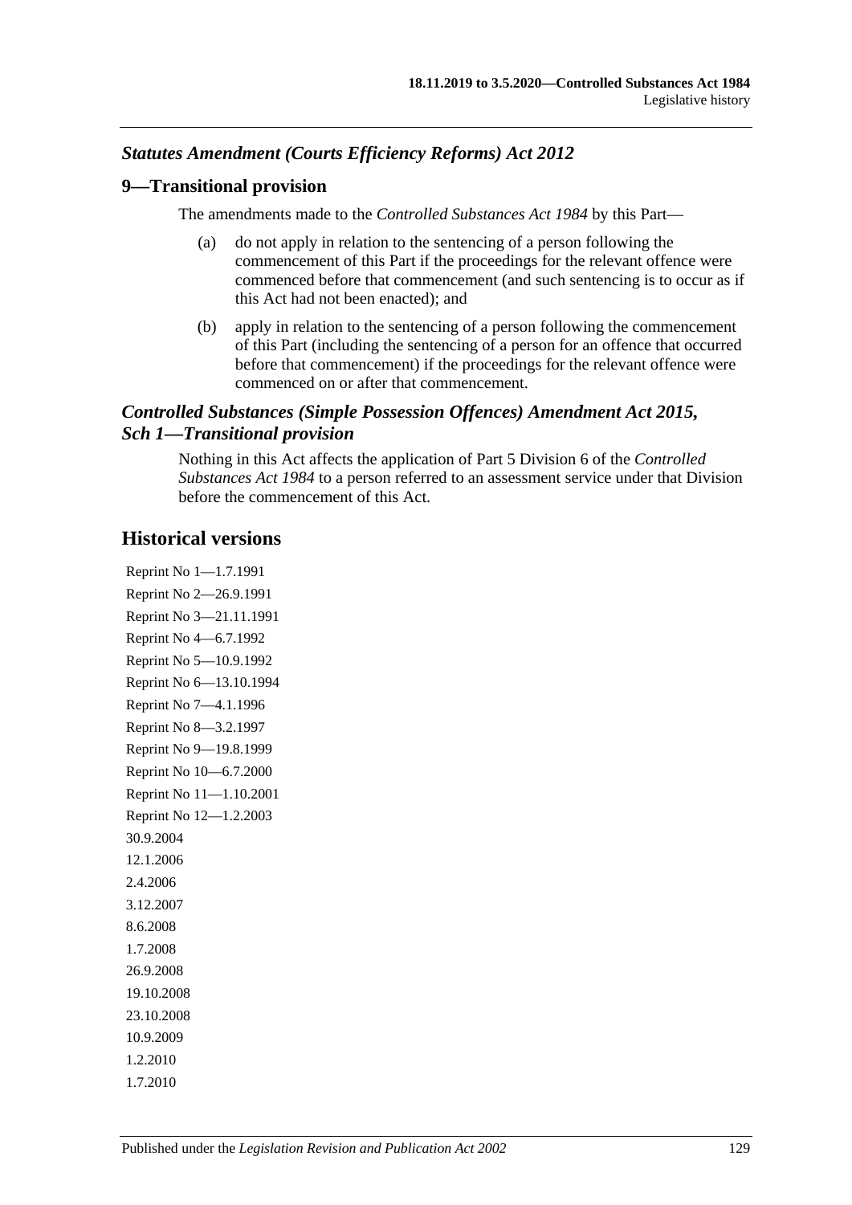### *Statutes Amendment (Courts Efficiency Reforms) Act 2012*

## 9—Transitional provision

The amendments made to the *Controlled Substances Act 1984* by this Part—

(a) do not apply in relation to the sentencing of a person following the commencement of this Part if the proceedings for the relevant offence were commenced before that commencement (and such sentencing is to occur as if this Act had not been enacted); and

(b) apply in relation to the sentencing of a person following the commencement of this Part (including the sentencing of a person for an offence that occurred before that commencement) if the proceedings for the relevant offence were commenced on or after that commencement.

### *Controlled Substances (Simple Possession Offences) Amendment Act 2015, Sch 1—Transitional provision*

Nothing in this Act affects the application of Part 5 Division 6 of the *Controlled Substances Act 1984* to a person referred to an assessment service under that Division before the commencement of this Act.

## Historical versions

Reprint No 1—1.7.1991
Reprint No 2—26.9.1991
Reprint No 3—21.11.1991
Reprint No 4—6.7.1992
Reprint No 5—10.9.1992
Reprint No 6—13.10.1994
Reprint No 7—4.1.1996
Reprint No 8—3.2.1997
Reprint No 9—19.8.1999
Reprint No 10—6.7.2000
Reprint No 11—1.10.2001
Reprint No 12—1.2.2003
30.9.2004
12.1.2006
2.4.2006
3.12.2007
8.6.2008
1.7.2008
26.9.2008
19.10.2008
23.10.2008
10.9.2009
1.2.2010
1.7.2010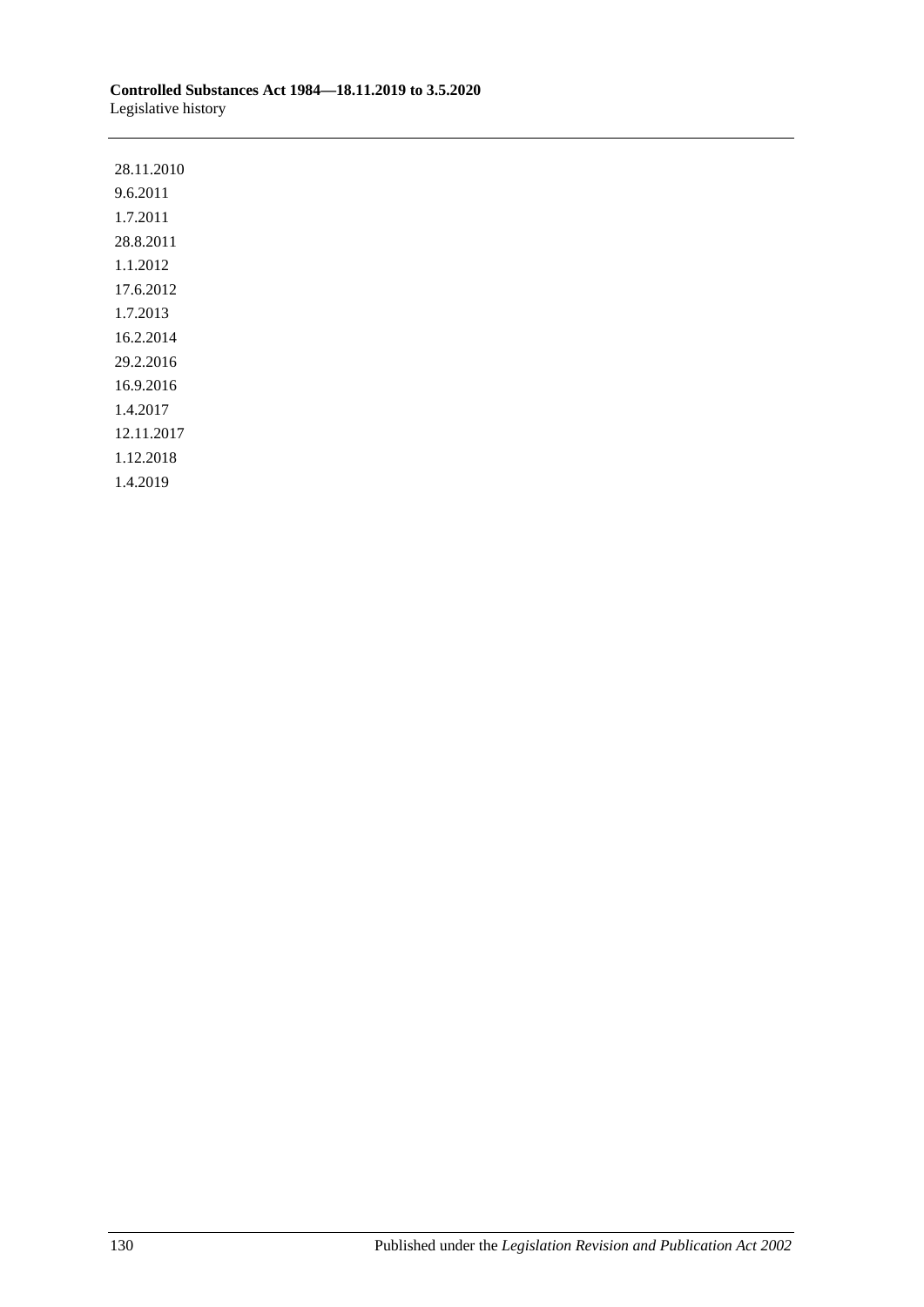28.11.2010
9.6.2011
1.7.2011
28.8.2011
1.1.2012
17.6.2012
1.7.2013
16.2.2014
29.2.2016
16.9.2016
1.4.2017
12.11.2017
1.12.2018
1.4.2019